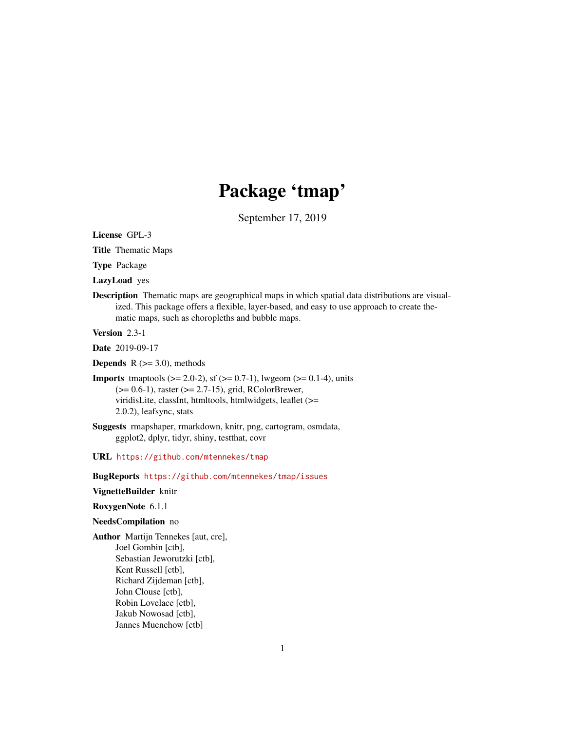# Package 'tmap'

September 17, 2019

**License** GPL-3

**Title** Thematic Maps

**Type** Package

**LazyLoad** yes

**Description** Thematic maps are geographical maps in which spatial data distributions are visualized. This package offers a flexible, layer-based, and easy to use approach to create thematic maps, such as choropleths and bubble maps.

**Version** 2.3-1

**Date** 2019-09-17

**Depends** R (>= 3.0), methods

**Imports** tmaptools (>= 2.0-2), sf (>= 0.7-1), lwgeom (>= 0.1-4), units (>= 0.6-1), raster (>= 2.7-15), grid, RColorBrewer, viridisLite, classInt, htmltools, htmlwidgets, leaflet (>= 2.0.2), leafsync, stats

**Suggests** rmapshaper, rmarkdown, knitr, png, cartogram, osmdata, ggplot2, dplyr, tidyr, shiny, testthat, covr

**URL** https://github.com/mtennekes/tmap

**BugReports** https://github.com/mtennekes/tmap/issues

**VignetteBuilder** knitr

**RoxygenNote** 6.1.1

**NeedsCompilation** no

**Author** Martijn Tennekes [aut, cre],
Joel Gombin [ctb],
Sebastian Jeworutzki [ctb],
Kent Russell [ctb],
Richard Zijdeman [ctb],
John Clouse [ctb],
Robin Lovelace [ctb],
Jakub Nowosad [ctb],
Jannes Muenchow [ctb]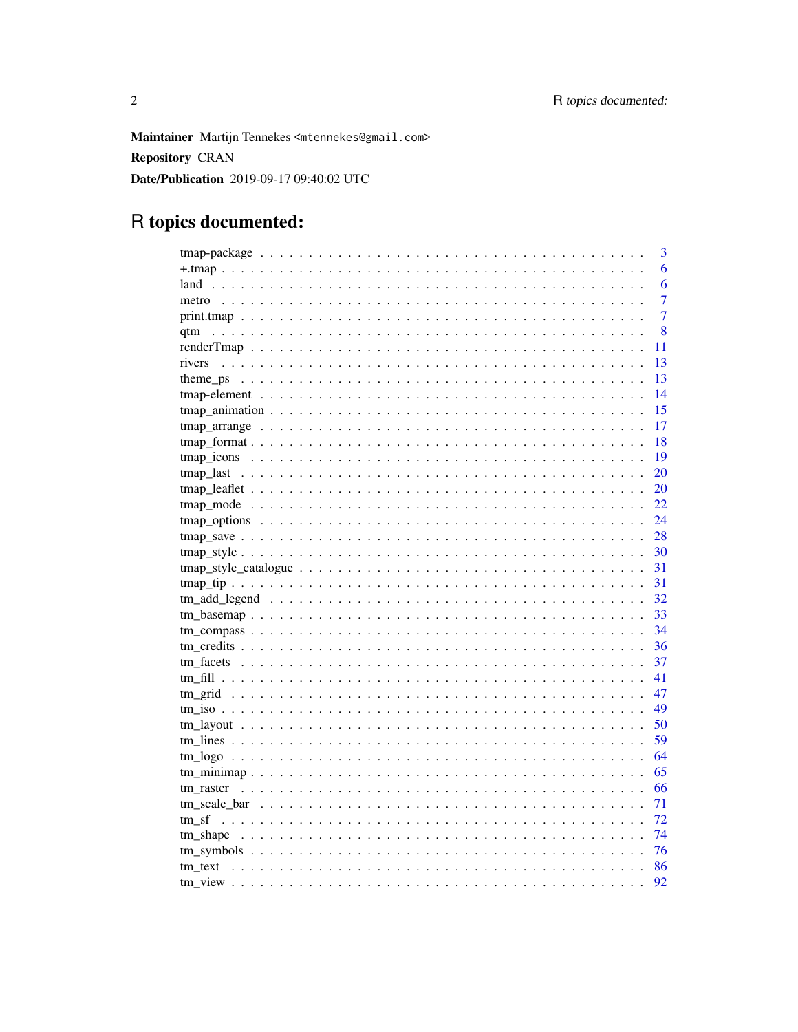**Maintainer** Martijn Tennekes <mtennekes@gmail.com>

**Repository** CRAN

**Date/Publication** 2019-09-17 09:40:02 UTC

# R topics documented:

| | |
|---|---|
| tmap-package | 3 |
| +.tmap | 6 |
| land | 6 |
| metro | 7 |
| print.tmap | 7 |
| qtm | 8 |
| renderTmap | 11 |
| rivers | 13 |
| theme_ps | 13 |
| tmap-element | 14 |
| tmap_animation | 15 |
| tmap_arrange | 17 |
| tmap_format | 18 |
| tmap_icons | 19 |
| tmap_last | 20 |
| tmap_leaflet | 20 |
| tmap_mode | 22 |
| tmap_options | 24 |
| tmap_save | 28 |
| tmap_style | 30 |
| tmap_style_catalogue | 31 |
| tmap_tip | 31 |
| tm_add_legend | 32 |
| tm_basemap | 33 |
| tm_compass | 34 |
| tm_credits | 36 |
| tm_facets | 37 |
| tm_fill | 41 |
| tm_grid | 47 |
| tm_iso | 49 |
| tm_layout | 50 |
| tm_lines | 59 |
| tm_logo | 64 |
| tm_minimap | 65 |
| tm_raster | 66 |
| tm_scale_bar | 71 |
| tm_sf | 72 |
| tm_shape | 74 |
| tm_symbols | 76 |
| tm_text | 86 |
| tm_view | 92 |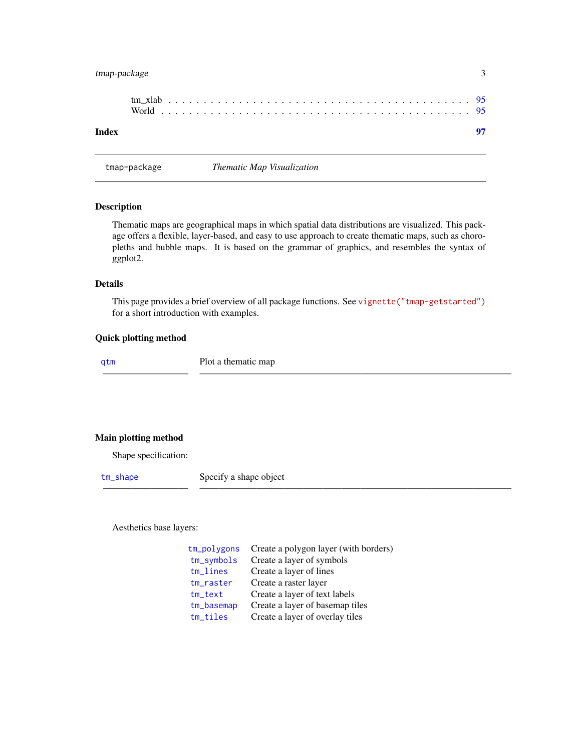tm_xlab . . . . . . . . . . . . . . . . . . . . . . . . . . . . . . . . . . . . . . . . 95
World . . . . . . . . . . . . . . . . . . . . . . . . . . . . . . . . . . . . . . . . . 95

**Index** **97**

---

tmap-package *Thematic Map Visualization*

---

### Description

Thematic maps are geographical maps in which spatial data distributions are visualized. This package offers a flexible, layer-based, and easy to use approach to create thematic maps, such as choropleths and bubble maps. It is based on the grammar of graphics, and resembles the syntax of ggplot2.

### Details

This page provides a brief overview of all package functions. See `vignette("tmap-getstarted")` for a short introduction with examples.

### Quick plotting method

| | |
|---|---|
| `qtm` | Plot a thematic map |

### Main plotting method

Shape specification:

| | |
|---|---|
| `tm_shape` | Specify a shape object |

Aesthetics base layers:

| | |
|---|---|
| `tm_polygons` | Create a polygon layer (with borders) |
| `tm_symbols` | Create a layer of symbols |
| `tm_lines` | Create a layer of lines |
| `tm_raster` | Create a raster layer |
| `tm_text` | Create a layer of text labels |
| `tm_basemap` | Create a layer of basemap tiles |
| `tm_tiles` | Create a layer of overlay tiles |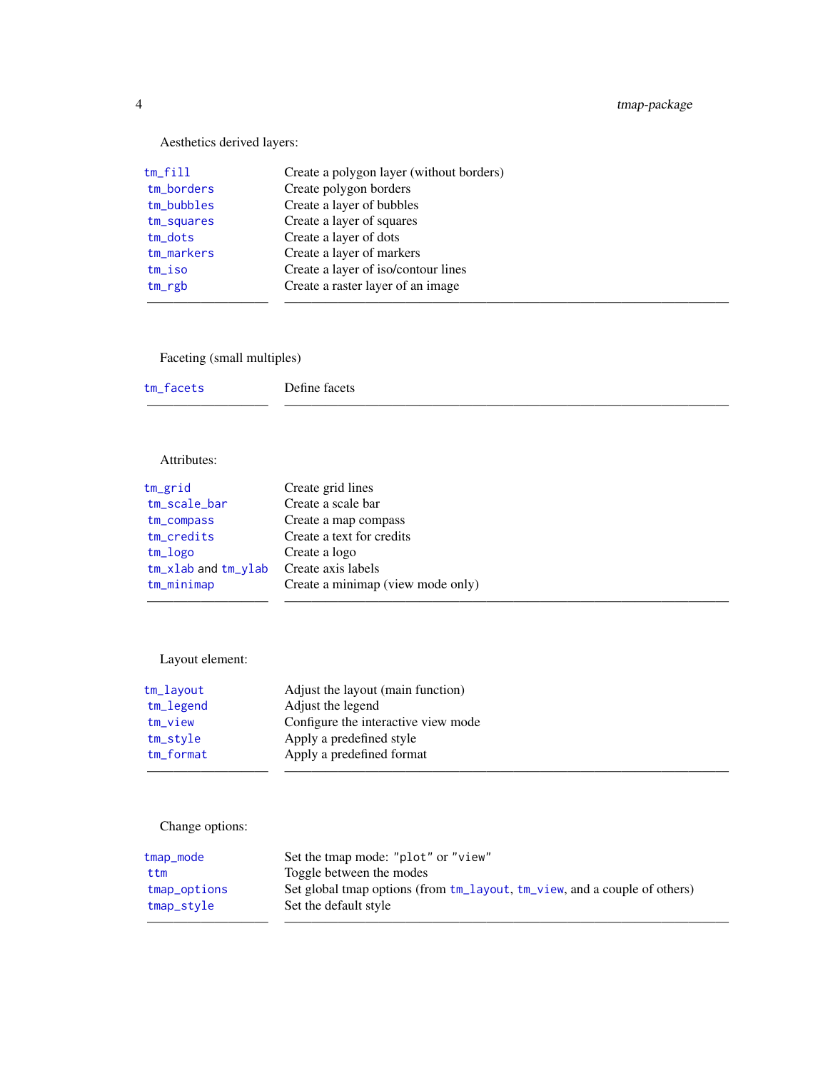Aesthetics derived layers:

| | |
|---|---|
| tm_fill | Create a polygon layer (without borders) |
| tm_borders | Create polygon borders |
| tm_bubbles | Create a layer of bubbles |
| tm_squares | Create a layer of squares |
| tm_dots | Create a layer of dots |
| tm_markers | Create a layer of markers |
| tm_iso | Create a layer of iso/contour lines |
| tm_rgb | Create a raster layer of an image |

Faceting (small multiples)

| | |
|---|---|
| tm_facets | Define facets |

Attributes:

| | |
|---|---|
| tm_grid | Create grid lines |
| tm_scale_bar | Create a scale bar |
| tm_compass | Create a map compass |
| tm_credits | Create a text for credits |
| tm_logo | Create a logo |
| tm_xlab and tm_ylab | Create axis labels |
| tm_minimap | Create a minimap (view mode only) |

Layout element:

| | |
|---|---|
| tm_layout | Adjust the layout (main function) |
| tm_legend | Adjust the legend |
| tm_view | Configure the interactive view mode |
| tm_style | Apply a predefined style |
| tm_format | Apply a predefined format |

Change options:

| | |
|---|---|
| tmap_mode | Set the tmap mode: "plot" or "view" |
| ttm | Toggle between the modes |
| tmap_options | Set global tmap options (from tm_layout, tm_view, and a couple of others) |
| tmap_style | Set the default style |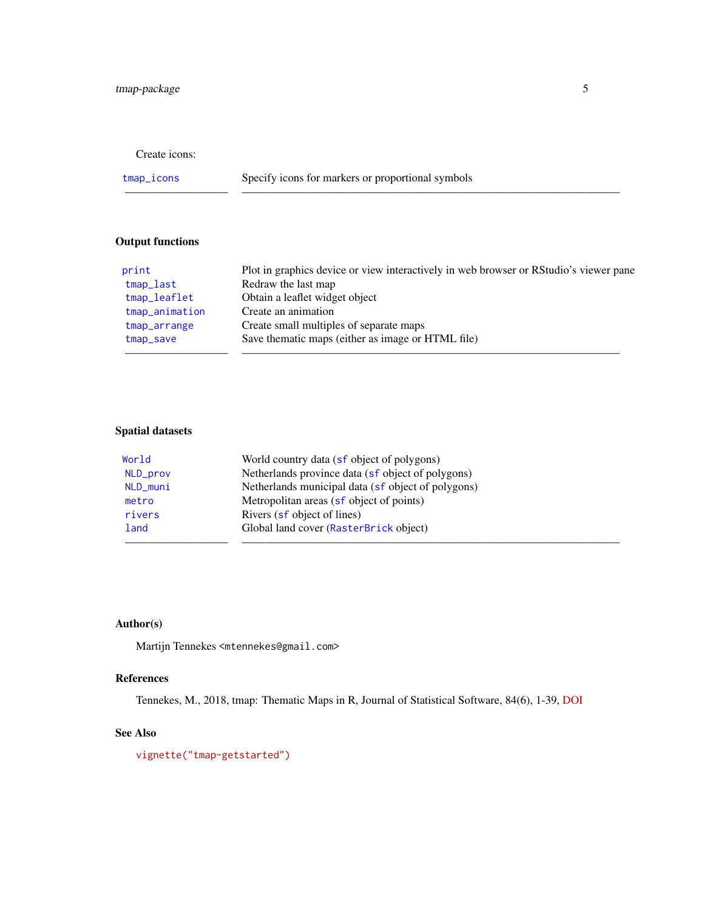Create icons:

| | |
|---|---|
| `tmap_icons` | Specify icons for markers or proportional symbols |

## Output functions

| | |
|---|---|
| `print` | Plot in graphics device or view interactively in web browser or RStudio's viewer pane |
| `tmap_last` | Redraw the last map |
| `tmap_leaflet` | Obtain a leaflet widget object |
| `tmap_animation` | Create an animation |
| `tmap_arrange` | Create small multiples of separate maps |
| `tmap_save` | Save thematic maps (either as image or HTML file) |

## Spatial datasets

| | |
|---|---|
| `World` | World country data (`sf` object of polygons) |
| `NLD_prov` | Netherlands province data (`sf` object of polygons) |
| `NLD_muni` | Netherlands municipal data (`sf` object of polygons) |
| `metro` | Metropolitan areas (`sf` object of points) |
| `rivers` | Rivers (`sf` object of lines) |
| `land` | Global land cover (`RasterBrick` object) |

## Author(s)

Martijn Tennekes <`mtennekes@gmail.com`>

## References

Tennekes, M., 2018, tmap: Thematic Maps in R, Journal of Statistical Software, 84(6), 1-39, DOI

## See Also

`vignette("tmap-getstarted")`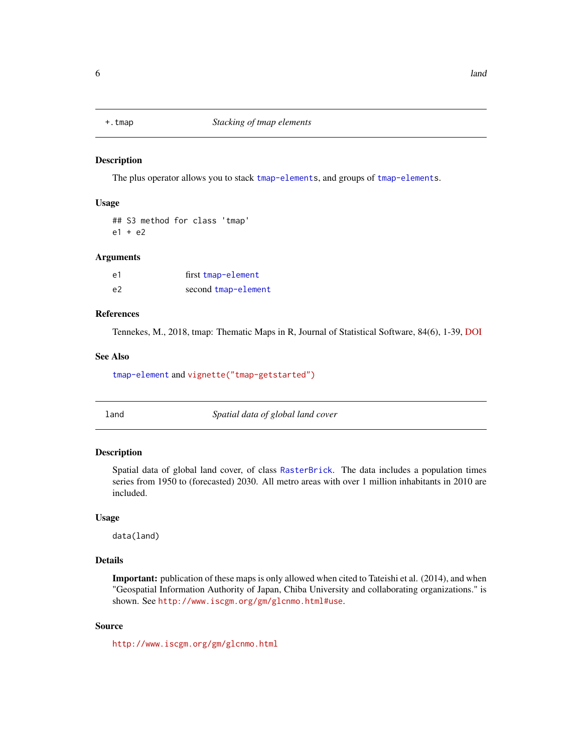## +.tmap *Stacking of tmap elements*

### Description

The plus operator allows you to stack `tmap-element`s, and groups of `tmap-element`s.

### Usage

```
## S3 method for class 'tmap'
e1 + e2
```

### Arguments

| | |
|---|---|
| e1 | first `tmap-element` |
| e2 | second `tmap-element` |

### References

Tennekes, M., 2018, tmap: Thematic Maps in R, Journal of Statistical Software, 84(6), 1-39, DOI

### See Also

`tmap-element` and `vignette("tmap-getstarted")`

## land *Spatial data of global land cover*

### Description

Spatial data of global land cover, of class `RasterBrick`. The data includes a population times series from 1950 to (forecasted) 2030. All metro areas with over 1 million inhabitants in 2010 are included.

### Usage

```
data(land)
```

### Details

**Important:** publication of these maps is only allowed when cited to Tateishi et al. (2014), and when "Geospatial Information Authority of Japan, Chiba University and collaborating organizations." is shown. See `http://www.iscgm.org/gm/glcnmo.html#use`.

### Source

`http://www.iscgm.org/gm/glcnmo.html`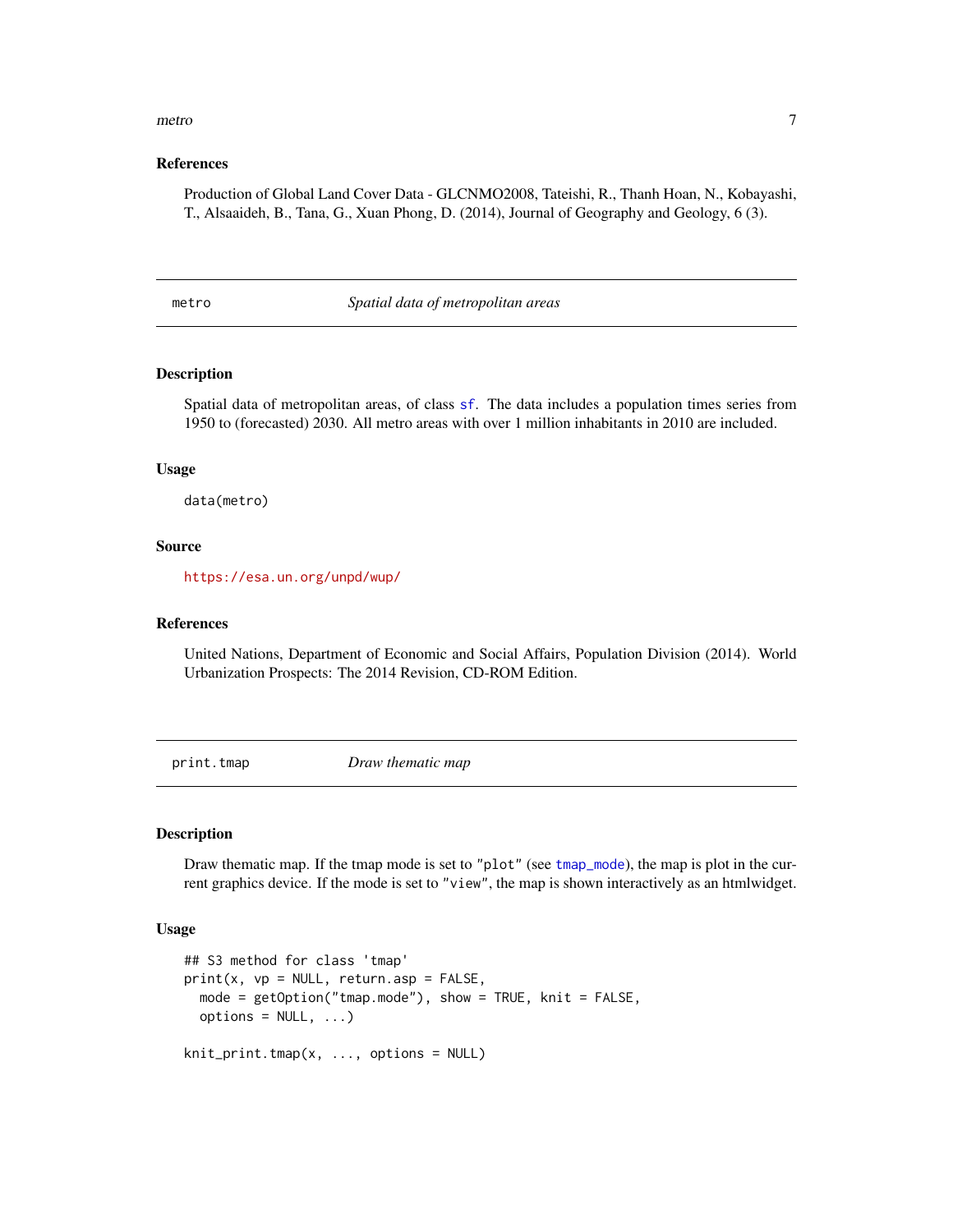### References

Production of Global Land Cover Data - GLCNMO2008, Tateishi, R., Thanh Hoan, N., Kobayashi, T., Alsaaideh, B., Tana, G., Xuan Phong, D. (2014), Journal of Geography and Geology, 6 (3).

---

## metro — *Spatial data of metropolitan areas*

### Description

Spatial data of metropolitan areas, of class sf. The data includes a population times series from 1950 to (forecasted) 2030. All metro areas with over 1 million inhabitants in 2010 are included.

### Usage

```
data(metro)
```

### Source

https://esa.un.org/unpd/wup/

### References

United Nations, Department of Economic and Social Affairs, Population Division (2014). World Urbanization Prospects: The 2014 Revision, CD-ROM Edition.

---

## print.tmap — *Draw thematic map*

### Description

Draw thematic map. If the tmap mode is set to "plot" (see tmap_mode), the map is plot in the current graphics device. If the mode is set to "view", the map is shown interactively as an htmlwidget.

### Usage

```
## S3 method for class 'tmap'
print(x, vp = NULL, return.asp = FALSE,
  mode = getOption("tmap.mode"), show = TRUE, knit = FALSE,
  options = NULL, ...)

knit_print.tmap(x, ..., options = NULL)
```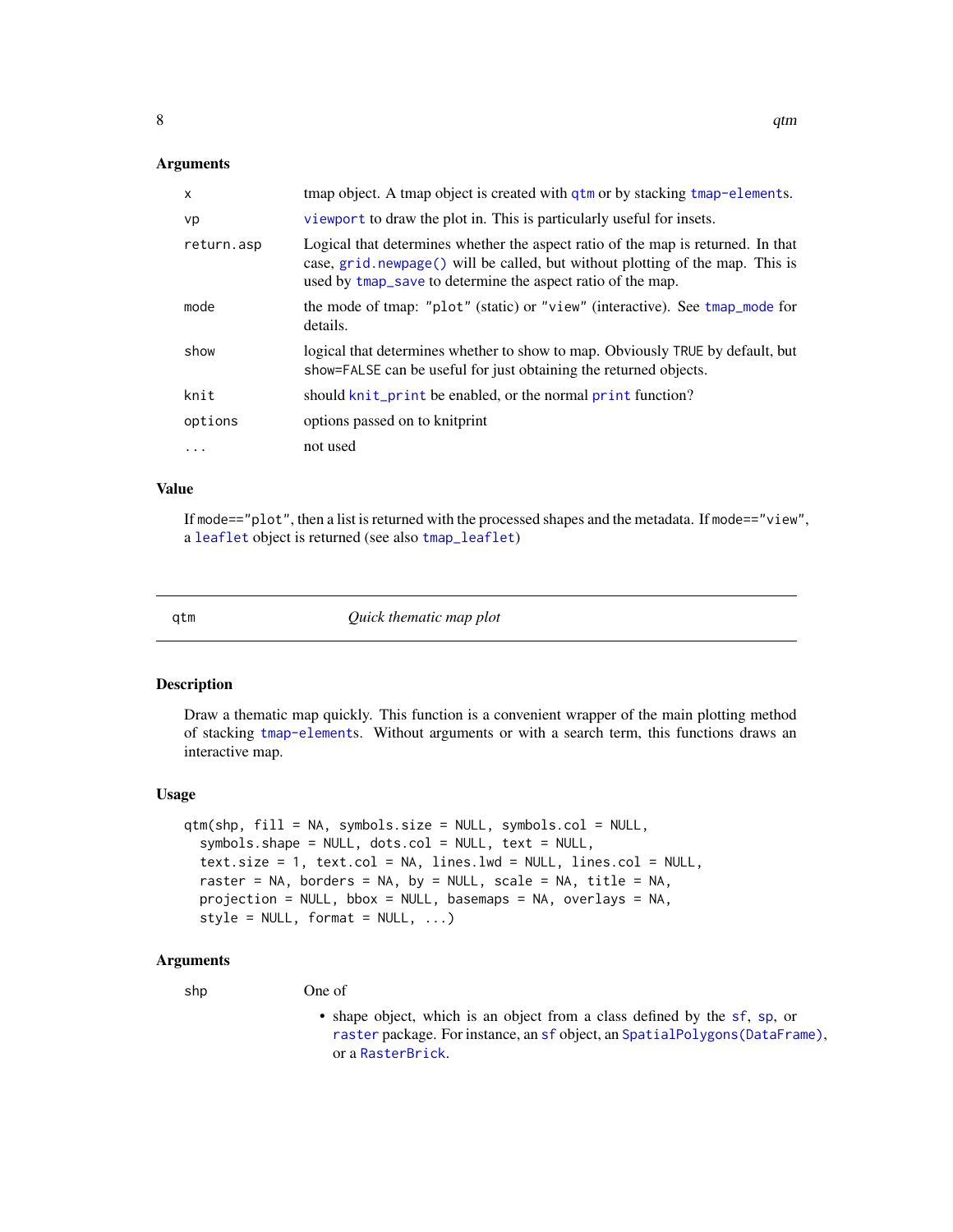### Arguments

| | |
|---|---|
| `x` | tmap object. A tmap object is created with `qtm` or by stacking `tmap-elements`. |
| `vp` | `viewport` to draw the plot in. This is particularly useful for insets. |
| `return.asp` | Logical that determines whether the aspect ratio of the map is returned. In that case, `grid.newpage()` will be called, but without plotting of the map. This is used by `tmap_save` to determine the aspect ratio of the map. |
| `mode` | the mode of tmap: `"plot"` (static) or `"view"` (interactive). See `tmap_mode` for details. |
| `show` | logical that determines whether to show to map. Obviously `TRUE` by default, but `show=FALSE` can be useful for just obtaining the returned objects. |
| `knit` | should `knit_print` be enabled, or the normal `print` function? |
| `options` | options passed on to knitprint |
| `...` | not used |

### Value

If `mode=="plot"`, then a list is returned with the processed shapes and the metadata. If `mode=="view"`, a `leaflet` object is returned (see also `tmap_leaflet`)

---

## qtm — *Quick thematic map plot*

---

### Description

Draw a thematic map quickly. This function is a convenient wrapper of the main plotting method of stacking `tmap-elements`. Without arguments or with a search term, this functions draws an interactive map.

### Usage

```
qtm(shp, fill = NA, symbols.size = NULL, symbols.col = NULL,
  symbols.shape = NULL, dots.col = NULL, text = NULL,
  text.size = 1, text.col = NA, lines.lwd = NULL, lines.col = NULL,
  raster = NA, borders = NA, by = NULL, scale = NA, title = NA,
  projection = NULL, bbox = NULL, basemaps = NA, overlays = NA,
  style = NULL, format = NULL, ...)
```

### Arguments

| | |
|---|---|
| `shp` | One of<br>• shape object, which is an object from a class defined by the `sf`, `sp`, or `raster` package. For instance, an `sf` object, an `SpatialPolygons(DataFrame)`, or a `RasterBrick`. |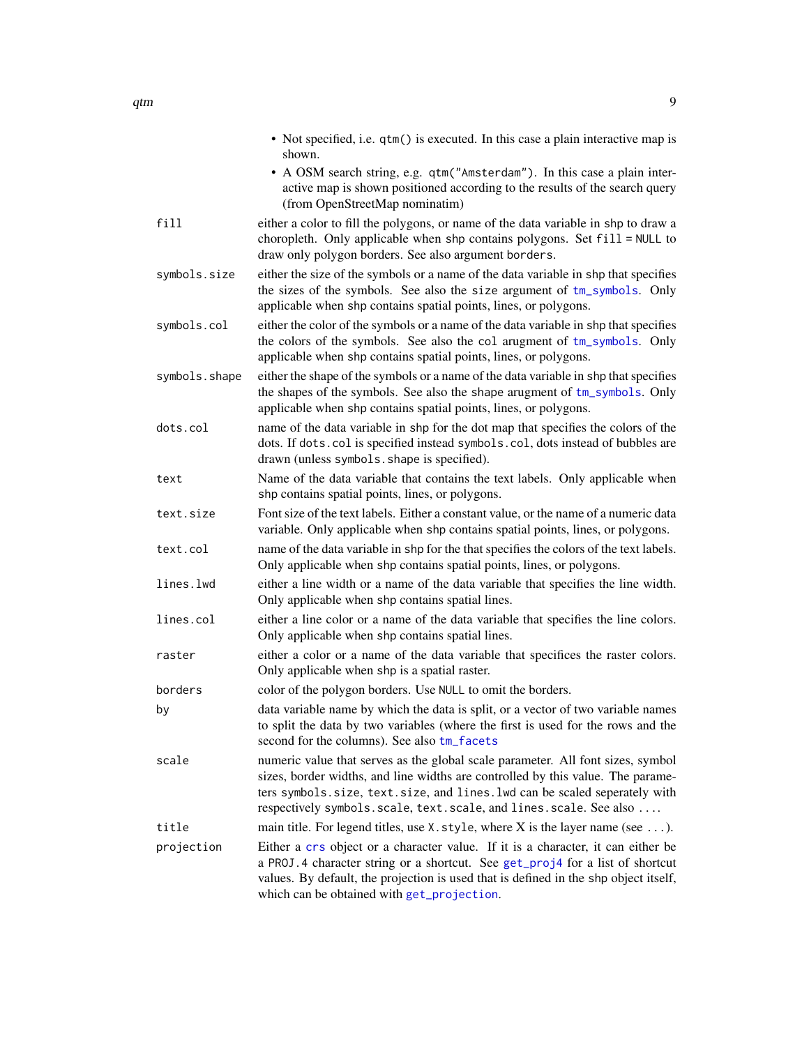- Not specified, i.e. `qtm()` is executed. In this case a plain interactive map is shown.
- A OSM search string, e.g. `qtm("Amsterdam")`. In this case a plain interactive map is shown positioned according to the results of the search query (from OpenStreetMap nominatim)

`fill`
: either a color to fill the polygons, or name of the data variable in `shp` to draw a choropleth. Only applicable when `shp` contains polygons. Set `fill = NULL` to draw only polygon borders. See also argument `borders`.

`symbols.size`
: either the size of the symbols or a name of the data variable in `shp` that specifies the sizes of the symbols. See also the `size` argument of `tm_symbols`. Only applicable when `shp` contains spatial points, lines, or polygons.

`symbols.col`
: either the color of the symbols or a name of the data variable in `shp` that specifies the colors of the symbols. See also the `col` arugment of `tm_symbols`. Only applicable when `shp` contains spatial points, lines, or polygons.

`symbols.shape`
: either the shape of the symbols or a name of the data variable in `shp` that specifies the shapes of the symbols. See also the `shape` arugment of `tm_symbols`. Only applicable when `shp` contains spatial points, lines, or polygons.

`dots.col`
: name of the data variable in `shp` for the dot map that specifies the colors of the dots. If `dots.col` is specified instead `symbols.col`, dots instead of bubbles are drawn (unless `symbols.shape` is specified).

`text`
: Name of the data variable that contains the text labels. Only applicable when `shp` contains spatial points, lines, or polygons.

`text.size`
: Font size of the text labels. Either a constant value, or the name of a numeric data variable. Only applicable when `shp` contains spatial points, lines, or polygons.

`text.col`
: name of the data variable in `shp` for the that specifies the colors of the text labels. Only applicable when `shp` contains spatial points, lines, or polygons.

`lines.lwd`
: either a line width or a name of the data variable that specifies the line width. Only applicable when `shp` contains spatial lines.

`lines.col`
: either a line color or a name of the data variable that specifies the line colors. Only applicable when `shp` contains spatial lines.

`raster`
: either a color or a name of the data variable that specifices the raster colors. Only applicable when `shp` is a spatial raster.

`borders`
: color of the polygon borders. Use `NULL` to omit the borders.

`by`
: data variable name by which the data is split, or a vector of two variable names to split the data by two variables (where the first is used for the rows and the second for the columns). See also `tm_facets`

`scale`
: numeric value that serves as the global scale parameter. All font sizes, symbol sizes, border widths, and line widths are controlled by this value. The parameters `symbols.size`, `text.size`, and `lines.lwd` can be scaled seperately with respectively `symbols.scale`, `text.scale`, and `lines.scale`. See also `...`.

`title`
: main title. For legend titles, use `X.style`, where X is the layer name (see `...`).

`projection`
: Either a `crs` object or a character value. If it is a character, it can either be a `PROJ.4` character string or a shortcut. See `get_proj4` for a list of shortcut values. By default, the projection is used that is defined in the `shp` object itself, which can be obtained with `get_projection`.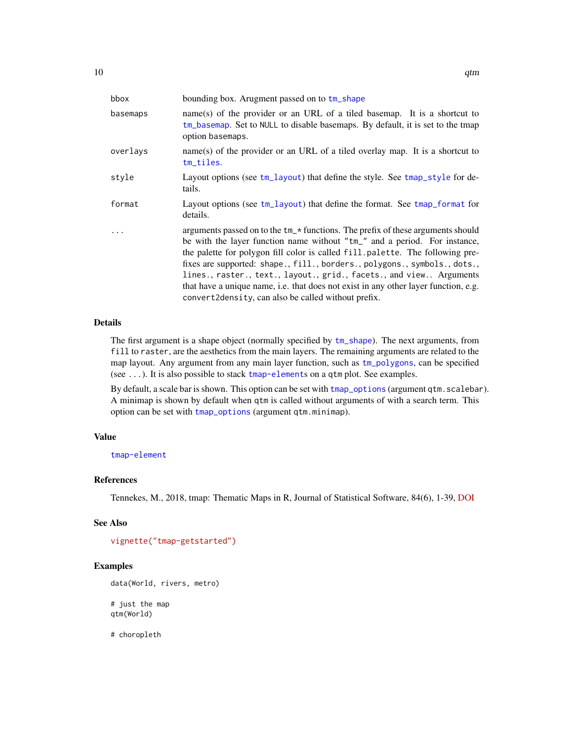| | |
|---|---|
| bbox | bounding box. Arugment passed on to tm_shape |
| basemaps | name(s) of the provider or an URL of a tiled basemap. It is a shortcut to tm_basemap. Set to NULL to disable basemaps. By default, it is set to the tmap option basemaps. |
| overlays | name(s) of the provider or an URL of a tiled overlay map. It is a shortcut to tm_tiles. |
| style | Layout options (see tm_layout) that define the style. See tmap_style for details. |
| format | Layout options (see tm_layout) that define the format. See tmap_format for details. |
| ... | arguments passed on to the tm_* functions. The prefix of these arguments should be with the layer function name without "tm_" and a period. For instance, the palette for polygon fill color is called fill.palette. The following prefixes are supported: shape., fill., borders., polygons., symbols., dots., lines., raster., text., layout., grid., facets., and view.. Arguments that have a unique name, i.e. that does not exist in any other layer function, e.g. convert2density, can also be called without prefix. |

## Details

The first argument is a shape object (normally specified by tm_shape). The next arguments, from fill to raster, are the aesthetics from the main layers. The remaining arguments are related to the map layout. Any argument from any main layer function, such as tm_polygons, can be specified (see ...). It is also possible to stack tmap-elements on a qtm plot. See examples.

By default, a scale bar is shown. This option can be set with tmap_options (argument qtm.scalebar). A minimap is shown by default when qtm is called without arguments of with a search term. This option can be set with tmap_options (argument qtm.minimap).

## Value

tmap-element

## References

Tennekes, M., 2018, tmap: Thematic Maps in R, Journal of Statistical Software, 84(6), 1-39, DOI

## See Also

vignette("tmap-getstarted")

## Examples

```
data(World, rivers, metro)

# just the map
qtm(World)

# choropleth
```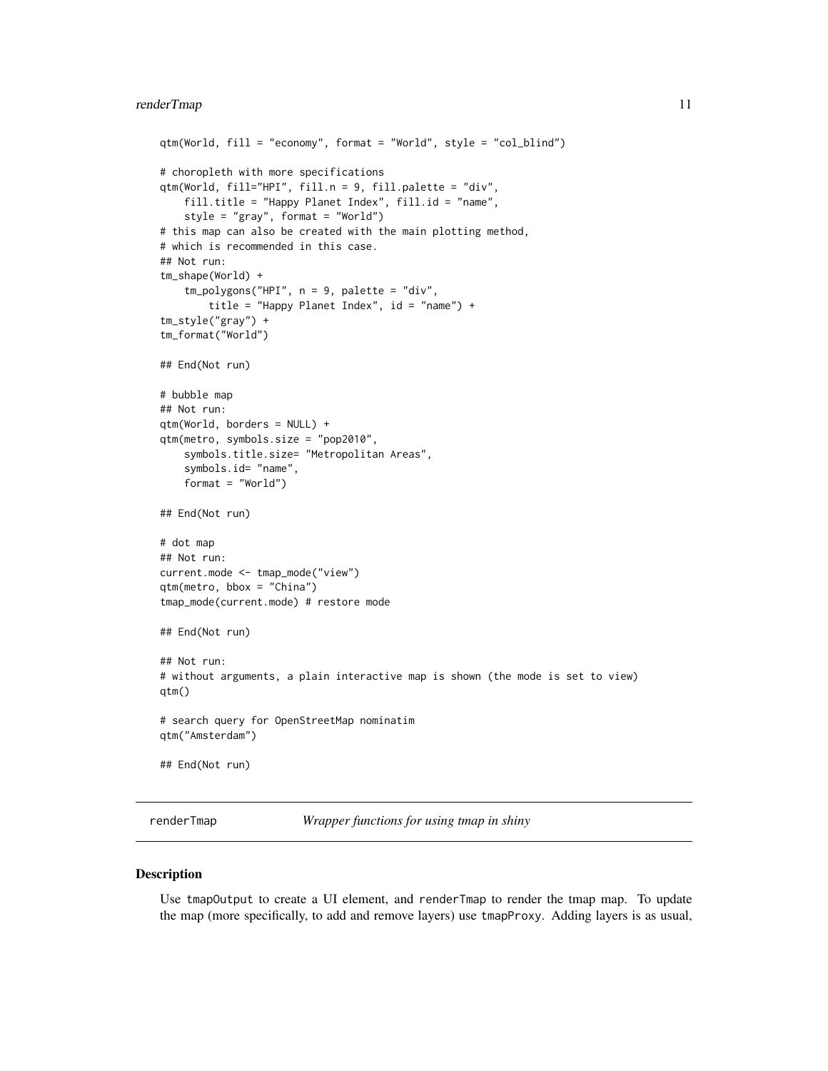```
qtm(World, fill = "economy", format = "World", style = "col_blind")

# choropleth with more specifications
qtm(World, fill="HPI", fill.n = 9, fill.palette = "div",
    fill.title = "Happy Planet Index", fill.id = "name",
    style = "gray", format = "World")
# this map can also be created with the main plotting method,
# which is recommended in this case.
## Not run:
tm_shape(World) +
    tm_polygons("HPI", n = 9, palette = "div",
        title = "Happy Planet Index", id = "name") +
tm_style("gray") +
tm_format("World")

## End(Not run)

# bubble map
## Not run:
qtm(World, borders = NULL) +
qtm(metro, symbols.size = "pop2010",
    symbols.title.size= "Metropolitan Areas",
    symbols.id= "name",
    format = "World")

## End(Not run)

# dot map
## Not run:
current.mode <- tmap_mode("view")
qtm(metro, bbox = "China")
tmap_mode(current.mode) # restore mode

## End(Not run)

## Not run:
# without arguments, a plain interactive map is shown (the mode is set to view)
qtm()

# search query for OpenStreetMap nominatim
qtm("Amsterdam")

## End(Not run)
```

---

## renderTmap — *Wrapper functions for using tmap in shiny*

### Description

Use `tmapOutput` to create a UI element, and `renderTmap` to render the tmap map. To update the map (more specifically, to add and remove layers) use `tmapProxy`. Adding layers is as usual,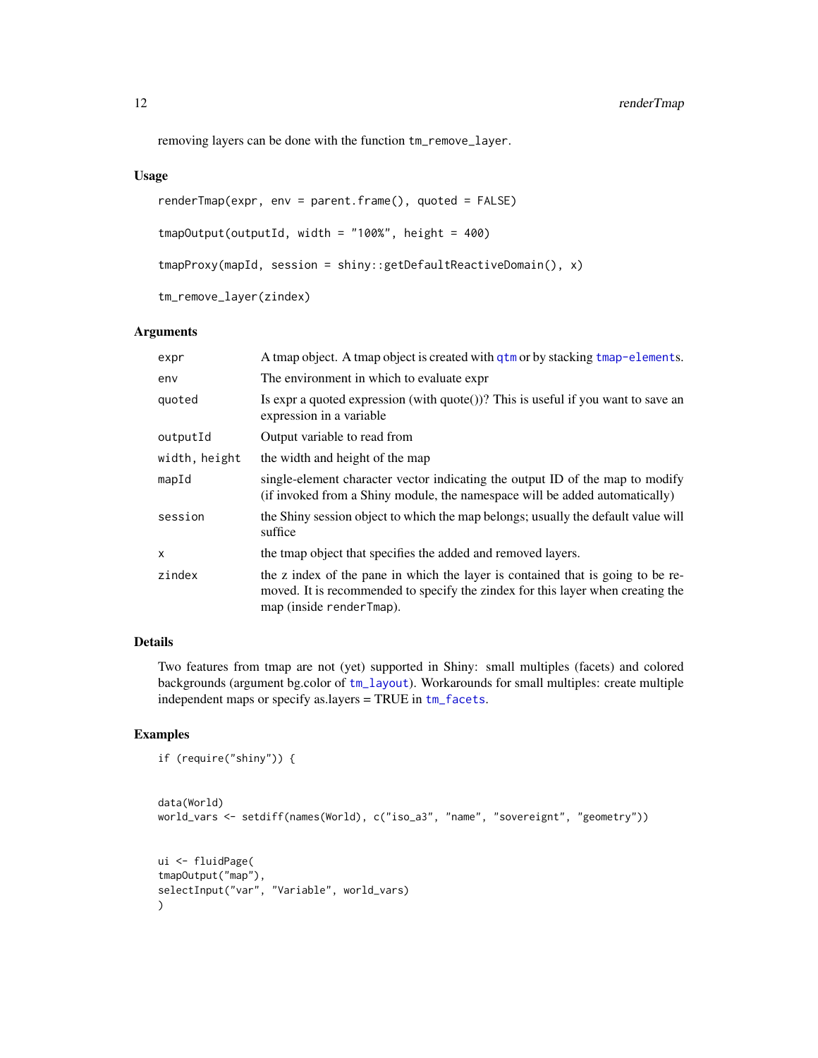removing layers can be done with the function `tm_remove_layer`.

### Usage

```
renderTmap(expr, env = parent.frame(), quoted = FALSE)

tmapOutput(outputId, width = "100%", height = 400)

tmapProxy(mapId, session = shiny::getDefaultReactiveDomain(), x)

tm_remove_layer(zindex)
```

### Arguments

| | |
|---|---|
| `expr` | A tmap object. A tmap object is created with `qtm` or by stacking `tmap-elements`. |
| `env` | The environment in which to evaluate expr |
| `quoted` | Is expr a quoted expression (with quote())? This is useful if you want to save an expression in a variable |
| `outputId` | Output variable to read from |
| `width, height` | the width and height of the map |
| `mapId` | single-element character vector indicating the output ID of the map to modify (if invoked from a Shiny module, the namespace will be added automatically) |
| `session` | the Shiny session object to which the map belongs; usually the default value will suffice |
| `x` | the tmap object that specifies the added and removed layers. |
| `zindex` | the z index of the pane in which the layer is contained that is going to be removed. It is recommended to specify the zindex for this layer when creating the map (inside `renderTmap`). |

### Details

Two features from tmap are not (yet) supported in Shiny: small multiples (facets) and colored backgrounds (argument bg.color of `tm_layout`). Workarounds for small multiples: create multiple independent maps or specify as.layers = TRUE in `tm_facets`.

### Examples

```
if (require("shiny")) {


data(World)
world_vars <- setdiff(names(World), c("iso_a3", "name", "sovereignt", "geometry"))


ui <- fluidPage(
tmapOutput("map"),
selectInput("var", "Variable", world_vars)
)
```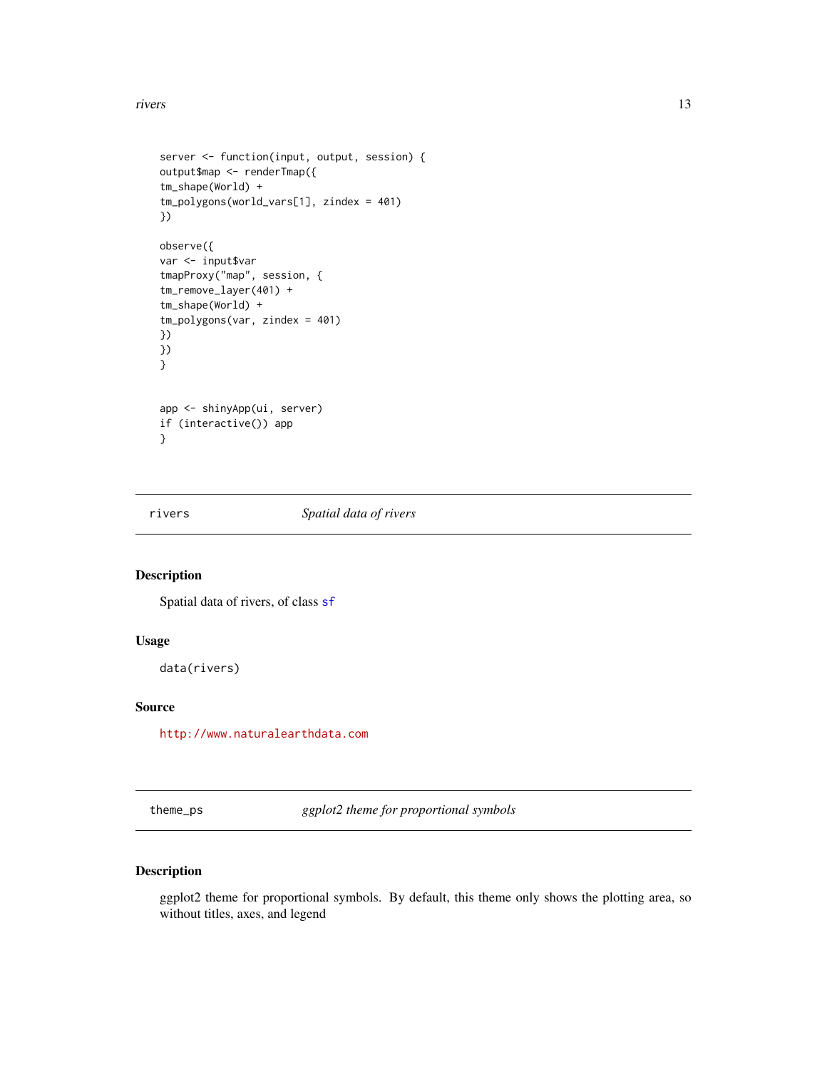```
server <- function(input, output, session) {
output$map <- renderTmap({
tm_shape(World) +
tm_polygons(world_vars[1], zindex = 401)
})

observe({
var <- input$var
tmapProxy("map", session, {
tm_remove_layer(401) +
tm_shape(World) +
tm_polygons(var, zindex = 401)
})
})
}


app <- shinyApp(ui, server)
if (interactive()) app
}
```

## rivers — *Spatial data of rivers*

### Description

Spatial data of rivers, of class `sf`

### Usage

```
data(rivers)
```

### Source

http://www.naturalearthdata.com

## theme_ps — *ggplot2 theme for proportional symbols*

### Description

ggplot2 theme for proportional symbols. By default, this theme only shows the plotting area, so without titles, axes, and legend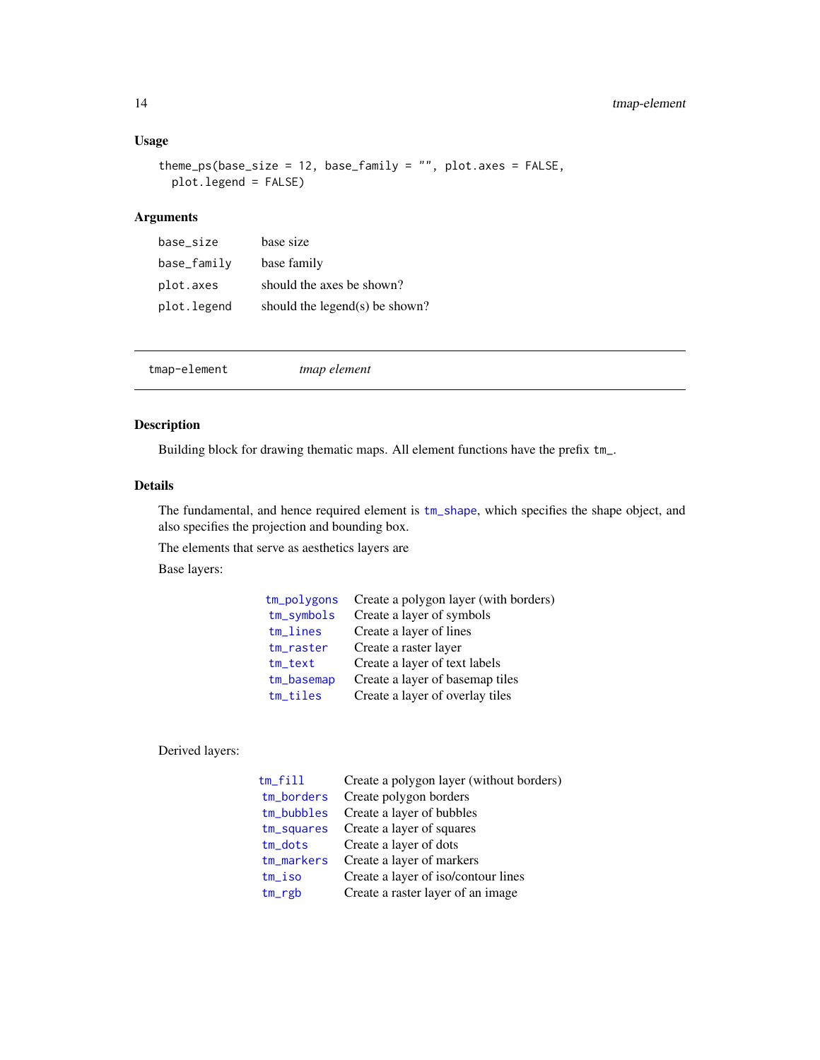## Usage

```
theme_ps(base_size = 12, base_family = "", plot.axes = FALSE,
  plot.legend = FALSE)
```

## Arguments

| | |
|---|---|
| base_size | base size |
| base_family | base family |
| plot.axes | should the axes be shown? |
| plot.legend | should the legend(s) be shown? |

---

# tmap-element &nbsp;&nbsp;&nbsp; *tmap element*

---

## Description

Building block for drawing thematic maps. All element functions have the prefix `tm_`.

## Details

The fundamental, and hence required element is `tm_shape`, which specifies the shape object, and also specifies the projection and bounding box.

The elements that serve as aesthetics layers are

Base layers:

| | |
|---|---|
| tm_polygons | Create a polygon layer (with borders) |
| tm_symbols | Create a layer of symbols |
| tm_lines | Create a layer of lines |
| tm_raster | Create a raster layer |
| tm_text | Create a layer of text labels |
| tm_basemap | Create a layer of basemap tiles |
| tm_tiles | Create a layer of overlay tiles |

Derived layers:

| | |
|---|---|
| tm_fill | Create a polygon layer (without borders) |
| tm_borders | Create polygon borders |
| tm_bubbles | Create a layer of bubbles |
| tm_squares | Create a layer of squares |
| tm_dots | Create a layer of dots |
| tm_markers | Create a layer of markers |
| tm_iso | Create a layer of iso/contour lines |
| tm_rgb | Create a raster layer of an image |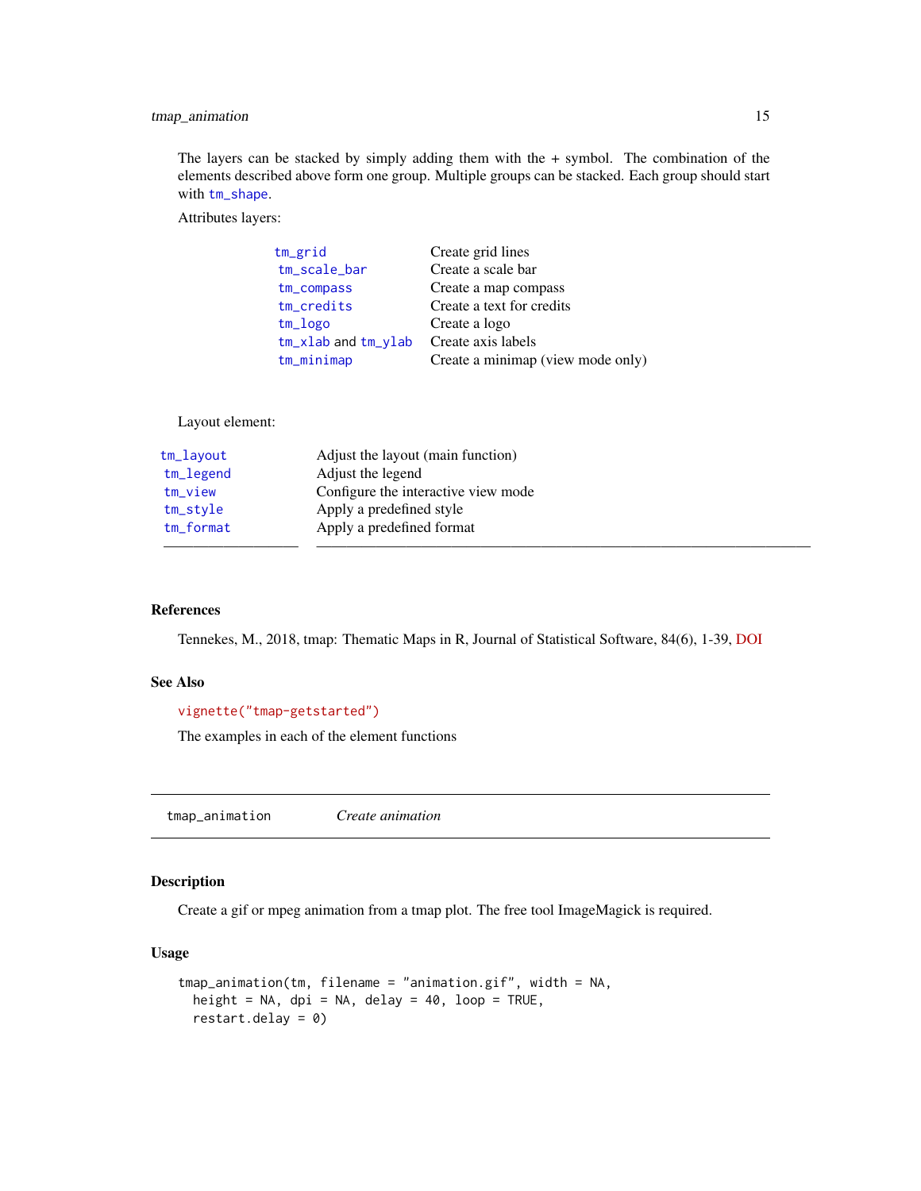The layers can be stacked by simply adding them with the + symbol. The combination of the elements described above form one group. Multiple groups can be stacked. Each group should start with `tm_shape`.

Attributes layers:

| | |
|---|---|
| `tm_grid` | Create grid lines |
| `tm_scale_bar` | Create a scale bar |
| `tm_compass` | Create a map compass |
| `tm_credits` | Create a text for credits |
| `tm_logo` | Create a logo |
| `tm_xlab` and `tm_ylab` | Create axis labels |
| `tm_minimap` | Create a minimap (view mode only) |

Layout element:

| | |
|---|---|
| `tm_layout` | Adjust the layout (main function) |
| `tm_legend` | Adjust the legend |
| `tm_view` | Configure the interactive view mode |
| `tm_style` | Apply a predefined style |
| `tm_format` | Apply a predefined format |

### References

Tennekes, M., 2018, tmap: Thematic Maps in R, Journal of Statistical Software, 84(6), 1-39, DOI

### See Also

`vignette("tmap-getstarted")`

The examples in each of the element functions

## tmap_animation *Create animation*

### Description

Create a gif or mpeg animation from a tmap plot. The free tool ImageMagick is required.

### Usage

```
tmap_animation(tm, filename = "animation.gif", width = NA,
  height = NA, dpi = NA, delay = 40, loop = TRUE,
  restart.delay = 0)
```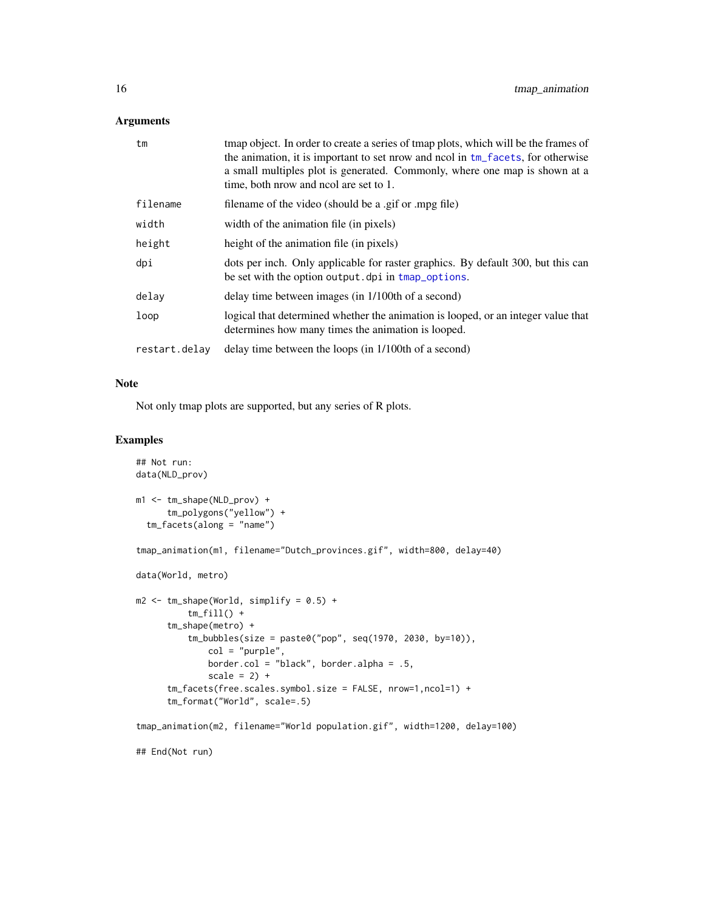### Arguments

| | |
|---|---|
| `tm` | tmap object. In order to create a series of tmap plots, which will be the frames of the animation, it is important to set nrow and ncol in `tm_facets`, for otherwise a small multiples plot is generated. Commonly, where one map is shown at a time, both nrow and ncol are set to 1. |
| `filename` | filename of the video (should be a .gif or .mpg file) |
| `width` | width of the animation file (in pixels) |
| `height` | height of the animation file (in pixels) |
| `dpi` | dots per inch. Only applicable for raster graphics. By default 300, but this can be set with the option `output.dpi` in `tmap_options`. |
| `delay` | delay time between images (in 1/100th of a second) |
| `loop` | logical that determined whether the animation is looped, or an integer value that determines how many times the animation is looped. |
| `restart.delay` | delay time between the loops (in 1/100th of a second) |

### Note

Not only tmap plots are supported, but any series of R plots.

### Examples

```
## Not run:
data(NLD_prov)

m1 <- tm_shape(NLD_prov) +
      tm_polygons("yellow") +
  tm_facets(along = "name")

tmap_animation(m1, filename="Dutch_provinces.gif", width=800, delay=40)

data(World, metro)

m2 <- tm_shape(World, simplify = 0.5) +
          tm_fill() +
      tm_shape(metro) +
          tm_bubbles(size = paste0("pop", seq(1970, 2030, by=10)),
              col = "purple",
              border.col = "black", border.alpha = .5,
              scale = 2) +
      tm_facets(free.scales.symbol.size = FALSE, nrow=1,ncol=1) +
      tm_format("World", scale=.5)

tmap_animation(m2, filename="World population.gif", width=1200, delay=100)

## End(Not run)
```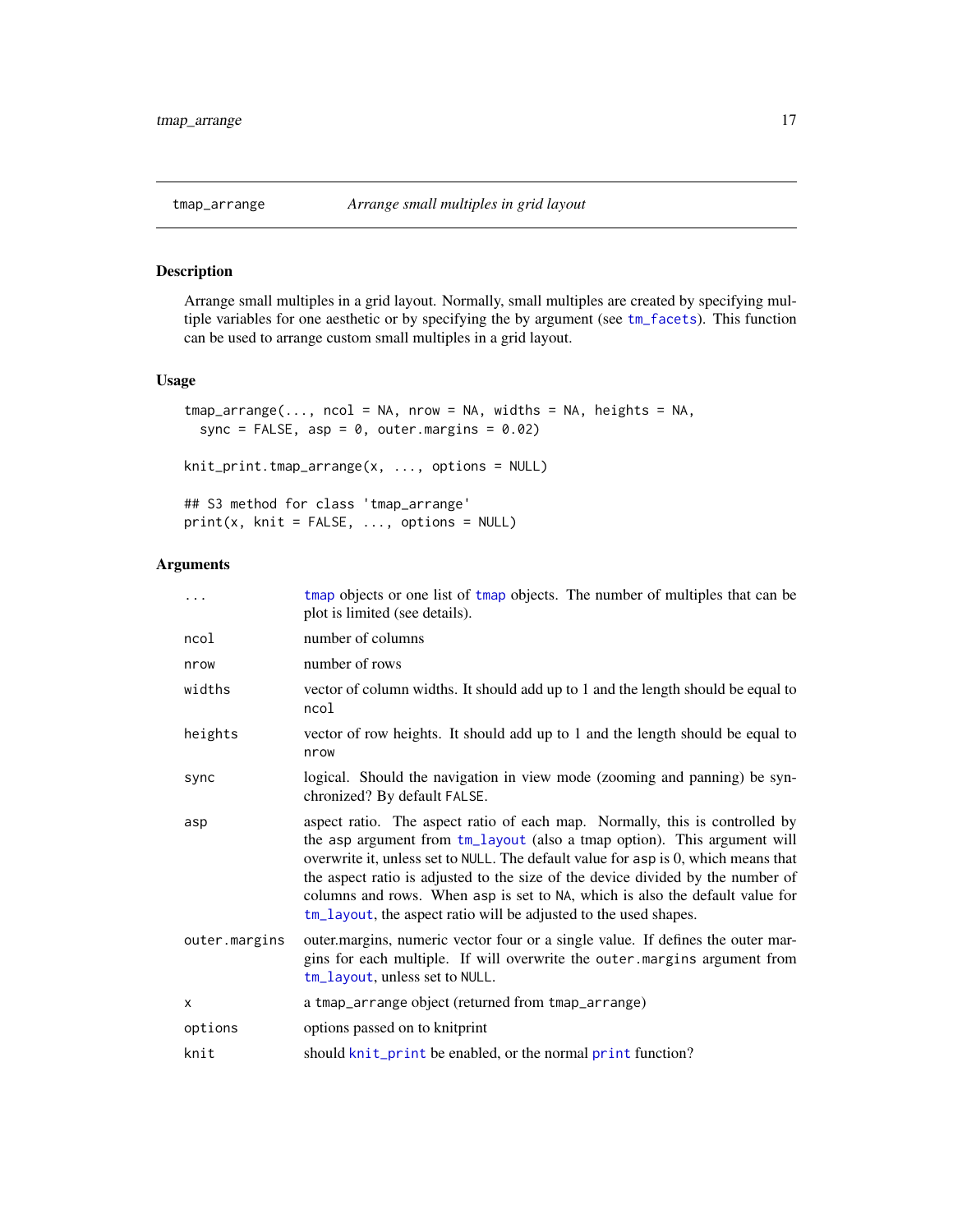## tmap_arrange — *Arrange small multiples in grid layout*

### Description

Arrange small multiples in a grid layout. Normally, small multiples are created by specifying multiple variables for one aesthetic or by specifying the by argument (see `tm_facets`). This function can be used to arrange custom small multiples in a grid layout.

### Usage

```
tmap_arrange(..., ncol = NA, nrow = NA, widths = NA, heights = NA,
  sync = FALSE, asp = 0, outer.margins = 0.02)

knit_print.tmap_arrange(x, ..., options = NULL)

## S3 method for class 'tmap_arrange'
print(x, knit = FALSE, ..., options = NULL)
```

### Arguments

| Argument | Description |
|---|---|
| `...` | `tmap` objects or one list of `tmap` objects. The number of multiples that can be plot is limited (see details). |
| `ncol` | number of columns |
| `nrow` | number of rows |
| `widths` | vector of column widths. It should add up to 1 and the length should be equal to `ncol` |
| `heights` | vector of row heights. It should add up to 1 and the length should be equal to `nrow` |
| `sync` | logical. Should the navigation in view mode (zooming and panning) be synchronized? By default `FALSE`. |
| `asp` | aspect ratio. The aspect ratio of each map. Normally, this is controlled by the `asp` argument from `tm_layout` (also a tmap option). This argument will overwrite it, unless set to `NULL`. The default value for `asp` is 0, which means that the aspect ratio is adjusted to the size of the device divided by the number of columns and rows. When `asp` is set to `NA`, which is also the default value for `tm_layout`, the aspect ratio will be adjusted to the used shapes. |
| `outer.margins` | outer.margins, numeric vector four or a single value. If defines the outer margins for each multiple. If will overwrite the `outer.margins` argument from `tm_layout`, unless set to `NULL`. |
| `x` | a `tmap_arrange` object (returned from `tmap_arrange`) |
| `options` | options passed on to knitprint |
| `knit` | should `knit_print` be enabled, or the normal `print` function? |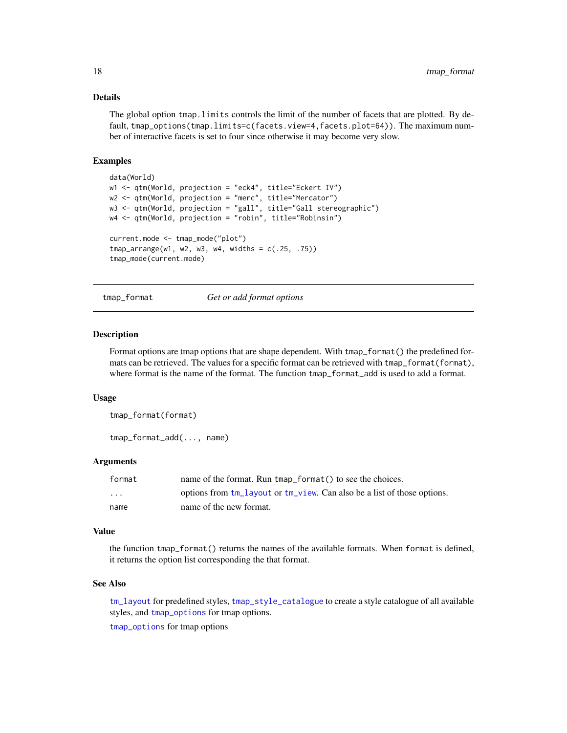### Details

The global option `tmap.limits` controls the limit of the number of facets that are plotted. By default, `tmap_options(tmap.limits=c(facets.view=4,facets.plot=64))`. The maximum number of interactive facets is set to four since otherwise it may become very slow.

### Examples

```
data(World)
w1 <- qtm(World, projection = "eck4", title="Eckert IV")
w2 <- qtm(World, projection = "merc", title="Mercator")
w3 <- qtm(World, projection = "gall", title="Gall stereographic")
w4 <- qtm(World, projection = "robin", title="Robinsin")

current.mode <- tmap_mode("plot")
tmap_arrange(w1, w2, w3, w4, widths = c(.25, .75))
tmap_mode(current.mode)
```

---

## tmap_format    *Get or add format options*

---

### Description

Format options are tmap options that are shape dependent. With `tmap_format()` the predefined formats can be retrieved. The values for a specific format can be retrieved with `tmap_format(format)`, where format is the name of the format. The function `tmap_format_add` is used to add a format.

### Usage

```
tmap_format(format)

tmap_format_add(..., name)
```

### Arguments

| | |
|---|---|
| `format` | name of the format. Run `tmap_format()` to see the choices. |
| `...` | options from `tm_layout` or `tm_view`. Can also be a list of those options. |
| `name` | name of the new format. |

### Value

the function `tmap_format()` returns the names of the available formats. When `format` is defined, it returns the option list corresponding the that format.

### See Also

`tm_layout` for predefined styles, `tmap_style_catalogue` to create a style catalogue of all available styles, and `tmap_options` for tmap options.

`tmap_options` for tmap options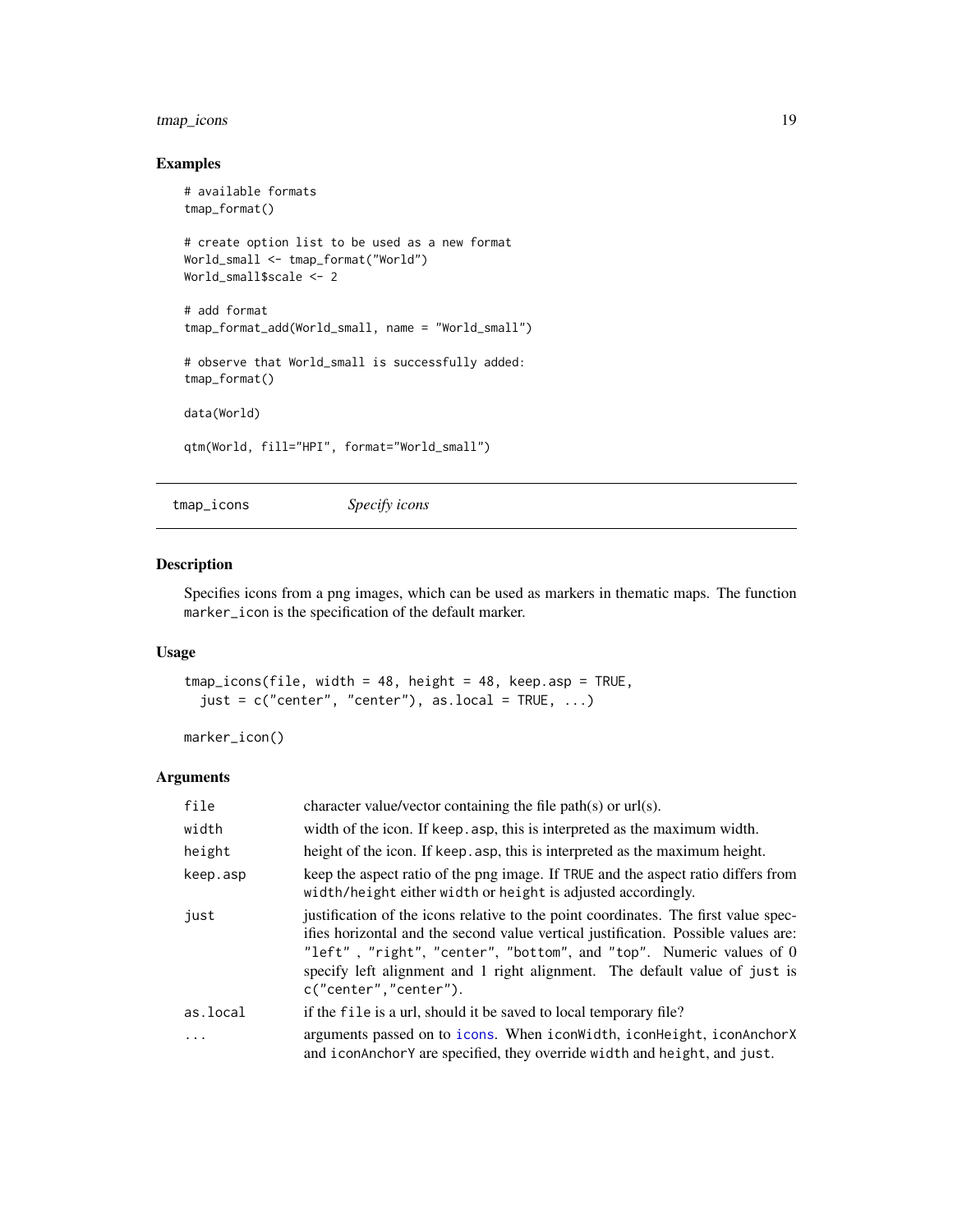### Examples

```
# available formats
tmap_format()

# create option list to be used as a new format
World_small <- tmap_format("World")
World_small$scale <- 2

# add format
tmap_format_add(World_small, name = "World_small")

# observe that World_small is successfully added:
tmap_format()

data(World)

qtm(World, fill="HPI", format="World_small")
```

---

## tmap_icons *Specify icons*

### Description

Specifies icons from a png images, which can be used as markers in thematic maps. The function `marker_icon` is the specification of the default marker.

### Usage

```
tmap_icons(file, width = 48, height = 48, keep.asp = TRUE,
  just = c("center", "center"), as.local = TRUE, ...)

marker_icon()
```

### Arguments

| | |
|---|---|
| `file` | character value/vector containing the file path(s) or url(s). |
| `width` | width of the icon. If `keep.asp`, this is interpreted as the maximum width. |
| `height` | height of the icon. If `keep.asp`, this is interpreted as the maximum height. |
| `keep.asp` | keep the aspect ratio of the png image. If `TRUE` and the aspect ratio differs from `width/height` either `width` or `height` is adjusted accordingly. |
| `just` | justification of the icons relative to the point coordinates. The first value specifies horizontal and the second value vertical justification. Possible values are: `"left"` , `"right"`, `"center"`, `"bottom"`, and `"top"`. Numeric values of 0 specify left alignment and 1 right alignment. The default value of `just` is `c("center","center")`. |
| `as.local` | if the `file` is a url, should it be saved to local temporary file? |
| `...` | arguments passed on to `icons`. When `iconWidth`, `iconHeight`, `iconAnchorX` and `iconAnchorY` are specified, they override `width` and `height`, and `just`. |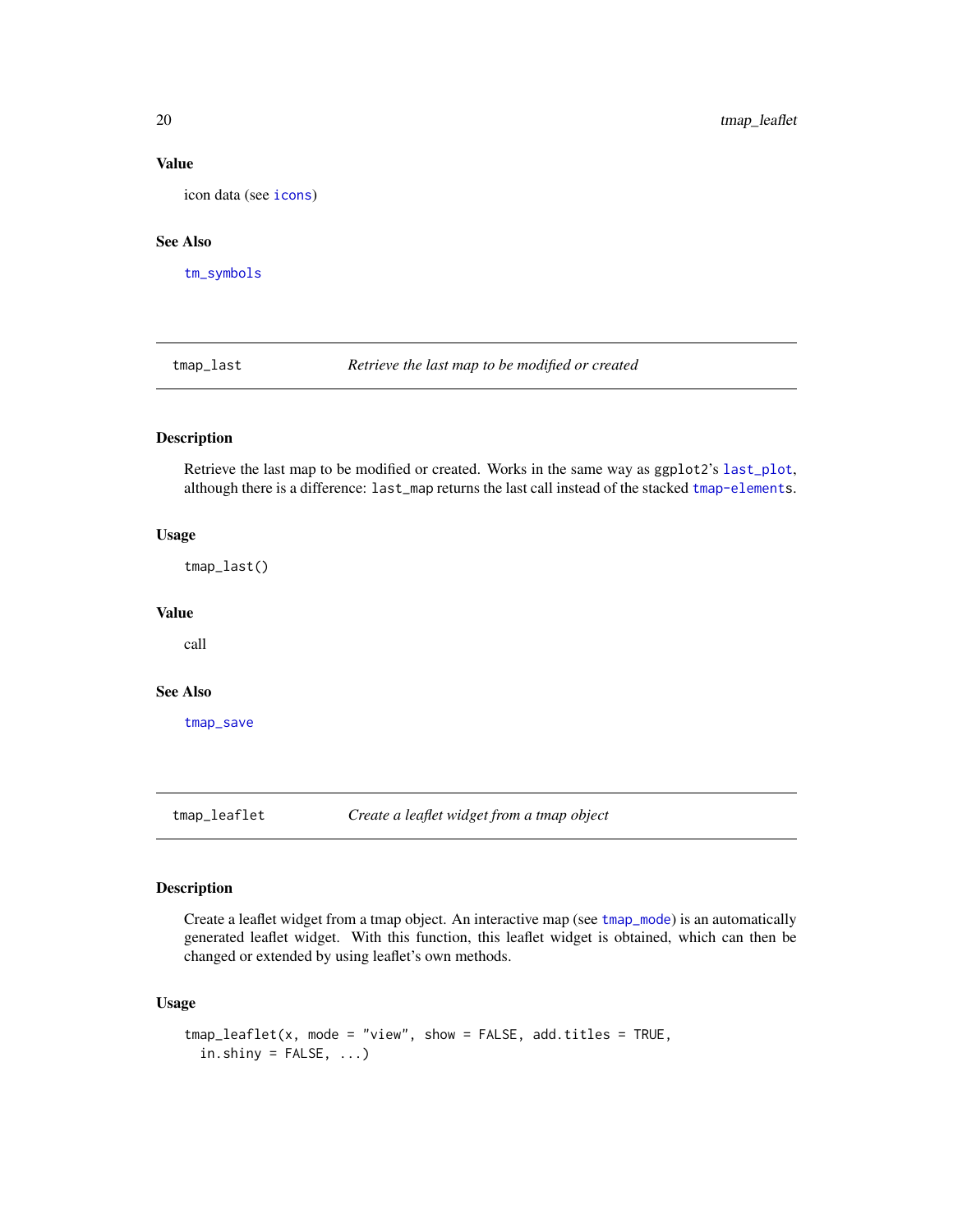### Value

icon data (see icons)

### See Also

tm_symbols

## tmap_last — *Retrieve the last map to be modified or created*

### Description

Retrieve the last map to be modified or created. Works in the same way as ggplot2's last_plot, although there is a difference: last_map returns the last call instead of the stacked tmap-elements.

### Usage

```
tmap_last()
```

### Value

call

### See Also

tmap_save

## tmap_leaflet — *Create a leaflet widget from a tmap object*

### Description

Create a leaflet widget from a tmap object. An interactive map (see tmap_mode) is an automatically generated leaflet widget. With this function, this leaflet widget is obtained, which can then be changed or extended by using leaflet's own methods.

### Usage

```
tmap_leaflet(x, mode = "view", show = FALSE, add.titles = TRUE,
  in.shiny = FALSE, ...)
```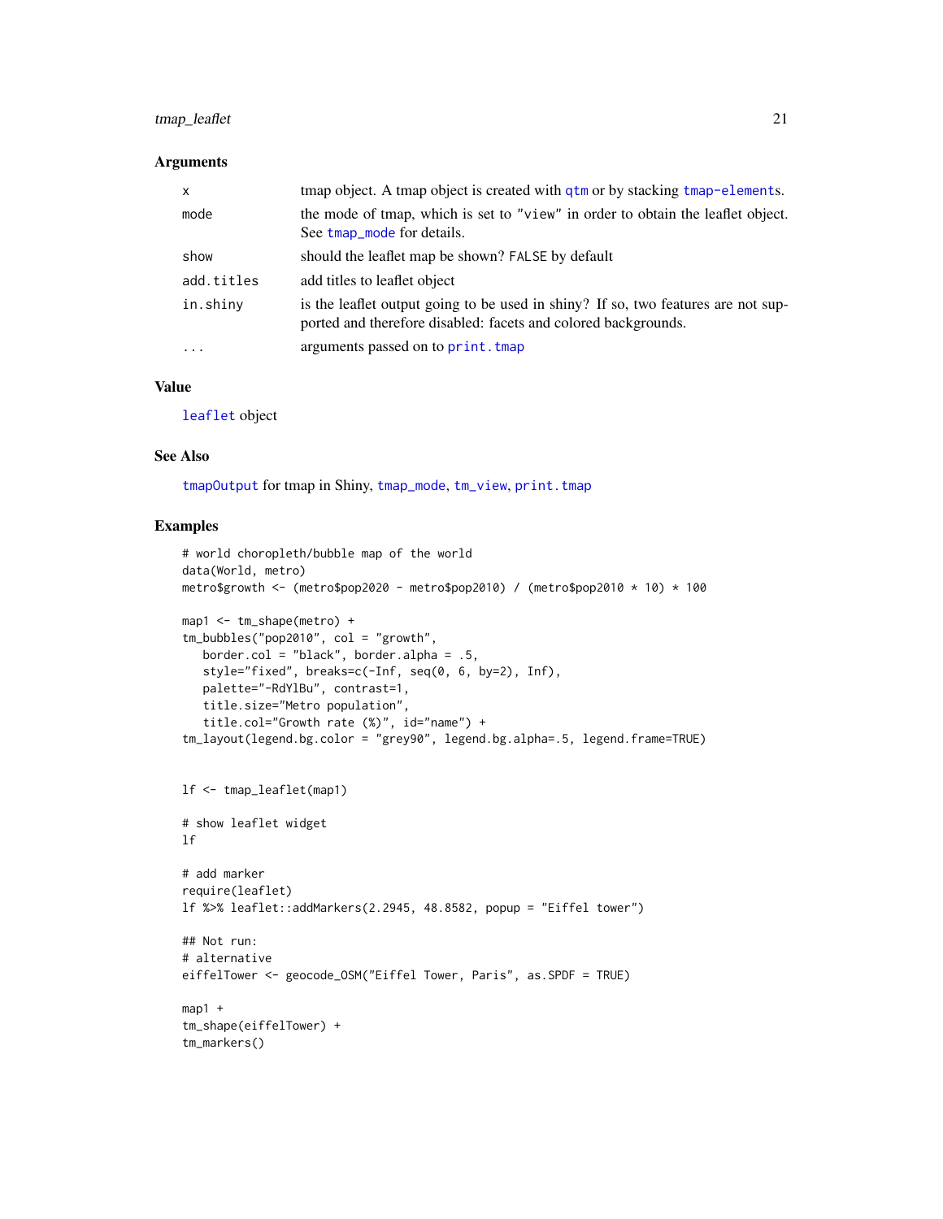### Arguments

| | |
|---|---|
| x | tmap object. A tmap object is created with qtm or by stacking tmap-elements. |
| mode | the mode of tmap, which is set to "view" in order to obtain the leaflet object. See tmap_mode for details. |
| show | should the leaflet map be shown? FALSE by default |
| add.titles | add titles to leaflet object |
| in.shiny | is the leaflet output going to be used in shiny? If so, two features are not supported and therefore disabled: facets and colored backgrounds. |
| ... | arguments passed on to print.tmap |

### Value

leaflet object

### See Also

tmapOutput for tmap in Shiny, tmap_mode, tm_view, print.tmap

### Examples

```
# world choropleth/bubble map of the world
data(World, metro)
metro$growth <- (metro$pop2020 - metro$pop2010) / (metro$pop2010 * 10) * 100

map1 <- tm_shape(metro) +
tm_bubbles("pop2010", col = "growth",
   border.col = "black", border.alpha = .5,
   style="fixed", breaks=c(-Inf, seq(0, 6, by=2), Inf),
   palette="-RdYlBu", contrast=1,
   title.size="Metro population",
   title.col="Growth rate (%)", id="name") +
tm_layout(legend.bg.color = "grey90", legend.bg.alpha=.5, legend.frame=TRUE)


lf <- tmap_leaflet(map1)

# show leaflet widget
lf

# add marker
require(leaflet)
lf %>% leaflet::addMarkers(2.2945, 48.8582, popup = "Eiffel tower")

## Not run:
# alternative
eiffelTower <- geocode_OSM("Eiffel Tower, Paris", as.SPDF = TRUE)

map1 +
tm_shape(eiffelTower) +
tm_markers()
```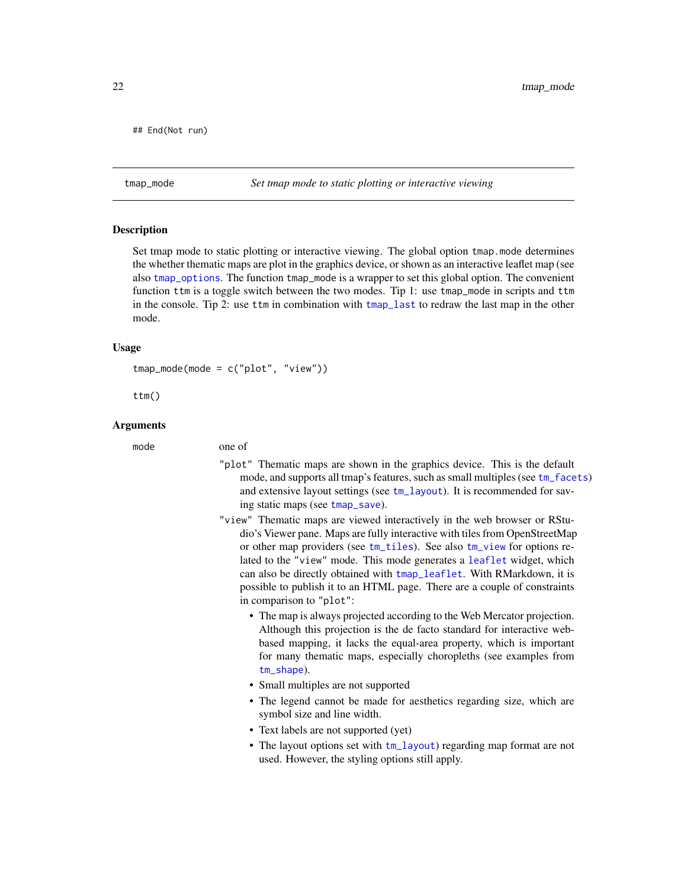```
## End(Not run)
```

---

## tmap_mode — *Set tmap mode to static plotting or interactive viewing*

### Description

Set tmap mode to static plotting or interactive viewing. The global option `tmap.mode` determines the whether thematic maps are plot in the graphics device, or shown as an interactive leaflet map (see also `tmap_options`. The function `tmap_mode` is a wrapper to set this global option. The convenient function `ttm` is a toggle switch between the two modes. Tip 1: use `tmap_mode` in scripts and `ttm` in the console. Tip 2: use `ttm` in combination with `tmap_last` to redraw the last map in the other mode.

### Usage

```
tmap_mode(mode = c("plot", "view"))

ttm()
```

### Arguments

`mode` one of

- `"plot"` Thematic maps are shown in the graphics device. This is the default mode, and supports all tmap's features, such as small multiples (see `tm_facets`) and extensive layout settings (see `tm_layout`). It is recommended for saving static maps (see `tmap_save`).
- `"view"` Thematic maps are viewed interactively in the web browser or RStudio's Viewer pane. Maps are fully interactive with tiles from OpenStreetMap or other map providers (see `tm_tiles`). See also `tm_view` for options related to the `"view"` mode. This mode generates a `leaflet` widget, which can also be directly obtained with `tmap_leaflet`. With RMarkdown, it is possible to publish it to an HTML page. There are a couple of constraints in comparison to `"plot"`:
  - The map is always projected according to the Web Mercator projection. Although this projection is the de facto standard for interactive web-based mapping, it lacks the equal-area property, which is important for many thematic maps, especially choropleths (see examples from `tm_shape`).
  - Small multiples are not supported
  - The legend cannot be made for aesthetics regarding size, which are symbol size and line width.
  - Text labels are not supported (yet)
  - The layout options set with `tm_layout`) regarding map format are not used. However, the styling options still apply.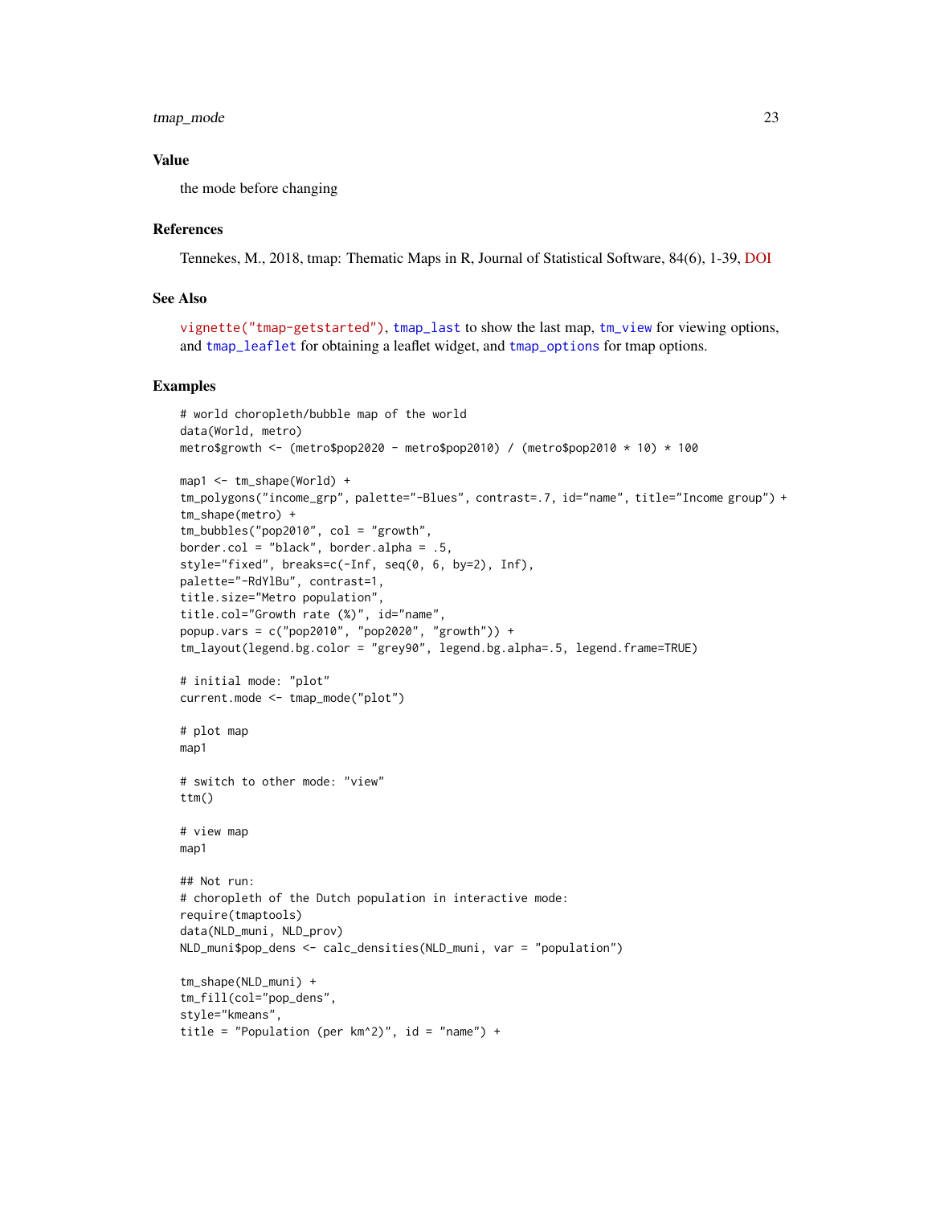## Value

the mode before changing

## References

Tennekes, M., 2018, tmap: Thematic Maps in R, Journal of Statistical Software, 84(6), 1-39, DOI

## See Also

vignette("tmap-getstarted"), tmap_last to show the last map, tm_view for viewing options, and tmap_leaflet for obtaining a leaflet widget, and tmap_options for tmap options.

## Examples

```
# world choropleth/bubble map of the world
data(World, metro)
metro$growth <- (metro$pop2020 - metro$pop2010) / (metro$pop2010 * 10) * 100

map1 <- tm_shape(World) +
tm_polygons("income_grp", palette="-Blues", contrast=.7, id="name", title="Income group") +
tm_shape(metro) +
tm_bubbles("pop2010", col = "growth",
border.col = "black", border.alpha = .5,
style="fixed", breaks=c(-Inf, seq(0, 6, by=2), Inf),
palette="-RdYlBu", contrast=1,
title.size="Metro population",
title.col="Growth rate (%)", id="name",
popup.vars = c("pop2010", "pop2020", "growth")) +
tm_layout(legend.bg.color = "grey90", legend.bg.alpha=.5, legend.frame=TRUE)

# initial mode: "plot"
current.mode <- tmap_mode("plot")

# plot map
map1

# switch to other mode: "view"
ttm()

# view map
map1

## Not run:
# choropleth of the Dutch population in interactive mode:
require(tmaptools)
data(NLD_muni, NLD_prov)
NLD_muni$pop_dens <- calc_densities(NLD_muni, var = "population")

tm_shape(NLD_muni) +
tm_fill(col="pop_dens",
style="kmeans",
title = "Population (per km^2)", id = "name") +
```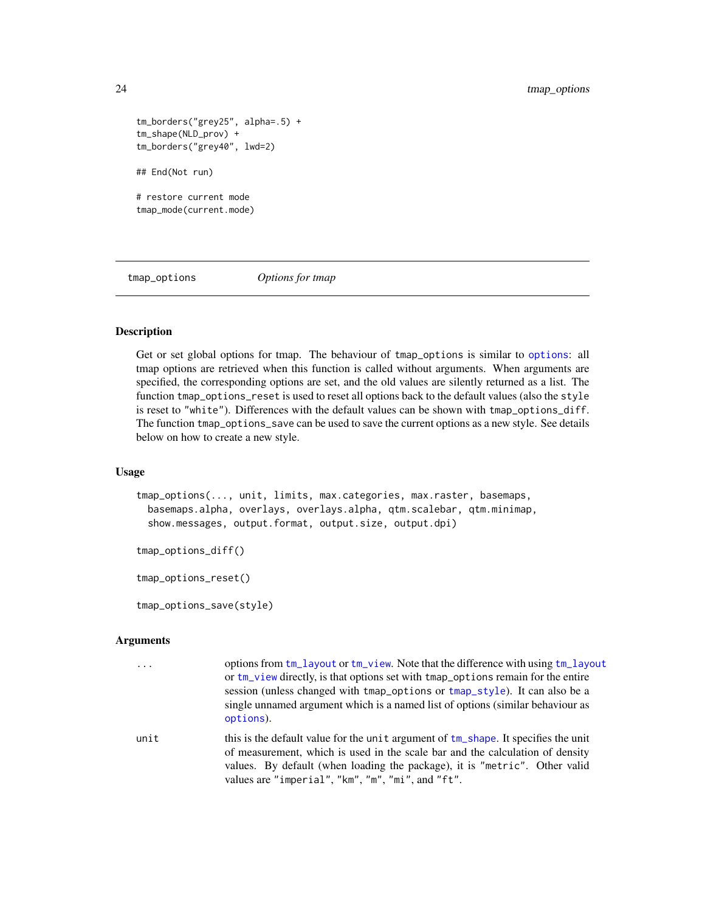```
tm_borders("grey25", alpha=.5) +
tm_shape(NLD_prov) +
tm_borders("grey40", lwd=2)

## End(Not run)

# restore current mode
tmap_mode(current.mode)
```

---

## tmap_options — *Options for tmap*

---

### Description

Get or set global options for tmap. The behaviour of `tmap_options` is similar to `options`: all tmap options are retrieved when this function is called without arguments. When arguments are specified, the corresponding options are set, and the old values are silently returned as a list. The function `tmap_options_reset` is used to reset all options back to the default values (also the `style` is reset to `"white"`). Differences with the default values can be shown with `tmap_options_diff`. The function `tmap_options_save` can be used to save the current options as a new style. See details below on how to create a new style.

### Usage

```
tmap_options(..., unit, limits, max.categories, max.raster, basemaps,
  basemaps.alpha, overlays, overlays.alpha, qtm.scalebar, qtm.minimap,
  show.messages, output.format, output.size, output.dpi)

tmap_options_diff()

tmap_options_reset()

tmap_options_save(style)
```

### Arguments

| | |
|---|---|
| `...` | options from `tm_layout` or `tm_view`. Note that the difference with using `tm_layout` or `tm_view` directly, is that options set with `tmap_options` remain for the entire session (unless changed with `tmap_options` or `tmap_style`). It can also be a single unnamed argument which is a named list of options (similar behaviour as `options`). |
| `unit` | this is the default value for the `unit` argument of `tm_shape`. It specifies the unit of measurement, which is used in the scale bar and the calculation of density values. By default (when loading the package), it is `"metric"`. Other valid values are `"imperial"`, `"km"`, `"m"`, `"mi"`, and `"ft"`. |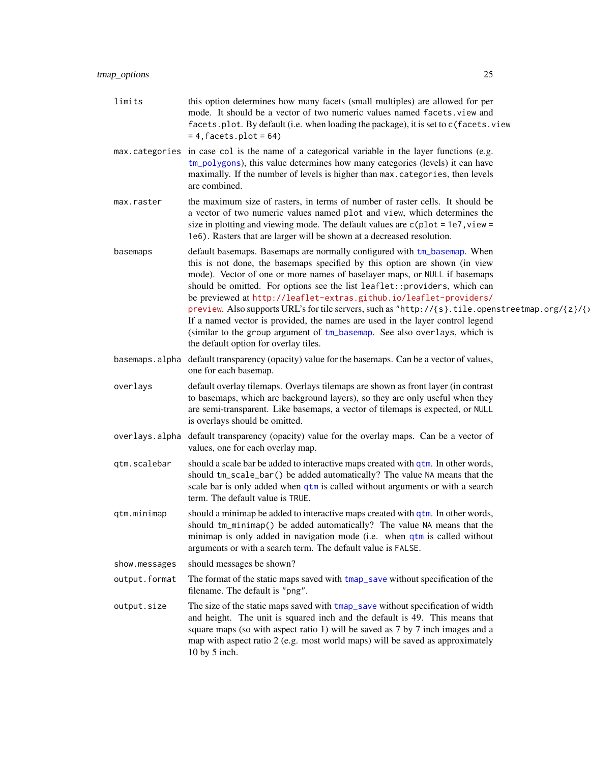**limits** this option determines how many facets (small multiples) are allowed for per mode. It should be a vector of two numeric values named `facets.view` and `facets.plot`. By default (i.e. when loading the package), it is set to `c(facets.view = 4, facets.plot = 64)`

**max.categories** in case `col` is the name of a categorical variable in the layer functions (e.g. `tm_polygons`), this value determines how many categories (levels) it can have maximally. If the number of levels is higher than `max.categories`, then levels are combined.

**max.raster** the maximum size of rasters, in terms of number of raster cells. It should be a vector of two numeric values named `plot` and `view`, which determines the size in plotting and viewing mode. The default values are `c(plot = 1e7, view = 1e6)`. Rasters that are larger will be shown at a decreased resolution.

**basemaps** default basemaps. Basemaps are normally configured with `tm_basemap`. When this is not done, the basemaps specified by this option are shown (in view mode). Vector of one or more names of baselayer maps, or `NULL` if basemaps should be omitted. For options see the list `leaflet::providers`, which can be previewed at http://leaflet-extras.github.io/leaflet-providers/preview. Also supports URL's for tile servers, such as `"http://{s}.tile.openstreetmap.org/{z}/{x`. If a named vector is provided, the names are used in the layer control legend (similar to the `group` argument of `tm_basemap`. See also `overlays`, which is the default option for overlay tiles.

**basemaps.alpha** default transparency (opacity) value for the basemaps. Can be a vector of values, one for each basemap.

**overlays** default overlay tilemaps. Overlays tilemaps are shown as front layer (in contrast to basemaps, which are background layers), so they are only useful when they are semi-transparent. Like basemaps, a vector of tilemaps is expected, or `NULL` is overlays should be omitted.

**overlays.alpha** default transparency (opacity) value for the overlay maps. Can be a vector of values, one for each overlay map.

**qtm.scalebar** should a scale bar be added to interactive maps created with `qtm`. In other words, should `tm_scale_bar()` be added automatically? The value `NA` means that the scale bar is only added when `qtm` is called without arguments or with a search term. The default value is `TRUE`.

**qtm.minimap** should a minimap be added to interactive maps created with `qtm`. In other words, should `tm_minimap()` be added automatically? The value `NA` means that the minimap is only added in navigation mode (i.e. when `qtm` is called without arguments or with a search term. The default value is `FALSE`.

**show.messages** should messages be shown?

**output.format** The format of the static maps saved with `tmap_save` without specification of the filename. The default is `"png"`.

**output.size** The size of the static maps saved with `tmap_save` without specification of width and height. The unit is squared inch and the default is 49. This means that square maps (so with aspect ratio 1) will be saved as 7 by 7 inch images and a map with aspect ratio 2 (e.g. most world maps) will be saved as approximately 10 by 5 inch.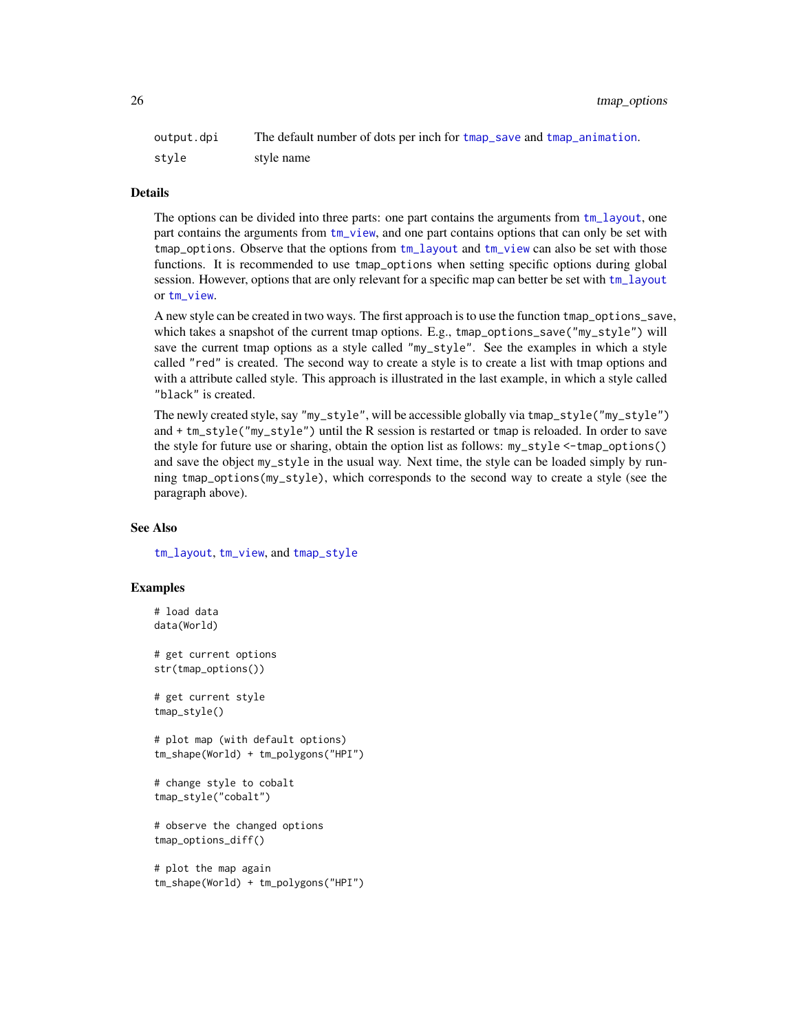| | |
|---|---|
| output.dpi | The default number of dots per inch for tmap_save and tmap_animation. |
| style | style name |

## Details

The options can be divided into three parts: one part contains the arguments from tm_layout, one part contains the arguments from tm_view, and one part contains options that can only be set with tmap_options. Observe that the options from tm_layout and tm_view can also be set with those functions. It is recommended to use tmap_options when setting specific options during global session. However, options that are only relevant for a specific map can better be set with tm_layout or tm_view.

A new style can be created in two ways. The first approach is to use the function tmap_options_save, which takes a snapshot of the current tmap options. E.g., tmap_options_save("my_style") will save the current tmap options as a style called "my_style". See the examples in which a style called "red" is created. The second way to create a style is to create a list with tmap options and with a attribute called style. This approach is illustrated in the last example, in which a style called "black" is created.

The newly created style, say "my_style", will be accessible globally via tmap_style("my_style") and + tm_style("my_style") until the R session is restarted or tmap is reloaded. In order to save the style for future use or sharing, obtain the option list as follows: my_style <-tmap_options() and save the object my_style in the usual way. Next time, the style can be loaded simply by running tmap_options(my_style), which corresponds to the second way to create a style (see the paragraph above).

## See Also

tm_layout, tm_view, and tmap_style

## Examples

```
# load data
data(World)

# get current options
str(tmap_options())

# get current style
tmap_style()

# plot map (with default options)
tm_shape(World) + tm_polygons("HPI")

# change style to cobalt
tmap_style("cobalt")

# observe the changed options
tmap_options_diff()

# plot the map again
tm_shape(World) + tm_polygons("HPI")
```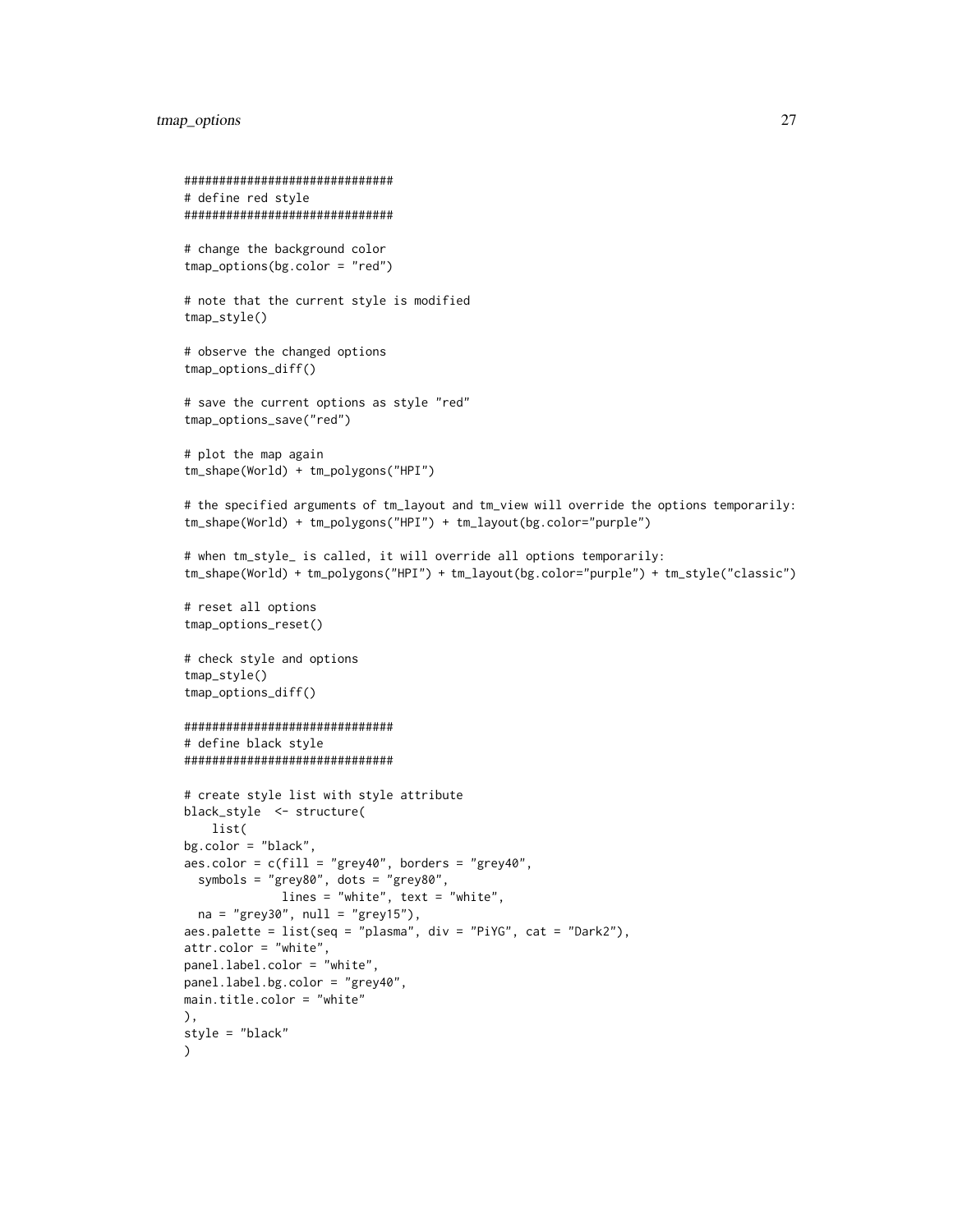```
##############################
# define red style
##############################

# change the background color
tmap_options(bg.color = "red")

# note that the current style is modified
tmap_style()

# observe the changed options
tmap_options_diff()

# save the current options as style "red"
tmap_options_save("red")

# plot the map again
tm_shape(World) + tm_polygons("HPI")

# the specified arguments of tm_layout and tm_view will override the options temporarily:
tm_shape(World) + tm_polygons("HPI") + tm_layout(bg.color="purple")

# when tm_style_ is called, it will override all options temporarily:
tm_shape(World) + tm_polygons("HPI") + tm_layout(bg.color="purple") + tm_style("classic")

# reset all options
tmap_options_reset()

# check style and options
tmap_style()
tmap_options_diff()

##############################
# define black style
##############################

# create style list with style attribute
black_style  <- structure(
    list(
bg.color = "black",
aes.color = c(fill = "grey40", borders = "grey40",
  symbols = "grey80", dots = "grey80",
            lines = "white", text = "white",
  na = "grey30", null = "grey15"),
aes.palette = list(seq = "plasma", div = "PiYG", cat = "Dark2"),
attr.color = "white",
panel.label.color = "white",
panel.label.bg.color = "grey40",
main.title.color = "white"
),
style = "black"
)
```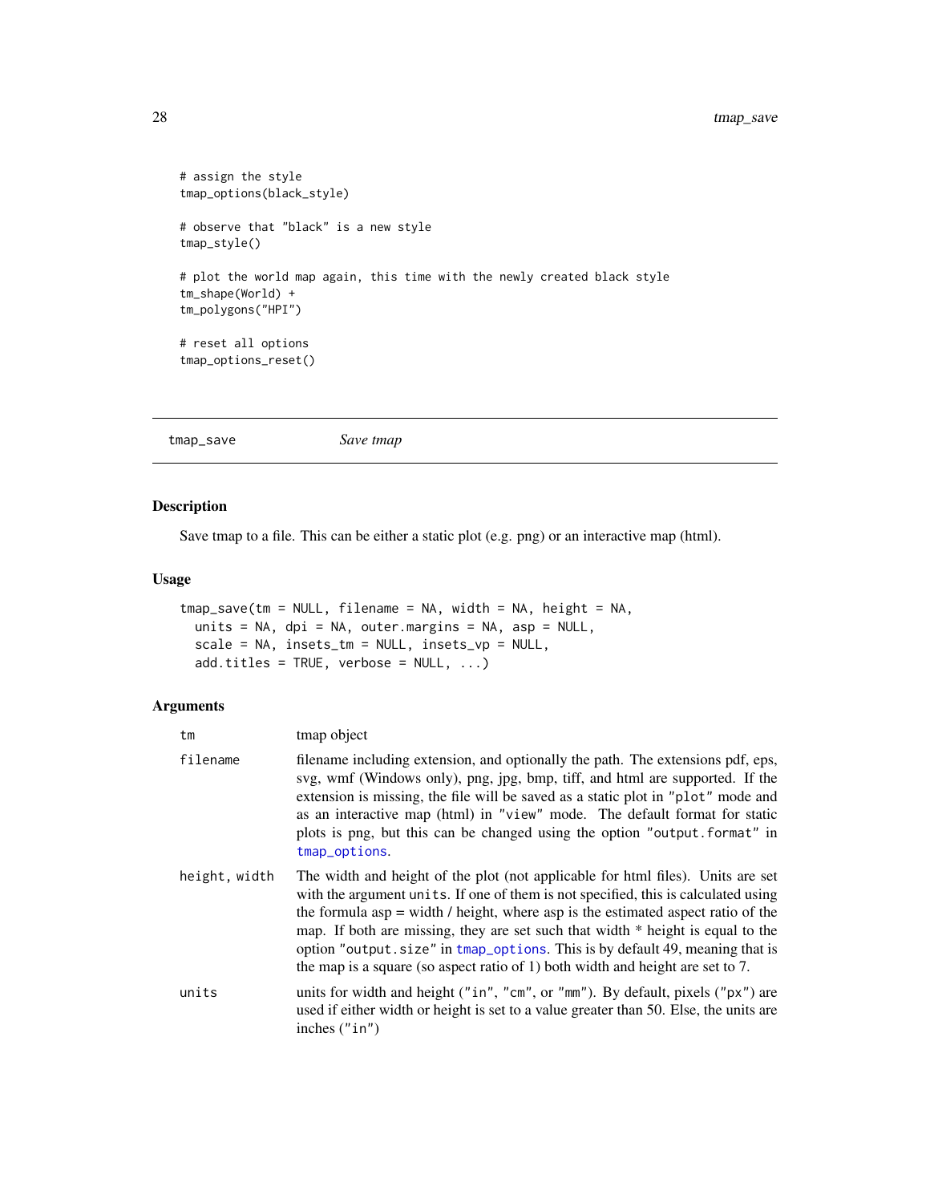```
# assign the style
tmap_options(black_style)

# observe that "black" is a new style
tmap_style()

# plot the world map again, this time with the newly created black style
tm_shape(World) +
tm_polygons("HPI")

# reset all options
tmap_options_reset()
```

## tmap_save *Save tmap*

### Description

Save tmap to a file. This can be either a static plot (e.g. png) or an interactive map (html).

### Usage

```
tmap_save(tm = NULL, filename = NA, width = NA, height = NA,
  units = NA, dpi = NA, outer.margins = NA, asp = NULL,
  scale = NA, insets_tm = NULL, insets_vp = NULL,
  add.titles = TRUE, verbose = NULL, ...)
```

### Arguments

| | |
|---|---|
| `tm` | tmap object |
| `filename` | filename including extension, and optionally the path. The extensions pdf, eps, svg, wmf (Windows only), png, jpg, bmp, tiff, and html are supported. If the extension is missing, the file will be saved as a static plot in `"plot"` mode and as an interactive map (html) in `"view"` mode. The default format for static plots is png, but this can be changed using the option `"output.format"` in `tmap_options`. |
| `height, width` | The width and height of the plot (not applicable for html files). Units are set with the argument `units`. If one of them is not specified, this is calculated using the formula asp = width / height, where asp is the estimated aspect ratio of the map. If both are missing, they are set such that width * height is equal to the option `"output.size"` in `tmap_options`. This is by default 49, meaning that is the map is a square (so aspect ratio of 1) both width and height are set to 7. |
| `units` | units for width and height (`"in"`, `"cm"`, or `"mm"`). By default, pixels (`"px"`) are used if either width or height is set to a value greater than 50. Else, the units are inches (`"in"`) |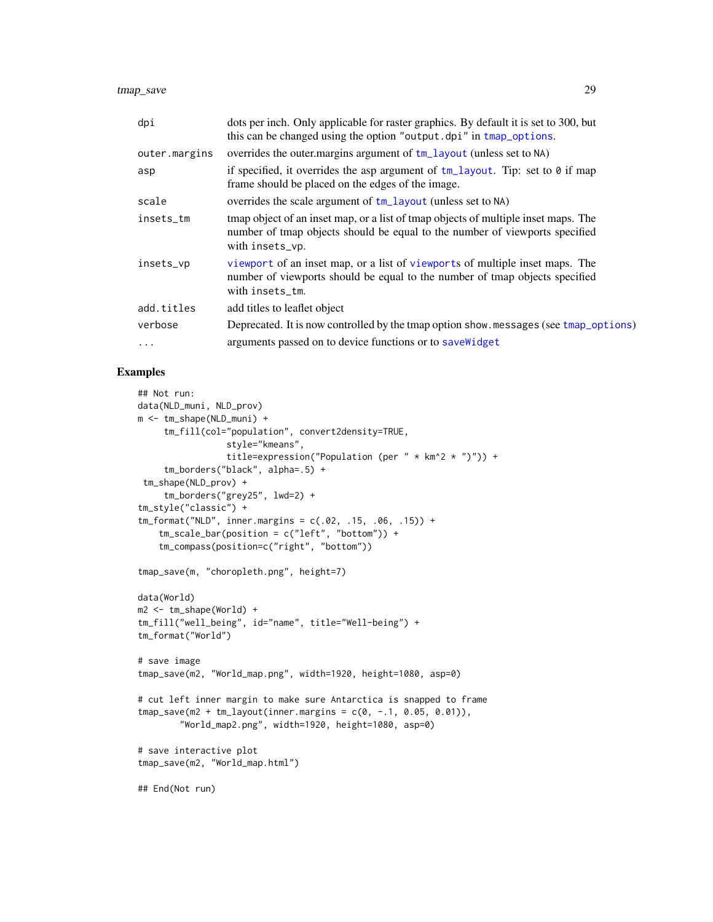| | |
|---|---|
| dpi | dots per inch. Only applicable for raster graphics. By default it is set to 300, but this can be changed using the option "output.dpi" in tmap_options. |
| outer.margins | overrides the outer.margins argument of tm_layout (unless set to NA) |
| asp | if specified, it overrides the asp argument of tm_layout. Tip: set to 0 if map frame should be placed on the edges of the image. |
| scale | overrides the scale argument of tm_layout (unless set to NA) |
| insets_tm | tmap object of an inset map, or a list of tmap objects of multiple inset maps. The number of tmap objects should be equal to the number of viewports specified with insets_vp. |
| insets_vp | viewport of an inset map, or a list of viewports of multiple inset maps. The number of viewports should be equal to the number of tmap objects specified with insets_tm. |
| add.titles | add titles to leaflet object |
| verbose | Deprecated. It is now controlled by the tmap option show.messages (see tmap_options) |
| ... | arguments passed on to device functions or to saveWidget |

## Examples

```
## Not run:
data(NLD_muni, NLD_prov)
m <- tm_shape(NLD_muni) +
     tm_fill(col="population", convert2density=TRUE,
             style="kmeans",
             title=expression("Population (per " * km^2 * ")")) +
     tm_borders("black", alpha=.5) +
 tm_shape(NLD_prov) +
     tm_borders("grey25", lwd=2) +
tm_style("classic") +
tm_format("NLD", inner.margins = c(.02, .15, .06, .15)) +
    tm_scale_bar(position = c("left", "bottom")) +
    tm_compass(position=c("right", "bottom"))

tmap_save(m, "choropleth.png", height=7)

data(World)
m2 <- tm_shape(World) +
tm_fill("well_being", id="name", title="Well-being") +
tm_format("World")

# save image
tmap_save(m2, "World_map.png", width=1920, height=1080, asp=0)

# cut left inner margin to make sure Antarctica is snapped to frame
tmap_save(m2 + tm_layout(inner.margins = c(0, -.1, 0.05, 0.01)),
        "World_map2.png", width=1920, height=1080, asp=0)

# save interactive plot
tmap_save(m2, "World_map.html")

## End(Not run)
```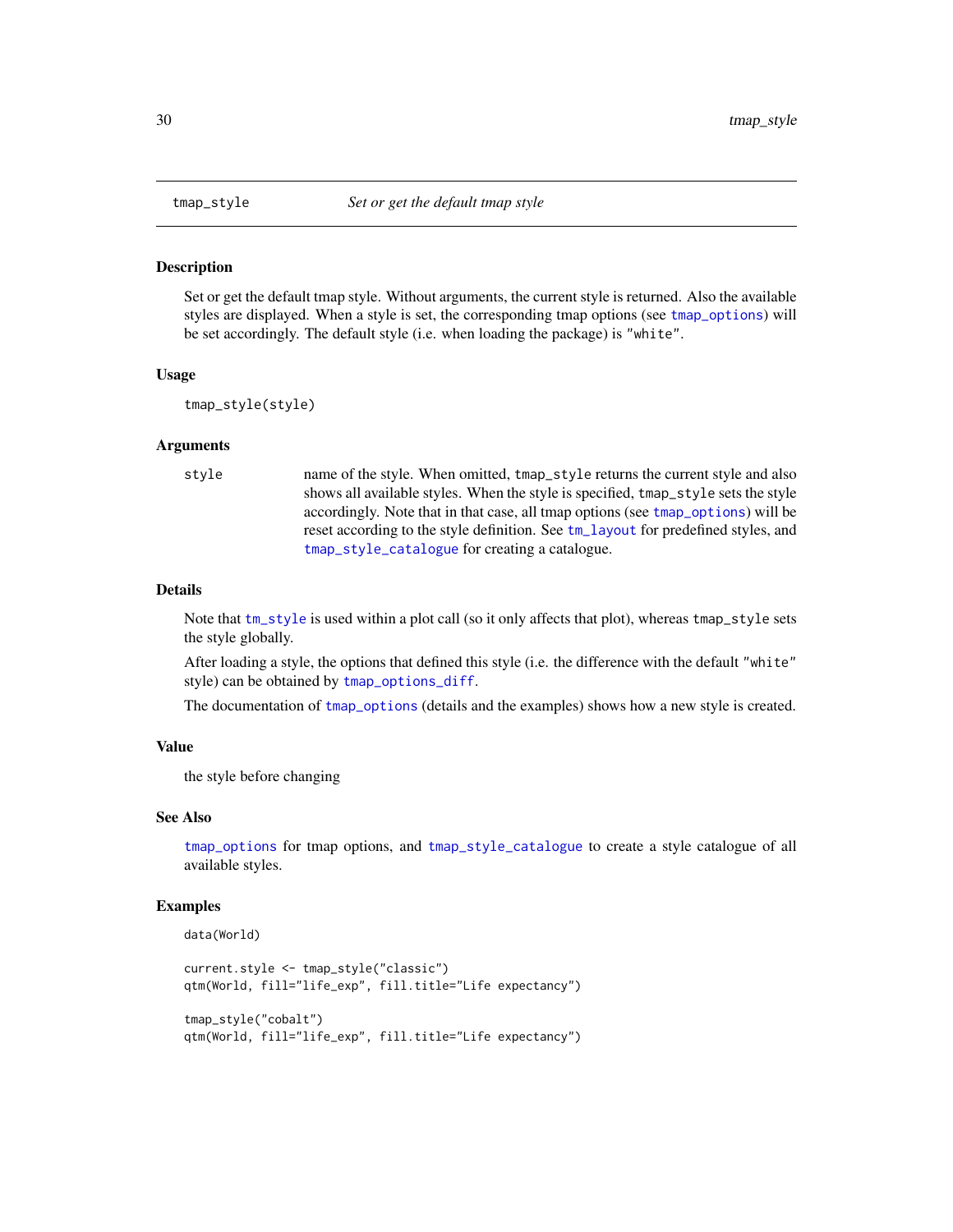# tmap_style — *Set or get the default tmap style*

## Description

Set or get the default tmap style. Without arguments, the current style is returned. Also the available styles are displayed. When a style is set, the corresponding tmap options (see `tmap_options`) will be set accordingly. The default style (i.e. when loading the package) is `"white"`.

## Usage

```
tmap_style(style)
```

## Arguments

| | |
|---|---|
| `style` | name of the style. When omitted, `tmap_style` returns the current style and also shows all available styles. When the style is specified, `tmap_style` sets the style accordingly. Note that in that case, all tmap options (see `tmap_options`) will be reset according to the style definition. See `tm_layout` for predefined styles, and `tmap_style_catalogue` for creating a catalogue. |

## Details

Note that `tm_style` is used within a plot call (so it only affects that plot), whereas `tmap_style` sets the style globally.

After loading a style, the options that defined this style (i.e. the difference with the default `"white"` style) can be obtained by `tmap_options_diff`.

The documentation of `tmap_options` (details and the examples) shows how a new style is created.

## Value

the style before changing

## See Also

`tmap_options` for tmap options, and `tmap_style_catalogue` to create a style catalogue of all available styles.

## Examples

```
data(World)

current.style <- tmap_style("classic")
qtm(World, fill="life_exp", fill.title="Life expectancy")

tmap_style("cobalt")
qtm(World, fill="life_exp", fill.title="Life expectancy")
```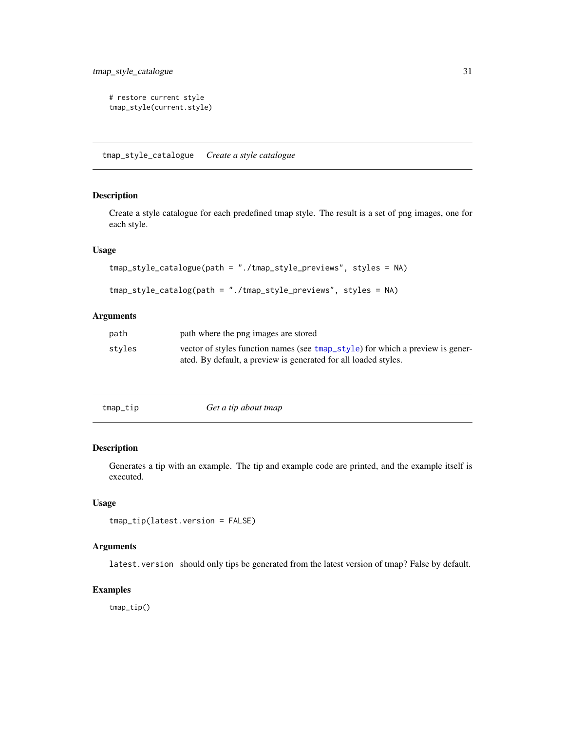```
# restore current style
tmap_style(current.style)
```

## tmap_style_catalogue *Create a style catalogue*

### Description

Create a style catalogue for each predefined tmap style. The result is a set of png images, one for each style.

### Usage

```
tmap_style_catalogue(path = "./tmap_style_previews", styles = NA)

tmap_style_catalog(path = "./tmap_style_previews", styles = NA)
```

### Arguments

| | |
|---|---|
| `path` | path where the png images are stored |
| `styles` | vector of styles function names (see `tmap_style`) for which a preview is generated. By default, a preview is generated for all loaded styles. |

## tmap_tip *Get a tip about tmap*

### Description

Generates a tip with an example. The tip and example code are printed, and the example itself is executed.

### Usage

```
tmap_tip(latest.version = FALSE)
```

### Arguments

| | |
|---|---|
| `latest.version` | should only tips be generated from the latest version of tmap? False by default. |

### Examples

```
tmap_tip()
```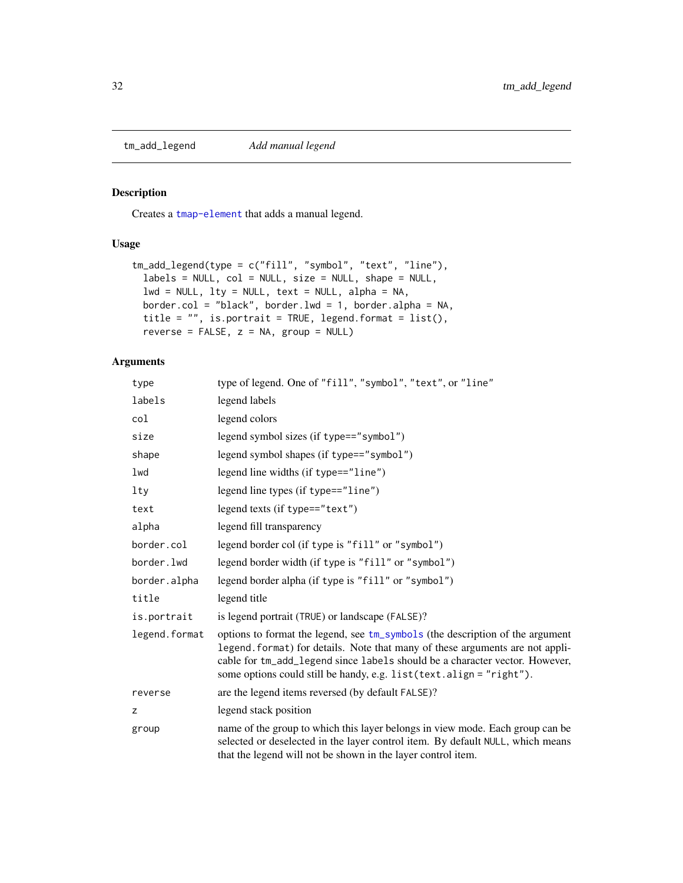`tm_add_legend` *Add manual legend*

## Description

Creates a `tmap-element` that adds a manual legend.

## Usage

```
tm_add_legend(type = c("fill", "symbol", "text", "line"),
  labels = NULL, col = NULL, size = NULL, shape = NULL,
  lwd = NULL, lty = NULL, text = NULL, alpha = NA,
  border.col = "black", border.lwd = 1, border.alpha = NA,
  title = "", is.portrait = TRUE, legend.format = list(),
  reverse = FALSE, z = NA, group = NULL)
```

## Arguments

| | |
|---|---|
| `type` | type of legend. One of `"fill"`, `"symbol"`, `"text"`, or `"line"` |
| `labels` | legend labels |
| `col` | legend colors |
| `size` | legend symbol sizes (if `type=="symbol"`) |
| `shape` | legend symbol shapes (if `type=="symbol"`) |
| `lwd` | legend line widths (if `type=="line"`) |
| `lty` | legend line types (if `type=="line"`) |
| `text` | legend texts (if `type=="text"`) |
| `alpha` | legend fill transparency |
| `border.col` | legend border col (if `type` is `"fill"` or `"symbol"`) |
| `border.lwd` | legend border width (if `type` is `"fill"` or `"symbol"`) |
| `border.alpha` | legend border alpha (if `type` is `"fill"` or `"symbol"`) |
| `title` | legend title |
| `is.portrait` | is legend portrait (`TRUE`) or landscape (`FALSE`)? |
| `legend.format` | options to format the legend, see `tm_symbols` (the description of the argument `legend.format`) for details. Note that many of these arguments are not applicable for `tm_add_legend` since `labels` should be a character vector. However, some options could still be handy, e.g. `list(text.align = "right")`. |
| `reverse` | are the legend items reversed (by default `FALSE`)? |
| `z` | legend stack position |
| `group` | name of the group to which this layer belongs in view mode. Each group can be selected or deselected in the layer control item. By default `NULL`, which means that the legend will not be shown in the layer control item. |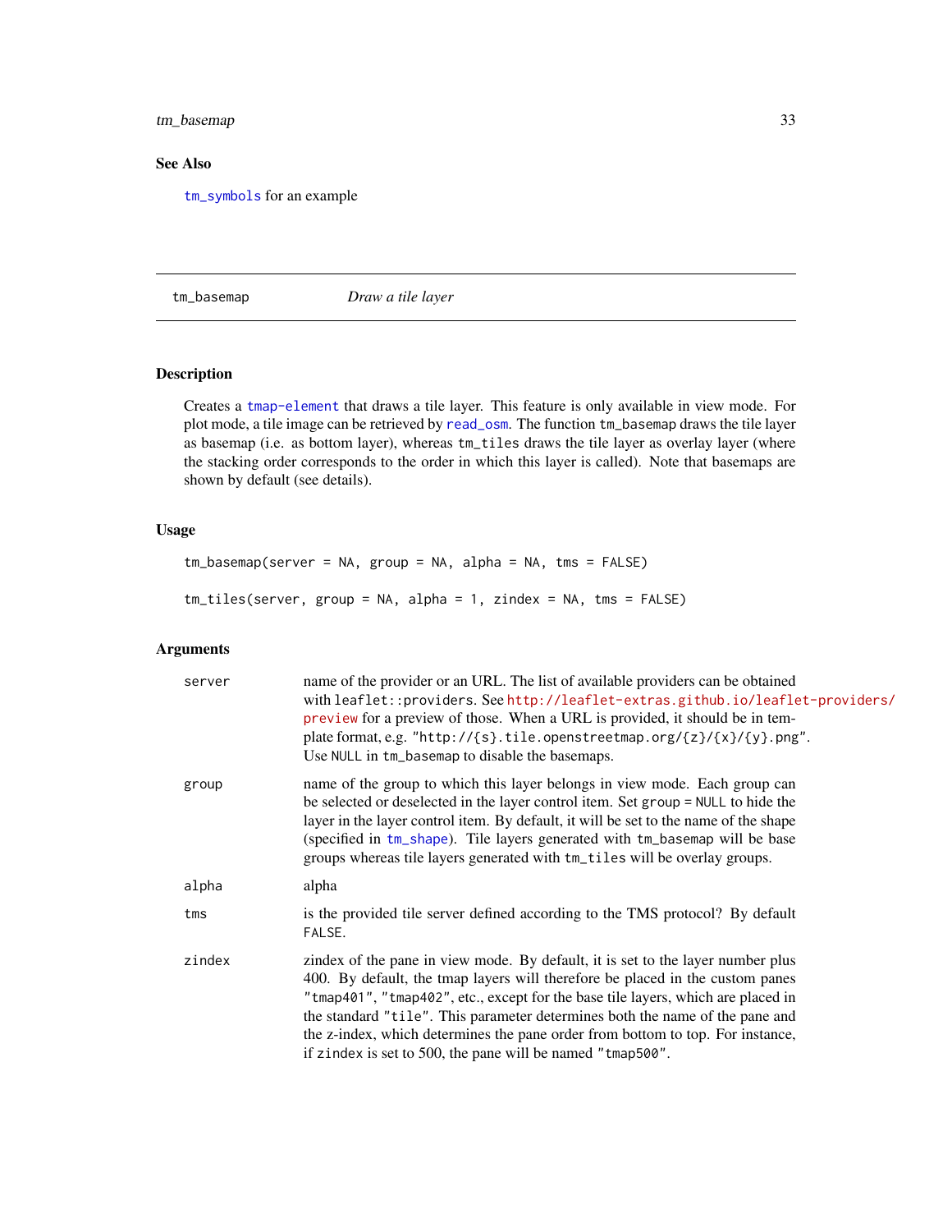## See Also

`tm_symbols` for an example

---

tm_basemap *Draw a tile layer*

---

## Description

Creates a `tmap-element` that draws a tile layer. This feature is only available in view mode. For plot mode, a tile image can be retrieved by `read_osm`. The function `tm_basemap` draws the tile layer as basemap (i.e. as bottom layer), whereas `tm_tiles` draws the tile layer as overlay layer (where the stacking order corresponds to the order in which this layer is called). Note that basemaps are shown by default (see details).

## Usage

```
tm_basemap(server = NA, group = NA, alpha = NA, tms = FALSE)

tm_tiles(server, group = NA, alpha = 1, zindex = NA, tms = FALSE)
```

## Arguments

| | |
|---|---|
| server | name of the provider or an URL. The list of available providers can be obtained with `leaflet::providers`. See http://leaflet-extras.github.io/leaflet-providers/preview for a preview of those. When a URL is provided, it should be in template format, e.g. `"http://{s}.tile.openstreetmap.org/{z}/{x}/{y}.png"`. Use `NULL` in `tm_basemap` to disable the basemaps. |
| group | name of the group to which this layer belongs in view mode. Each group can be selected or deselected in the layer control item. Set `group = NULL` to hide the layer in the layer control item. By default, it will be set to the name of the shape (specified in `tm_shape`). Tile layers generated with `tm_basemap` will be base groups whereas tile layers generated with `tm_tiles` will be overlay groups. |
| alpha | alpha |
| tms | is the provided tile server defined according to the TMS protocol? By default `FALSE`. |
| zindex | zindex of the pane in view mode. By default, it is set to the layer number plus 400. By default, the tmap layers will therefore be placed in the custom panes `"tmap401"`, `"tmap402"`, etc., except for the base tile layers, which are placed in the standard `"tile"`. This parameter determines both the name of the pane and the z-index, which determines the pane order from bottom to top. For instance, if `zindex` is set to 500, the pane will be named `"tmap500"`. |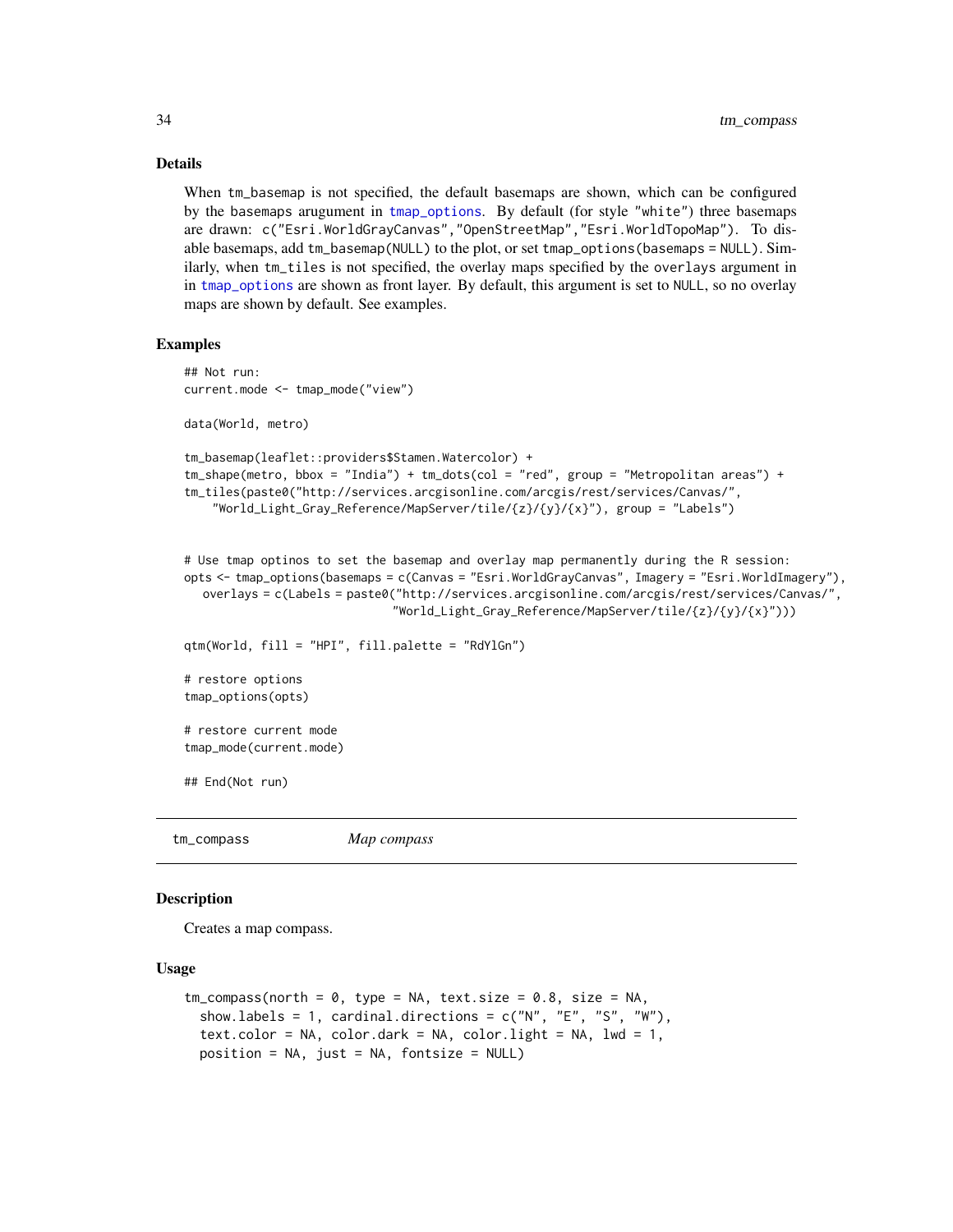### Details

When `tm_basemap` is not specified, the default basemaps are shown, which can be configured by the basemaps arugument in `tmap_options`. By default (for style `"white"`) three basemaps are drawn: `c("Esri.WorldGrayCanvas","OpenStreetMap","Esri.WorldTopoMap")`. To disable basemaps, add `tm_basemap(NULL)` to the plot, or set `tmap_options(basemaps = NULL)`. Similarly, when `tm_tiles` is not specified, the overlay maps specified by the `overlays` argument in in `tmap_options` are shown as front layer. By default, this argument is set to `NULL`, so no overlay maps are shown by default. See examples.

### Examples

```
## Not run:
current.mode <- tmap_mode("view")

data(World, metro)

tm_basemap(leaflet::providers$Stamen.Watercolor) +
tm_shape(metro, bbox = "India") + tm_dots(col = "red", group = "Metropolitan areas") +
tm_tiles(paste0("http://services.arcgisonline.com/arcgis/rest/services/Canvas/",
    "World_Light_Gray_Reference/MapServer/tile/{z}/{y}/{x}"), group = "Labels")


# Use tmap optinos to set the basemap and overlay map permanently during the R session:
opts <- tmap_options(basemaps = c(Canvas = "Esri.WorldGrayCanvas", Imagery = "Esri.WorldImagery"),
   overlays = c(Labels = paste0("http://services.arcgisonline.com/arcgis/rest/services/Canvas/",
                              "World_Light_Gray_Reference/MapServer/tile/{z}/{y}/{x}")))

qtm(World, fill = "HPI", fill.palette = "RdYlGn")

# restore options
tmap_options(opts)

# restore current mode
tmap_mode(current.mode)

## End(Not run)
```

---

## tm_compass — *Map compass*

### Description

Creates a map compass.

### Usage

```
tm_compass(north = 0, type = NA, text.size = 0.8, size = NA,
  show.labels = 1, cardinal.directions = c("N", "E", "S", "W"),
  text.color = NA, color.dark = NA, color.light = NA, lwd = 1,
  position = NA, just = NA, fontsize = NULL)
```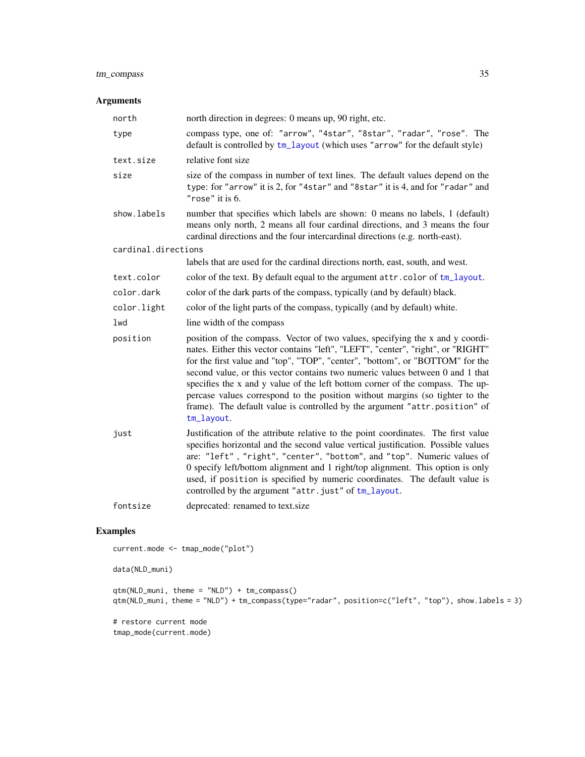## Arguments

| | |
|---|---|
| `north` | north direction in degrees: 0 means up, 90 right, etc. |
| `type` | compass type, one of: `"arrow"`, `"4star"`, `"8star"`, `"radar"`, `"rose"`. The default is controlled by `tm_layout` (which uses `"arrow"` for the default style) |
| `text.size` | relative font size |
| `size` | size of the compass in number of text lines. The default values depend on the `type`: for `"arrow"` it is 2, for `"4star"` and `"8star"` it is 4, and for `"radar"` and `"rose"` it is 6. |
| `show.labels` | number that specifies which labels are shown: 0 means no labels, 1 (default) means only north, 2 means all four cardinal directions, and 3 means the four cardinal directions and the four intercardinal directions (e.g. north-east). |
| `cardinal.directions` | labels that are used for the cardinal directions north, east, south, and west. |
| `text.color` | color of the text. By default equal to the argument `attr.color` of `tm_layout`. |
| `color.dark` | color of the dark parts of the compass, typically (and by default) black. |
| `color.light` | color of the light parts of the compass, typically (and by default) white. |
| `lwd` | line width of the compass |
| `position` | position of the compass. Vector of two values, specifying the x and y coordinates. Either this vector contains "left", "LEFT", "center", "right", or "RIGHT" for the first value and "top", "TOP", "center", "bottom", or "BOTTOM" for the second value, or this vector contains two numeric values between 0 and 1 that specifies the x and y value of the left bottom corner of the compass. The uppercase values correspond to the position without margins (so tighter to the frame). The default value is controlled by the argument `"attr.position"` of `tm_layout`. |
| `just` | Justification of the attribute relative to the point coordinates. The first value specifies horizontal and the second value vertical justification. Possible values are: `"left"` , `"right"`, `"center"`, `"bottom"`, and `"top"`. Numeric values of 0 specify left/bottom alignment and 1 right/top alignment. This option is only used, if `position` is specified by numeric coordinates. The default value is controlled by the argument `"attr.just"` of `tm_layout`. |
| `fontsize` | deprecated: renamed to text.size |

## Examples

```
current.mode <- tmap_mode("plot")

data(NLD_muni)

qtm(NLD_muni, theme = "NLD") + tm_compass()
qtm(NLD_muni, theme = "NLD") + tm_compass(type="radar", position=c("left", "top"), show.labels = 3)

# restore current mode
tmap_mode(current.mode)
```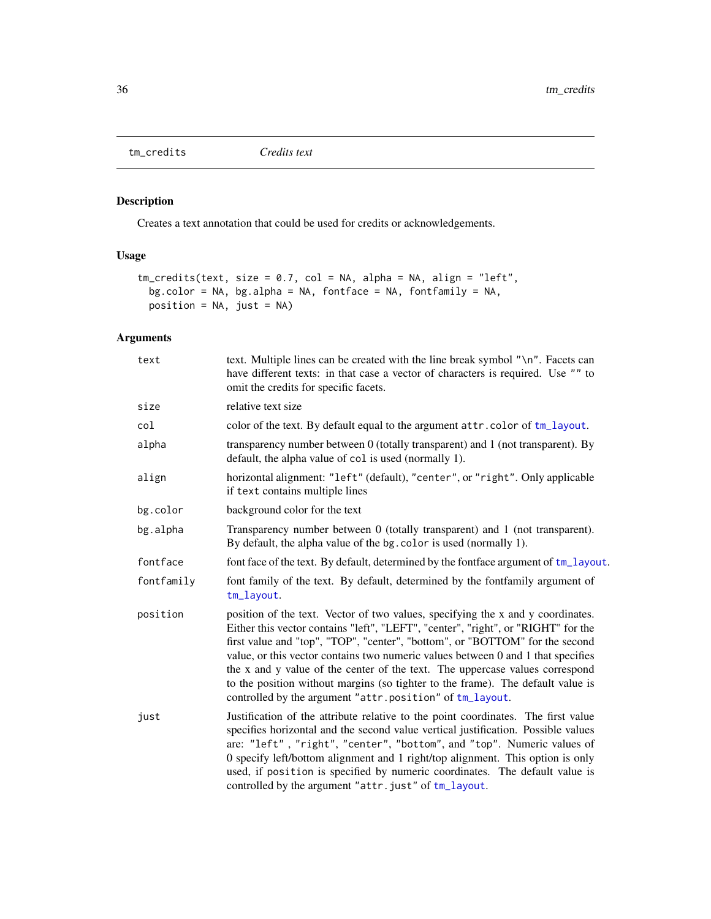tm_credits *Credits text*

## Description

Creates a text annotation that could be used for credits or acknowledgements.

## Usage

```
tm_credits(text, size = 0.7, col = NA, alpha = NA, align = "left",
  bg.color = NA, bg.alpha = NA, fontface = NA, fontfamily = NA,
  position = NA, just = NA)
```

## Arguments

| | |
|---|---|
| `text` | text. Multiple lines can be created with the line break symbol `"\n"`. Facets can have different texts: in that case a vector of characters is required. Use `""` to omit the credits for specific facets. |
| `size` | relative text size |
| `col` | color of the text. By default equal to the argument `attr.color` of `tm_layout`. |
| `alpha` | transparency number between 0 (totally transparent) and 1 (not transparent). By default, the alpha value of `col` is used (normally 1). |
| `align` | horizontal alignment: `"left"` (default), `"center"`, or `"right"`. Only applicable if `text` contains multiple lines |
| `bg.color` | background color for the text |
| `bg.alpha` | Transparency number between 0 (totally transparent) and 1 (not transparent). By default, the alpha value of the `bg.color` is used (normally 1). |
| `fontface` | font face of the text. By default, determined by the fontface argument of `tm_layout`. |
| `fontfamily` | font family of the text. By default, determined by the fontfamily argument of `tm_layout`. |
| `position` | position of the text. Vector of two values, specifying the x and y coordinates. Either this vector contains "left", "LEFT", "center", "right", or "RIGHT" for the first value and "top", "TOP", "center", "bottom", or "BOTTOM" for the second value, or this vector contains two numeric values between 0 and 1 that specifies the x and y value of the center of the text. The uppercase values correspond to the position without margins (so tighter to the frame). The default value is controlled by the argument `"attr.position"` of `tm_layout`. |
| `just` | Justification of the attribute relative to the point coordinates. The first value specifies horizontal and the second value vertical justification. Possible values are: `"left"` , `"right"`, `"center"`, `"bottom"`, and `"top"`. Numeric values of 0 specify left/bottom alignment and 1 right/top alignment. This option is only used, if `position` is specified by numeric coordinates. The default value is controlled by the argument `"attr.just"` of `tm_layout`. |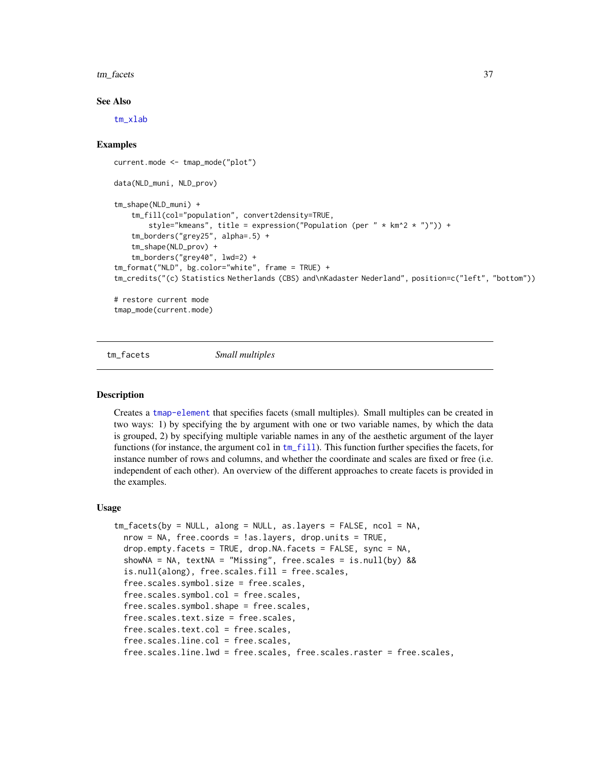### See Also

tm_xlab

### Examples

```
current.mode <- tmap_mode("plot")

data(NLD_muni, NLD_prov)

tm_shape(NLD_muni) +
    tm_fill(col="population", convert2density=TRUE,
        style="kmeans", title = expression("Population (per " * km^2 * ")")) +
    tm_borders("grey25", alpha=.5) +
    tm_shape(NLD_prov) +
    tm_borders("grey40", lwd=2) +
tm_format("NLD", bg.color="white", frame = TRUE) +
tm_credits("(c) Statistics Netherlands (CBS) and\nKadaster Nederland", position=c("left", "bottom"))

# restore current mode
tmap_mode(current.mode)
```

---

## tm_facets *Small multiples*

### Description

Creates a tmap-element that specifies facets (small multiples). Small multiples can be created in two ways: 1) by specifying the by argument with one or two variable names, by which the data is grouped, 2) by specifying multiple variable names in any of the aesthetic argument of the layer functions (for instance, the argument col in tm_fill). This function further specifies the facets, for instance number of rows and columns, and whether the coordinate and scales are fixed or free (i.e. independent of each other). An overview of the different approaches to create facets is provided in the examples.

### Usage

```
tm_facets(by = NULL, along = NULL, as.layers = FALSE, ncol = NA,
  nrow = NA, free.coords = !as.layers, drop.units = TRUE,
  drop.empty.facets = TRUE, drop.NA.facets = FALSE, sync = NA,
  showNA = NA, textNA = "Missing", free.scales = is.null(by) &&
  is.null(along), free.scales.fill = free.scales,
  free.scales.symbol.size = free.scales,
  free.scales.symbol.col = free.scales,
  free.scales.symbol.shape = free.scales,
  free.scales.text.size = free.scales,
  free.scales.text.col = free.scales,
  free.scales.line.col = free.scales,
  free.scales.line.lwd = free.scales, free.scales.raster = free.scales,
```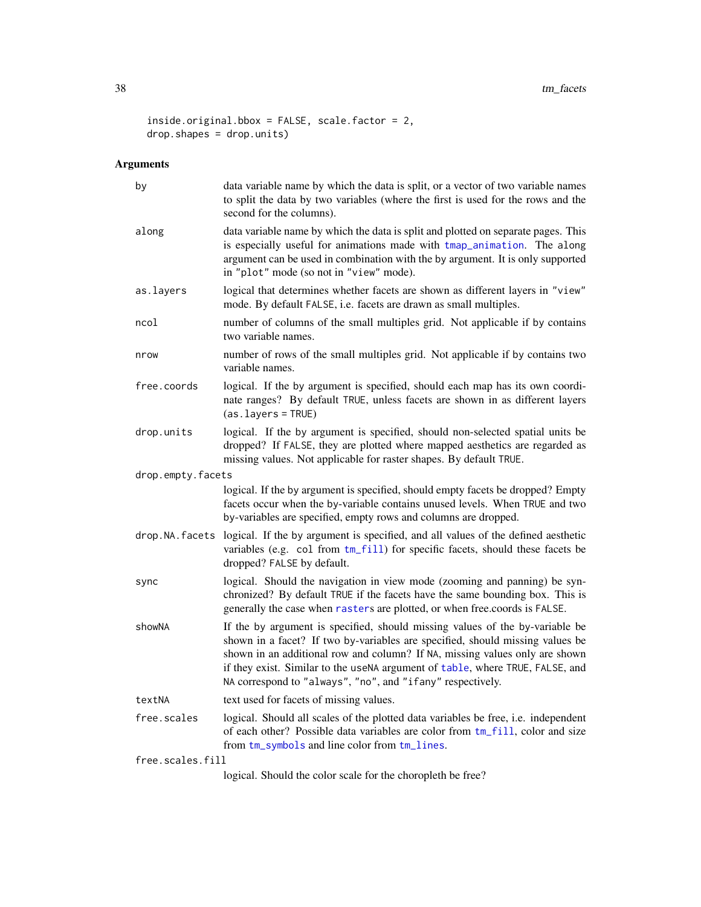```
  inside.original.bbox = FALSE, scale.factor = 2,
  drop.shapes = drop.units)
```

## Arguments

**by** — data variable name by which the data is split, or a vector of two variable names to split the data by two variables (where the first is used for the rows and the second for the columns).

**along** — data variable name by which the data is split and plotted on separate pages. This is especially useful for animations made with `tmap_animation`. The along argument can be used in combination with the by argument. It is only supported in `"plot"` mode (so not in `"view"` mode).

**as.layers** — logical that determines whether facets are shown as different layers in `"view"` mode. By default `FALSE`, i.e. facets are drawn as small multiples.

**ncol** — number of columns of the small multiples grid. Not applicable if by contains two variable names.

**nrow** — number of rows of the small multiples grid. Not applicable if by contains two variable names.

**free.coords** — logical. If the by argument is specified, should each map has its own coordinate ranges? By default `TRUE`, unless facets are shown in as different layers (`as.layers = TRUE`)

**drop.units** — logical. If the by argument is specified, should non-selected spatial units be dropped? If `FALSE`, they are plotted where mapped aesthetics are regarded as missing values. Not applicable for raster shapes. By default `TRUE`.

**drop.empty.facets** — logical. If the by argument is specified, should empty facets be dropped? Empty facets occur when the by-variable contains unused levels. When `TRUE` and two by-variables are specified, empty rows and columns are dropped.

**drop.NA.facets** — logical. If the by argument is specified, and all values of the defined aesthetic variables (e.g. `col` from `tm_fill`) for specific facets, should these facets be dropped? `FALSE` by default.

**sync** — logical. Should the navigation in view mode (zooming and panning) be synchronized? By default `TRUE` if the facets have the same bounding box. This is generally the case when `raster`s are plotted, or when free.coords is `FALSE`.

**showNA** — If the by argument is specified, should missing values of the by-variable be shown in a facet? If two by-variables are specified, should missing values be shown in an additional row and column? If `NA`, missing values only are shown if they exist. Similar to the `useNA` argument of `table`, where `TRUE`, `FALSE`, and `NA` correspond to `"always"`, `"no"`, and `"ifany"` respectively.

**textNA** — text used for facets of missing values.

**free.scales** — logical. Should all scales of the plotted data variables be free, i.e. independent of each other? Possible data variables are color from `tm_fill`, color and size from `tm_symbols` and line color from `tm_lines`.

**free.scales.fill** — logical. Should the color scale for the choropleth be free?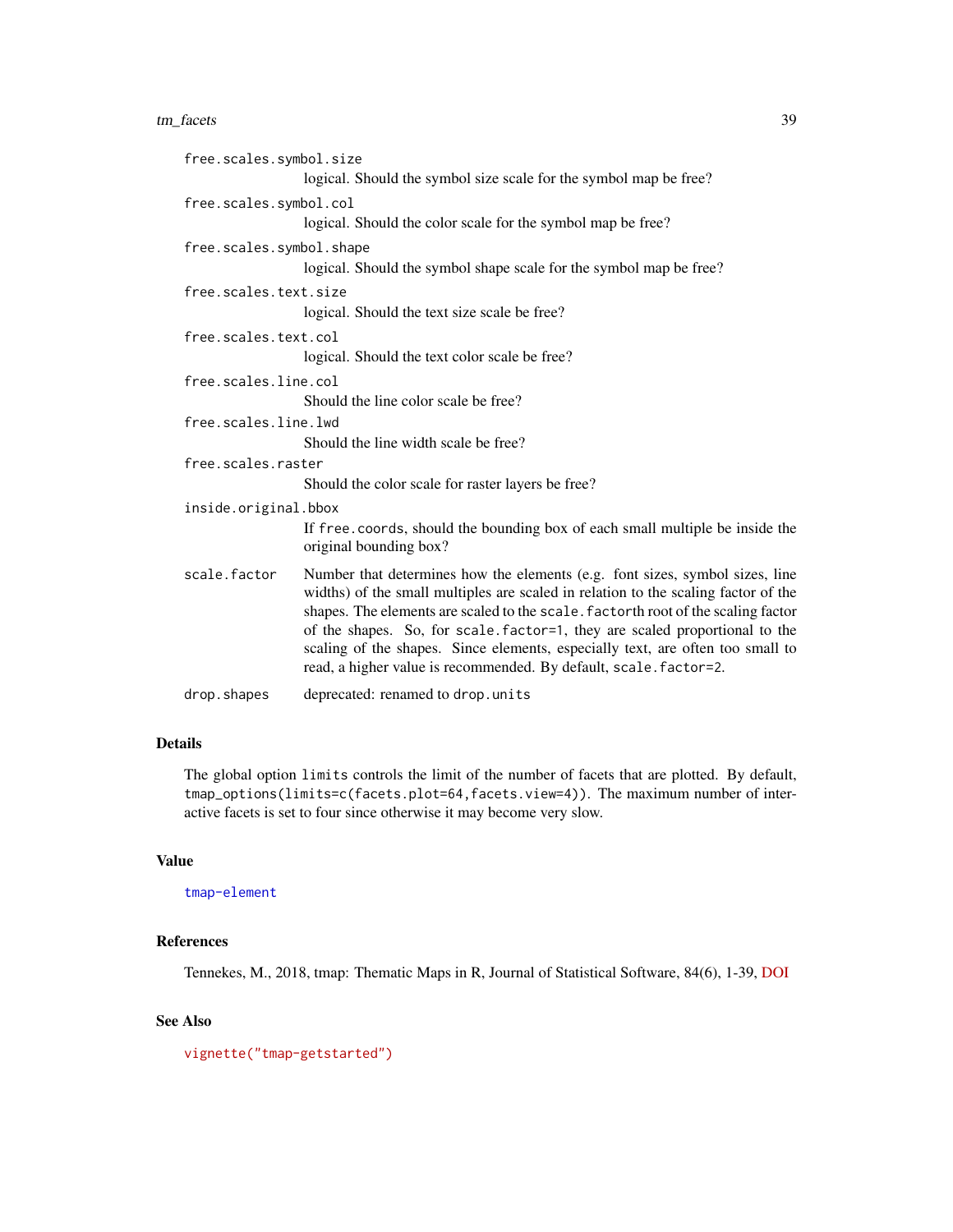`free.scales.symbol.size`
: logical. Should the symbol size scale for the symbol map be free?

`free.scales.symbol.col`
: logical. Should the color scale for the symbol map be free?

`free.scales.symbol.shape`
: logical. Should the symbol shape scale for the symbol map be free?

`free.scales.text.size`
: logical. Should the text size scale be free?

`free.scales.text.col`
: logical. Should the text color scale be free?

`free.scales.line.col`
: Should the line color scale be free?

`free.scales.line.lwd`
: Should the line width scale be free?

`free.scales.raster`
: Should the color scale for raster layers be free?

`inside.original.bbox`
: If `free.coords`, should the bounding box of each small multiple be inside the original bounding box?

`scale.factor`
: Number that determines how the elements (e.g. font sizes, symbol sizes, line widths) of the small multiples are scaled in relation to the scaling factor of the shapes. The elements are scaled to the `scale.factor`th root of the scaling factor of the shapes. So, for `scale.factor=1`, they are scaled proportional to the scaling of the shapes. Since elements, especially text, are often too small to read, a higher value is recommended. By default, `scale.factor=2`.

`drop.shapes`
: deprecated: renamed to `drop.units`

## Details

The global option `limits` controls the limit of the number of facets that are plotted. By default, `tmap_options(limits=c(facets.plot=64,facets.view=4))`. The maximum number of interactive facets is set to four since otherwise it may become very slow.

## Value

`tmap-element`

## References

Tennekes, M., 2018, tmap: Thematic Maps in R, Journal of Statistical Software, 84(6), 1-39, DOI

## See Also

`vignette("tmap-getstarted")`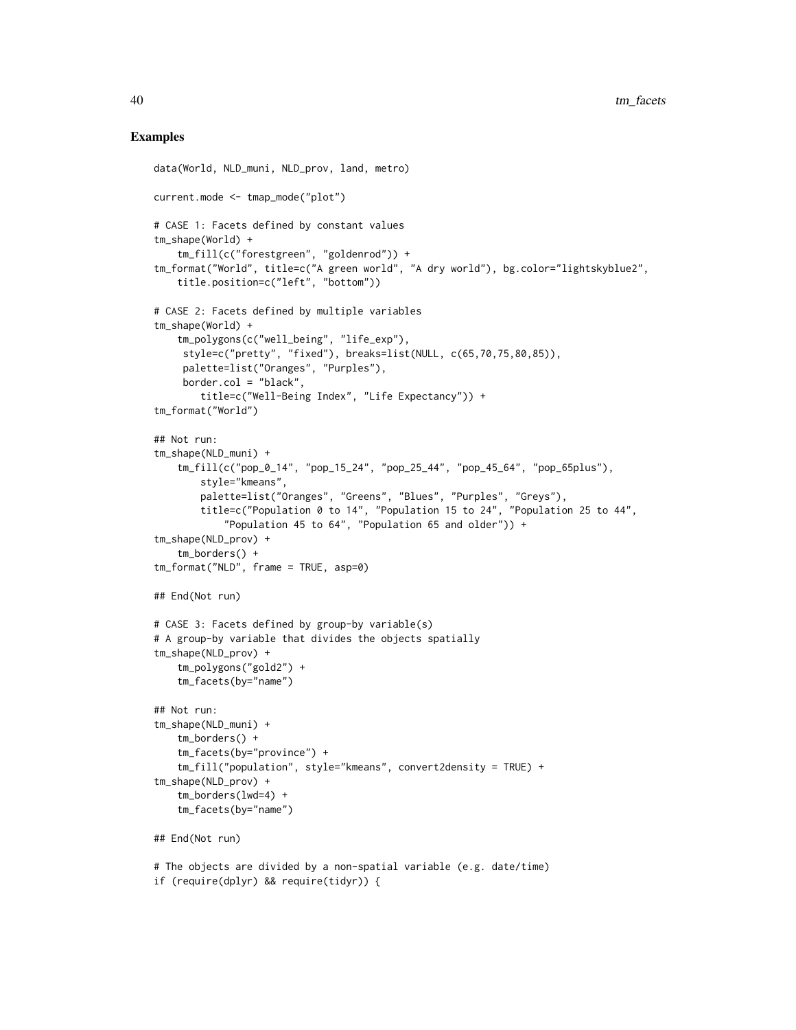## Examples

```
data(World, NLD_muni, NLD_prov, land, metro)

current.mode <- tmap_mode("plot")

# CASE 1: Facets defined by constant values
tm_shape(World) +
    tm_fill(c("forestgreen", "goldenrod")) +
tm_format("World", title=c("A green world", "A dry world"), bg.color="lightskyblue2",
    title.position=c("left", "bottom"))

# CASE 2: Facets defined by multiple variables
tm_shape(World) +
    tm_polygons(c("well_being", "life_exp"),
     style=c("pretty", "fixed"), breaks=list(NULL, c(65,70,75,80,85)),
     palette=list("Oranges", "Purples"),
     border.col = "black",
        title=c("Well-Being Index", "Life Expectancy")) +
tm_format("World")

## Not run:
tm_shape(NLD_muni) +
    tm_fill(c("pop_0_14", "pop_15_24", "pop_25_44", "pop_45_64", "pop_65plus"),
        style="kmeans",
        palette=list("Oranges", "Greens", "Blues", "Purples", "Greys"),
        title=c("Population 0 to 14", "Population 15 to 24", "Population 25 to 44",
            "Population 45 to 64", "Population 65 and older")) +
tm_shape(NLD_prov) +
    tm_borders() +
tm_format("NLD", frame = TRUE, asp=0)

## End(Not run)

# CASE 3: Facets defined by group-by variable(s)
# A group-by variable that divides the objects spatially
tm_shape(NLD_prov) +
    tm_polygons("gold2") +
    tm_facets(by="name")

## Not run:
tm_shape(NLD_muni) +
    tm_borders() +
    tm_facets(by="province") +
    tm_fill("population", style="kmeans", convert2density = TRUE) +
tm_shape(NLD_prov) +
    tm_borders(lwd=4) +
    tm_facets(by="name")

## End(Not run)

# The objects are divided by a non-spatial variable (e.g. date/time)
if (require(dplyr) && require(tidyr)) {
```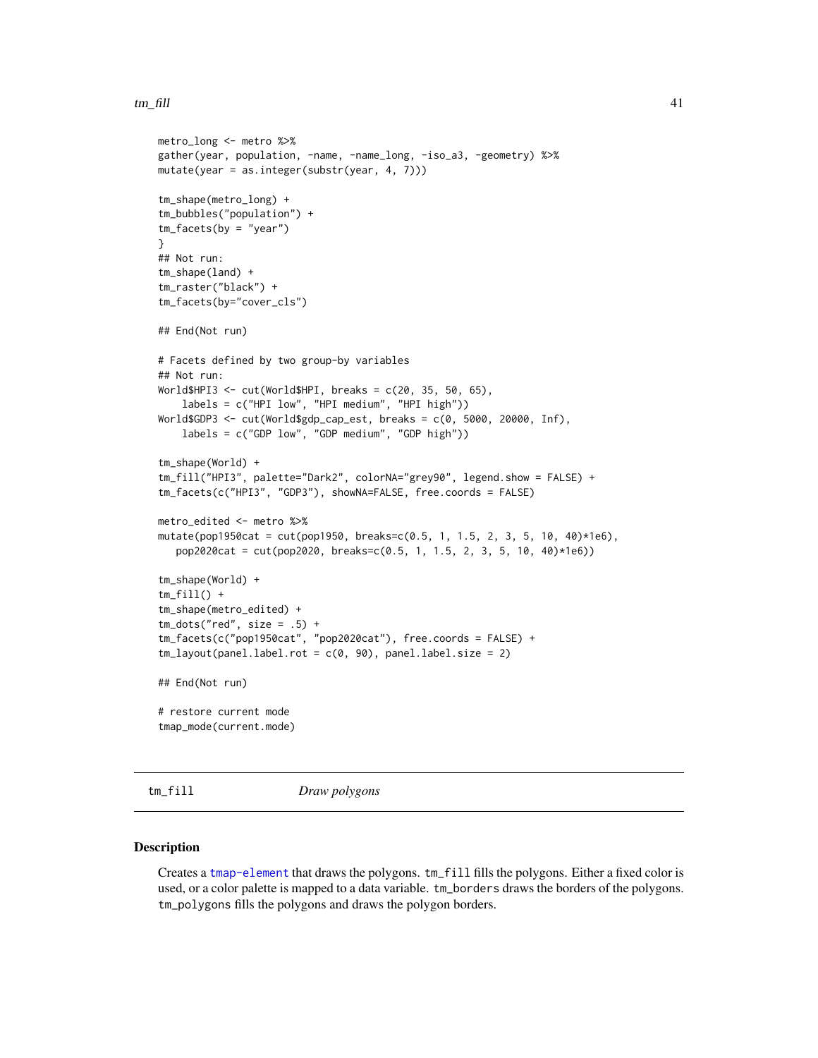```
metro_long <- metro %>%
gather(year, population, -name, -name_long, -iso_a3, -geometry) %>%
mutate(year = as.integer(substr(year, 4, 7)))

tm_shape(metro_long) +
tm_bubbles("population") +
tm_facets(by = "year")
}
## Not run:
tm_shape(land) +
tm_raster("black") +
tm_facets(by="cover_cls")

## End(Not run)

# Facets defined by two group-by variables
## Not run:
World$HPI3 <- cut(World$HPI, breaks = c(20, 35, 50, 65),
    labels = c("HPI low", "HPI medium", "HPI high"))
World$GDP3 <- cut(World$gdp_cap_est, breaks = c(0, 5000, 20000, Inf),
    labels = c("GDP low", "GDP medium", "GDP high"))

tm_shape(World) +
tm_fill("HPI3", palette="Dark2", colorNA="grey90", legend.show = FALSE) +
tm_facets(c("HPI3", "GDP3"), showNA=FALSE, free.coords = FALSE)

metro_edited <- metro %>%
mutate(pop1950cat = cut(pop1950, breaks=c(0.5, 1, 1.5, 2, 3, 5, 10, 40)*1e6),
   pop2020cat = cut(pop2020, breaks=c(0.5, 1, 1.5, 2, 3, 5, 10, 40)*1e6))

tm_shape(World) +
tm_fill() +
tm_shape(metro_edited) +
tm_dots("red", size = .5) +
tm_facets(c("pop1950cat", "pop2020cat"), free.coords = FALSE) +
tm_layout(panel.label.rot = c(0, 90), panel.label.size = 2)

## End(Not run)

# restore current mode
tmap_mode(current.mode)
```

## tm_fill *Draw polygons*

### Description

Creates a `tmap-element` that draws the polygons. `tm_fill` fills the polygons. Either a fixed color is used, or a color palette is mapped to a data variable. `tm_borders` draws the borders of the polygons. `tm_polygons` fills the polygons and draws the polygon borders.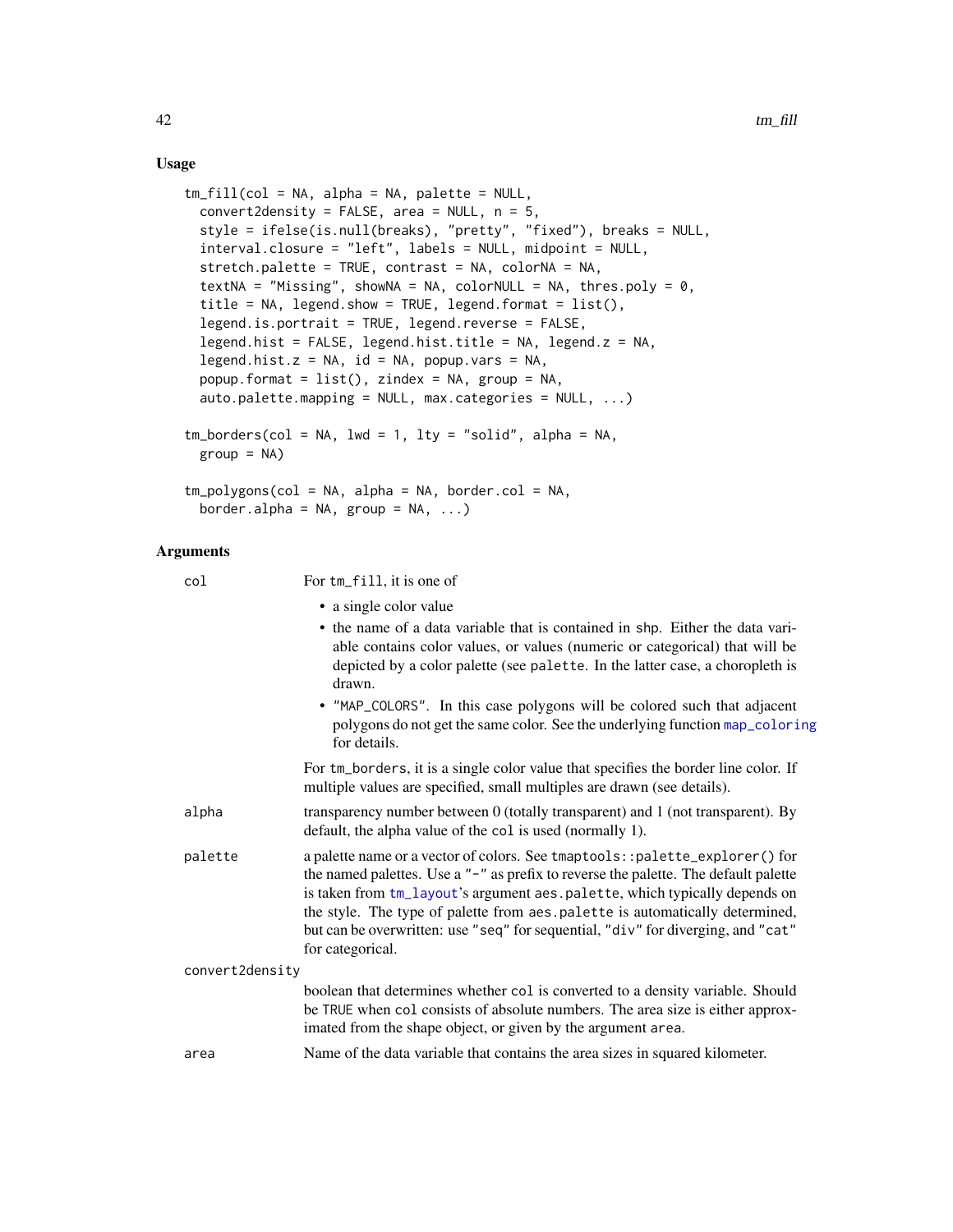## Usage

```
tm_fill(col = NA, alpha = NA, palette = NULL,
  convert2density = FALSE, area = NULL, n = 5,
  style = ifelse(is.null(breaks), "pretty", "fixed"), breaks = NULL,
  interval.closure = "left", labels = NULL, midpoint = NULL,
  stretch.palette = TRUE, contrast = NA, colorNA = NA,
  textNA = "Missing", showNA = NA, colorNULL = NA, thres.poly = 0,
  title = NA, legend.show = TRUE, legend.format = list(),
  legend.is.portrait = TRUE, legend.reverse = FALSE,
  legend.hist = FALSE, legend.hist.title = NA, legend.z = NA,
  legend.hist.z = NA, id = NA, popup.vars = NA,
  popup.format = list(), zindex = NA, group = NA,
  auto.palette.mapping = NULL, max.categories = NULL, ...)

tm_borders(col = NA, lwd = 1, lty = "solid", alpha = NA,
  group = NA)

tm_polygons(col = NA, alpha = NA, border.col = NA,
  border.alpha = NA, group = NA, ...)
```

## Arguments

`col` For `tm_fill`, it is one of

- a single color value
- the name of a data variable that is contained in `shp`. Either the data variable contains color values, or values (numeric or categorical) that will be depicted by a color palette (see `palette`. In the latter case, a choropleth is drawn.
- `"MAP_COLORS"`. In this case polygons will be colored such that adjacent polygons do not get the same color. See the underlying function `map_coloring` for details.

For `tm_borders`, it is a single color value that specifies the border line color. If multiple values are specified, small multiples are drawn (see details).

`alpha` transparency number between 0 (totally transparent) and 1 (not transparent). By default, the alpha value of the `col` is used (normally 1).

`palette` a palette name or a vector of colors. See `tmaptools::palette_explorer()` for the named palettes. Use a `"-"` as prefix to reverse the palette. The default palette is taken from `tm_layout`'s argument `aes.palette`, which typically depends on the style. The type of palette from `aes.palette` is automatically determined, but can be overwritten: use `"seq"` for sequential, `"div"` for diverging, and `"cat"` for categorical.

`convert2density` boolean that determines whether `col` is converted to a density variable. Should be `TRUE` when `col` consists of absolute numbers. The area size is either approximated from the shape object, or given by the argument `area`.

`area` Name of the data variable that contains the area sizes in squared kilometer.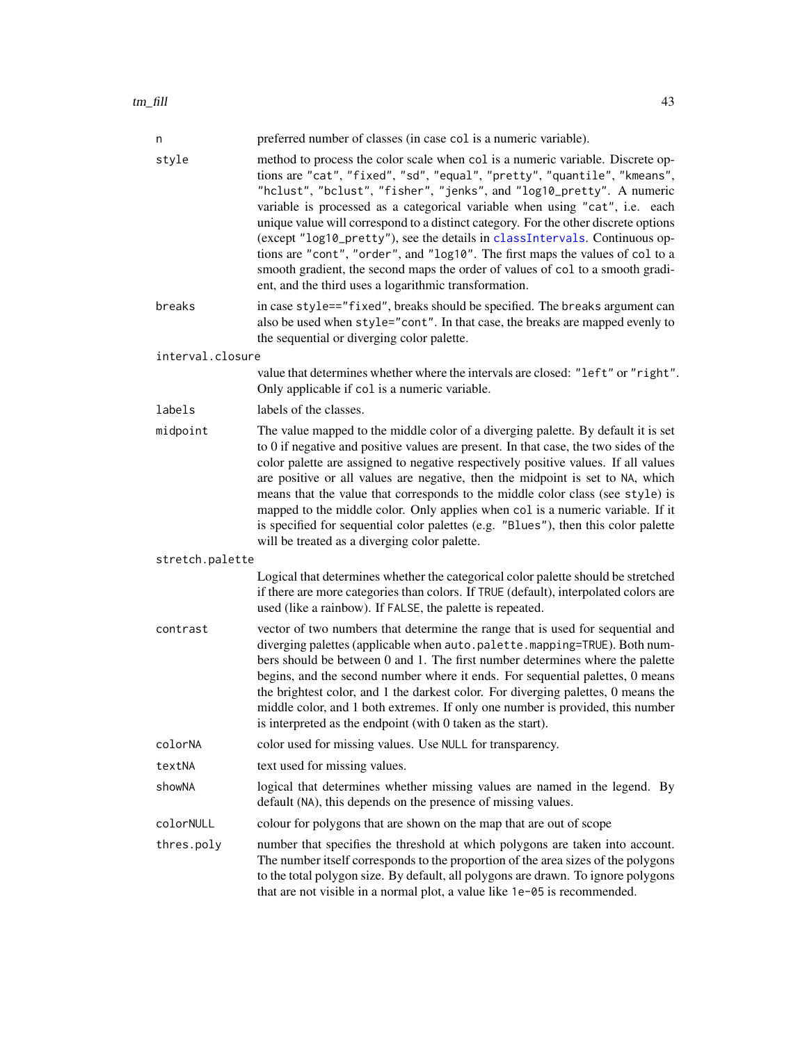| | |
|---|---|
| `n` | preferred number of classes (in case `col` is a numeric variable). |
| `style` | method to process the color scale when `col` is a numeric variable. Discrete options are `"cat"`, `"fixed"`, `"sd"`, `"equal"`, `"pretty"`, `"quantile"`, `"kmeans"`, `"hclust"`, `"bclust"`, `"fisher"`, `"jenks"`, and `"log10_pretty"`. A numeric variable is processed as a categorical variable when using `"cat"`, i.e. each unique value will correspond to a distinct category. For the other discrete options (except `"log10_pretty"`), see the details in classIntervals. Continuous options are `"cont"`, `"order"`, and `"log10"`. The first maps the values of `col` to a smooth gradient, the second maps the order of values of `col` to a smooth gradient, and the third uses a logarithmic transformation. |
| `breaks` | in case `style=="fixed"`, breaks should be specified. The `breaks` argument can also be used when `style="cont"`. In that case, the breaks are mapped evenly to the sequential or diverging color palette. |
| `interval.closure` | value that determines whether where the intervals are closed: `"left"` or `"right"`. Only applicable if `col` is a numeric variable. |
| `labels` | labels of the classes. |
| `midpoint` | The value mapped to the middle color of a diverging palette. By default it is set to 0 if negative and positive values are present. In that case, the two sides of the color palette are assigned to negative respectively positive values. If all values are positive or all values are negative, then the midpoint is set to `NA`, which means that the value that corresponds to the middle color class (see `style`) is mapped to the middle color. Only applies when `col` is a numeric variable. If it is specified for sequential color palettes (e.g. `"Blues"`), then this color palette will be treated as a diverging color palette. |
| `stretch.palette` | Logical that determines whether the categorical color palette should be stretched if there are more categories than colors. If `TRUE` (default), interpolated colors are used (like a rainbow). If `FALSE`, the palette is repeated. |
| `contrast` | vector of two numbers that determine the range that is used for sequential and diverging palettes (applicable when `auto.palette.mapping=TRUE`). Both numbers should be between 0 and 1. The first number determines where the palette begins, and the second number where it ends. For sequential palettes, 0 means the brightest color, and 1 the darkest color. For diverging palettes, 0 means the middle color, and 1 both extremes. If only one number is provided, this number is interpreted as the endpoint (with 0 taken as the start). |
| `colorNA` | color used for missing values. Use `NULL` for transparency. |
| `textNA` | text used for missing values. |
| `showNA` | logical that determines whether missing values are named in the legend. By default (`NA`), this depends on the presence of missing values. |
| `colorNULL` | colour for polygons that are shown on the map that are out of scope |
| `thres.poly` | number that specifies the threshold at which polygons are taken into account. The number itself corresponds to the proportion of the area sizes of the polygons to the total polygon size. By default, all polygons are drawn. To ignore polygons that are not visible in a normal plot, a value like `1e-05` is recommended. |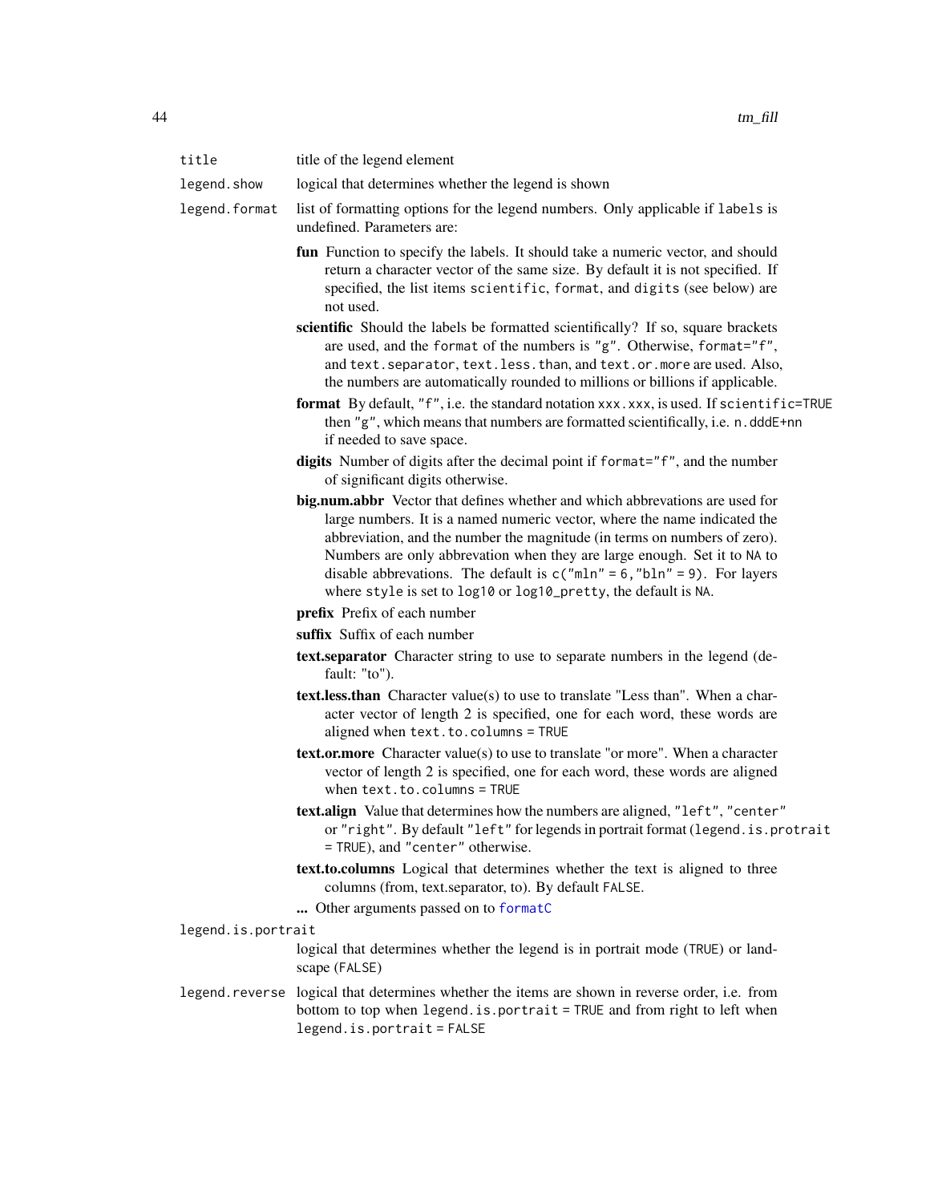`title` title of the legend element

`legend.show` logical that determines whether the legend is shown

`legend.format` list of formatting options for the legend numbers. Only applicable if `labels` is undefined. Parameters are:

- **fun** Function to specify the labels. It should take a numeric vector, and should return a character vector of the same size. By default it is not specified. If specified, the list items `scientific`, `format`, and `digits` (see below) are not used.
- **scientific** Should the labels be formatted scientifically? If so, square brackets are used, and the `format` of the numbers is `"g"`. Otherwise, `format="f"`, and `text.separator`, `text.less.than`, and `text.or.more` are used. Also, the numbers are automatically rounded to millions or billions if applicable.
- **format** By default, `"f"`, i.e. the standard notation `xxx.xxx`, is used. If `scientific=TRUE` then `"g"`, which means that numbers are formatted scientifically, i.e. `n.dddE+nn` if needed to save space.
- **digits** Number of digits after the decimal point if `format="f"`, and the number of significant digits otherwise.
- **big.num.abbr** Vector that defines whether and which abbrevations are used for large numbers. It is a named numeric vector, where the name indicated the abbreviation, and the number the magnitude (in terms on numbers of zero). Numbers are only abbreviation when they are large enough. Set it to `NA` to disable abbrevations. The default is `c("mln" = 6,"bln" = 9)`. For layers where `style` is set to `log10` or `log10_pretty`, the default is `NA`.
- **prefix** Prefix of each number
- **suffix** Suffix of each number
- **text.separator** Character string to use to separate numbers in the legend (default: "to").
- **text.less.than** Character value(s) to use to translate "Less than". When a character vector of length 2 is specified, one for each word, these words are aligned when `text.to.columns = TRUE`
- **text.or.more** Character value(s) to use to translate "or more". When a character vector of length 2 is specified, one for each word, these words are aligned when `text.to.columns = TRUE`
- **text.align** Value that determines how the numbers are aligned, `"left"`, `"center"` or `"right"`. By default `"left"` for legends in portrait format (`legend.is.protrait = TRUE`), and `"center"` otherwise.
- **text.to.columns** Logical that determines whether the text is aligned to three columns (from, text.separator, to). By default `FALSE`.
- **...** Other arguments passed on to `formatC`

`legend.is.portrait` logical that determines whether the legend is in portrait mode (`TRUE`) or landscape (`FALSE`)

`legend.reverse` logical that determines whether the items are shown in reverse order, i.e. from bottom to top when `legend.is.portrait = TRUE` and from right to left when `legend.is.portrait = FALSE`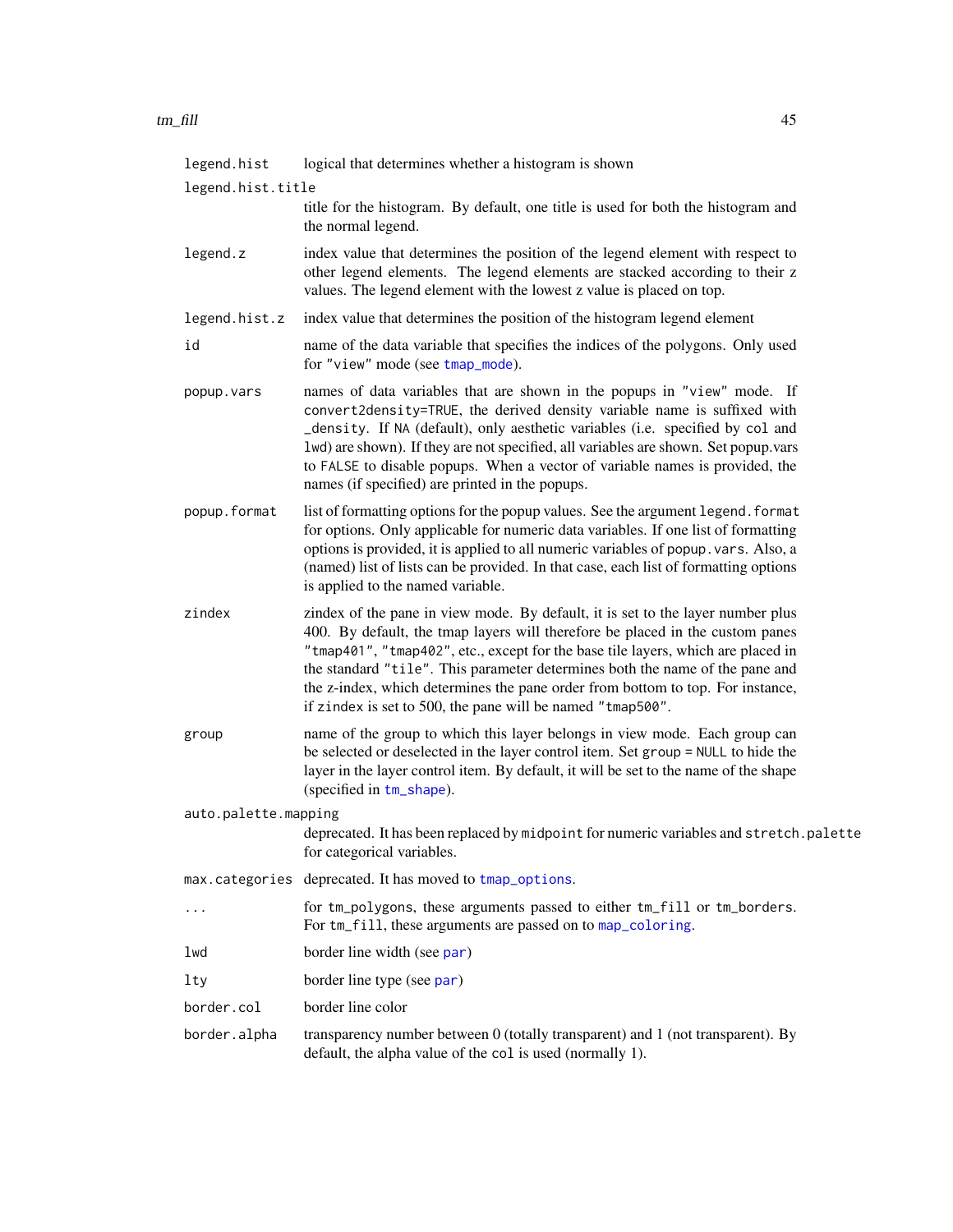`legend.hist`
: logical that determines whether a histogram is shown

`legend.hist.title`
: title for the histogram. By default, one title is used for both the histogram and the normal legend.

`legend.z`
: index value that determines the position of the legend element with respect to other legend elements. The legend elements are stacked according to their z values. The legend element with the lowest z value is placed on top.

`legend.hist.z`
: index value that determines the position of the histogram legend element

`id`
: name of the data variable that specifies the indices of the polygons. Only used for `"view"` mode (see `tmap_mode`).

`popup.vars`
: names of data variables that are shown in the popups in `"view"` mode. If `convert2density=TRUE`, the derived density variable name is suffixed with `_density`. If `NA` (default), only aesthetic variables (i.e. specified by `col` and `lwd`) are shown). If they are not specified, all variables are shown. Set popup.vars to `FALSE` to disable popups. When a vector of variable names is provided, the names (if specified) are printed in the popups.

`popup.format`
: list of formatting options for the popup values. See the argument `legend.format` for options. Only applicable for numeric data variables. If one list of formatting options is provided, it is applied to all numeric variables of `popup.vars`. Also, a (named) list of lists can be provided. In that case, each list of formatting options is applied to the named variable.

`zindex`
: zindex of the pane in view mode. By default, it is set to the layer number plus 400. By default, the tmap layers will therefore be placed in the custom panes `"tmap401"`, `"tmap402"`, etc., except for the base tile layers, which are placed in the standard `"tile"`. This parameter determines both the name of the pane and the z-index, which determines the pane order from bottom to top. For instance, if `zindex` is set to 500, the pane will be named `"tmap500"`.

`group`
: name of the group to which this layer belongs in view mode. Each group can be selected or deselected in the layer control item. Set `group = NULL` to hide the layer in the layer control item. By default, it will be set to the name of the shape (specified in `tm_shape`).

`auto.palette.mapping`
: deprecated. It has been replaced by `midpoint` for numeric variables and `stretch.palette` for categorical variables.

`max.categories`
: deprecated. It has moved to `tmap_options`.

`...`
: for `tm_polygons`, these arguments passed to either `tm_fill` or `tm_borders`. For `tm_fill`, these arguments are passed on to `map_coloring`.

`lwd`
: border line width (see `par`)

`lty`
: border line type (see `par`)

`border.col`
: border line color

`border.alpha`
: transparency number between 0 (totally transparent) and 1 (not transparent). By default, the alpha value of the `col` is used (normally 1).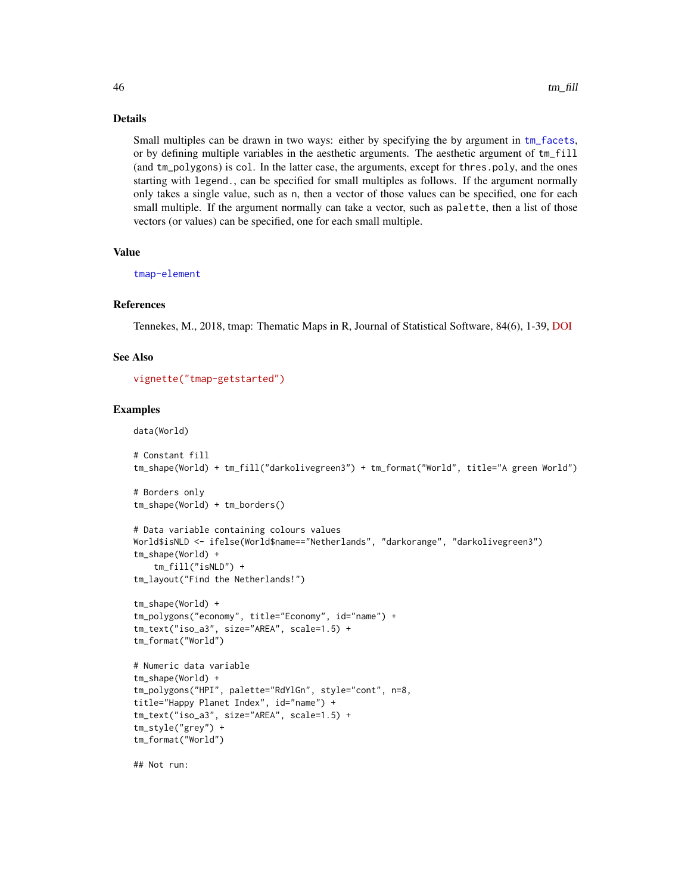## Details

Small multiples can be drawn in two ways: either by specifying the by argument in `tm_facets`, or by defining multiple variables in the aesthetic arguments. The aesthetic argument of `tm_fill` (and `tm_polygons`) is `col`. In the latter case, the arguments, except for `thres.poly`, and the ones starting with `legend.`, can be specified for small multiples as follows. If the argument normally only takes a single value, such as `n`, then a vector of those values can be specified, one for each small multiple. If the argument normally can take a vector, such as `palette`, then a list of those vectors (or values) can be specified, one for each small multiple.

## Value

`tmap-element`

## References

Tennekes, M., 2018, tmap: Thematic Maps in R, Journal of Statistical Software, 84(6), 1-39, DOI

## See Also

`vignette("tmap-getstarted")`

## Examples

```
data(World)

# Constant fill
tm_shape(World) + tm_fill("darkolivegreen3") + tm_format("World", title="A green World")

# Borders only
tm_shape(World) + tm_borders()

# Data variable containing colours values
World$isNLD <- ifelse(World$name=="Netherlands", "darkorange", "darkolivegreen3")
tm_shape(World) +
    tm_fill("isNLD") +
tm_layout("Find the Netherlands!")

tm_shape(World) +
tm_polygons("economy", title="Economy", id="name") +
tm_text("iso_a3", size="AREA", scale=1.5) +
tm_format("World")

# Numeric data variable
tm_shape(World) +
tm_polygons("HPI", palette="RdYlGn", style="cont", n=8,
title="Happy Planet Index", id="name") +
tm_text("iso_a3", size="AREA", scale=1.5) +
tm_style("grey") +
tm_format("World")

## Not run:
```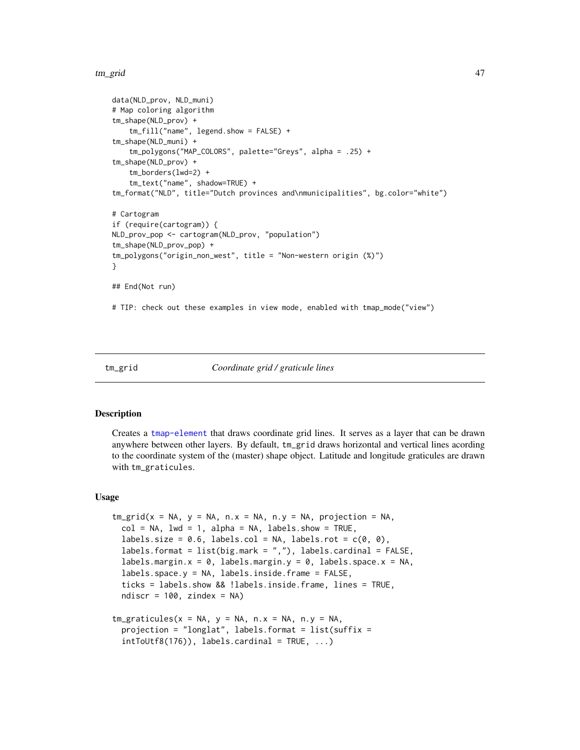```
data(NLD_prov, NLD_muni)
# Map coloring algorithm
tm_shape(NLD_prov) +
    tm_fill("name", legend.show = FALSE) +
tm_shape(NLD_muni) +
    tm_polygons("MAP_COLORS", palette="Greys", alpha = .25) +
tm_shape(NLD_prov) +
    tm_borders(lwd=2) +
    tm_text("name", shadow=TRUE) +
tm_format("NLD", title="Dutch provinces and\nmunicipalities", bg.color="white")

# Cartogram
if (require(cartogram)) {
NLD_prov_pop <- cartogram(NLD_prov, "population")
tm_shape(NLD_prov_pop) +
tm_polygons("origin_non_west", title = "Non-western origin (%)")
}

## End(Not run)

# TIP: check out these examples in view mode, enabled with tmap_mode("view")
```

## tm_grid — *Coordinate grid / graticule lines*

### Description

Creates a tmap-element that draws coordinate grid lines. It serves as a layer that can be drawn anywhere between other layers. By default, tm_grid draws horizontal and vertical lines acording to the coordinate system of the (master) shape object. Latitude and longitude graticules are drawn with tm_graticules.

### Usage

```
tm_grid(x = NA, y = NA, n.x = NA, n.y = NA, projection = NA,
  col = NA, lwd = 1, alpha = NA, labels.show = TRUE,
  labels.size = 0.6, labels.col = NA, labels.rot = c(0, 0),
  labels.format = list(big.mark = ","), labels.cardinal = FALSE,
  labels.margin.x = 0, labels.margin.y = 0, labels.space.x = NA,
  labels.space.y = NA, labels.inside.frame = FALSE,
  ticks = labels.show && !labels.inside.frame, lines = TRUE,
  ndiscr = 100, zindex = NA)

tm_graticules(x = NA, y = NA, n.x = NA, n.y = NA,
  projection = "longlat", labels.format = list(suffix =
  intToUtf8(176)), labels.cardinal = TRUE, ...)
```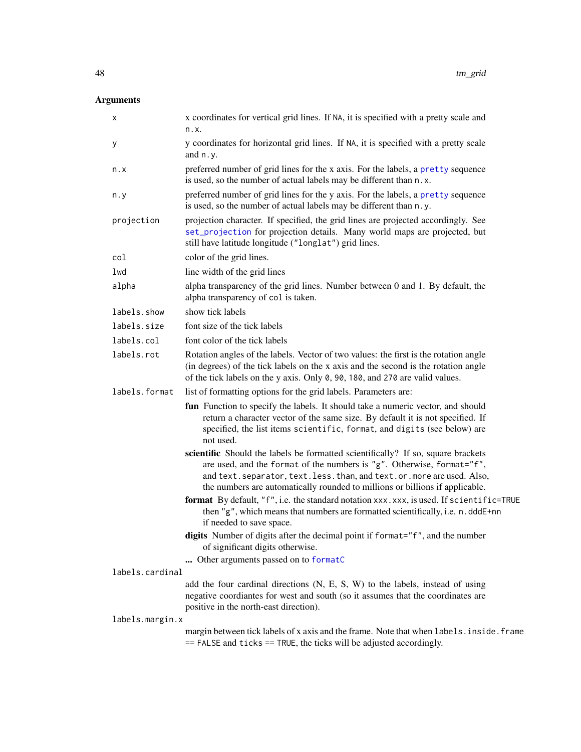## Arguments

| | |
|---|---|
| `x` | x coordinates for vertical grid lines. If `NA`, it is specified with a pretty scale and `n.x`. |
| `y` | y coordinates for horizontal grid lines. If `NA`, it is specified with a pretty scale and `n.y`. |
| `n.x` | preferred number of grid lines for the x axis. For the labels, a `pretty` sequence is used, so the number of actual labels may be different than `n.x`. |
| `n.y` | preferred number of grid lines for the y axis. For the labels, a `pretty` sequence is used, so the number of actual labels may be different than `n.y`. |
| `projection` | projection character. If specified, the grid lines are projected accordingly. See `set_projection` for projection details. Many world maps are projected, but still have latitude longitude (`"longlat"`) grid lines. |
| `col` | color of the grid lines. |
| `lwd` | line width of the grid lines |
| `alpha` | alpha transparency of the grid lines. Number between 0 and 1. By default, the alpha transparency of `col` is taken. |
| `labels.show` | show tick labels |
| `labels.size` | font size of the tick labels |
| `labels.col` | font color of the tick labels |
| `labels.rot` | Rotation angles of the labels. Vector of two values: the first is the rotation angle (in degrees) of the tick labels on the x axis and the second is the rotation angle of the tick labels on the y axis. Only `0`, `90`, `180`, and `270` are valid values. |
| `labels.format` | list of formatting options for the grid labels. Parameters are: |

- **fun** Function to specify the labels. It should take a numeric vector, and should return a character vector of the same size. By default it is not specified. If specified, the list items `scientific`, `format`, and `digits` (see below) are not used.
- **scientific** Should the labels be formatted scientifically? If so, square brackets are used, and the `format` of the numbers is `"g"`. Otherwise, `format="f"`, and `text.separator`, `text.less.than`, and `text.or.more` are used. Also, the numbers are automatically rounded to millions or billions if applicable.
- **format** By default, `"f"`, i.e. the standard notation `xxx.xxx`, is used. If `scientific=TRUE` then `"g"`, which means that numbers are formatted scientifically, i.e. `n.dddE+nn` if needed to save space.
- **digits** Number of digits after the decimal point if `format="f"`, and the number of significant digits otherwise.
- **...** Other arguments passed on to `formatC`

`labels.cardinal`
: add the four cardinal directions (N, E, S, W) to the labels, instead of using negative coordiantes for west and south (so it assumes that the coordinates are positive in the north-east direction).

`labels.margin.x`
: margin between tick labels of x axis and the frame. Note that when `labels.inside.frame == FALSE` and `ticks == TRUE`, the ticks will be adjusted accordingly.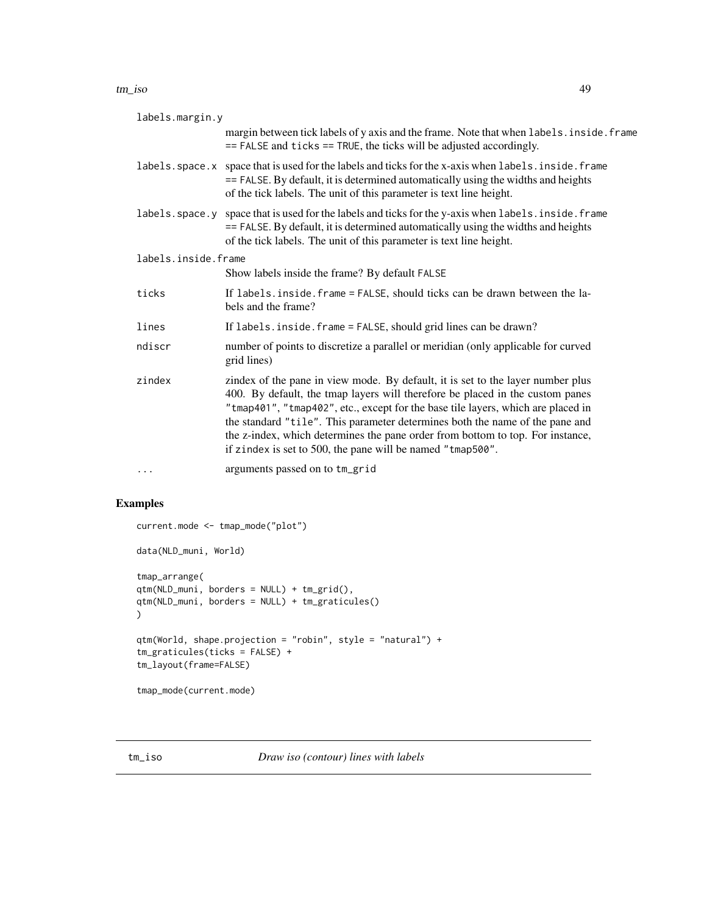| | |
|---|---|
| `labels.margin.y` | margin between tick labels of y axis and the frame. Note that when `labels.inside.frame == FALSE` and `ticks == TRUE`, the ticks will be adjusted accordingly. |
| `labels.space.x` | space that is used for the labels and ticks for the x-axis when `labels.inside.frame == FALSE`. By default, it is determined automatically using the widths and heights of the tick labels. The unit of this parameter is text line height. |
| `labels.space.y` | space that is used for the labels and ticks for the y-axis when `labels.inside.frame == FALSE`. By default, it is determined automatically using the widths and heights of the tick labels. The unit of this parameter is text line height. |
| `labels.inside.frame` | Show labels inside the frame? By default `FALSE` |
| `ticks` | If `labels.inside.frame = FALSE`, should ticks can be drawn between the labels and the frame? |
| `lines` | If `labels.inside.frame = FALSE`, should grid lines can be drawn? |
| `ndiscr` | number of points to discretize a parallel or meridian (only applicable for curved grid lines) |
| `zindex` | zindex of the pane in view mode. By default, it is set to the layer number plus 400. By default, the tmap layers will therefore be placed in the custom panes `"tmap401"`, `"tmap402"`, etc., except for the base tile layers, which are placed in the standard `"tile"`. This parameter determines both the name of the pane and the z-index, which determines the pane order from bottom to top. For instance, if `zindex` is set to 500, the pane will be named `"tmap500"`. |
| `...` | arguments passed on to `tm_grid` |

## Examples

```
current.mode <- tmap_mode("plot")

data(NLD_muni, World)

tmap_arrange(
qtm(NLD_muni, borders = NULL) + tm_grid(),
qtm(NLD_muni, borders = NULL) + tm_graticules()
)

qtm(World, shape.projection = "robin", style = "natural") +
tm_graticules(ticks = FALSE) +
tm_layout(frame=FALSE)

tmap_mode(current.mode)
```

---

## `tm_iso` *Draw iso (contour) lines with labels*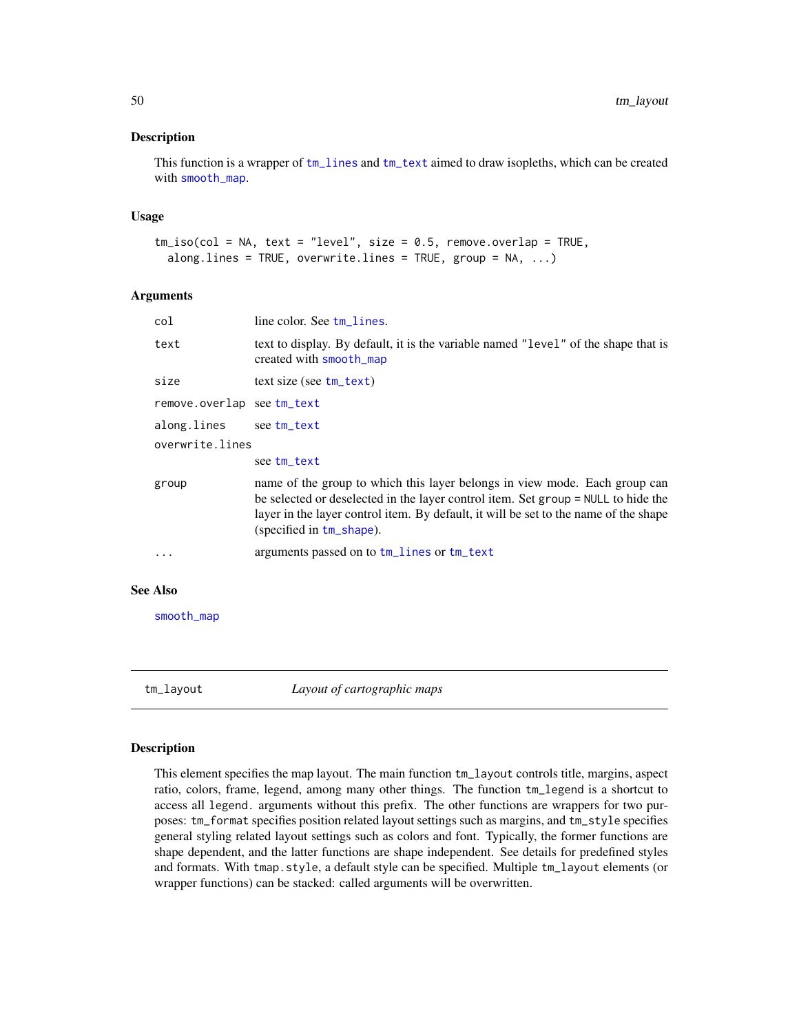### Description

This function is a wrapper of tm_lines and tm_text aimed to draw isopleths, which can be created with smooth_map.

### Usage

```
tm_iso(col = NA, text = "level", size = 0.5, remove.overlap = TRUE,
  along.lines = TRUE, overwrite.lines = TRUE, group = NA, ...)
```

### Arguments

| | |
|---|---|
| `col` | line color. See tm_lines. |
| `text` | text to display. By default, it is the variable named "level" of the shape that is created with smooth_map |
| `size` | text size (see tm_text) |
| `remove.overlap` | see tm_text |
| `along.lines` | see tm_text |
| `overwrite.lines` | see tm_text |
| `group` | name of the group to which this layer belongs in view mode. Each group can be selected or deselected in the layer control item. Set `group = NULL` to hide the layer in the layer control item. By default, it will be set to the name of the shape (specified in tm_shape). |
| `...` | arguments passed on to tm_lines or tm_text |

### See Also

smooth_map

---

## tm_layout — *Layout of cartographic maps*

---

### Description

This element specifies the map layout. The main function `tm_layout` controls title, margins, aspect ratio, colors, frame, legend, among many other things. The function `tm_legend` is a shortcut to access all `legend.` arguments without this prefix. The other functions are wrappers for two purposes: `tm_format` specifies position related layout settings such as margins, and `tm_style` specifies general styling related layout settings such as colors and font. Typically, the former functions are shape dependent, and the latter functions are shape independent. See details for predefined styles and formats. With `tmap.style`, a default style can be specified. Multiple `tm_layout` elements (or wrapper functions) can be stacked: called arguments will be overwritten.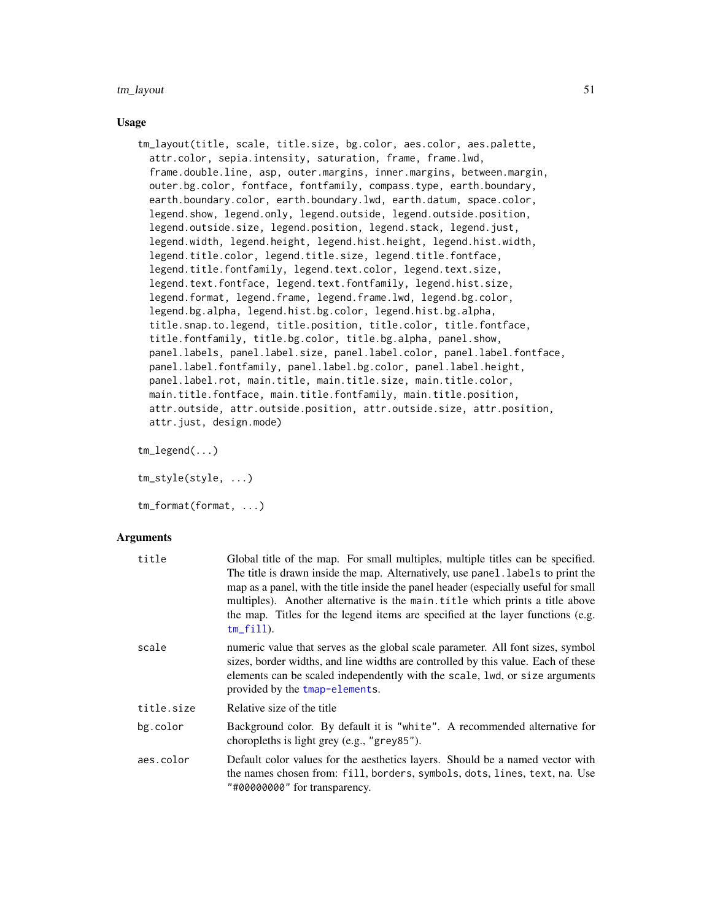## Usage

```
tm_layout(title, scale, title.size, bg.color, aes.color, aes.palette,
  attr.color, sepia.intensity, saturation, frame, frame.lwd,
  frame.double.line, asp, outer.margins, inner.margins, between.margin,
  outer.bg.color, fontface, fontfamily, compass.type, earth.boundary,
  earth.boundary.color, earth.boundary.lwd, earth.datum, space.color,
  legend.show, legend.only, legend.outside, legend.outside.position,
  legend.outside.size, legend.position, legend.stack, legend.just,
  legend.width, legend.height, legend.hist.height, legend.hist.width,
  legend.title.color, legend.title.size, legend.title.fontface,
  legend.title.fontfamily, legend.text.color, legend.text.size,
  legend.text.fontface, legend.text.fontfamily, legend.hist.size,
  legend.format, legend.frame, legend.frame.lwd, legend.bg.color,
  legend.bg.alpha, legend.hist.bg.color, legend.hist.bg.alpha,
  title.snap.to.legend, title.position, title.color, title.fontface,
  title.fontfamily, title.bg.color, title.bg.alpha, panel.show,
  panel.labels, panel.label.size, panel.label.color, panel.label.fontface,
  panel.label.fontfamily, panel.label.bg.color, panel.label.height,
  panel.label.rot, main.title, main.title.size, main.title.color,
  main.title.fontface, main.title.fontfamily, main.title.position,
  attr.outside, attr.outside.position, attr.outside.size, attr.position,
  attr.just, design.mode)

tm_legend(...)

tm_style(style, ...)

tm_format(format, ...)
```

## Arguments

| | |
|---|---|
| title | Global title of the map. For small multiples, multiple titles can be specified. The title is drawn inside the map. Alternatively, use `panel.labels` to print the map as a panel, with the title inside the panel header (especially useful for small multiples). Another alternative is the `main.title` which prints a title above the map. Titles for the legend items are specified at the layer functions (e.g. `tm_fill`). |
| scale | numeric value that serves as the global scale parameter. All font sizes, symbol sizes, border widths, and line widths are controlled by this value. Each of these elements can be scaled independently with the `scale`, `lwd`, or `size` arguments provided by the `tmap-element`s. |
| title.size | Relative size of the title |
| bg.color | Background color. By default it is `"white"`. A recommended alternative for choropleths is light grey (e.g., `"grey85"`). |
| aes.color | Default color values for the aesthetics layers. Should be a named vector with the names chosen from: `fill`, `borders`, `symbols`, `dots`, `lines`, `text`, `na`. Use `"#00000000"` for transparency. |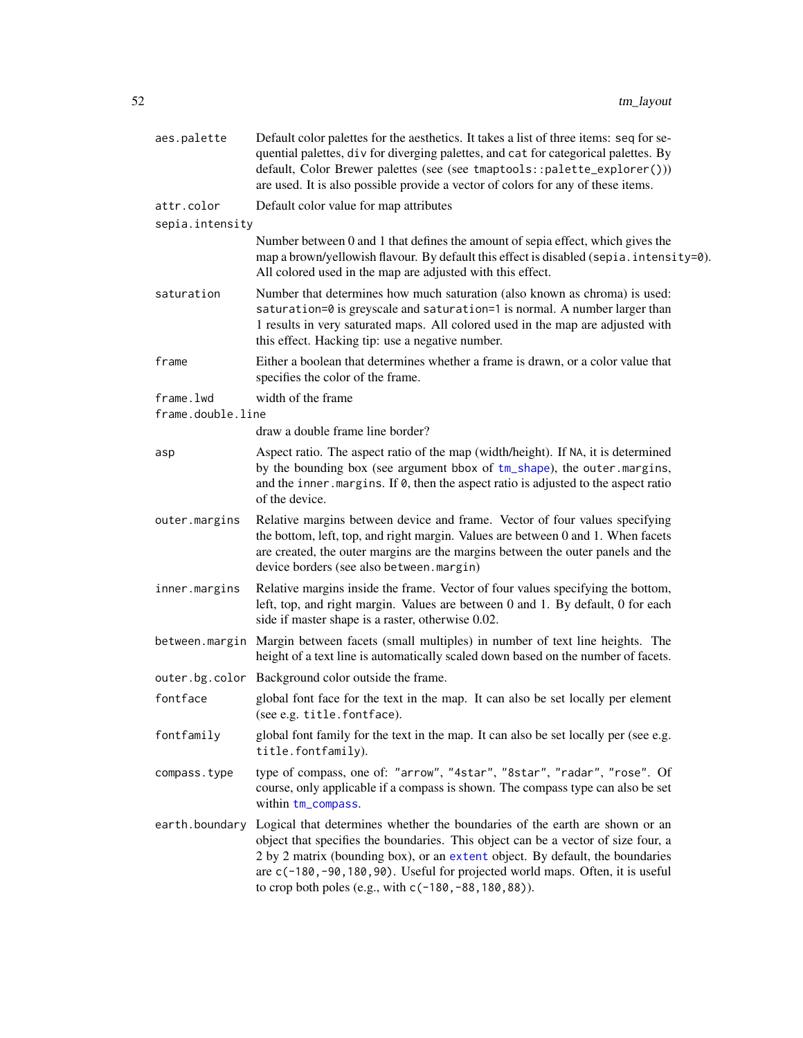`aes.palette`
: Default color palettes for the aesthetics. It takes a list of three items: `seq` for sequential palettes, `div` for diverging palettes, and `cat` for categorical palettes. By default, Color Brewer palettes (see (see `tmaptools::palette_explorer()`)) are used. It is also possible provide a vector of colors for any of these items.

`attr.color`
: Default color value for map attributes

`sepia.intensity`
: Number between 0 and 1 that defines the amount of sepia effect, which gives the map a brown/yellowish flavour. By default this effect is disabled (`sepia.intensity=0`). All colored used in the map are adjusted with this effect.

`saturation`
: Number that determines how much saturation (also known as chroma) is used: `saturation=0` is greyscale and `saturation=1` is normal. A number larger than 1 results in very saturated maps. All colored used in the map are adjusted with this effect. Hacking tip: use a negative number.

`frame`
: Either a boolean that determines whether a frame is drawn, or a color value that specifies the color of the frame.

`frame.lwd`
: width of the frame

`frame.double.line`
: draw a double frame line border?

`asp`
: Aspect ratio. The aspect ratio of the map (width/height). If `NA`, it is determined by the bounding box (see argument bbox of `tm_shape`), the `outer.margins`, and the `inner.margins`. If `0`, then the aspect ratio is adjusted to the aspect ratio of the device.

`outer.margins`
: Relative margins between device and frame. Vector of four values specifying the bottom, left, top, and right margin. Values are between 0 and 1. When facets are created, the outer margins are the margins between the outer panels and the device borders (see also `between.margin`)

`inner.margins`
: Relative margins inside the frame. Vector of four values specifying the bottom, left, top, and right margin. Values are between 0 and 1. By default, 0 for each side if master shape is a raster, otherwise 0.02.

`between.margin`
: Margin between facets (small multiples) in number of text line heights. The height of a text line is automatically scaled down based on the number of facets.

`outer.bg.color`
: Background color outside the frame.

`fontface`
: global font face for the text in the map. It can also be set locally per element (see e.g. `title.fontface`).

`fontfamily`
: global font family for the text in the map. It can also be set locally per (see e.g. `title.fontfamily`).

`compass.type`
: type of compass, one of: `"arrow"`, `"4star"`, `"8star"`, `"radar"`, `"rose"`. Of course, only applicable if a compass is shown. The compass type can also be set within `tm_compass`.

`earth.boundary`
: Logical that determines whether the boundaries of the earth are shown or an object that specifies the boundaries. This object can be a vector of size four, a 2 by 2 matrix (bounding box), or an `extent` object. By default, the boundaries are `c(-180,-90,180,90)`. Useful for projected world maps. Often, it is useful to crop both poles (e.g., with `c(-180,-88,180,88)`).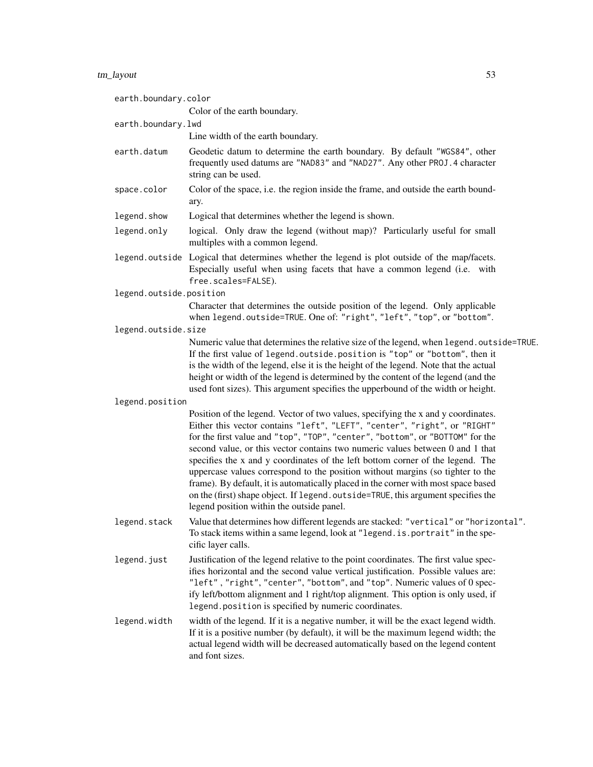`earth.boundary.color`
: Color of the earth boundary.

`earth.boundary.lwd`
: Line width of the earth boundary.

`earth.datum`
: Geodetic datum to determine the earth boundary. By default `"WGS84"`, other frequently used datums are `"NAD83"` and `"NAD27"`. Any other `PROJ.4` character string can be used.

`space.color`
: Color of the space, i.e. the region inside the frame, and outside the earth boundary.

`legend.show`
: Logical that determines whether the legend is shown.

`legend.only`
: logical. Only draw the legend (without map)? Particularly useful for small multiples with a common legend.

`legend.outside`
: Logical that determines whether the legend is plot outside of the map/facets. Especially useful when using facets that have a common legend (i.e. with `free.scales=FALSE`).

`legend.outside.position`
: Character that determines the outside position of the legend. Only applicable when `legend.outside=TRUE`. One of: `"right"`, `"left"`, `"top"`, or `"bottom"`.

`legend.outside.size`
: Numeric value that determines the relative size of the legend, when `legend.outside=TRUE`. If the first value of `legend.outside.position` is `"top"` or `"bottom"`, then it is the width of the legend, else it is the height of the legend. Note that the actual height or width of the legend is determined by the content of the legend (and the used font sizes). This argument specifies the upperbound of the width or height.

`legend.position`
: Position of the legend. Vector of two values, specifying the x and y coordinates. Either this vector contains `"left"`, `"LEFT"`, `"center"`, `"right"`, or `"RIGHT"` for the first value and `"top"`, `"TOP"`, `"center"`, `"bottom"`, or `"BOTTOM"` for the second value, or this vector contains two numeric values between 0 and 1 that specifies the x and y coordinates of the left bottom corner of the legend. The uppercase values correspond to the position without margins (so tighter to the frame). By default, it is automatically placed in the corner with most space based on the (first) shape object. If `legend.outside=TRUE`, this argument specifies the legend position within the outside panel.

`legend.stack`
: Value that determines how different legends are stacked: `"vertical"` or `"horizontal"`. To stack items within a same legend, look at `"legend.is.portrait"` in the specific layer calls.

`legend.just`
: Justification of the legend relative to the point coordinates. The first value specifies horizontal and the second value vertical justification. Possible values are: `"left"` , `"right"`, `"center"`, `"bottom"`, and `"top"`. Numeric values of 0 specify left/bottom alignment and 1 right/top alignment. This option is only used, if `legend.position` is specified by numeric coordinates.

`legend.width`
: width of the legend. If it is a negative number, it will be the exact legend width. If it is a positive number (by default), it will be the maximum legend width; the actual legend width will be decreased automatically based on the legend content and font sizes.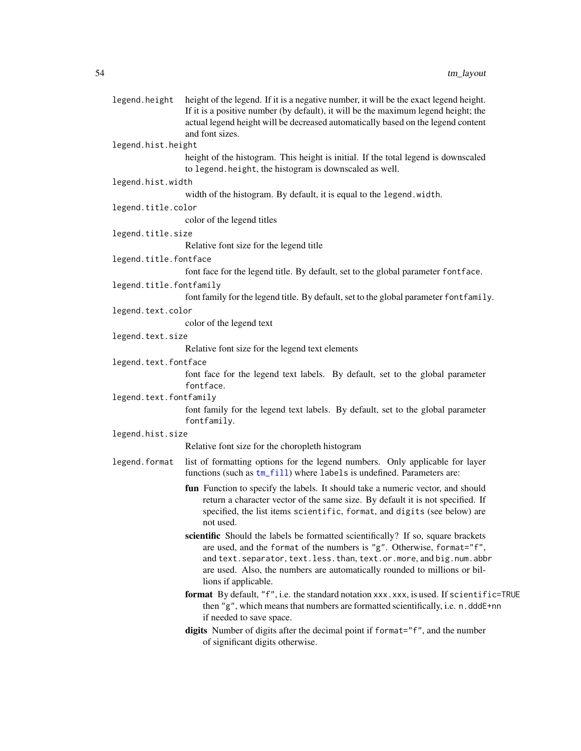`legend.height`
: height of the legend. If it is a negative number, it will be the exact legend height. If it is a positive number (by default), it will be the maximum legend height; the actual legend height will be decreased automatically based on the legend content and font sizes.

`legend.hist.height`
: height of the histogram. This height is initial. If the total legend is downscaled to `legend.height`, the histogram is downscaled as well.

`legend.hist.width`
: width of the histogram. By default, it is equal to the `legend.width`.

`legend.title.color`
: color of the legend titles

`legend.title.size`
: Relative font size for the legend title

`legend.title.fontface`
: font face for the legend title. By default, set to the global parameter `fontface`.

`legend.title.fontfamily`
: font family for the legend title. By default, set to the global parameter `fontfamily`.

`legend.text.color`
: color of the legend text

`legend.text.size`
: Relative font size for the legend text elements

`legend.text.fontface`
: font face for the legend text labels. By default, set to the global parameter `fontface`.

`legend.text.fontfamily`
: font family for the legend text labels. By default, set to the global parameter `fontfamily`.

`legend.hist.size`
: Relative font size for the choropleth histogram

`legend.format`
: list of formatting options for the legend numbers. Only applicable for layer functions (such as `tm_fill`) where `labels` is undefined. Parameters are:

- **fun** Function to specify the labels. It should take a numeric vector, and should return a character vector of the same size. By default it is not specified. If specified, the list items `scientific`, `format`, and `digits` (see below) are not used.
- **scientific** Should the labels be formatted scientifically? If so, square brackets are used, and the `format` of the numbers is `"g"`. Otherwise, `format="f"`, and `text.separator`, `text.less.than`, `text.or.more`, and `big.num.abbr` are used. Also, the numbers are automatically rounded to millions or billions if applicable.
- **format** By default, `"f"`, i.e. the standard notation `xxx.xxx`, is used. If `scientific=TRUE` then `"g"`, which means that numbers are formatted scientifically, i.e. `n.dddE+nn` if needed to save space.
- **digits** Number of digits after the decimal point if `format="f"`, and the number of significant digits otherwise.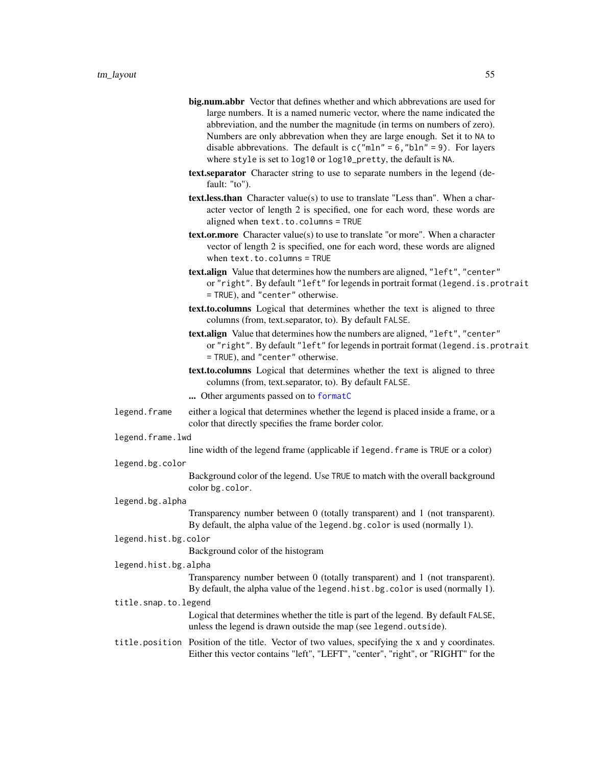- **big.num.abbr** Vector that defines whether and which abbrevations are used for large numbers. It is a named numeric vector, where the name indicated the abbreviation, and the number the magnitude (in terms on numbers of zero). Numbers are only abbreviation when they are large enough. Set it to `NA` to disable abbrevations. The default is `c("mln" = 6,"bln" = 9)`. For layers where `style` is set to `log10` or `log10_pretty`, the default is `NA`.
- **text.separator** Character string to use to separate numbers in the legend (default: "to").
- **text.less.than** Character value(s) to use to translate "Less than". When a character vector of length 2 is specified, one for each word, these words are aligned when `text.to.columns = TRUE`
- **text.or.more** Character value(s) to use to translate "or more". When a character vector of length 2 is specified, one for each word, these words are aligned when `text.to.columns = TRUE`
- **text.align** Value that determines how the numbers are aligned, `"left"`, `"center"` or `"right"`. By default `"left"` for legends in portrait format (`legend.is.protrait = TRUE`), and `"center"` otherwise.
- **text.to.columns** Logical that determines whether the text is aligned to three columns (from, text.separator, to). By default `FALSE`.
- **text.align** Value that determines how the numbers are aligned, `"left"`, `"center"` or `"right"`. By default `"left"` for legends in portrait format (`legend.is.protrait = TRUE`), and `"center"` otherwise.
- **text.to.columns** Logical that determines whether the text is aligned to three columns (from, text.separator, to). By default `FALSE`.
- **...** Other arguments passed on to `formatC`

`legend.frame` either a logical that determines whether the legend is placed inside a frame, or a color that directly specifies the frame border color.

`legend.frame.lwd`
line width of the legend frame (applicable if `legend.frame` is `TRUE` or a color)

`legend.bg.color`
Background color of the legend. Use `TRUE` to match with the overall background color `bg.color`.

`legend.bg.alpha`
Transparency number between 0 (totally transparent) and 1 (not transparent). By default, the alpha value of the `legend.bg.color` is used (normally 1).

`legend.hist.bg.color`
Background color of the histogram

`legend.hist.bg.alpha`
Transparency number between 0 (totally transparent) and 1 (not transparent). By default, the alpha value of the `legend.hist.bg.color` is used (normally 1).

`title.snap.to.legend`
Logical that determines whether the title is part of the legend. By default `FALSE`, unless the legend is drawn outside the map (see `legend.outside`).

`title.position` Position of the title. Vector of two values, specifying the x and y coordinates. Either this vector contains "left", "LEFT", "center", "right", or "RIGHT" for the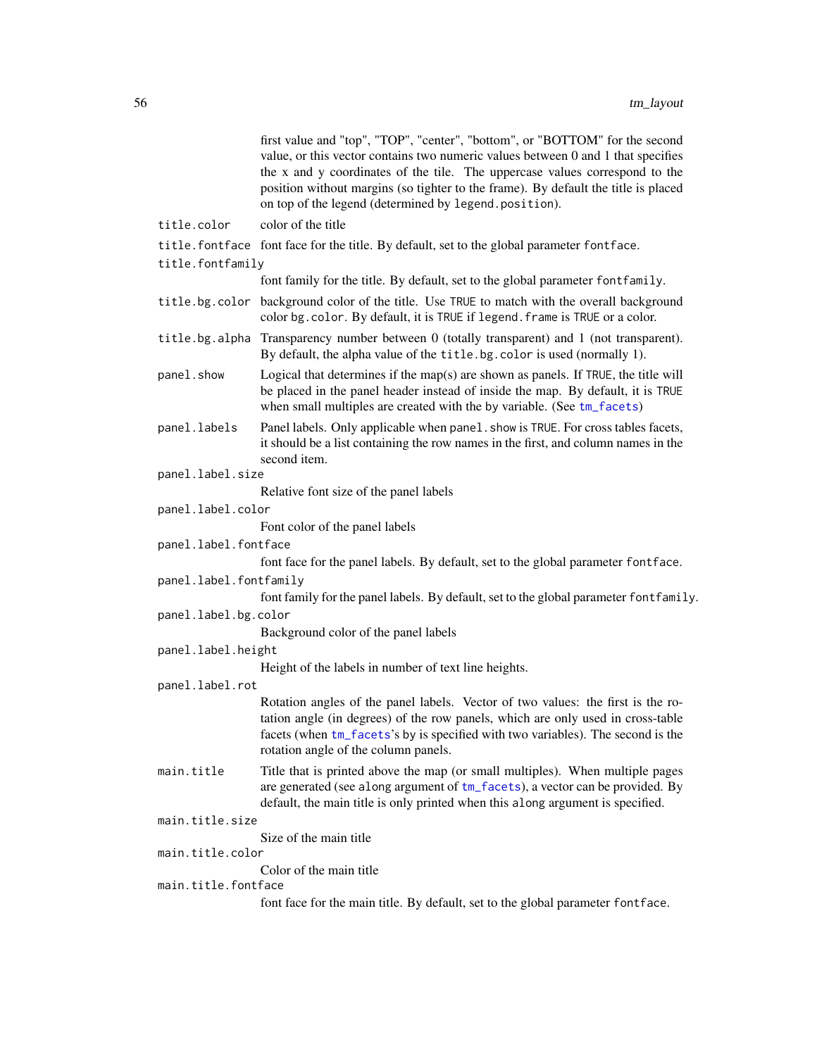first value and "top", "TOP", "center", "bottom", or "BOTTOM" for the second value, or this vector contains two numeric values between 0 and 1 that specifies the x and y coordinates of the tile. The uppercase values correspond to the position without margins (so tighter to the frame). By default the title is placed on top of the legend (determined by `legend.position`).

`title.color`
: color of the title

`title.fontface`
: font face for the title. By default, set to the global parameter `fontface`.

`title.fontfamily`
: font family for the title. By default, set to the global parameter `fontfamily`.

`title.bg.color`
: background color of the title. Use `TRUE` to match with the overall background color `bg.color`. By default, it is `TRUE` if `legend.frame` is `TRUE` or a color.

`title.bg.alpha`
: Transparency number between 0 (totally transparent) and 1 (not transparent). By default, the alpha value of the `title.bg.color` is used (normally 1).

`panel.show`
: Logical that determines if the map(s) are shown as panels. If `TRUE`, the title will be placed in the panel header instead of inside the map. By default, it is `TRUE` when small multiples are created with the `by` variable. (See `tm_facets`)

`panel.labels`
: Panel labels. Only applicable when `panel.show` is `TRUE`. For cross tables facets, it should be a list containing the row names in the first, and column names in the second item.

`panel.label.size`
: Relative font size of the panel labels

`panel.label.color`
: Font color of the panel labels

`panel.label.fontface`
: font face for the panel labels. By default, set to the global parameter `fontface`.

`panel.label.fontfamily`
: font family for the panel labels. By default, set to the global parameter `fontfamily`.

`panel.label.bg.color`
: Background color of the panel labels

`panel.label.height`
: Height of the labels in number of text line heights.

`panel.label.rot`
: Rotation angles of the panel labels. Vector of two values: the first is the rotation angle (in degrees) of the row panels, which are only used in cross-table facets (when `tm_facets`'s `by` is specified with two variables). The second is the rotation angle of the column panels.

`main.title`
: Title that is printed above the map (or small multiples). When multiple pages are generated (see `along` argument of `tm_facets`), a vector can be provided. By default, the main title is only printed when this `along` argument is specified.

`main.title.size`
: Size of the main title

`main.title.color`
: Color of the main title

`main.title.fontface`
: font face for the main title. By default, set to the global parameter `fontface`.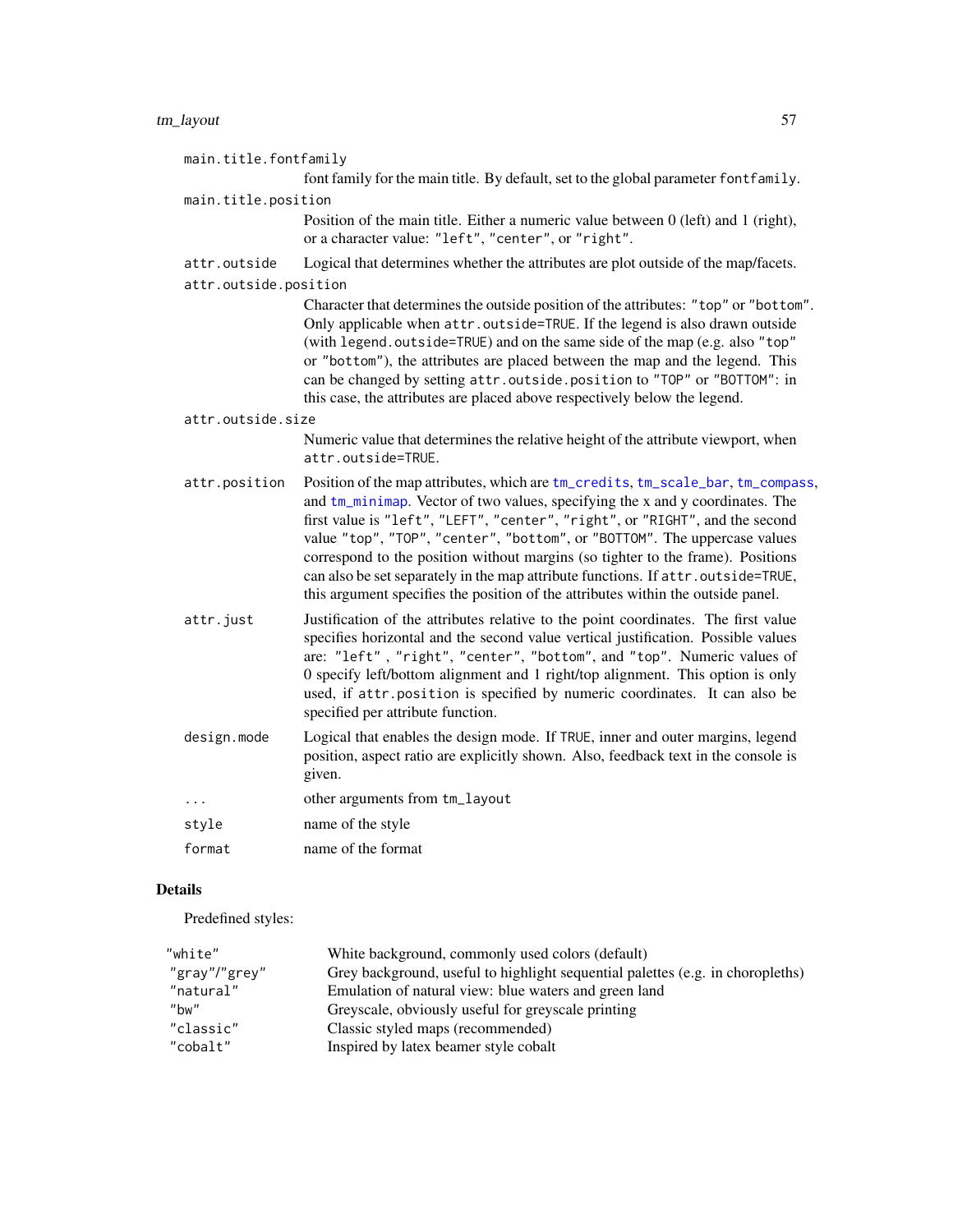`main.title.fontfamily`
: font family for the main title. By default, set to the global parameter `fontfamily`.

`main.title.position`
: Position of the main title. Either a numeric value between 0 (left) and 1 (right), or a character value: `"left"`, `"center"`, or `"right"`.

`attr.outside`
: Logical that determines whether the attributes are plot outside of the map/facets.

`attr.outside.position`
: Character that determines the outside position of the attributes: `"top"` or `"bottom"`. Only applicable when `attr.outside=TRUE`. If the legend is also drawn outside (with `legend.outside=TRUE`) and on the same side of the map (e.g. also `"top"` or `"bottom"`), the attributes are placed between the map and the legend. This can be changed by setting `attr.outside.position` to `"TOP"` or `"BOTTOM"`: in this case, the attributes are placed above respectively below the legend.

`attr.outside.size`
: Numeric value that determines the relative height of the attribute viewport, when `attr.outside=TRUE`.

`attr.position`
: Position of the map attributes, which are `tm_credits`, `tm_scale_bar`, `tm_compass`, and `tm_minimap`. Vector of two values, specifying the x and y coordinates. The first value is `"left"`, `"LEFT"`, `"center"`, `"right"`, or `"RIGHT"`, and the second value `"top"`, `"TOP"`, `"center"`, `"bottom"`, or `"BOTTOM"`. The uppercase values correspond to the position without margins (so tighter to the frame). Positions can also be set separately in the map attribute functions. If `attr.outside=TRUE`, this argument specifies the position of the attributes within the outside panel.

`attr.just`
: Justification of the attributes relative to the point coordinates. The first value specifies horizontal and the second value vertical justification. Possible values are: `"left"` , `"right"`, `"center"`, `"bottom"`, and `"top"`. Numeric values of 0 specify left/bottom alignment and 1 right/top alignment. This option is only used, if `attr.position` is specified by numeric coordinates. It can also be specified per attribute function.

`design.mode`
: Logical that enables the design mode. If `TRUE`, inner and outer margins, legend position, aspect ratio are explicitly shown. Also, feedback text in the console is given.

`...`
: other arguments from `tm_layout`

`style`
: name of the style

`format`
: name of the format

## Details

Predefined styles:

| | |
|---|---|
| `"white"` | White background, commonly used colors (default) |
| `"gray"`/`"grey"` | Grey background, useful to highlight sequential palettes (e.g. in choropleths) |
| `"natural"` | Emulation of natural view: blue waters and green land |
| `"bw"` | Greyscale, obviously useful for greyscale printing |
| `"classic"` | Classic styled maps (recommended) |
| `"cobalt"` | Inspired by latex beamer style cobalt |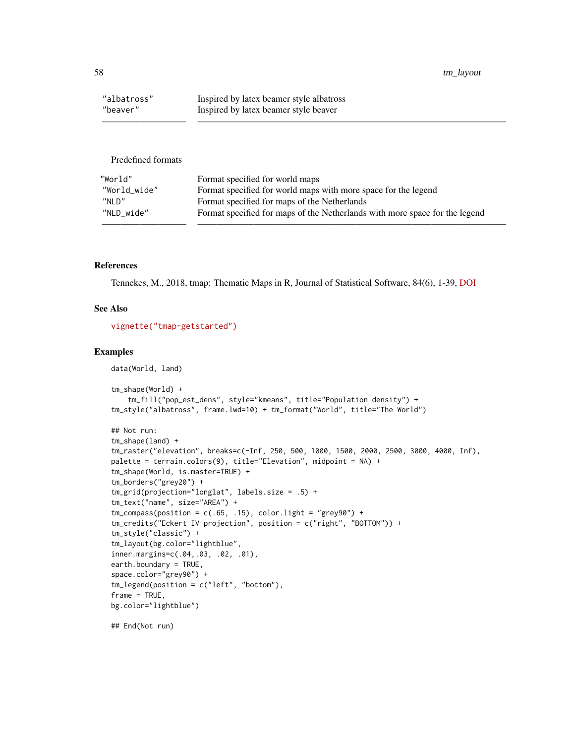| | |
|---|---|
| "albatross" | Inspired by latex beamer style albatross |
| "beaver" | Inspired by latex beamer style beaver |

Predefined formats

| | |
|---|---|
| "World" | Format specified for world maps |
| "World_wide" | Format specified for world maps with more space for the legend |
| "NLD" | Format specified for maps of the Netherlands |
| "NLD_wide" | Format specified for maps of the Netherlands with more space for the legend |

## References

Tennekes, M., 2018, tmap: Thematic Maps in R, Journal of Statistical Software, 84(6), 1-39, DOI

## See Also

vignette("tmap-getstarted")

## Examples

```
data(World, land)

tm_shape(World) +
    tm_fill("pop_est_dens", style="kmeans", title="Population density") +
tm_style("albatross", frame.lwd=10) + tm_format("World", title="The World")

## Not run:
tm_shape(land) +
tm_raster("elevation", breaks=c(-Inf, 250, 500, 1000, 1500, 2000, 2500, 3000, 4000, Inf),
palette = terrain.colors(9), title="Elevation", midpoint = NA) +
tm_shape(World, is.master=TRUE) +
tm_borders("grey20") +
tm_grid(projection="longlat", labels.size = .5) +
tm_text("name", size="AREA") +
tm_compass(position = c(.65, .15), color.light = "grey90") +
tm_credits("Eckert IV projection", position = c("right", "BOTTOM")) +
tm_style("classic") +
tm_layout(bg.color="lightblue",
inner.margins=c(.04,.03, .02, .01),
earth.boundary = TRUE,
space.color="grey90") +
tm_legend(position = c("left", "bottom"),
frame = TRUE,
bg.color="lightblue")

## End(Not run)
```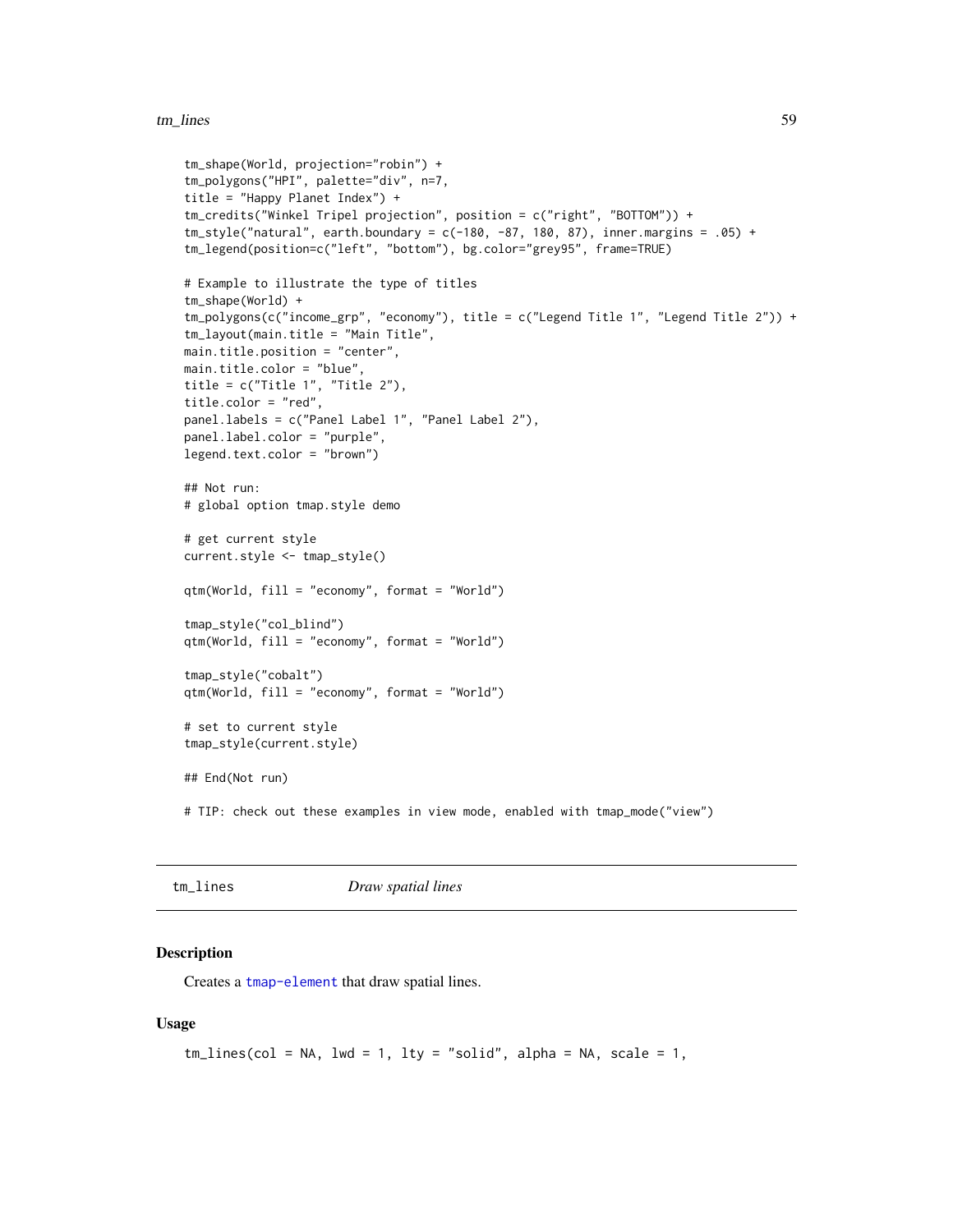```
tm_shape(World, projection="robin") +
tm_polygons("HPI", palette="div", n=7,
title = "Happy Planet Index") +
tm_credits("Winkel Tripel projection", position = c("right", "BOTTOM")) +
tm_style("natural", earth.boundary = c(-180, -87, 180, 87), inner.margins = .05) +
tm_legend(position=c("left", "bottom"), bg.color="grey95", frame=TRUE)

# Example to illustrate the type of titles
tm_shape(World) +
tm_polygons(c("income_grp", "economy"), title = c("Legend Title 1", "Legend Title 2")) +
tm_layout(main.title = "Main Title",
main.title.position = "center",
main.title.color = "blue",
title = c("Title 1", "Title 2"),
title.color = "red",
panel.labels = c("Panel Label 1", "Panel Label 2"),
panel.label.color = "purple",
legend.text.color = "brown")

## Not run:
# global option tmap.style demo

# get current style
current.style <- tmap_style()

qtm(World, fill = "economy", format = "World")

tmap_style("col_blind")
qtm(World, fill = "economy", format = "World")

tmap_style("cobalt")
qtm(World, fill = "economy", format = "World")

# set to current style
tmap_style(current.style)

## End(Not run)

# TIP: check out these examples in view mode, enabled with tmap_mode("view")
```

## tm_lines *Draw spatial lines*

### Description

Creates a tmap-element that draw spatial lines.

### Usage

```
tm_lines(col = NA, lwd = 1, lty = "solid", alpha = NA, scale = 1,
```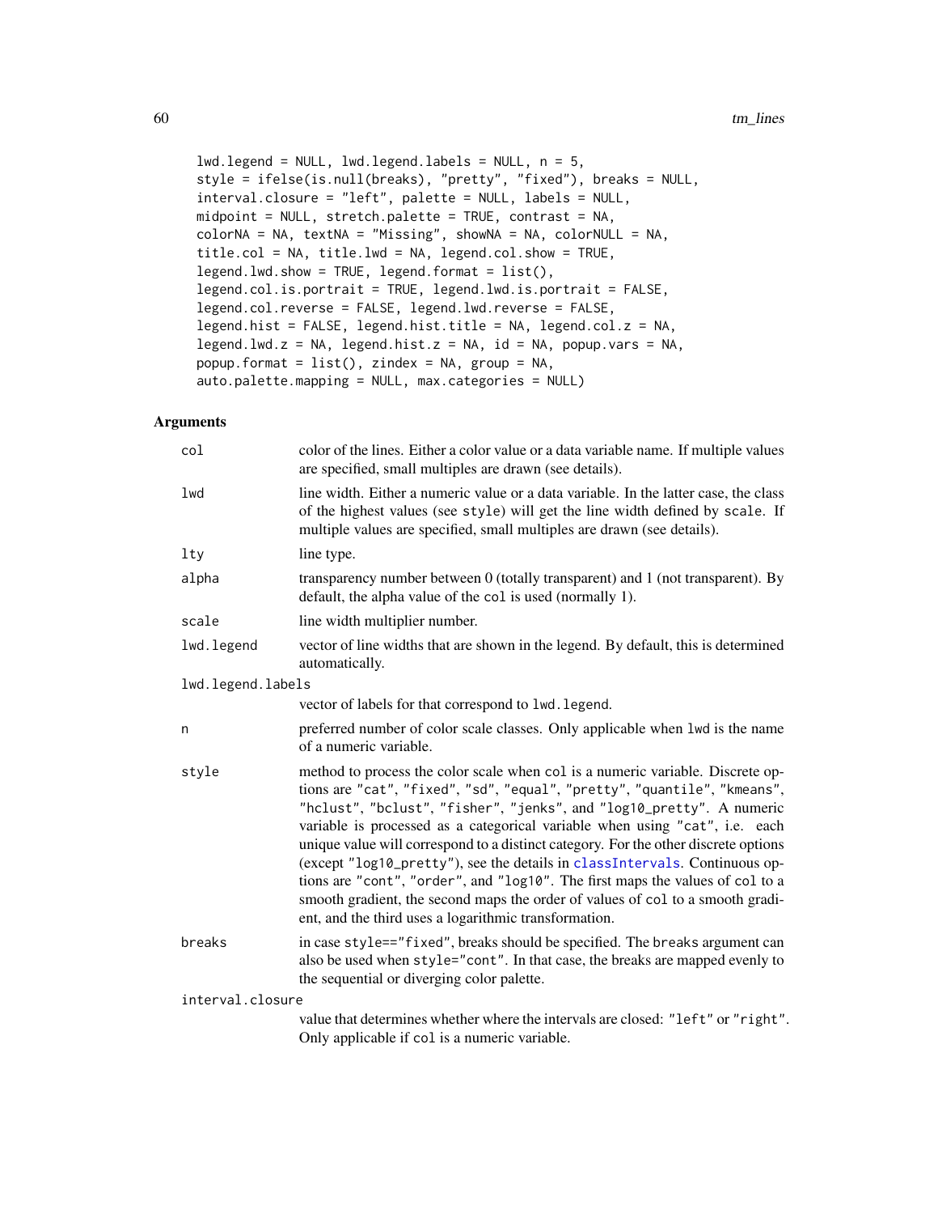```
lwd.legend = NULL, lwd.legend.labels = NULL, n = 5,
style = ifelse(is.null(breaks), "pretty", "fixed"), breaks = NULL,
interval.closure = "left", palette = NULL, labels = NULL,
midpoint = NULL, stretch.palette = TRUE, contrast = NA,
colorNA = NA, textNA = "Missing", showNA = NA, colorNULL = NA,
title.col = NA, title.lwd = NA, legend.col.show = TRUE,
legend.lwd.show = TRUE, legend.format = list(),
legend.col.is.portrait = TRUE, legend.lwd.is.portrait = FALSE,
legend.col.reverse = FALSE, legend.lwd.reverse = FALSE,
legend.hist = FALSE, legend.hist.title = NA, legend.col.z = NA,
legend.lwd.z = NA, legend.hist.z = NA, id = NA, popup.vars = NA,
popup.format = list(), zindex = NA, group = NA,
auto.palette.mapping = NULL, max.categories = NULL)
```

## Arguments

| | |
|---|---|
| `col` | color of the lines. Either a color value or a data variable name. If multiple values are specified, small multiples are drawn (see details). |
| `lwd` | line width. Either a numeric value or a data variable. In the latter case, the class of the highest values (see `style`) will get the line width defined by `scale`. If multiple values are specified, small multiples are drawn (see details). |
| `lty` | line type. |
| `alpha` | transparency number between 0 (totally transparent) and 1 (not transparent). By default, the alpha value of the `col` is used (normally 1). |
| `scale` | line width multiplier number. |
| `lwd.legend` | vector of line widths that are shown in the legend. By default, this is determined automatically. |
| `lwd.legend.labels` | vector of labels for that correspond to `lwd.legend`. |
| `n` | preferred number of color scale classes. Only applicable when `lwd` is the name of a numeric variable. |
| `style` | method to process the color scale when `col` is a numeric variable. Discrete options are `"cat"`, `"fixed"`, `"sd"`, `"equal"`, `"pretty"`, `"quantile"`, `"kmeans"`, `"hclust"`, `"bclust"`, `"fisher"`, `"jenks"`, and `"log10_pretty"`. A numeric variable is processed as a categorical variable when using `"cat"`, i.e. each unique value will correspond to a distinct category. For the other discrete options (except `"log10_pretty"`), see the details in `classIntervals`. Continuous options are `"cont"`, `"order"`, and `"log10"`. The first maps the values of `col` to a smooth gradient, the second maps the order of values of `col` to a smooth gradient, and the third uses a logarithmic transformation. |
| `breaks` | in case `style=="fixed"`, breaks should be specified. The `breaks` argument can also be used when `style="cont"`. In that case, the breaks are mapped evenly to the sequential or diverging color palette. |
| `interval.closure` | value that determines whether where the intervals are closed: `"left"` or `"right"`. Only applicable if `col` is a numeric variable. |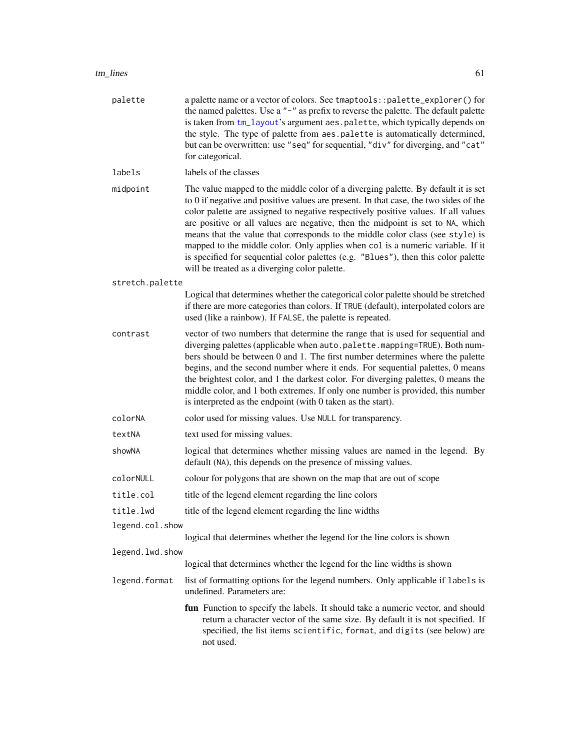palette
: a palette name or a vector of colors. See `tmaptools::palette_explorer()` for the named palettes. Use a `"-"` as prefix to reverse the palette. The default palette is taken from `tm_layout`'s argument `aes.palette`, which typically depends on the style. The type of palette from `aes.palette` is automatically determined, but can be overwritten: use `"seq"` for sequential, `"div"` for diverging, and `"cat"` for categorical.

labels
: labels of the classes

midpoint
: The value mapped to the middle color of a diverging palette. By default it is set to 0 if negative and positive values are present. In that case, the two sides of the color palette are assigned to negative respectively positive values. If all values are positive or all values are negative, then the midpoint is set to `NA`, which means that the value that corresponds to the middle color class (see `style`) is mapped to the middle color. Only applies when `col` is a numeric variable. If it is specified for sequential color palettes (e.g. `"Blues"`), then this color palette will be treated as a diverging color palette.

stretch.palette
: Logical that determines whether the categorical color palette should be stretched if there are more categories than colors. If `TRUE` (default), interpolated colors are used (like a rainbow). If `FALSE`, the palette is repeated.

contrast
: vector of two numbers that determine the range that is used for sequential and diverging palettes (applicable when `auto.palette.mapping=TRUE`). Both numbers should be between 0 and 1. The first number determines where the palette begins, and the second number where it ends. For sequential palettes, 0 means the brightest color, and 1 the darkest color. For diverging palettes, 0 means the middle color, and 1 both extremes. If only one number is provided, this number is interpreted as the endpoint (with 0 taken as the start).

colorNA
: color used for missing values. Use `NULL` for transparency.

textNA
: text used for missing values.

showNA
: logical that determines whether missing values are named in the legend. By default (`NA`), this depends on the presence of missing values.

colorNULL
: colour for polygons that are shown on the map that are out of scope

title.col
: title of the legend element regarding the line colors

title.lwd
: title of the legend element regarding the line widths

legend.col.show
: logical that determines whether the legend for the line colors is shown

legend.lwd.show
: logical that determines whether the legend for the line widths is shown

legend.format
: list of formatting options for the legend numbers. Only applicable if `labels` is undefined. Parameters are:

  **fun** Function to specify the labels. It should take a numeric vector, and should return a character vector of the same size. By default it is not specified. If specified, the list items `scientific`, `format`, and `digits` (see below) are not used.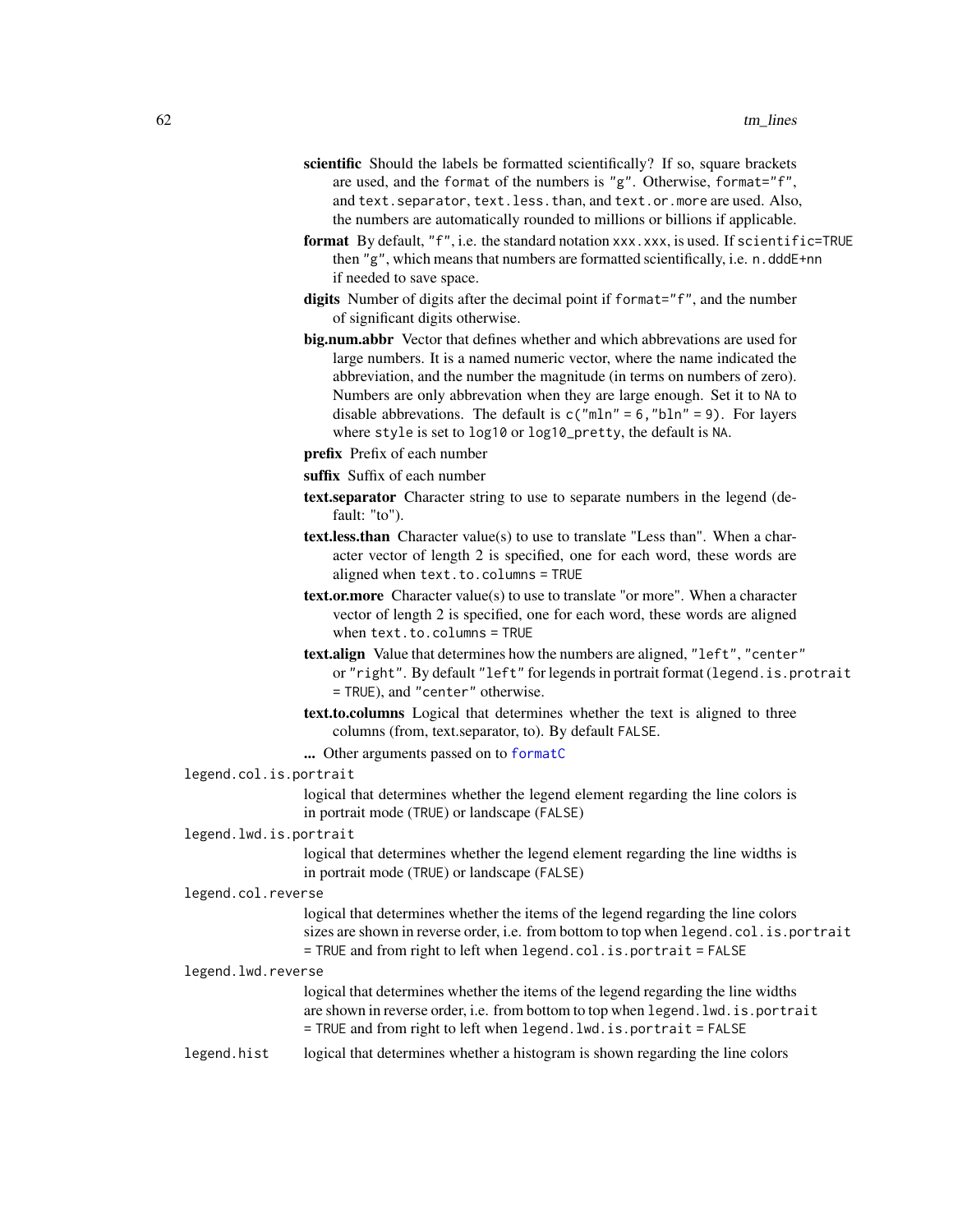- **scientific** Should the labels be formatted scientifically? If so, square brackets are used, and the format of the numbers is "g". Otherwise, format="f", and text.separator, text.less.than, and text.or.more are used. Also, the numbers are automatically rounded to millions or billions if applicable.
- **format** By default, "f", i.e. the standard notation xxx.xxx, is used. If scientific=TRUE then "g", which means that numbers are formatted scientifically, i.e. n.dddE+nn if needed to save space.
- **digits** Number of digits after the decimal point if format="f", and the number of significant digits otherwise.
- **big.num.abbr** Vector that defines whether and which abbrevations are used for large numbers. It is a named numeric vector, where the name indicated the abbreviation, and the number the magnitude (in terms on numbers of zero). Numbers are only abbrevation when they are large enough. Set it to NA to disable abbrevations. The default is c("mln" = 6,"bln" = 9). For layers where style is set to log10 or log10_pretty, the default is NA.
- **prefix** Prefix of each number
- **suffix** Suffix of each number
- **text.separator** Character string to use to separate numbers in the legend (default: "to").
- **text.less.than** Character value(s) to use to translate "Less than". When a character vector of length 2 is specified, one for each word, these words are aligned when text.to.columns = TRUE
- **text.or.more** Character value(s) to use to translate "or more". When a character vector of length 2 is specified, one for each word, these words are aligned when text.to.columns = TRUE
- **text.align** Value that determines how the numbers are aligned, "left", "center" or "right". By default "left" for legends in portrait format (legend.is.protrait = TRUE), and "center" otherwise.
- **text.to.columns** Logical that determines whether the text is aligned to three columns (from, text.separator, to). By default FALSE.
- **...** Other arguments passed on to formatC

`legend.col.is.portrait`
: logical that determines whether the legend element regarding the line colors is in portrait mode (TRUE) or landscape (FALSE)

`legend.lwd.is.portrait`
: logical that determines whether the legend element regarding the line widths is in portrait mode (TRUE) or landscape (FALSE)

`legend.col.reverse`
: logical that determines whether the items of the legend regarding the line colors sizes are shown in reverse order, i.e. from bottom to top when legend.col.is.portrait = TRUE and from right to left when legend.col.is.portrait = FALSE

`legend.lwd.reverse`
: logical that determines whether the items of the legend regarding the line widths are shown in reverse order, i.e. from bottom to top when legend.lwd.is.portrait = TRUE and from right to left when legend.lwd.is.portrait = FALSE

`legend.hist`
: logical that determines whether a histogram is shown regarding the line colors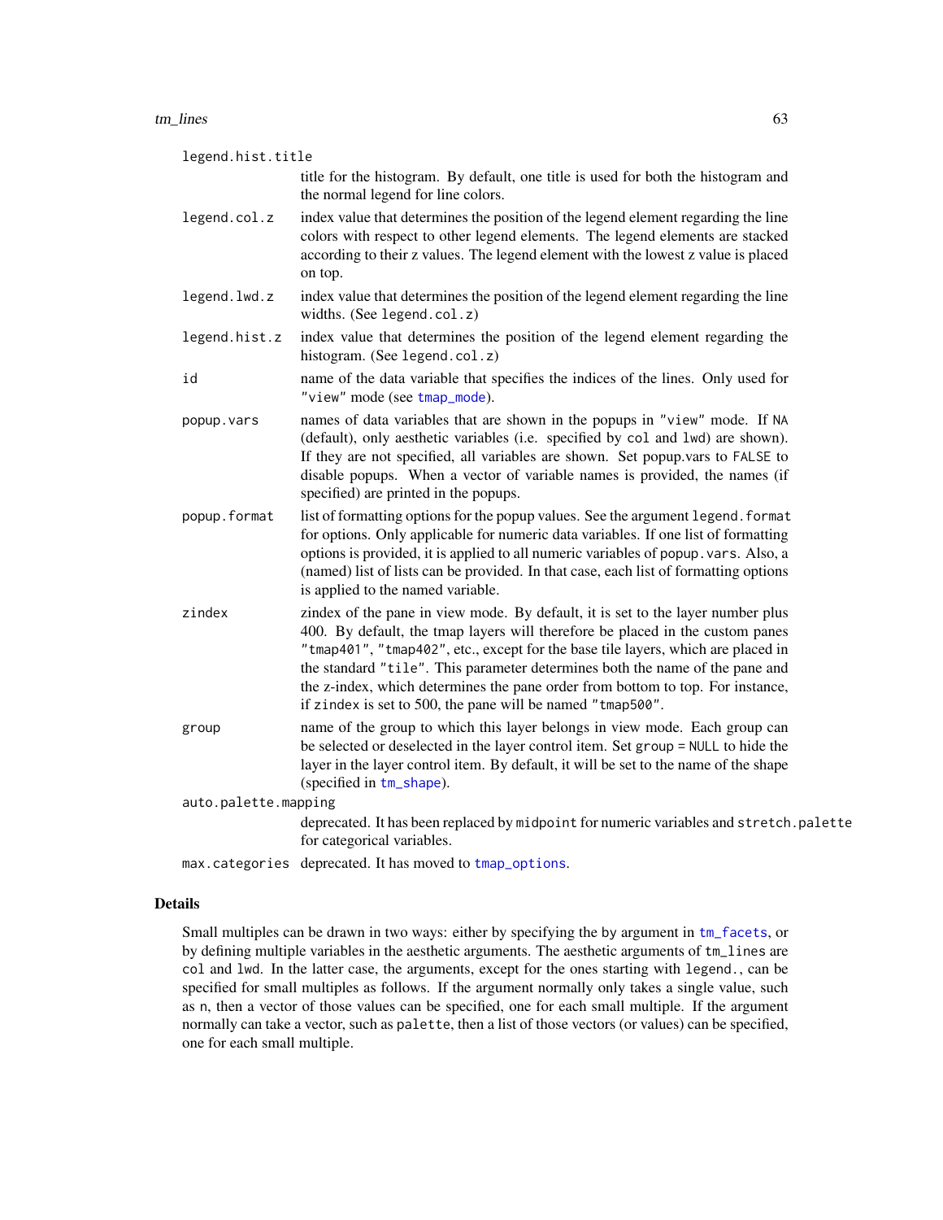`legend.hist.title`
: title for the histogram. By default, one title is used for both the histogram and the normal legend for line colors.

`legend.col.z`
: index value that determines the position of the legend element regarding the line colors with respect to other legend elements. The legend elements are stacked according to their z values. The legend element with the lowest z value is placed on top.

`legend.lwd.z`
: index value that determines the position of the legend element regarding the line widths. (See `legend.col.z`)

`legend.hist.z`
: index value that determines the position of the legend element regarding the histogram. (See `legend.col.z`)

`id`
: name of the data variable that specifies the indices of the lines. Only used for `"view"` mode (see `tmap_mode`).

`popup.vars`
: names of data variables that are shown in the popups in `"view"` mode. If `NA` (default), only aesthetic variables (i.e. specified by `col` and `lwd`) are shown). If they are not specified, all variables are shown. Set popup.vars to `FALSE` to disable popups. When a vector of variable names is provided, the names (if specified) are printed in the popups.

`popup.format`
: list of formatting options for the popup values. See the argument `legend.format` for options. Only applicable for numeric data variables. If one list of formatting options is provided, it is applied to all numeric variables of `popup.vars`. Also, a (named) list of lists can be provided. In that case, each list of formatting options is applied to the named variable.

`zindex`
: zindex of the pane in view mode. By default, it is set to the layer number plus 400. By default, the tmap layers will therefore be placed in the custom panes `"tmap401"`, `"tmap402"`, etc., except for the base tile layers, which are placed in the standard `"tile"`. This parameter determines both the name of the pane and the z-index, which determines the pane order from bottom to top. For instance, if `zindex` is set to 500, the pane will be named `"tmap500"`.

`group`
: name of the group to which this layer belongs in view mode. Each group can be selected or deselected in the layer control item. Set `group = NULL` to hide the layer in the layer control item. By default, it will be set to the name of the shape (specified in `tm_shape`).

`auto.palette.mapping`
: deprecated. It has been replaced by `midpoint` for numeric variables and `stretch.palette` for categorical variables.

`max.categories`
: deprecated. It has moved to `tmap_options`.

## Details

Small multiples can be drawn in two ways: either by specifying the `by` argument in `tm_facets`, or by defining multiple variables in the aesthetic arguments. The aesthetic arguments of `tm_lines` are `col` and `lwd`. In the latter case, the arguments, except for the ones starting with `legend.`, can be specified for small multiples as follows. If the argument normally only takes a single value, such as `n`, then a vector of those values can be specified, one for each small multiple. If the argument normally can take a vector, such as `palette`, then a list of those vectors (or values) can be specified, one for each small multiple.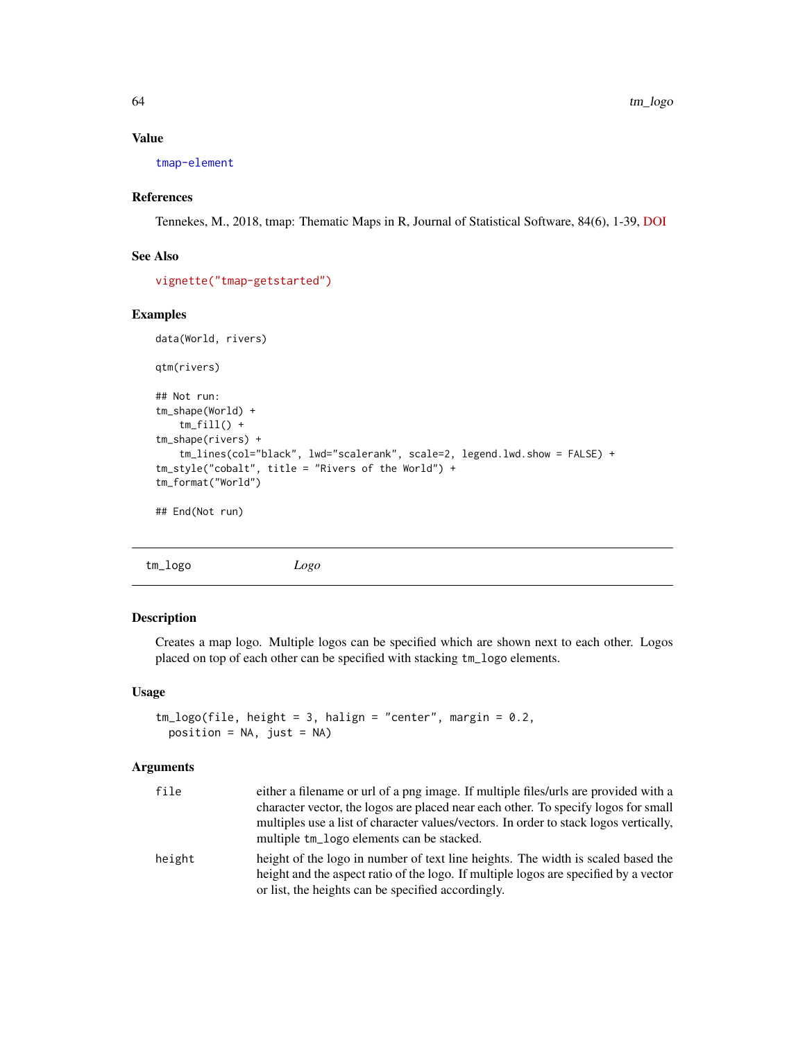### Value

tmap-element

### References

Tennekes, M., 2018, tmap: Thematic Maps in R, Journal of Statistical Software, 84(6), 1-39, DOI

### See Also

vignette("tmap-getstarted")

### Examples

```
data(World, rivers)

qtm(rivers)

## Not run:
tm_shape(World) +
    tm_fill() +
tm_shape(rivers) +
    tm_lines(col="black", lwd="scalerank", scale=2, legend.lwd.show = FALSE) +
tm_style("cobalt", title = "Rivers of the World") +
tm_format("World")

## End(Not run)
```

---

## tm_logo *Logo*

---

### Description

Creates a map logo. Multiple logos can be specified which are shown next to each other. Logos placed on top of each other can be specified with stacking `tm_logo` elements.

### Usage

```
tm_logo(file, height = 3, halign = "center", margin = 0.2,
  position = NA, just = NA)
```

### Arguments

| | |
|---|---|
| `file` | either a filename or url of a png image. If multiple files/urls are provided with a character vector, the logos are placed near each other. To specify logos for small multiples use a list of character values/vectors. In order to stack logos vertically, multiple `tm_logo` elements can be stacked. |
| `height` | height of the logo in number of text line heights. The width is scaled based the height and the aspect ratio of the logo. If multiple logos are specified by a vector or list, the heights can be specified accordingly. |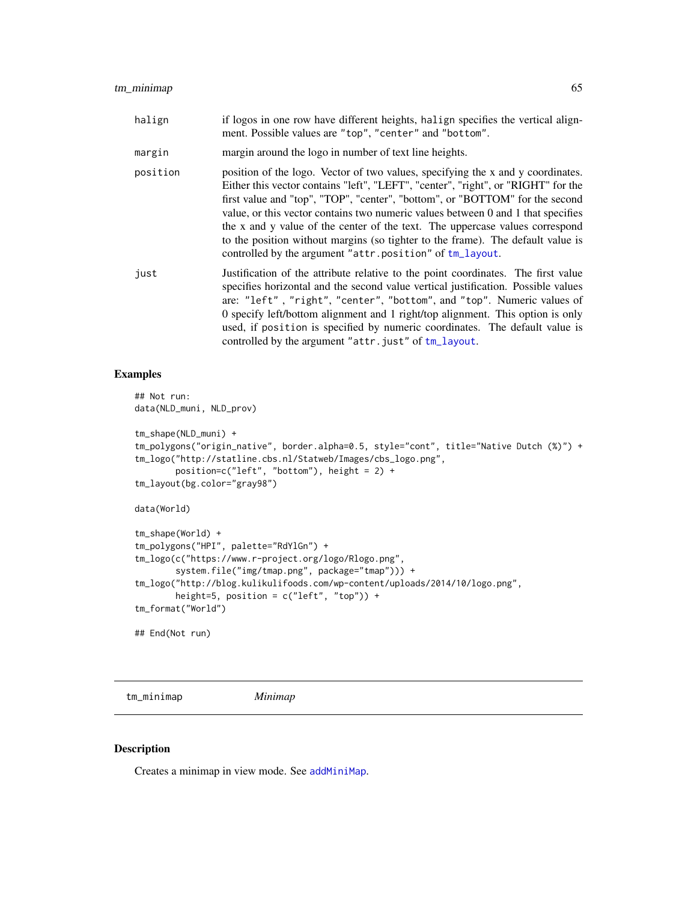| | |
|---|---|
| halign | if logos in one row have different heights, halign specifies the vertical alignment. Possible values are "top", "center" and "bottom". |
| margin | margin around the logo in number of text line heights. |
| position | position of the logo. Vector of two values, specifying the x and y coordinates. Either this vector contains "left", "LEFT", "center", "right", or "RIGHT" for the first value and "top", "TOP", "center", "bottom", or "BOTTOM" for the second value, or this vector contains two numeric values between 0 and 1 that specifies the x and y value of the center of the text. The uppercase values correspond to the position without margins (so tighter to the frame). The default value is controlled by the argument "attr.position" of tm_layout. |
| just | Justification of the attribute relative to the point coordinates. The first value specifies horizontal and the second value vertical justification. Possible values are: "left" , "right", "center", "bottom", and "top". Numeric values of 0 specify left/bottom alignment and 1 right/top alignment. This option is only used, if position is specified by numeric coordinates. The default value is controlled by the argument "attr.just" of tm_layout. |

## Examples

```
## Not run:
data(NLD_muni, NLD_prov)

tm_shape(NLD_muni) +
tm_polygons("origin_native", border.alpha=0.5, style="cont", title="Native Dutch (%)") +
tm_logo("http://statline.cbs.nl/Statweb/Images/cbs_logo.png",
        position=c("left", "bottom"), height = 2) +
tm_layout(bg.color="gray98")

data(World)

tm_shape(World) +
tm_polygons("HPI", palette="RdYlGn") +
tm_logo(c("https://www.r-project.org/logo/Rlogo.png",
        system.file("img/tmap.png", package="tmap"))) +
tm_logo("http://blog.kulikulifoods.com/wp-content/uploads/2014/10/logo.png",
        height=5, position = c("left", "top")) +
tm_format("World")

## End(Not run)
```

# tm_minimap *Minimap*

## Description

Creates a minimap in view mode. See addMiniMap.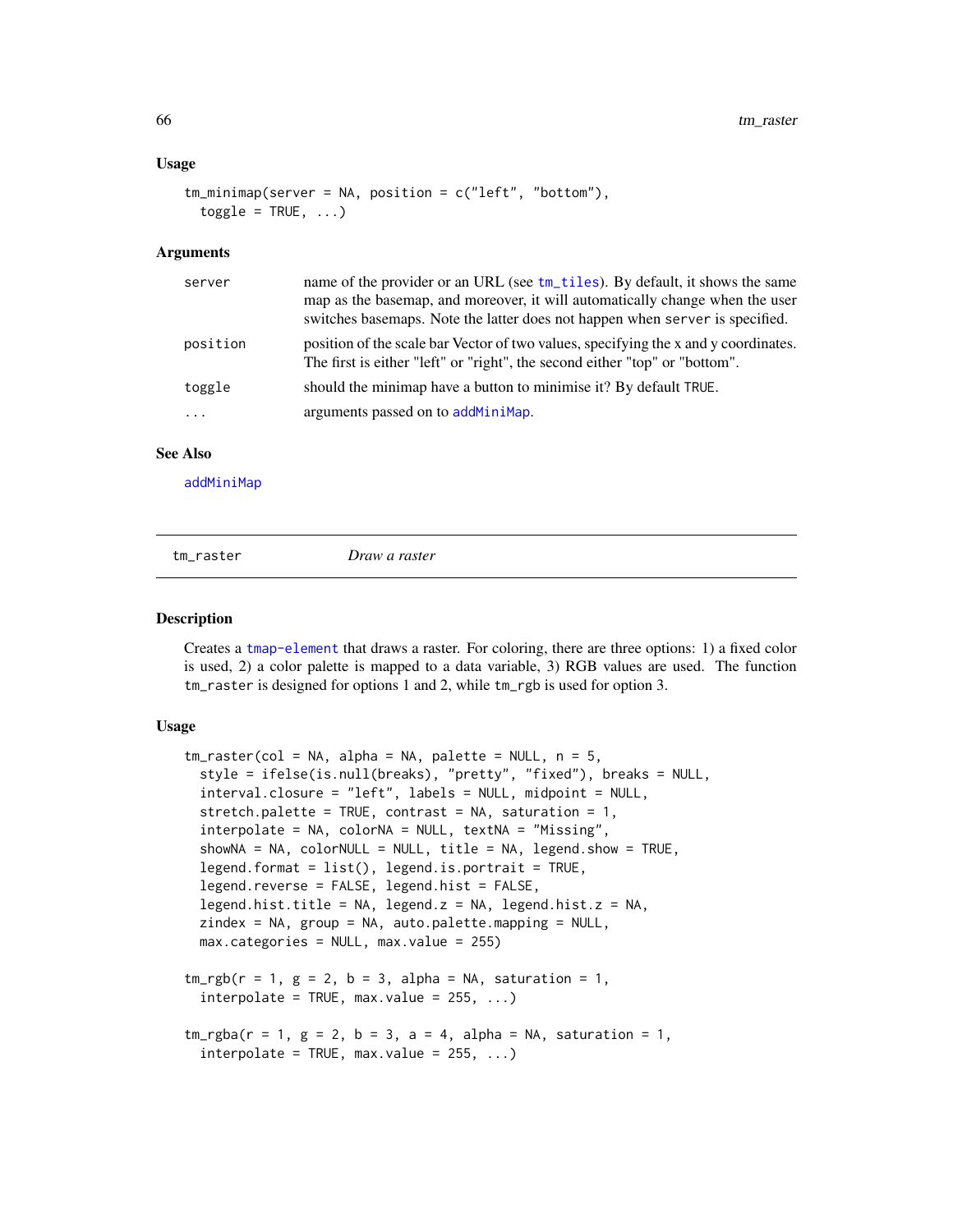### Usage

```
tm_minimap(server = NA, position = c("left", "bottom"),
  toggle = TRUE, ...)
```

### Arguments

| | |
|---|---|
| server | name of the provider or an URL (see tm_tiles). By default, it shows the same map as the basemap, and moreover, it will automatically change when the user switches basemaps. Note the latter does not happen when server is specified. |
| position | position of the scale bar Vector of two values, specifying the x and y coordinates. The first is either "left" or "right", the second either "top" or "bottom". |
| toggle | should the minimap have a button to minimise it? By default TRUE. |
| ... | arguments passed on to addMiniMap. |

### See Also

addMiniMap

---

## tm_raster    *Draw a raster*

### Description

Creates a tmap-element that draws a raster. For coloring, there are three options: 1) a fixed color is used, 2) a color palette is mapped to a data variable, 3) RGB values are used. The function tm_raster is designed for options 1 and 2, while tm_rgb is used for option 3.

### Usage

```
tm_raster(col = NA, alpha = NA, palette = NULL, n = 5,
  style = ifelse(is.null(breaks), "pretty", "fixed"), breaks = NULL,
  interval.closure = "left", labels = NULL, midpoint = NULL,
  stretch.palette = TRUE, contrast = NA, saturation = 1,
  interpolate = NA, colorNA = NULL, textNA = "Missing",
  showNA = NA, colorNULL = NULL, title = NA, legend.show = TRUE,
  legend.format = list(), legend.is.portrait = TRUE,
  legend.reverse = FALSE, legend.hist = FALSE,
  legend.hist.title = NA, legend.z = NA, legend.hist.z = NA,
  zindex = NA, group = NA, auto.palette.mapping = NULL,
  max.categories = NULL, max.value = 255)

tm_rgb(r = 1, g = 2, b = 3, alpha = NA, saturation = 1,
  interpolate = TRUE, max.value = 255, ...)

tm_rgba(r = 1, g = 2, b = 3, a = 4, alpha = NA, saturation = 1,
  interpolate = TRUE, max.value = 255, ...)
```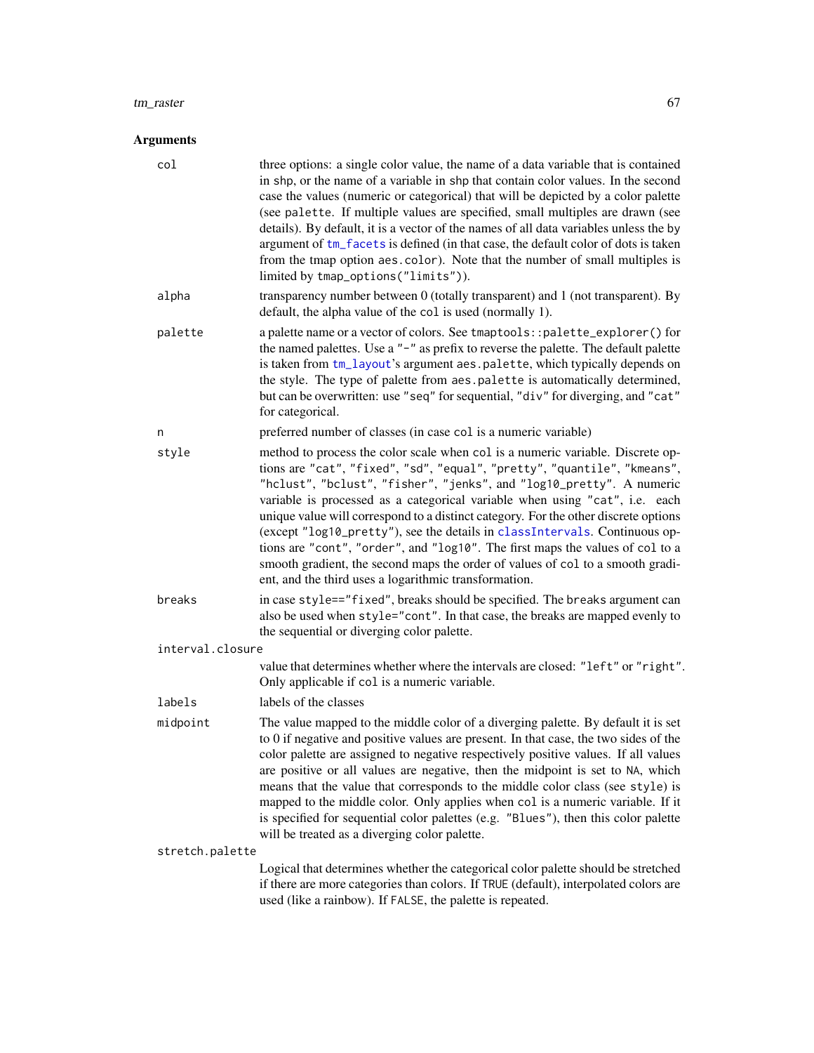## Arguments

`col`
: three options: a single color value, the name of a data variable that is contained in `shp`, or the name of a variable in `shp` that contain color values. In the second case the values (numeric or categorical) that will be depicted by a color palette (see `palette`. If multiple values are specified, small multiples are drawn (see details). By default, it is a vector of the names of all data variables unless the `by` argument of `tm_facets` is defined (in that case, the default color of dots is taken from the tmap option `aes.color`). Note that the number of small multiples is limited by `tmap_options("limits")`).

`alpha`
: transparency number between 0 (totally transparent) and 1 (not transparent). By default, the alpha value of the `col` is used (normally 1).

`palette`
: a palette name or a vector of colors. See `tmaptools::palette_explorer()` for the named palettes. Use a `"-"` as prefix to reverse the palette. The default palette is taken from `tm_layout`'s argument `aes.palette`, which typically depends on the style. The type of palette from `aes.palette` is automatically determined, but can be overwritten: use `"seq"` for sequential, `"div"` for diverging, and `"cat"` for categorical.

`n`
: preferred number of classes (in case `col` is a numeric variable)

`style`
: method to process the color scale when `col` is a numeric variable. Discrete options are `"cat"`, `"fixed"`, `"sd"`, `"equal"`, `"pretty"`, `"quantile"`, `"kmeans"`, `"hclust"`, `"bclust"`, `"fisher"`, `"jenks"`, and `"log10_pretty"`. A numeric variable is processed as a categorical variable when using `"cat"`, i.e. each unique value will correspond to a distinct category. For the other discrete options (except `"log10_pretty"`), see the details in `classIntervals`. Continuous options are `"cont"`, `"order"`, and `"log10"`. The first maps the values of `col` to a smooth gradient, the second maps the order of values of `col` to a smooth gradient, and the third uses a logarithmic transformation.

`breaks`
: in case `style=="fixed"`, breaks should be specified. The `breaks` argument can also be used when `style="cont"`. In that case, the breaks are mapped evenly to the sequential or diverging color palette.

`interval.closure`
: value that determines whether where the intervals are closed: `"left"` or `"right"`. Only applicable if `col` is a numeric variable.

`labels`
: labels of the classes

`midpoint`
: The value mapped to the middle color of a diverging palette. By default it is set to 0 if negative and positive values are present. In that case, the two sides of the color palette are assigned to negative respectively positive values. If all values are positive or all values are negative, then the midpoint is set to `NA`, which means that the value that corresponds to the middle color class (see `style`) is mapped to the middle color. Only applies when `col` is a numeric variable. If it is specified for sequential color palettes (e.g. `"Blues"`), then this color palette will be treated as a diverging color palette.

`stretch.palette`
: Logical that determines whether the categorical color palette should be stretched if there are more categories than colors. If `TRUE` (default), interpolated colors are used (like a rainbow). If `FALSE`, the palette is repeated.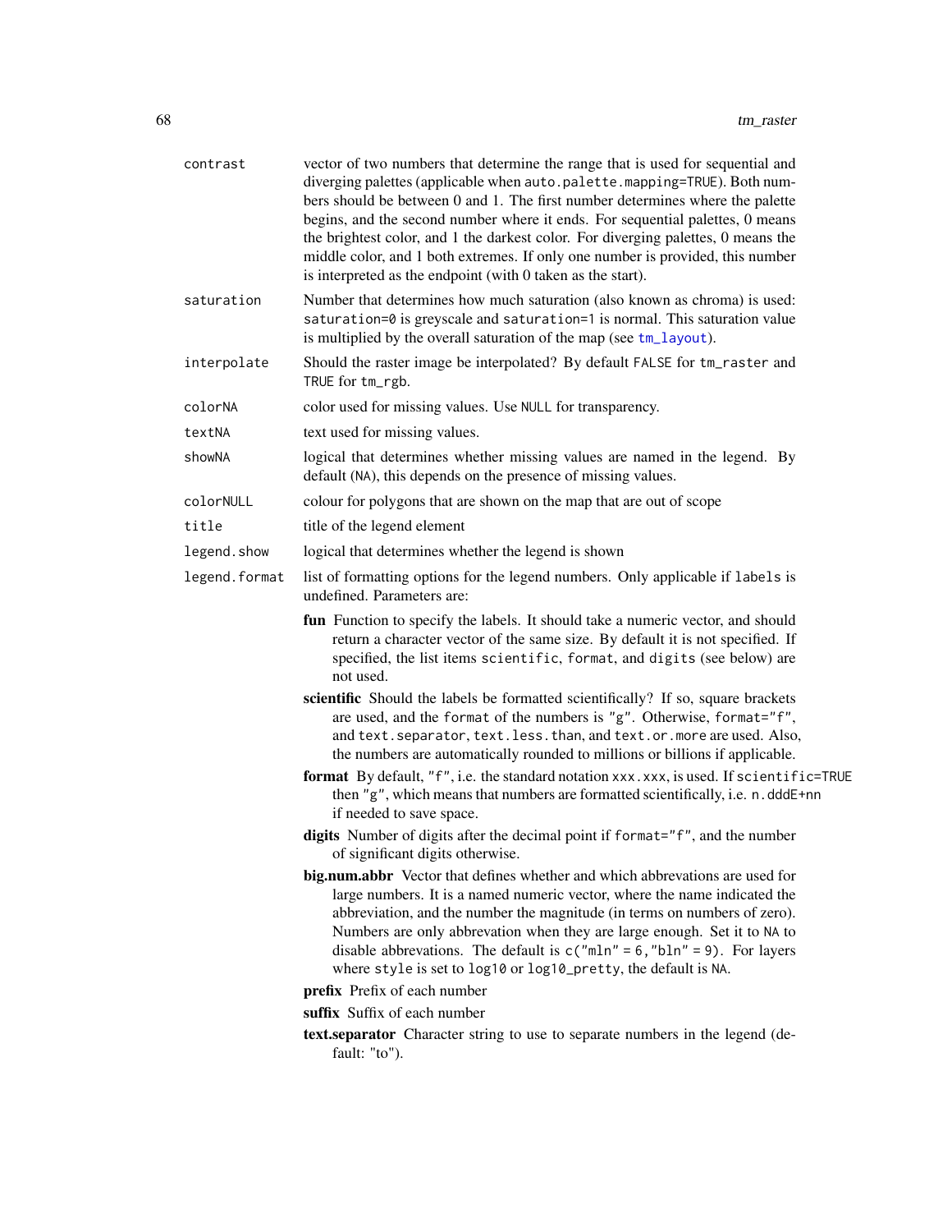`contrast`
: vector of two numbers that determine the range that is used for sequential and diverging palettes (applicable when `auto.palette.mapping=TRUE`). Both numbers should be between 0 and 1. The first number determines where the palette begins, and the second number where it ends. For sequential palettes, 0 means the brightest color, and 1 the darkest color. For diverging palettes, 0 means the middle color, and 1 both extremes. If only one number is provided, this number is interpreted as the endpoint (with 0 taken as the start).

`saturation`
: Number that determines how much saturation (also known as chroma) is used: `saturation=0` is greyscale and `saturation=1` is normal. This saturation value is multiplied by the overall saturation of the map (see `tm_layout`).

`interpolate`
: Should the raster image be interpolated? By default `FALSE` for `tm_raster` and `TRUE` for `tm_rgb`.

`colorNA`
: color used for missing values. Use `NULL` for transparency.

`textNA`
: text used for missing values.

`showNA`
: logical that determines whether missing values are named in the legend. By default (`NA`), this depends on the presence of missing values.

`colorNULL`
: colour for polygons that are shown on the map that are out of scope

`title`
: title of the legend element

`legend.show`
: logical that determines whether the legend is shown

`legend.format`
: list of formatting options for the legend numbers. Only applicable if `labels` is undefined. Parameters are:

  - **fun** Function to specify the labels. It should take a numeric vector, and should return a character vector of the same size. By default it is not specified. If specified, the list items `scientific`, `format`, and `digits` (see below) are not used.
  - **scientific** Should the labels be formatted scientifically? If so, square brackets are used, and the `format` of the numbers is `"g"`. Otherwise, `format="f"`, and `text.separator`, `text.less.than`, and `text.or.more` are used. Also, the numbers are automatically rounded to millions or billions if applicable.
  - **format** By default, `"f"`, i.e. the standard notation `xxx.xxx`, is used. If `scientific=TRUE` then `"g"`, which means that numbers are formatted scientifically, i.e. `n.dddE+nn` if needed to save space.
  - **digits** Number of digits after the decimal point if `format="f"`, and the number of significant digits otherwise.
  - **big.num.abbr** Vector that defines whether and which abbrevations are used for large numbers. It is a named numeric vector, where the name indicated the abbreviation, and the number the magnitude (in terms on numbers of zero). Numbers are only abbreviation when they are large enough. Set it to `NA` to disable abbreviations. The default is `c("mln" = 6, "bln" = 9)`. For layers where `style` is set to `log10` or `log10_pretty`, the default is `NA`.
  - **prefix** Prefix of each number
  - **suffix** Suffix of each number
  - **text.separator** Character string to use to separate numbers in the legend (default: "to").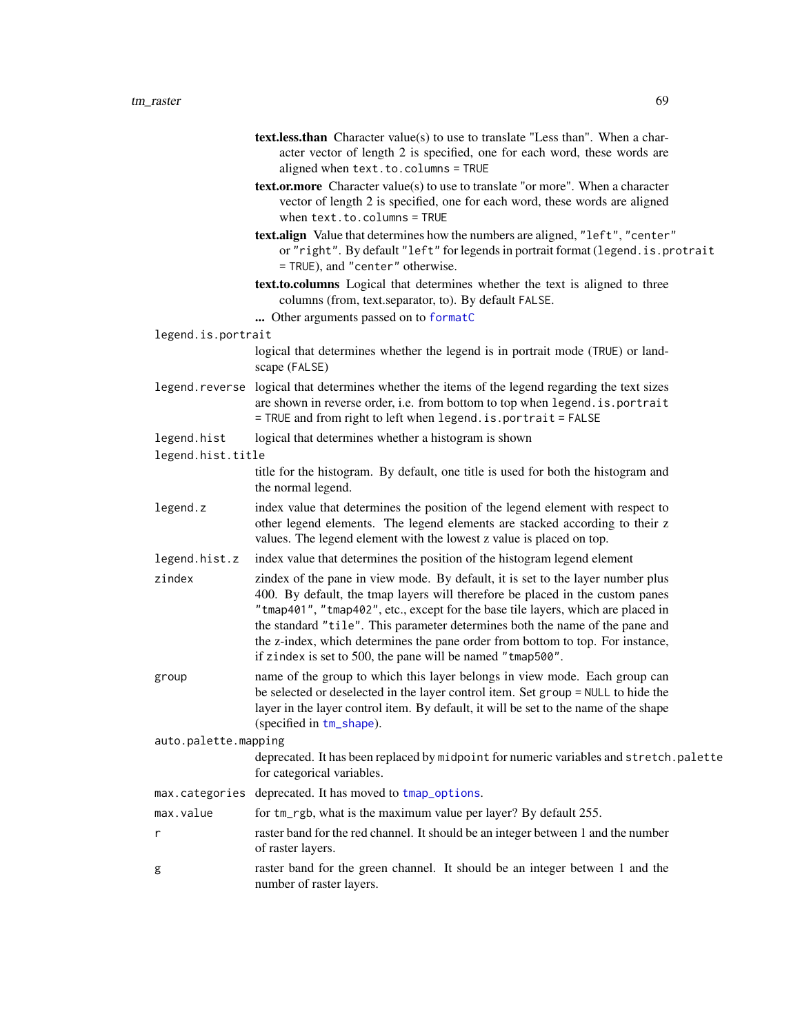- **text.less.than** Character value(s) to use to translate "Less than". When a character vector of length 2 is specified, one for each word, these words are aligned when `text.to.columns = TRUE`
- **text.or.more** Character value(s) to use to translate "or more". When a character vector of length 2 is specified, one for each word, these words are aligned when `text.to.columns = TRUE`
- **text.align** Value that determines how the numbers are aligned, `"left"`, `"center"` or `"right"`. By default `"left"` for legends in portrait format (`legend.is.protrait = TRUE`), and `"center"` otherwise.
- **text.to.columns** Logical that determines whether the text is aligned to three columns (from, text.separator, to). By default `FALSE`.
- **...** Other arguments passed on to `formatC`

`legend.is.portrait`
: logical that determines whether the legend is in portrait mode (`TRUE`) or landscape (`FALSE`)

`legend.reverse`
: logical that determines whether the items of the legend regarding the text sizes are shown in reverse order, i.e. from bottom to top when `legend.is.portrait = TRUE` and from right to left when `legend.is.portrait = FALSE`

`legend.hist`
: logical that determines whether a histogram is shown

`legend.hist.title`
: title for the histogram. By default, one title is used for both the histogram and the normal legend.

`legend.z`
: index value that determines the position of the legend element with respect to other legend elements. The legend elements are stacked according to their z values. The legend element with the lowest z value is placed on top.

`legend.hist.z`
: index value that determines the position of the histogram legend element

`zindex`
: zindex of the pane in view mode. By default, it is set to the layer number plus 400. By default, the tmap layers will therefore be placed in the custom panes `"tmap401"`, `"tmap402"`, etc., except for the base tile layers, which are placed in the standard `"tile"`. This parameter determines both the name of the pane and the z-index, which determines the pane order from bottom to top. For instance, if `zindex` is set to 500, the pane will be named `"tmap500"`.

`group`
: name of the group to which this layer belongs in view mode. Each group can be selected or deselected in the layer control item. Set `group = NULL` to hide the layer in the layer control item. By default, it will be set to the name of the shape (specified in `tm_shape`).

`auto.palette.mapping`
: deprecated. It has been replaced by `midpoint` for numeric variables and `stretch.palette` for categorical variables.

`max.categories`
: deprecated. It has moved to `tmap_options`.

`max.value`
: for `tm_rgb`, what is the maximum value per layer? By default 255.

`r`
: raster band for the red channel. It should be an integer between 1 and the number of raster layers.

`g`
: raster band for the green channel. It should be an integer between 1 and the number of raster layers.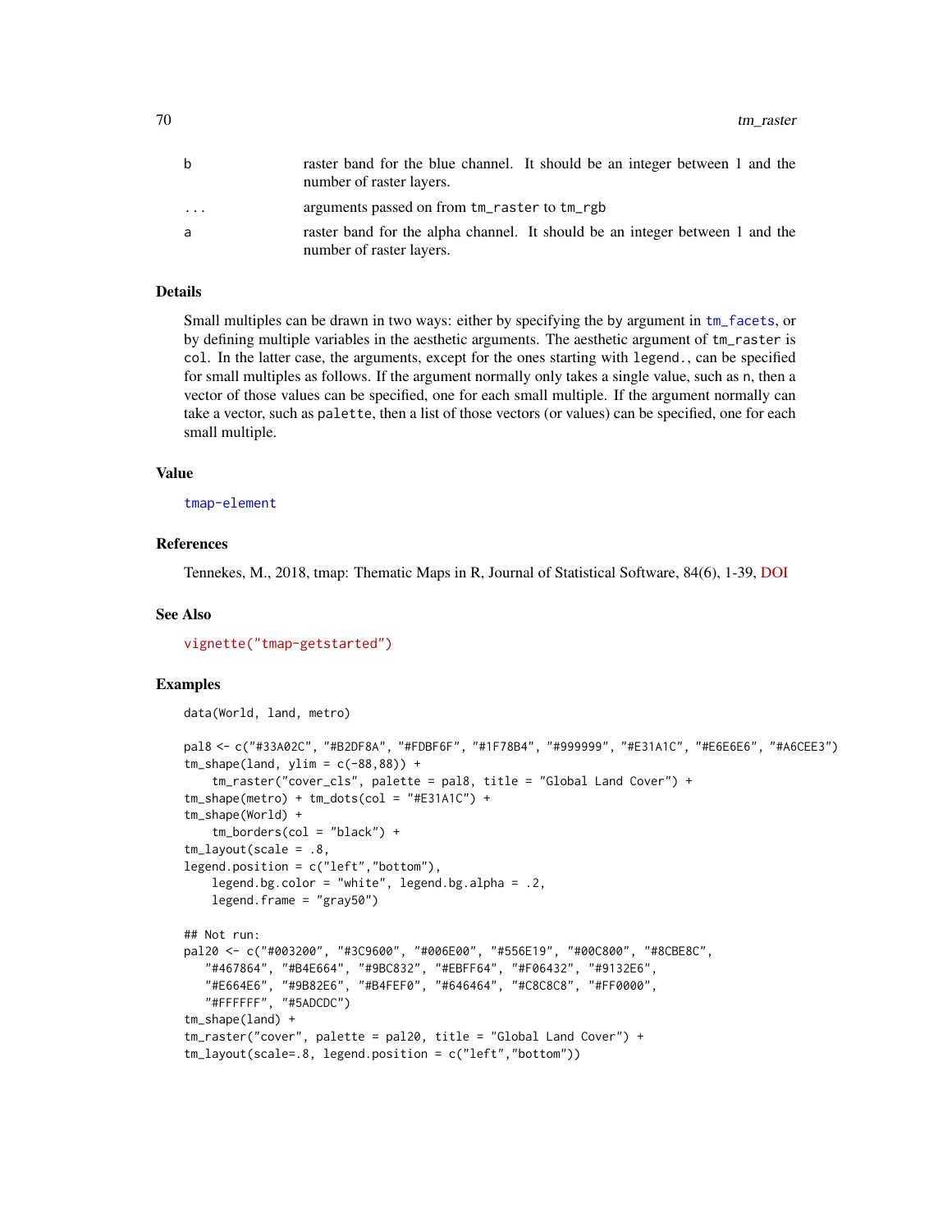| | |
|---|---|
| b | raster band for the blue channel. It should be an integer between 1 and the number of raster layers. |
| ... | arguments passed on from tm_raster to tm_rgb |
| a | raster band for the alpha channel. It should be an integer between 1 and the number of raster layers. |

## Details

Small multiples can be drawn in two ways: either by specifying the by argument in tm_facets, or by defining multiple variables in the aesthetic arguments. The aesthetic argument of tm_raster is col. In the latter case, the arguments, except for the ones starting with legend., can be specified for small multiples as follows. If the argument normally only takes a single value, such as n, then a vector of those values can be specified, one for each small multiple. If the argument normally can take a vector, such as palette, then a list of those vectors (or values) can be specified, one for each small multiple.

## Value

tmap-element

## References

Tennekes, M., 2018, tmap: Thematic Maps in R, Journal of Statistical Software, 84(6), 1-39, DOI

## See Also

vignette("tmap-getstarted")

## Examples

```
data(World, land, metro)

pal8 <- c("#33A02C", "#B2DF8A", "#FDBF6F", "#1F78B4", "#999999", "#E31A1C", "#E6E6E6", "#A6CEE3")
tm_shape(land, ylim = c(-88,88)) +
    tm_raster("cover_cls", palette = pal8, title = "Global Land Cover") +
tm_shape(metro) + tm_dots(col = "#E31A1C") +
tm_shape(World) +
    tm_borders(col = "black") +
tm_layout(scale = .8,
legend.position = c("left","bottom"),
    legend.bg.color = "white", legend.bg.alpha = .2,
    legend.frame = "gray50")

## Not run:
pal20 <- c("#003200", "#3C9600", "#006E00", "#556E19", "#00C800", "#8CBE8C",
   "#467864", "#B4E664", "#9BC832", "#EBFF64", "#F06432", "#9132E6",
   "#E664E6", "#9B82E6", "#B4FEF0", "#646464", "#C8C8C8", "#FF0000",
   "#FFFFFF", "#5ADCDC")
tm_shape(land) +
tm_raster("cover", palette = pal20, title = "Global Land Cover") +
tm_layout(scale=.8, legend.position = c("left","bottom"))
```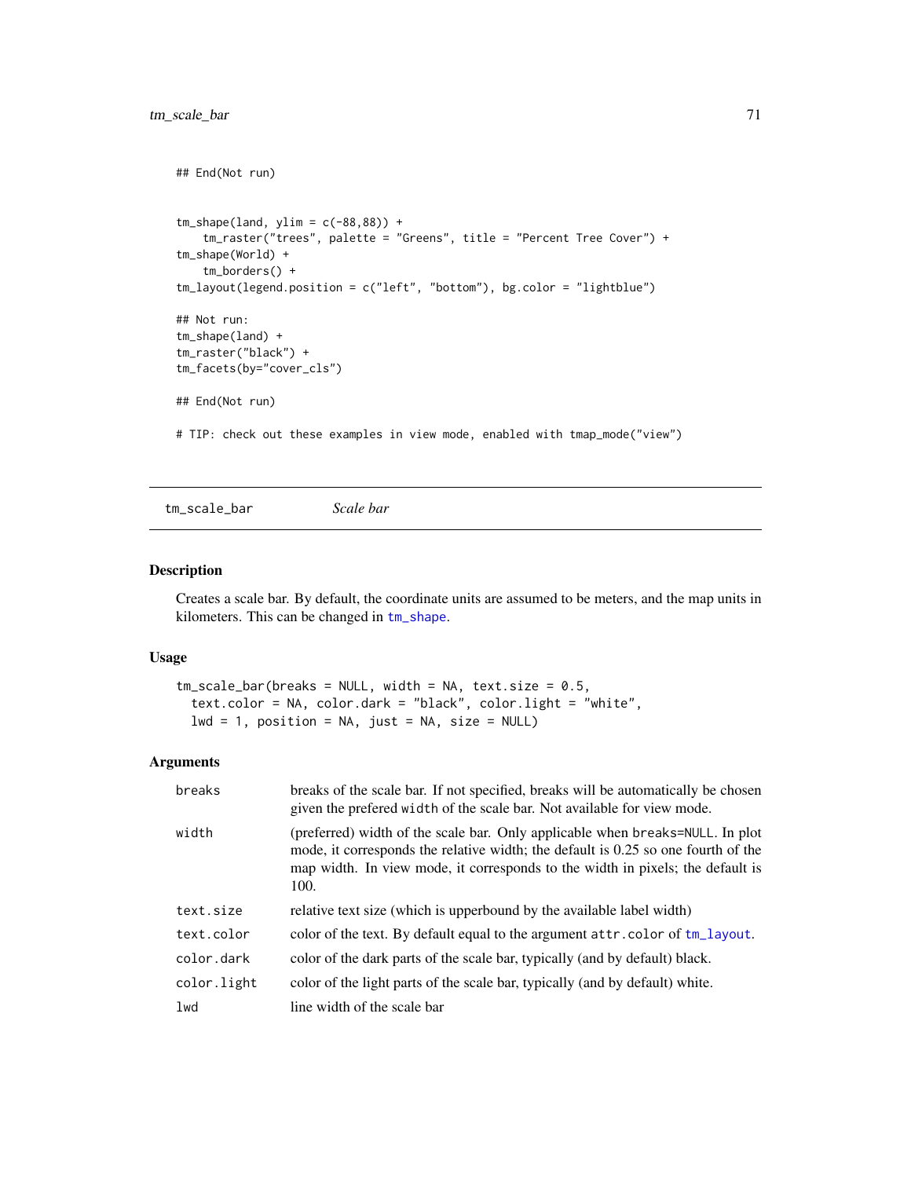```
## End(Not run)


tm_shape(land, ylim = c(-88,88)) +
    tm_raster("trees", palette = "Greens", title = "Percent Tree Cover") +
tm_shape(World) +
    tm_borders() +
tm_layout(legend.position = c("left", "bottom"), bg.color = "lightblue")

## Not run:
tm_shape(land) +
tm_raster("black") +
tm_facets(by="cover_cls")

## End(Not run)

# TIP: check out these examples in view mode, enabled with tmap_mode("view")
```

---

## tm_scale_bar    *Scale bar*

---

### Description

Creates a scale bar. By default, the coordinate units are assumed to be meters, and the map units in kilometers. This can be changed in `tm_shape`.

### Usage

```
tm_scale_bar(breaks = NULL, width = NA, text.size = 0.5,
  text.color = NA, color.dark = "black", color.light = "white",
  lwd = 1, position = NA, just = NA, size = NULL)
```

### Arguments

| | |
|---|---|
| `breaks` | breaks of the scale bar. If not specified, breaks will be automatically be chosen given the prefered `width` of the scale bar. Not available for view mode. |
| `width` | (preferred) width of the scale bar. Only applicable when `breaks=NULL`. In plot mode, it corresponds the relative width; the default is 0.25 so one fourth of the map width. In view mode, it corresponds to the width in pixels; the default is 100. |
| `text.size` | relative text size (which is upperbound by the available label width) |
| `text.color` | color of the text. By default equal to the argument `attr.color` of `tm_layout`. |
| `color.dark` | color of the dark parts of the scale bar, typically (and by default) black. |
| `color.light` | color of the light parts of the scale bar, typically (and by default) white. |
| `lwd` | line width of the scale bar |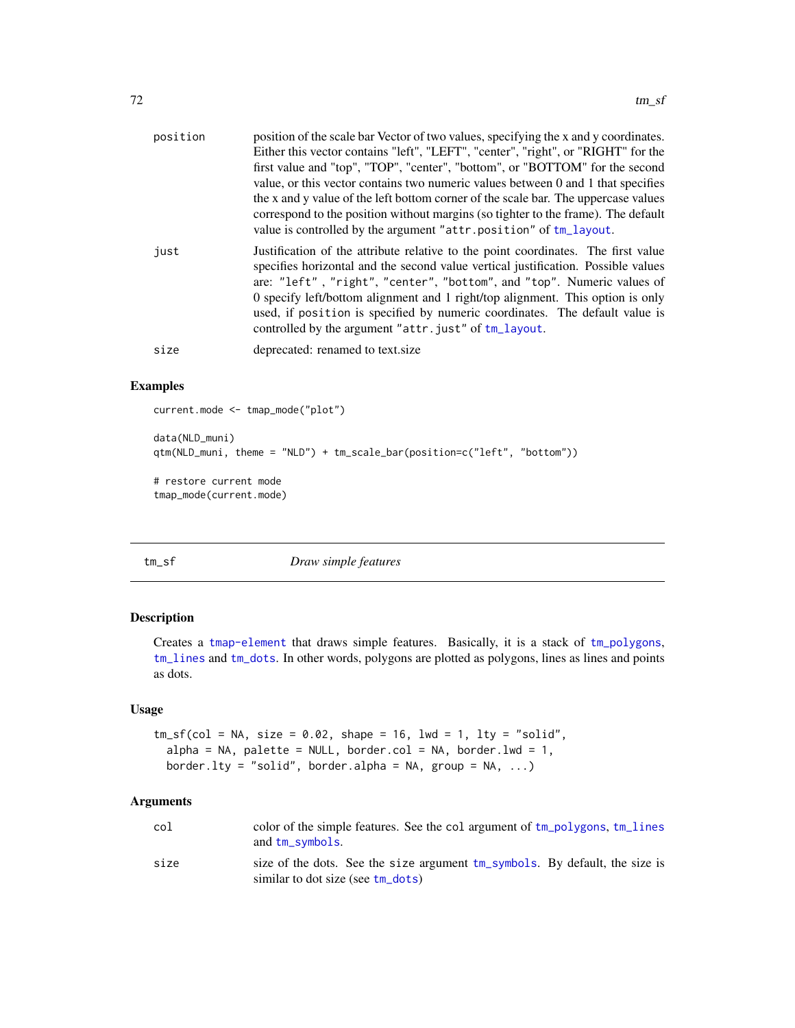| | |
|---|---|
| position | position of the scale bar Vector of two values, specifying the x and y coordinates. Either this vector contains "left", "LEFT", "center", "right", or "RIGHT" for the first value and "top", "TOP", "center", "bottom", or "BOTTOM" for the second value, or this vector contains two numeric values between 0 and 1 that specifies the x and y value of the left bottom corner of the scale bar. The uppercase values correspond to the position without margins (so tighter to the frame). The default value is controlled by the argument "attr.position" of tm_layout. |
| just | Justification of the attribute relative to the point coordinates. The first value specifies horizontal and the second value vertical justification. Possible values are: "left" , "right", "center", "bottom", and "top". Numeric values of 0 specify left/bottom alignment and 1 right/top alignment. This option is only used, if position is specified by numeric coordinates. The default value is controlled by the argument "attr.just" of tm_layout. |
| size | deprecated: renamed to text.size |

### Examples

```
current.mode <- tmap_mode("plot")

data(NLD_muni)
qtm(NLD_muni, theme = "NLD") + tm_scale_bar(position=c("left", "bottom"))

# restore current mode
tmap_mode(current.mode)
```

---

## tm_sf *Draw simple features*

### Description

Creates a tmap-element that draws simple features. Basically, it is a stack of tm_polygons, tm_lines and tm_dots. In other words, polygons are plotted as polygons, lines as lines and points as dots.

### Usage

```
tm_sf(col = NA, size = 0.02, shape = 16, lwd = 1, lty = "solid",
  alpha = NA, palette = NULL, border.col = NA, border.lwd = 1,
  border.lty = "solid", border.alpha = NA, group = NA, ...)
```

### Arguments

| | |
|---|---|
| col | color of the simple features. See the col argument of tm_polygons, tm_lines and tm_symbols. |
| size | size of the dots. See the size argument tm_symbols. By default, the size is similar to dot size (see tm_dots) |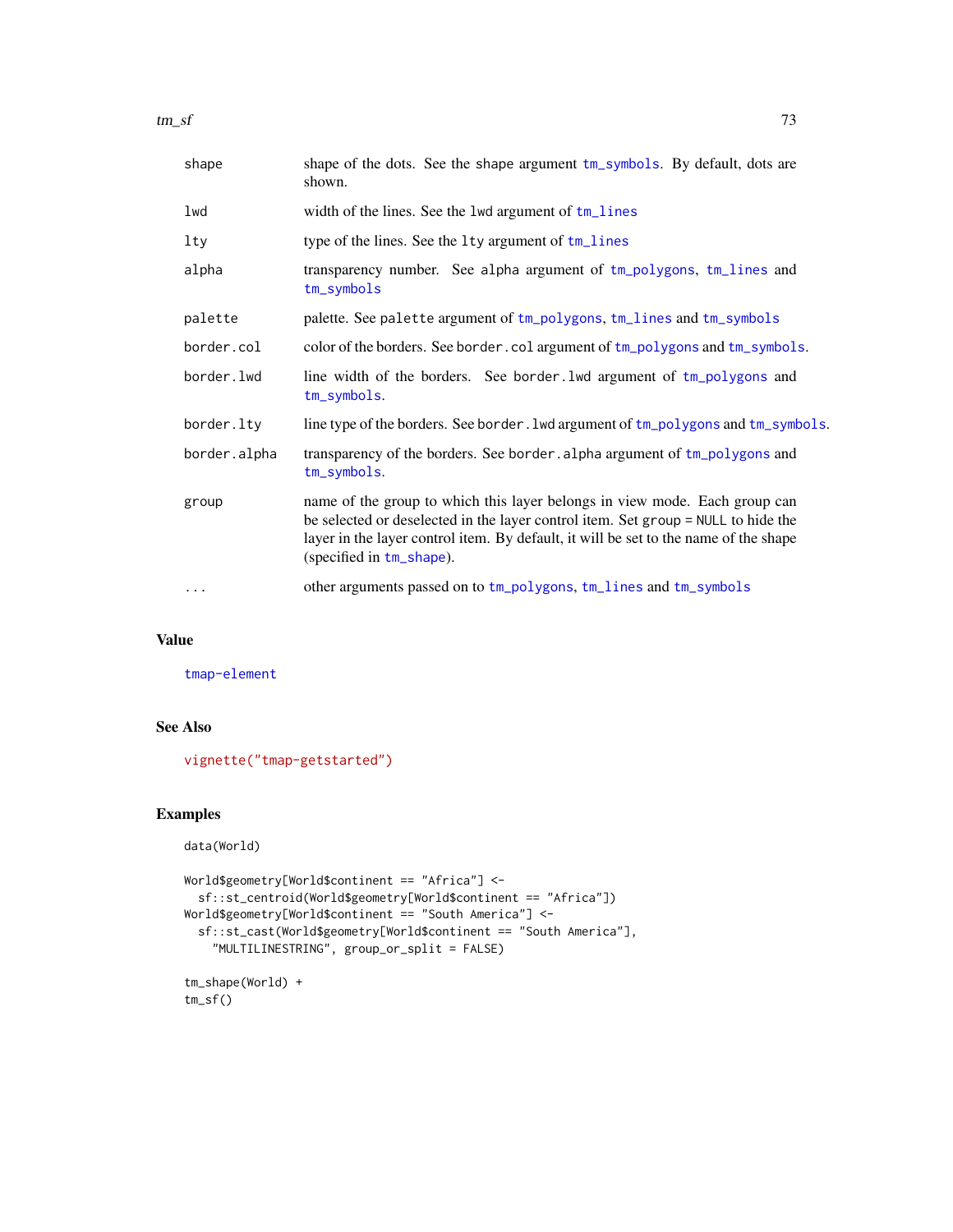| | |
|---|---|
| shape | shape of the dots. See the shape argument tm_symbols. By default, dots are shown. |
| lwd | width of the lines. See the lwd argument of tm_lines |
| lty | type of the lines. See the lty argument of tm_lines |
| alpha | transparency number. See alpha argument of tm_polygons, tm_lines and tm_symbols |
| palette | palette. See palette argument of tm_polygons, tm_lines and tm_symbols |
| border.col | color of the borders. See border.col argument of tm_polygons and tm_symbols. |
| border.lwd | line width of the borders. See border.lwd argument of tm_polygons and tm_symbols. |
| border.lty | line type of the borders. See border.lwd argument of tm_polygons and tm_symbols. |
| border.alpha | transparency of the borders. See border.alpha argument of tm_polygons and tm_symbols. |
| group | name of the group to which this layer belongs in view mode. Each group can be selected or deselected in the layer control item. Set group = NULL to hide the layer in the layer control item. By default, it will be set to the name of the shape (specified in tm_shape). |
| ... | other arguments passed on to tm_polygons, tm_lines and tm_symbols |

## Value

tmap-element

## See Also

vignette("tmap-getstarted")

## Examples

```
data(World)

World$geometry[World$continent == "Africa"] <-
  sf::st_centroid(World$geometry[World$continent == "Africa"])
World$geometry[World$continent == "South America"] <-
  sf::st_cast(World$geometry[World$continent == "South America"],
    "MULTILINESTRING", group_or_split = FALSE)

tm_shape(World) +
tm_sf()
```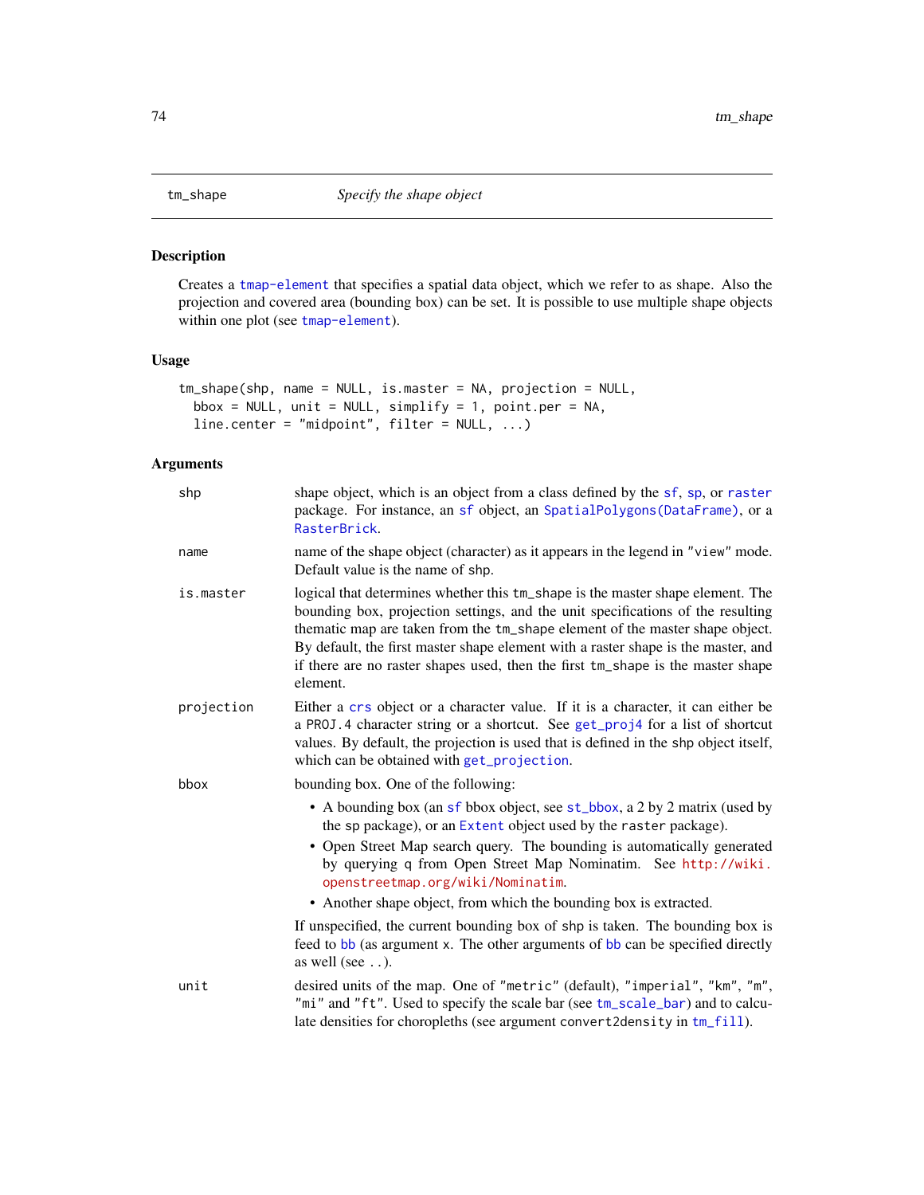tm_shape — *Specify the shape object*

## Description

Creates a tmap-element that specifies a spatial data object, which we refer to as shape. Also the projection and covered area (bounding box) can be set. It is possible to use multiple shape objects within one plot (see tmap-element).

## Usage

```
tm_shape(shp, name = NULL, is.master = NA, projection = NULL,
  bbox = NULL, unit = NULL, simplify = 1, point.per = NA,
  line.center = "midpoint", filter = NULL, ...)
```

## Arguments

**shp**
shape object, which is an object from a class defined by the sf, sp, or raster package. For instance, an sf object, an SpatialPolygons(DataFrame), or a RasterBrick.

**name**
name of the shape object (character) as it appears in the legend in "view" mode. Default value is the name of shp.

**is.master**
logical that determines whether this tm_shape is the master shape element. The bounding box, projection settings, and the unit specifications of the resulting thematic map are taken from the tm_shape element of the master shape object. By default, the first master shape element with a raster shape is the master, and if there are no raster shapes used, then the first tm_shape is the master shape element.

**projection**
Either a crs object or a character value. If it is a character, it can either be a PROJ.4 character string or a shortcut. See get_proj4 for a list of shortcut values. By default, the projection is used that is defined in the shp object itself, which can be obtained with get_projection.

**bbox**
bounding box. One of the following:

- A bounding box (an sf bbox object, see st_bbox, a 2 by 2 matrix (used by the sp package), or an Extent object used by the raster package).
- Open Street Map search query. The bounding is automatically generated by querying q from Open Street Map Nominatim. See http://wiki.openstreetmap.org/wiki/Nominatim.
- Another shape object, from which the bounding box is extracted.

If unspecified, the current bounding box of shp is taken. The bounding box is feed to bb (as argument x. The other arguments of bb can be specified directly as well (see ..).

**unit**
desired units of the map. One of "metric" (default), "imperial", "km", "m", "mi" and "ft". Used to specify the scale bar (see tm_scale_bar) and to calculate densities for choropleths (see argument convert2density in tm_fill).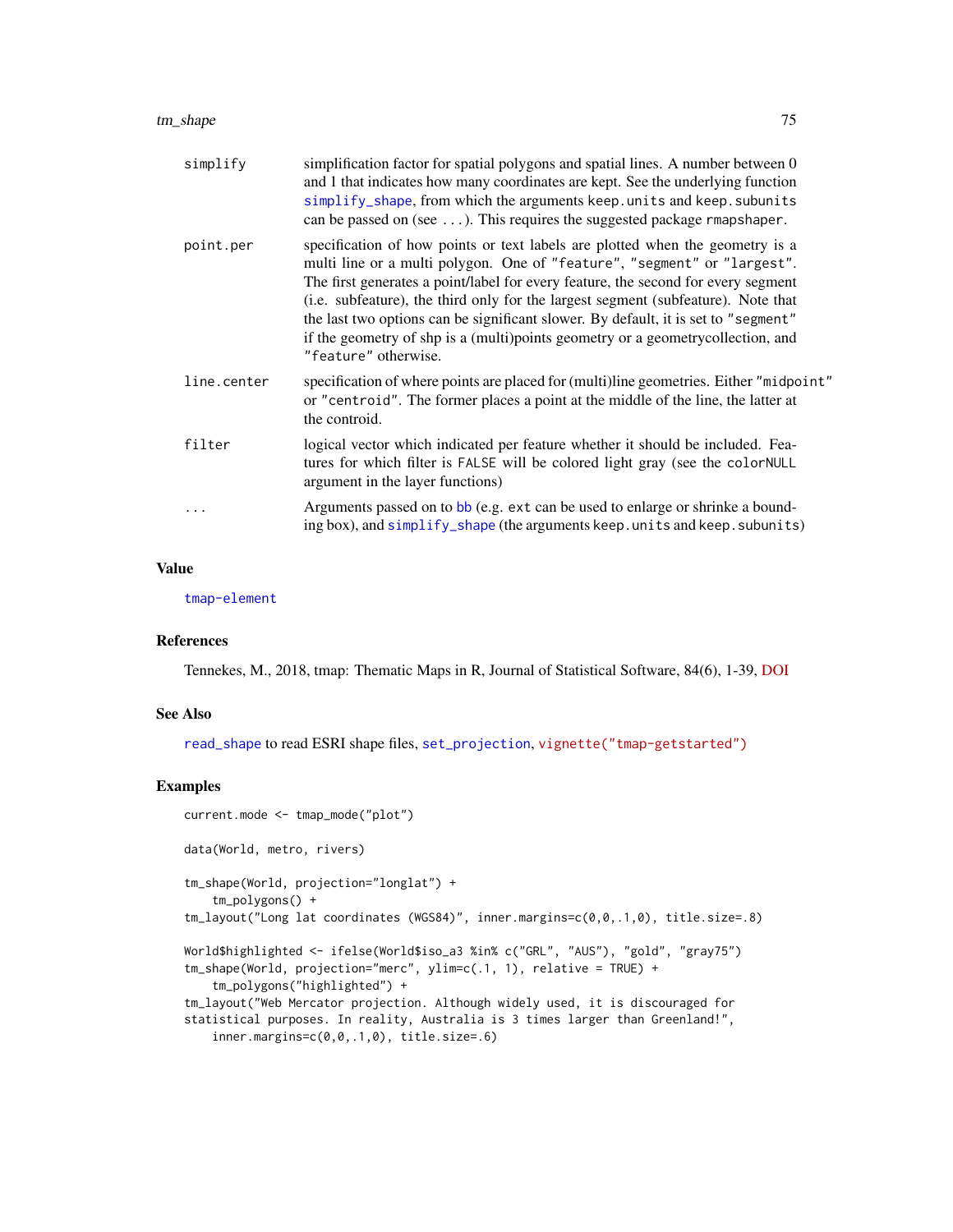| | |
|---|---|
| simplify | simplification factor for spatial polygons and spatial lines. A number between 0 and 1 that indicates how many coordinates are kept. See the underlying function `simplify_shape`, from which the arguments `keep.units` and `keep.subunits` can be passed on (see `...`). This requires the suggested package `rmapshaper`. |
| point.per | specification of how points or text labels are plotted when the geometry is a multi line or a multi polygon. One of `"feature"`, `"segment"` or `"largest"`. The first generates a point/label for every feature, the second for every segment (i.e. subfeature), the third only for the largest segment (subfeature). Note that the last two options can be significant slower. By default, it is set to `"segment"` if the geometry of shp is a (multi)points geometry or a geometrycollection, and `"feature"` otherwise. |
| line.center | specification of where points are placed for (multi)line geometries. Either `"midpoint"` or `"centroid"`. The former places a point at the middle of the line, the latter at the controid. |
| filter | logical vector which indicated per feature whether it should be included. Features for which filter is `FALSE` will be colored light gray (see the `colorNULL` argument in the layer functions) |
| ... | Arguments passed on to `bb` (e.g. `ext` can be used to enlarge or shrinke a bounding box), and `simplify_shape` (the arguments `keep.units` and `keep.subunits`) |

## Value

`tmap-element`

## References

Tennekes, M., 2018, tmap: Thematic Maps in R, Journal of Statistical Software, 84(6), 1-39, DOI

## See Also

`read_shape` to read ESRI shape files, `set_projection`, `vignette("tmap-getstarted")`

## Examples

```
current.mode <- tmap_mode("plot")

data(World, metro, rivers)

tm_shape(World, projection="longlat") +
    tm_polygons() +
tm_layout("Long lat coordinates (WGS84)", inner.margins=c(0,0,.1,0), title.size=.8)

World$highlighted <- ifelse(World$iso_a3 %in% c("GRL", "AUS"), "gold", "gray75")
tm_shape(World, projection="merc", ylim=c(.1, 1), relative = TRUE) +
    tm_polygons("highlighted") +
tm_layout("Web Mercator projection. Although widely used, it is discouraged for
statistical purposes. In reality, Australia is 3 times larger than Greenland!",
    inner.margins=c(0,0,.1,0), title.size=.6)
```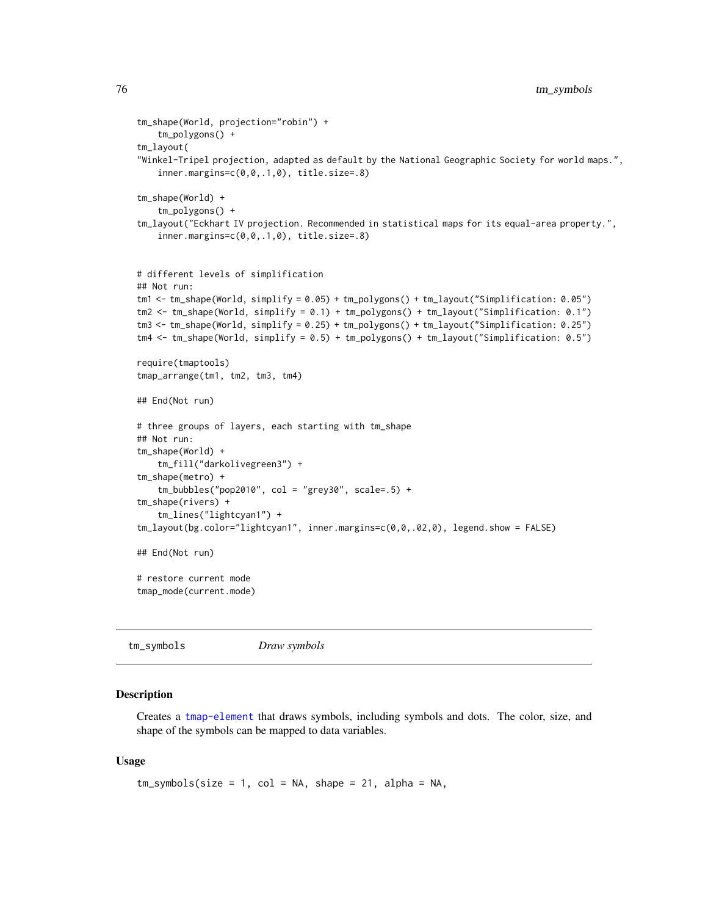```
tm_shape(World, projection="robin") +
    tm_polygons() +
tm_layout(
"Winkel-Tripel projection, adapted as default by the National Geographic Society for world maps.",
    inner.margins=c(0,0,.1,0), title.size=.8)

tm_shape(World) +
    tm_polygons() +
tm_layout("Eckhart IV projection. Recommended in statistical maps for its equal-area property.",
    inner.margins=c(0,0,.1,0), title.size=.8)


# different levels of simplification
## Not run:
tm1 <- tm_shape(World, simplify = 0.05) + tm_polygons() + tm_layout("Simplification: 0.05")
tm2 <- tm_shape(World, simplify = 0.1) + tm_polygons() + tm_layout("Simplification: 0.1")
tm3 <- tm_shape(World, simplify = 0.25) + tm_polygons() + tm_layout("Simplification: 0.25")
tm4 <- tm_shape(World, simplify = 0.5) + tm_polygons() + tm_layout("Simplification: 0.5")

require(tmaptools)
tmap_arrange(tm1, tm2, tm3, tm4)

## End(Not run)

# three groups of layers, each starting with tm_shape
## Not run:
tm_shape(World) +
    tm_fill("darkolivegreen3") +
tm_shape(metro) +
    tm_bubbles("pop2010", col = "grey30", scale=.5) +
tm_shape(rivers) +
    tm_lines("lightcyan1") +
tm_layout(bg.color="lightcyan1", inner.margins=c(0,0,.02,0), legend.show = FALSE)

## End(Not run)

# restore current mode
tmap_mode(current.mode)
```

## tm_symbols — *Draw symbols*

### Description

Creates a tmap-element that draws symbols, including symbols and dots. The color, size, and shape of the symbols can be mapped to data variables.

### Usage

```
tm_symbols(size = 1, col = NA, shape = 21, alpha = NA,
```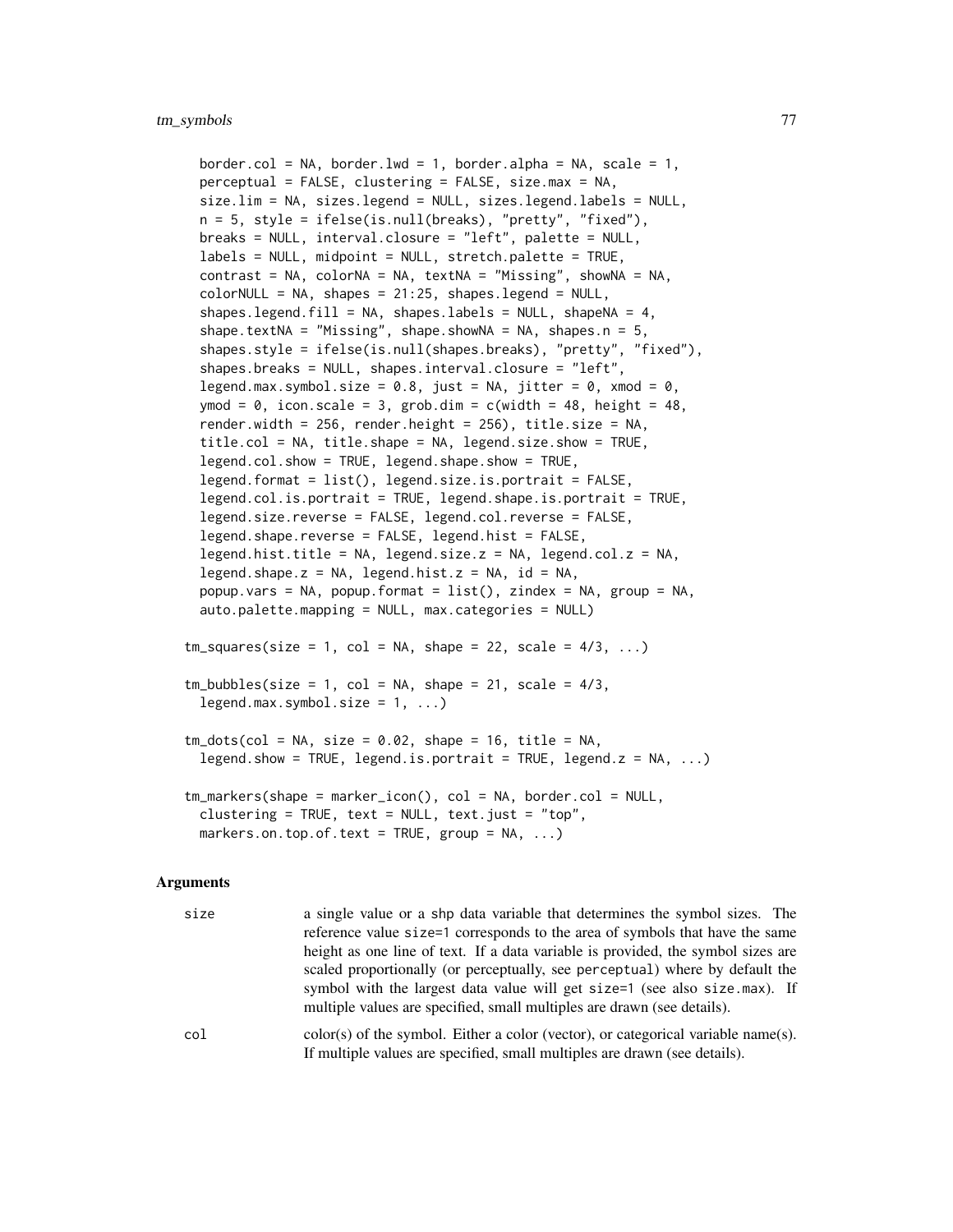```
  border.col = NA, border.lwd = 1, border.alpha = NA, scale = 1,
  perceptual = FALSE, clustering = FALSE, size.max = NA,
  size.lim = NA, sizes.legend = NULL, sizes.legend.labels = NULL,
  n = 5, style = ifelse(is.null(breaks), "pretty", "fixed"),
  breaks = NULL, interval.closure = "left", palette = NULL,
  labels = NULL, midpoint = NULL, stretch.palette = TRUE,
  contrast = NA, colorNA = NA, textNA = "Missing", showNA = NA,
  colorNULL = NA, shapes = 21:25, shapes.legend = NULL,
  shapes.legend.fill = NA, shapes.labels = NULL, shapeNA = 4,
  shape.textNA = "Missing", shape.showNA = NA, shapes.n = 5,
  shapes.style = ifelse(is.null(shapes.breaks), "pretty", "fixed"),
  shapes.breaks = NULL, shapes.interval.closure = "left",
  legend.max.symbol.size = 0.8, just = NA, jitter = 0, xmod = 0,
  ymod = 0, icon.scale = 3, grob.dim = c(width = 48, height = 48,
  render.width = 256, render.height = 256), title.size = NA,
  title.col = NA, title.shape = NA, legend.size.show = TRUE,
  legend.col.show = TRUE, legend.shape.show = TRUE,
  legend.format = list(), legend.size.is.portrait = FALSE,
  legend.col.is.portrait = TRUE, legend.shape.is.portrait = TRUE,
  legend.size.reverse = FALSE, legend.col.reverse = FALSE,
  legend.shape.reverse = FALSE, legend.hist = FALSE,
  legend.hist.title = NA, legend.size.z = NA, legend.col.z = NA,
  legend.shape.z = NA, legend.hist.z = NA, id = NA,
  popup.vars = NA, popup.format = list(), zindex = NA, group = NA,
  auto.palette.mapping = NULL, max.categories = NULL)

tm_squares(size = 1, col = NA, shape = 22, scale = 4/3, ...)

tm_bubbles(size = 1, col = NA, shape = 21, scale = 4/3,
  legend.max.symbol.size = 1, ...)

tm_dots(col = NA, size = 0.02, shape = 16, title = NA,
  legend.show = TRUE, legend.is.portrait = TRUE, legend.z = NA, ...)

tm_markers(shape = marker_icon(), col = NA, border.col = NULL,
  clustering = TRUE, text = NULL, text.just = "top",
  markers.on.top.of.text = TRUE, group = NA, ...)
```

## Arguments

| | |
|---|---|
| size | a single value or a shp data variable that determines the symbol sizes. The reference value size=1 corresponds to the area of symbols that have the same height as one line of text. If a data variable is provided, the symbol sizes are scaled proportionally (or perceptually, see perceptual) where by default the symbol with the largest data value will get size=1 (see also size.max). If multiple values are specified, small multiples are drawn (see details). |
| col | color(s) of the symbol. Either a color (vector), or categorical variable name(s). If multiple values are specified, small multiples are drawn (see details). |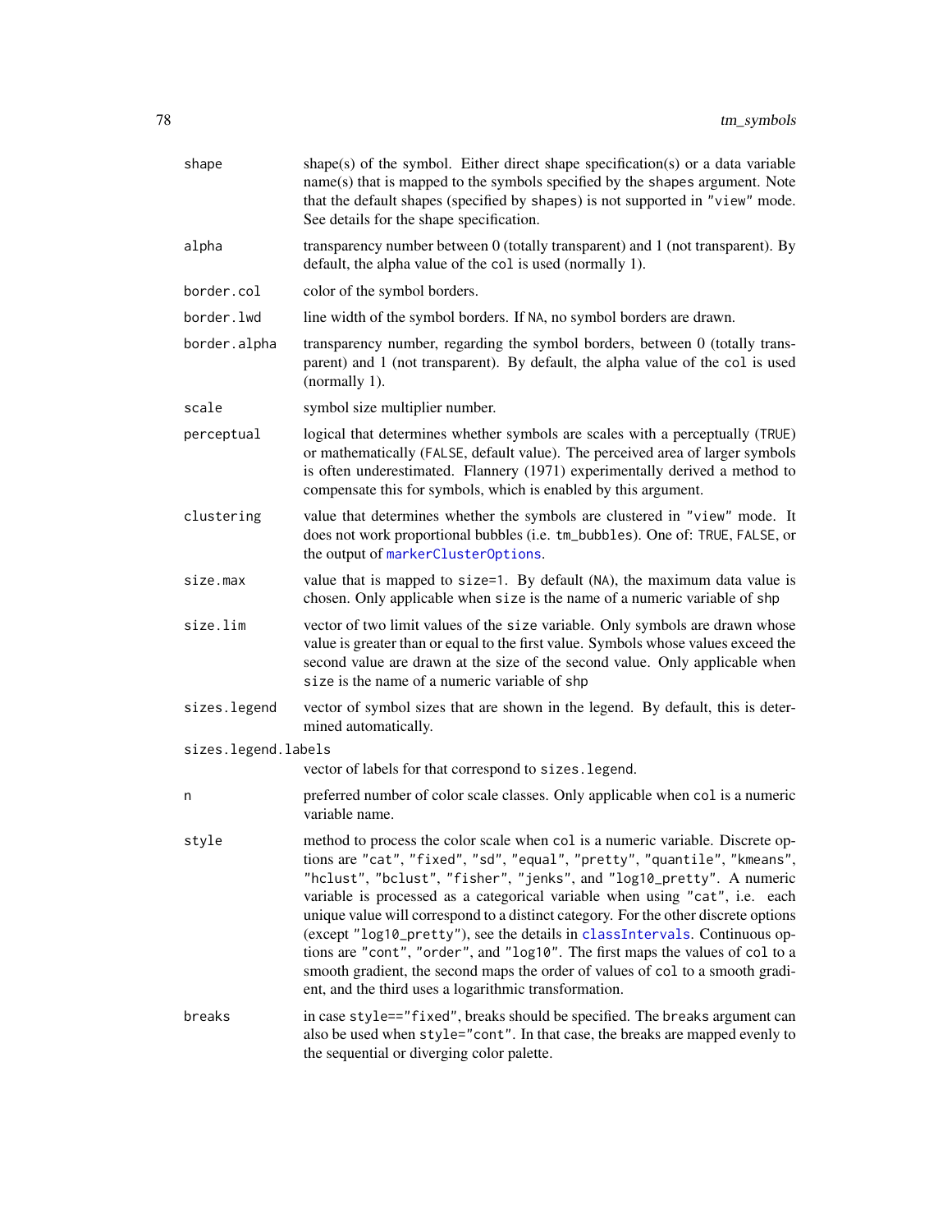| | |
|---|---|
| `shape` | shape(s) of the symbol. Either direct shape specification(s) or a data variable name(s) that is mapped to the symbols specified by the `shapes` argument. Note that the default shapes (specified by `shapes`) is not supported in `"view"` mode. See details for the shape specification. |
| `alpha` | transparency number between 0 (totally transparent) and 1 (not transparent). By default, the alpha value of the `col` is used (normally 1). |
| `border.col` | color of the symbol borders. |
| `border.lwd` | line width of the symbol borders. If `NA`, no symbol borders are drawn. |
| `border.alpha` | transparency number, regarding the symbol borders, between 0 (totally transparent) and 1 (not transparent). By default, the alpha value of the `col` is used (normally 1). |
| `scale` | symbol size multiplier number. |
| `perceptual` | logical that determines whether symbols are scales with a perceptually (`TRUE`) or mathematically (`FALSE`, default value). The perceived area of larger symbols is often underestimated. Flannery (1971) experimentally derived a method to compensate this for symbols, which is enabled by this argument. |
| `clustering` | value that determines whether the symbols are clustered in `"view"` mode. It does not work proportional bubbles (i.e. `tm_bubbles`). One of: `TRUE`, `FALSE`, or the output of `markerClusterOptions`. |
| `size.max` | value that is mapped to `size=1`. By default (`NA`), the maximum data value is chosen. Only applicable when `size` is the name of a numeric variable of `shp` |
| `size.lim` | vector of two limit values of the `size` variable. Only symbols are drawn whose value is greater than or equal to the first value. Symbols whose values exceed the second value are drawn at the size of the second value. Only applicable when `size` is the name of a numeric variable of `shp` |
| `sizes.legend` | vector of symbol sizes that are shown in the legend. By default, this is determined automatically. |
| `sizes.legend.labels` | vector of labels for that correspond to `sizes.legend`. |
| `n` | preferred number of color scale classes. Only applicable when `col` is a numeric variable name. |
| `style` | method to process the color scale when `col` is a numeric variable. Discrete options are `"cat"`, `"fixed"`, `"sd"`, `"equal"`, `"pretty"`, `"quantile"`, `"kmeans"`, `"hclust"`, `"bclust"`, `"fisher"`, `"jenks"`, and `"log10_pretty"`. A numeric variable is processed as a categorical variable when using `"cat"`, i.e. each unique value will correspond to a distinct category. For the other discrete options (except `"log10_pretty"`), see the details in `classIntervals`. Continuous options are `"cont"`, `"order"`, and `"log10"`. The first maps the values of `col` to a smooth gradient, the second maps the order of values of `col` to a smooth gradient, and the third uses a logarithmic transformation. |
| `breaks` | in case `style=="fixed"`, breaks should be specified. The `breaks` argument can also be used when `style="cont"`. In that case, the breaks are mapped evenly to the sequential or diverging color palette. |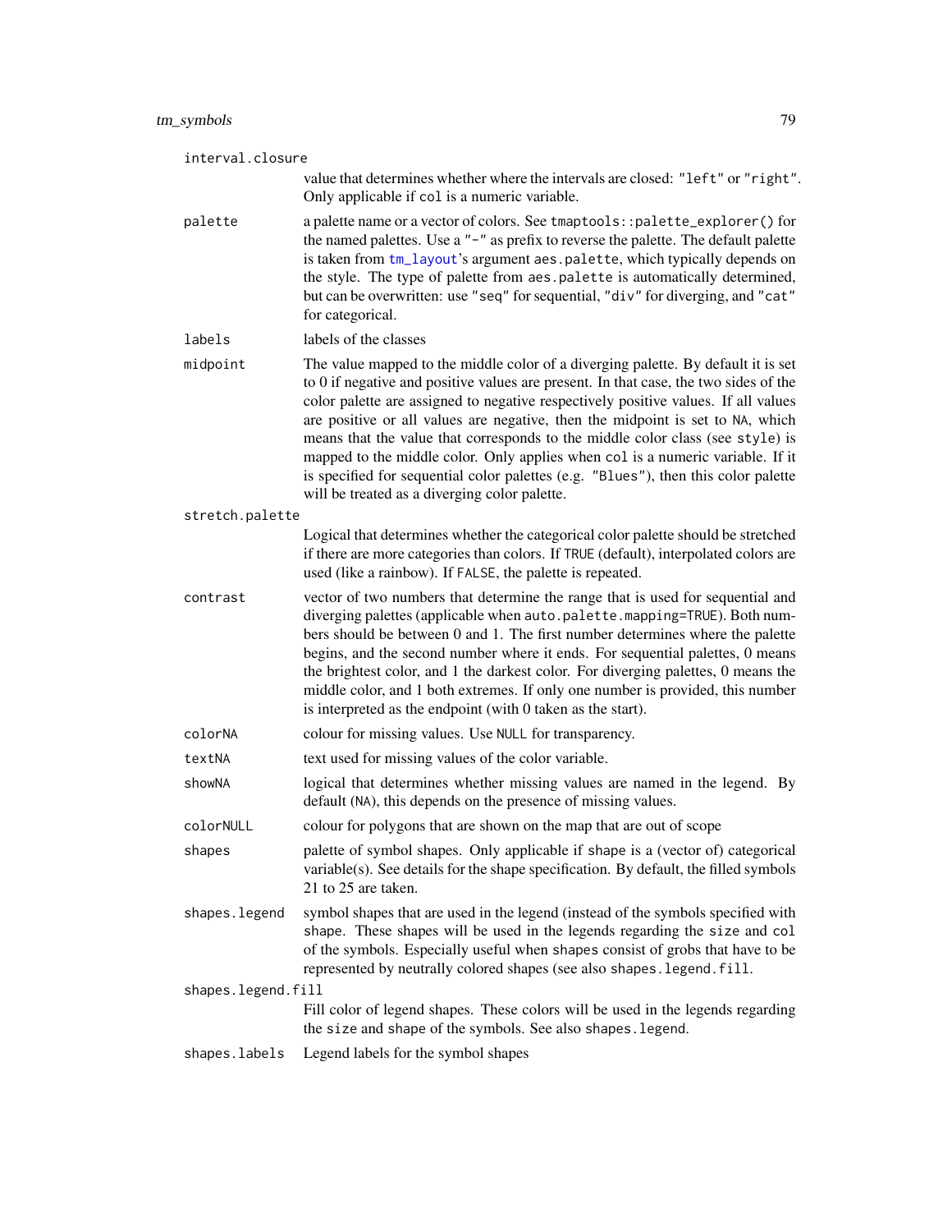interval.closure
: value that determines whether where the intervals are closed: `"left"` or `"right"`. Only applicable if `col` is a numeric variable.

palette
: a palette name or a vector of colors. See `tmaptools::palette_explorer()` for the named palettes. Use a `"-"` as prefix to reverse the palette. The default palette is taken from `tm_layout`'s argument `aes.palette`, which typically depends on the style. The type of palette from `aes.palette` is automatically determined, but can be overwritten: use `"seq"` for sequential, `"div"` for diverging, and `"cat"` for categorical.

labels
: labels of the classes

midpoint
: The value mapped to the middle color of a diverging palette. By default it is set to 0 if negative and positive values are present. In that case, the two sides of the color palette are assigned to negative respectively positive values. If all values are positive or all values are negative, then the midpoint is set to `NA`, which means that the value that corresponds to the middle color class (see `style`) is mapped to the middle color. Only applies when `col` is a numeric variable. If it is specified for sequential color palettes (e.g. `"Blues"`), then this color palette will be treated as a diverging color palette.

stretch.palette
: Logical that determines whether the categorical color palette should be stretched if there are more categories than colors. If `TRUE` (default), interpolated colors are used (like a rainbow). If `FALSE`, the palette is repeated.

contrast
: vector of two numbers that determine the range that is used for sequential and diverging palettes (applicable when `auto.palette.mapping=TRUE`). Both numbers should be between 0 and 1. The first number determines where the palette begins, and the second number where it ends. For sequential palettes, 0 means the brightest color, and 1 the darkest color. For diverging palettes, 0 means the middle color, and 1 both extremes. If only one number is provided, this number is interpreted as the endpoint (with 0 taken as the start).

colorNA
: colour for missing values. Use `NULL` for transparency.

textNA
: text used for missing values of the color variable.

showNA
: logical that determines whether missing values are named in the legend. By default (`NA`), this depends on the presence of missing values.

colorNULL
: colour for polygons that are shown on the map that are out of scope

shapes
: palette of symbol shapes. Only applicable if `shape` is a (vector of) categorical variable(s). See details for the shape specification. By default, the filled symbols 21 to 25 are taken.

shapes.legend
: symbol shapes that are used in the legend (instead of the symbols specified with `shape`. These shapes will be used in the legends regarding the `size` and `col` of the symbols. Especially useful when `shapes` consist of grobs that have to be represented by neutrally colored shapes (see also `shapes.legend.fill`.

shapes.legend.fill
: Fill color of legend shapes. These colors will be used in the legends regarding the `size` and `shape` of the symbols. See also `shapes.legend`.

shapes.labels
: Legend labels for the symbol shapes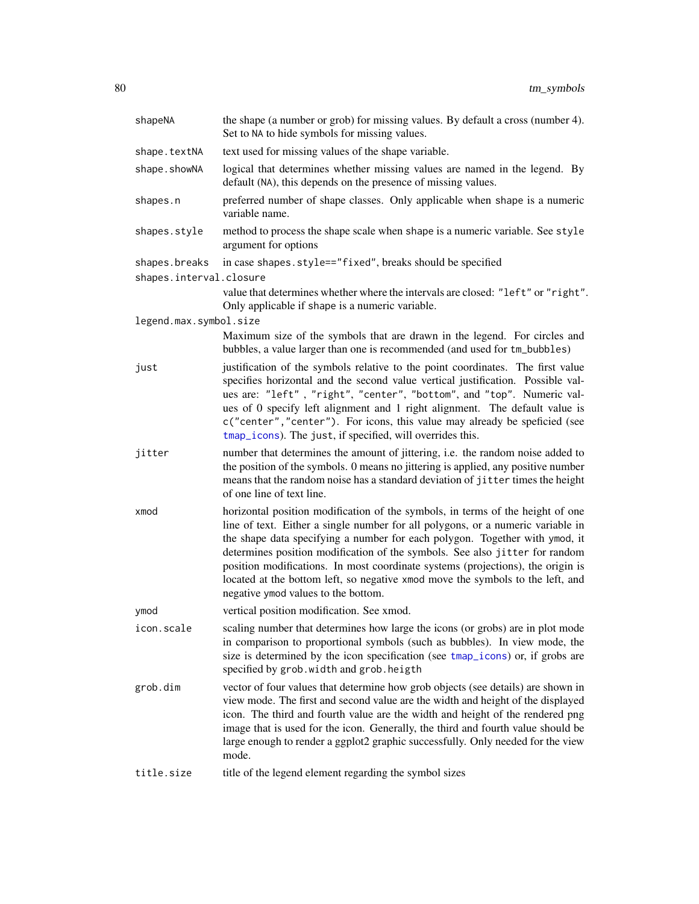| | |
|---|---|
| `shapeNA` | the shape (a number or grob) for missing values. By default a cross (number 4). Set to `NA` to hide symbols for missing values. |
| `shape.textNA` | text used for missing values of the shape variable. |
| `shape.showNA` | logical that determines whether missing values are named in the legend. By default (`NA`), this depends on the presence of missing values. |
| `shapes.n` | preferred number of shape classes. Only applicable when `shape` is a numeric variable name. |
| `shapes.style` | method to process the shape scale when `shape` is a numeric variable. See `style` argument for options |
| `shapes.breaks` | in case `shapes.style=="fixed"`, breaks should be specified |
| `shapes.interval.closure` | value that determines whether where the intervals are closed: `"left"` or `"right"`. Only applicable if `shape` is a numeric variable. |
| `legend.max.symbol.size` | Maximum size of the symbols that are drawn in the legend. For circles and bubbles, a value larger than one is recommended (and used for `tm_bubbles`) |
| `just` | justification of the symbols relative to the point coordinates. The first value specifies horizontal and the second value vertical justification. Possible values are: `"left"` , `"right"`, `"center"`, `"bottom"`, and `"top"`. Numeric values of 0 specify left alignment and 1 right alignment. The default value is `c("center","center")`. For icons, this value may already be speficied (see `tmap_icons`). The `just`, if specified, will overrides this. |
| `jitter` | number that determines the amount of jittering, i.e. the random noise added to the position of the symbols. 0 means no jittering is applied, any positive number means that the random noise has a standard deviation of `jitter` times the height of one line of text line. |
| `xmod` | horizontal position modification of the symbols, in terms of the height of one line of text. Either a single number for all polygons, or a numeric variable in the shape data specifying a number for each polygon. Together with `ymod`, it determines position modification of the symbols. See also `jitter` for random position modifications. In most coordinate systems (projections), the origin is located at the bottom left, so negative `xmod` move the symbols to the left, and negative `ymod` values to the bottom. |
| `ymod` | vertical position modification. See xmod. |
| `icon.scale` | scaling number that determines how large the icons (or grobs) are in plot mode in comparison to proportional symbols (such as bubbles). In view mode, the size is determined by the icon specification (see `tmap_icons`) or, if grobs are specified by `grob.width` and `grob.heigth` |
| `grob.dim` | vector of four values that determine how grob objects (see details) are shown in view mode. The first and second value are the width and height of the displayed icon. The third and fourth value are the width and height of the rendered png image that is used for the icon. Generally, the third and fourth value should be large enough to render a ggplot2 graphic successfully. Only needed for the view mode. |
| `title.size` | title of the legend element regarding the symbol sizes |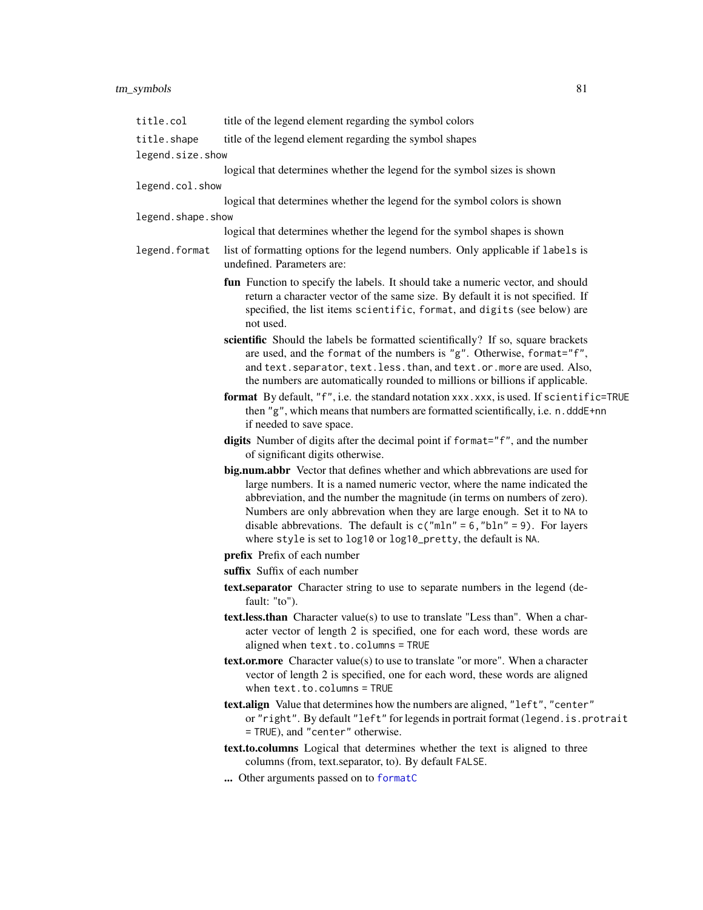`title.col` title of the legend element regarding the symbol colors

`title.shape` title of the legend element regarding the symbol shapes

`legend.size.show`
logical that determines whether the legend for the symbol sizes is shown

`legend.col.show`
logical that determines whether the legend for the symbol colors is shown

`legend.shape.show`
logical that determines whether the legend for the symbol shapes is shown

`legend.format` list of formatting options for the legend numbers. Only applicable if `labels` is undefined. Parameters are:

- **fun** Function to specify the labels. It should take a numeric vector, and should return a character vector of the same size. By default it is not specified. If specified, the list items `scientific`, `format`, and `digits` (see below) are not used.
- **scientific** Should the labels be formatted scientifically? If so, square brackets are used, and the `format` of the numbers is `"g"`. Otherwise, `format="f"`, and `text.separator`, `text.less.than`, and `text.or.more` are used. Also, the numbers are automatically rounded to millions or billions if applicable.
- **format** By default, `"f"`, i.e. the standard notation `xxx.xxx`, is used. If `scientific=TRUE` then `"g"`, which means that numbers are formatted scientifically, i.e. `n.dddE+nn` if needed to save space.
- **digits** Number of digits after the decimal point if `format="f"`, and the number of significant digits otherwise.
- **big.num.abbr** Vector that defines whether and which abbrevations are used for large numbers. It is a named numeric vector, where the name indicated the abbreviation, and the number the magnitude (in terms on numbers of zero). Numbers are only abbrevation when they are large enough. Set it to `NA` to disable abbrevations. The default is `c("mln" = 6,"bln" = 9)`. For layers where `style` is set to `log10` or `log10_pretty`, the default is `NA`.
- **prefix** Prefix of each number
- **suffix** Suffix of each number
- **text.separator** Character string to use to separate numbers in the legend (default: "to").
- **text.less.than** Character value(s) to use to translate "Less than". When a character vector of length 2 is specified, one for each word, these words are aligned when `text.to.columns = TRUE`
- **text.or.more** Character value(s) to use to translate "or more". When a character vector of length 2 is specified, one for each word, these words are aligned when `text.to.columns = TRUE`
- **text.align** Value that determines how the numbers are aligned, `"left"`, `"center"` or `"right"`. By default `"left"` for legends in portrait format (`legend.is.protrait = TRUE`), and `"center"` otherwise.
- **text.to.columns** Logical that determines whether the text is aligned to three columns (from, text.separator, to). By default `FALSE`.
- **...** Other arguments passed on to `formatC`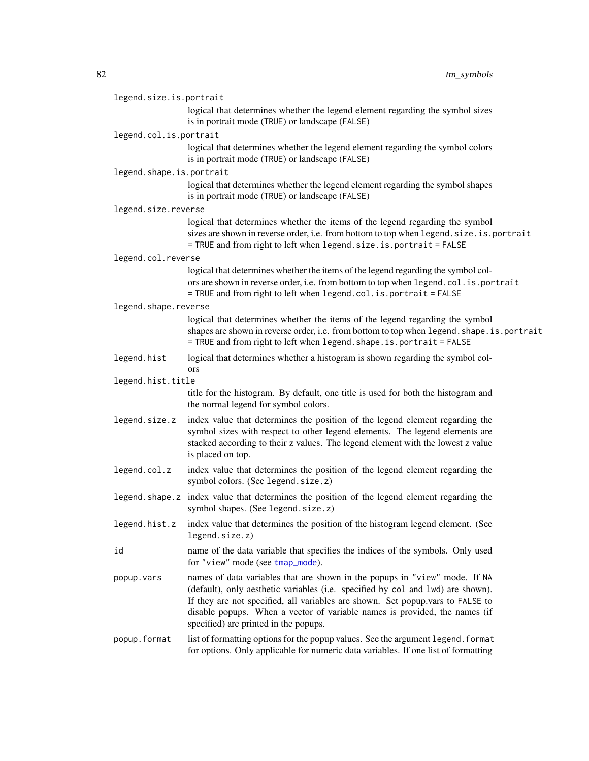`legend.size.is.portrait`
: logical that determines whether the legend element regarding the symbol sizes is in portrait mode (`TRUE`) or landscape (`FALSE`)

`legend.col.is.portrait`
: logical that determines whether the legend element regarding the symbol colors is in portrait mode (`TRUE`) or landscape (`FALSE`)

`legend.shape.is.portrait`
: logical that determines whether the legend element regarding the symbol shapes is in portrait mode (`TRUE`) or landscape (`FALSE`)

`legend.size.reverse`
: logical that determines whether the items of the legend regarding the symbol sizes are shown in reverse order, i.e. from bottom to top when `legend.size.is.portrait = TRUE` and from right to left when `legend.size.is.portrait = FALSE`

`legend.col.reverse`
: logical that determines whether the items of the legend regarding the symbol colors are shown in reverse order, i.e. from bottom to top when `legend.col.is.portrait = TRUE` and from right to left when `legend.col.is.portrait = FALSE`

`legend.shape.reverse`
: logical that determines whether the items of the legend regarding the symbol shapes are shown in reverse order, i.e. from bottom to top when `legend.shape.is.portrait = TRUE` and from right to left when `legend.shape.is.portrait = FALSE`

`legend.hist`
: logical that determines whether a histogram is shown regarding the symbol colors

`legend.hist.title`
: title for the histogram. By default, one title is used for both the histogram and the normal legend for symbol colors.

`legend.size.z`
: index value that determines the position of the legend element regarding the symbol sizes with respect to other legend elements. The legend elements are stacked according to their z values. The legend element with the lowest z value is placed on top.

`legend.col.z`
: index value that determines the position of the legend element regarding the symbol colors. (See `legend.size.z`)

`legend.shape.z`
: index value that determines the position of the legend element regarding the symbol shapes. (See `legend.size.z`)

`legend.hist.z`
: index value that determines the position of the histogram legend element. (See `legend.size.z`)

`id`
: name of the data variable that specifies the indices of the symbols. Only used for `"view"` mode (see `tmap_mode`).

`popup.vars`
: names of data variables that are shown in the popups in `"view"` mode. If `NA` (default), only aesthetic variables (i.e. specified by `col` and `lwd`) are shown). If they are not specified, all variables are shown. Set popup.vars to `FALSE` to disable popups. When a vector of variable names is provided, the names (if specified) are printed in the popups.

`popup.format`
: list of formatting options for the popup values. See the argument `legend.format` for options. Only applicable for numeric data variables. If one list of formatting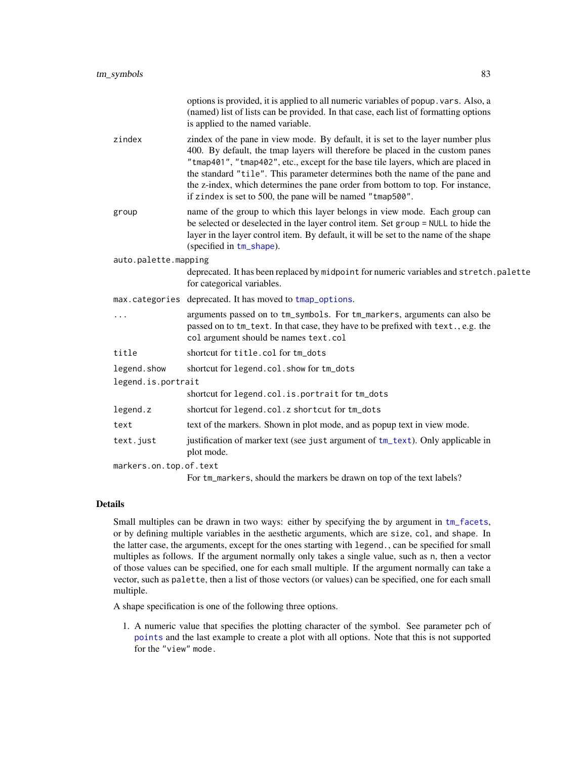options is provided, it is applied to all numeric variables of `popup.vars`. Also, a (named) list of lists can be provided. In that case, each list of formatting options is applied to the named variable.

`zindex`
: zindex of the pane in view mode. By default, it is set to the layer number plus 400. By default, the tmap layers will therefore be placed in the custom panes `"tmap401"`, `"tmap402"`, etc., except for the base tile layers, which are placed in the standard `"tile"`. This parameter determines both the name of the pane and the z-index, which determines the pane order from bottom to top. For instance, if `zindex` is set to 500, the pane will be named `"tmap500"`.

`group`
: name of the group to which this layer belongs in view mode. Each group can be selected or deselected in the layer control item. Set `group = NULL` to hide the layer in the layer control item. By default, it will be set to the name of the shape (specified in `tm_shape`).

`auto.palette.mapping`
: deprecated. It has been replaced by `midpoint` for numeric variables and `stretch.palette` for categorical variables.

`max.categories`
: deprecated. It has moved to `tmap_options`.

`...`
: arguments passed on to `tm_symbols`. For `tm_markers`, arguments can also be passed on to `tm_text`. In that case, they have to be prefixed with `text.`, e.g. the `col` argument should be names `text.col`

`title`
: shortcut for `title.col` for `tm_dots`

`legend.show`
: shortcut for `legend.col.show` for `tm_dots`

`legend.is.portrait`
: shortcut for `legend.col.is.portrait` for `tm_dots`

`legend.z`
: shortcut for `legend.col.z shortcut` for `tm_dots`

`text`
: text of the markers. Shown in plot mode, and as popup text in view mode.

`text.just`
: justification of marker text (see `just` argument of `tm_text`). Only applicable in plot mode.

`markers.on.top.of.text`
: For `tm_markers`, should the markers be drawn on top of the text labels?

## Details

Small multiples can be drawn in two ways: either by specifying the `by` argument in `tm_facets`, or by defining multiple variables in the aesthetic arguments, which are `size`, `col`, and `shape`. In the latter case, the arguments, except for the ones starting with `legend.`, can be specified for small multiples as follows. If the argument normally only takes a single value, such as `n`, then a vector of those values can be specified, one for each small multiple. If the argument normally can take a vector, such as `palette`, then a list of those vectors (or values) can be specified, one for each small multiple.

A shape specification is one of the following three options.

1. A numeric value that specifies the plotting character of the symbol. See parameter `pch` of `points` and the last example to create a plot with all options. Note that this is not supported for the `"view"` mode.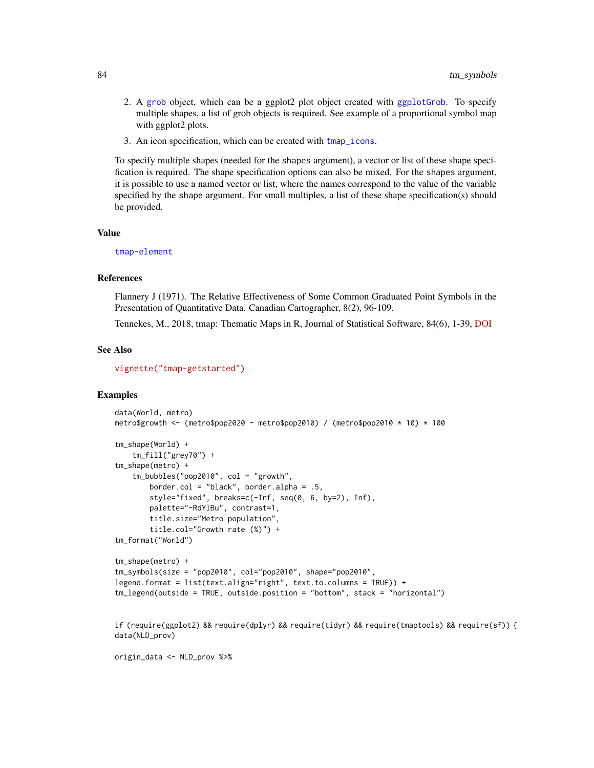2. A grob object, which can be a ggplot2 plot object created with ggplotGrob. To specify multiple shapes, a list of grob objects is required. See example of a proportional symbol map with ggplot2 plots.
3. An icon specification, which can be created with tmap_icons.

To specify multiple shapes (needed for the shapes argument), a vector or list of these shape specification is required. The shape specification options can also be mixed. For the shapes argument, it is possible to use a named vector or list, where the names correspond to the value of the variable specified by the shape argument. For small multiples, a list of these shape specification(s) should be provided.

## Value

tmap-element

## References

Flannery J (1971). The Relative Effectiveness of Some Common Graduated Point Symbols in the Presentation of Quantitative Data. Canadian Cartographer, 8(2), 96-109.

Tennekes, M., 2018, tmap: Thematic Maps in R, Journal of Statistical Software, 84(6), 1-39, DOI

## See Also

vignette("tmap-getstarted")

## Examples

```
data(World, metro)
metro$growth <- (metro$pop2020 - metro$pop2010) / (metro$pop2010 * 10) * 100

tm_shape(World) +
    tm_fill("grey70") +
tm_shape(metro) +
    tm_bubbles("pop2010", col = "growth",
        border.col = "black", border.alpha = .5,
        style="fixed", breaks=c(-Inf, seq(0, 6, by=2), Inf),
        palette="-RdYlBu", contrast=1,
        title.size="Metro population",
        title.col="Growth rate (%)") +
tm_format("World")

tm_shape(metro) +
tm_symbols(size = "pop2010", col="pop2010", shape="pop2010",
legend.format = list(text.align="right", text.to.columns = TRUE)) +
tm_legend(outside = TRUE, outside.position = "bottom", stack = "horizontal")


if (require(ggplot2) && require(dplyr) && require(tidyr) && require(tmaptools) && require(sf)) {
data(NLD_prov)

origin_data <- NLD_prov %>%
```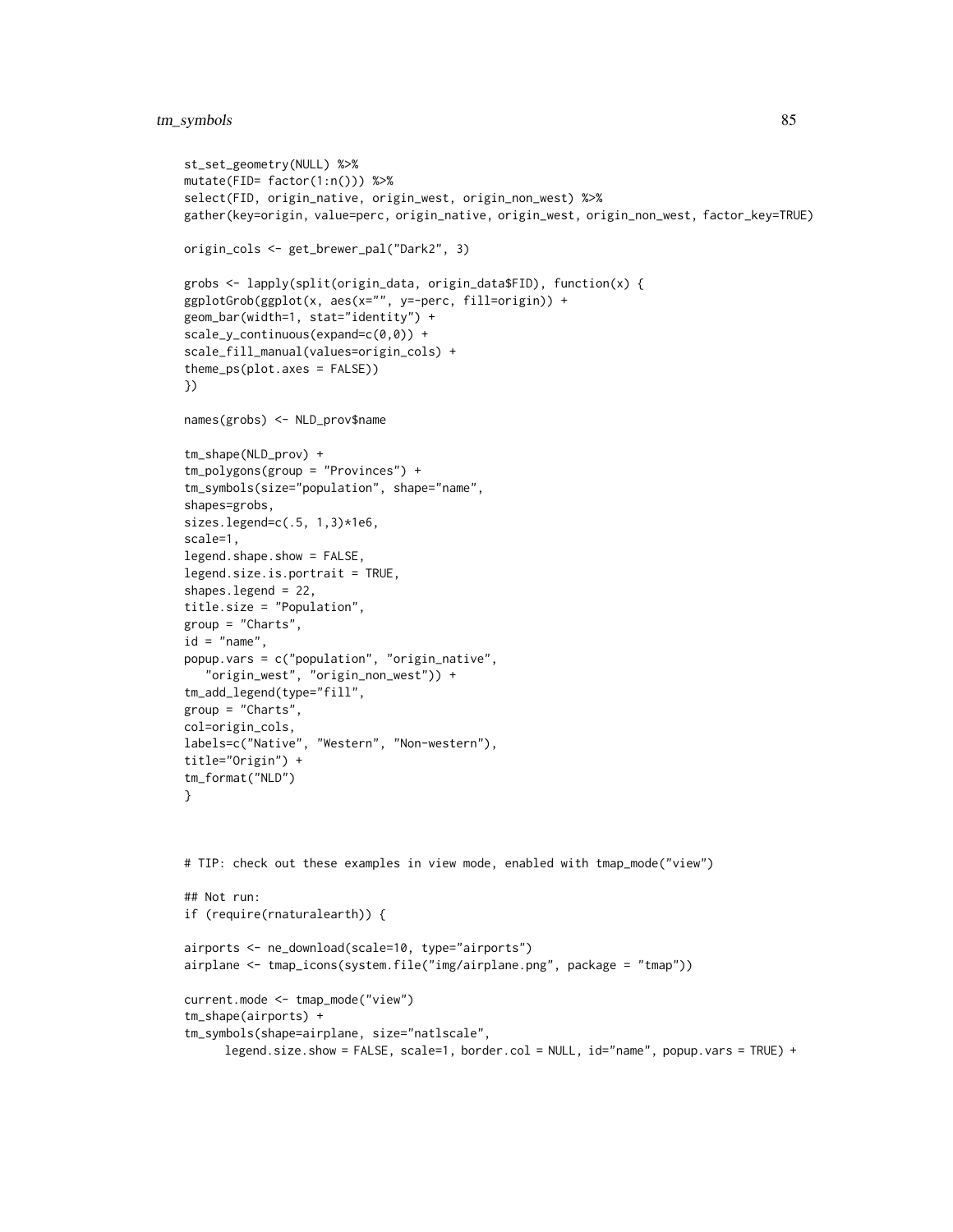```
st_set_geometry(NULL) %>%
mutate(FID= factor(1:n())) %>%
select(FID, origin_native, origin_west, origin_non_west) %>%
gather(key=origin, value=perc, origin_native, origin_west, origin_non_west, factor_key=TRUE)

origin_cols <- get_brewer_pal("Dark2", 3)

grobs <- lapply(split(origin_data, origin_data$FID), function(x) {
ggplotGrob(ggplot(x, aes(x="", y=-perc, fill=origin)) +
geom_bar(width=1, stat="identity") +
scale_y_continuous(expand=c(0,0)) +
scale_fill_manual(values=origin_cols) +
theme_ps(plot.axes = FALSE))
})

names(grobs) <- NLD_prov$name

tm_shape(NLD_prov) +
tm_polygons(group = "Provinces") +
tm_symbols(size="population", shape="name",
shapes=grobs,
sizes.legend=c(.5, 1,3)*1e6,
scale=1,
legend.shape.show = FALSE,
legend.size.is.portrait = TRUE,
shapes.legend = 22,
title.size = "Population",
group = "Charts",
id = "name",
popup.vars = c("population", "origin_native",
   "origin_west", "origin_non_west")) +
tm_add_legend(type="fill",
group = "Charts",
col=origin_cols,
labels=c("Native", "Western", "Non-western"),
title="Origin") +
tm_format("NLD")
}



# TIP: check out these examples in view mode, enabled with tmap_mode("view")

## Not run:
if (require(rnaturalearth)) {

airports <- ne_download(scale=10, type="airports")
airplane <- tmap_icons(system.file("img/airplane.png", package = "tmap"))

current.mode <- tmap_mode("view")
tm_shape(airports) +
tm_symbols(shape=airplane, size="natlscale",
      legend.size.show = FALSE, scale=1, border.col = NULL, id="name", popup.vars = TRUE) +
```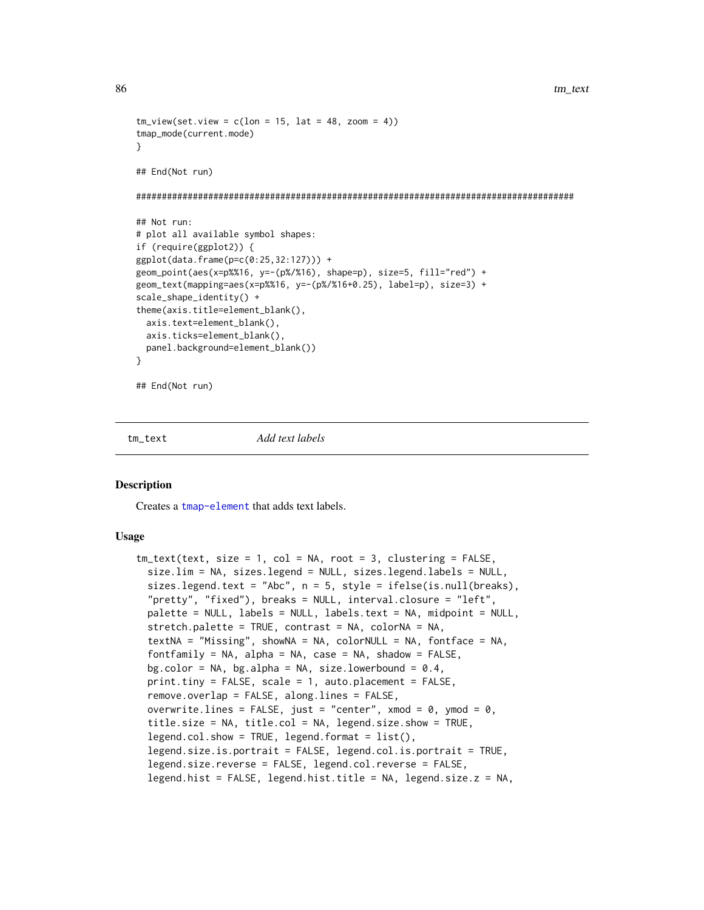```
tm_view(set.view = c(lon = 15, lat = 48, zoom = 4))
tmap_mode(current.mode)
}

## End(Not run)

########################################################################################

## Not run:
# plot all available symbol shapes:
if (require(ggplot2)) {
ggplot(data.frame(p=c(0:25,32:127))) +
geom_point(aes(x=p%%16, y=-(p%/%16), shape=p), size=5, fill="red") +
geom_text(mapping=aes(x=p%%16, y=-(p%/%16+0.25), label=p), size=3) +
scale_shape_identity() +
theme(axis.title=element_blank(),
  axis.text=element_blank(),
  axis.ticks=element_blank(),
  panel.background=element_blank())
}

## End(Not run)
```

---

## tm_text *Add text labels*

### Description

Creates a tmap-element that adds text labels.

### Usage

```
tm_text(text, size = 1, col = NA, root = 3, clustering = FALSE,
  size.lim = NA, sizes.legend = NULL, sizes.legend.labels = NULL,
  sizes.legend.text = "Abc", n = 5, style = ifelse(is.null(breaks),
  "pretty", "fixed"), breaks = NULL, interval.closure = "left",
  palette = NULL, labels = NULL, labels.text = NA, midpoint = NULL,
  stretch.palette = TRUE, contrast = NA, colorNA = NA,
  textNA = "Missing", showNA = NA, colorNULL = NA, fontface = NA,
  fontfamily = NA, alpha = NA, case = NA, shadow = FALSE,
  bg.color = NA, bg.alpha = NA, size.lowerbound = 0.4,
  print.tiny = FALSE, scale = 1, auto.placement = FALSE,
  remove.overlap = FALSE, along.lines = FALSE,
  overwrite.lines = FALSE, just = "center", xmod = 0, ymod = 0,
  title.size = NA, title.col = NA, legend.size.show = TRUE,
  legend.col.show = TRUE, legend.format = list(),
  legend.size.is.portrait = FALSE, legend.col.is.portrait = TRUE,
  legend.size.reverse = FALSE, legend.col.reverse = FALSE,
  legend.hist = FALSE, legend.hist.title = NA, legend.size.z = NA,
```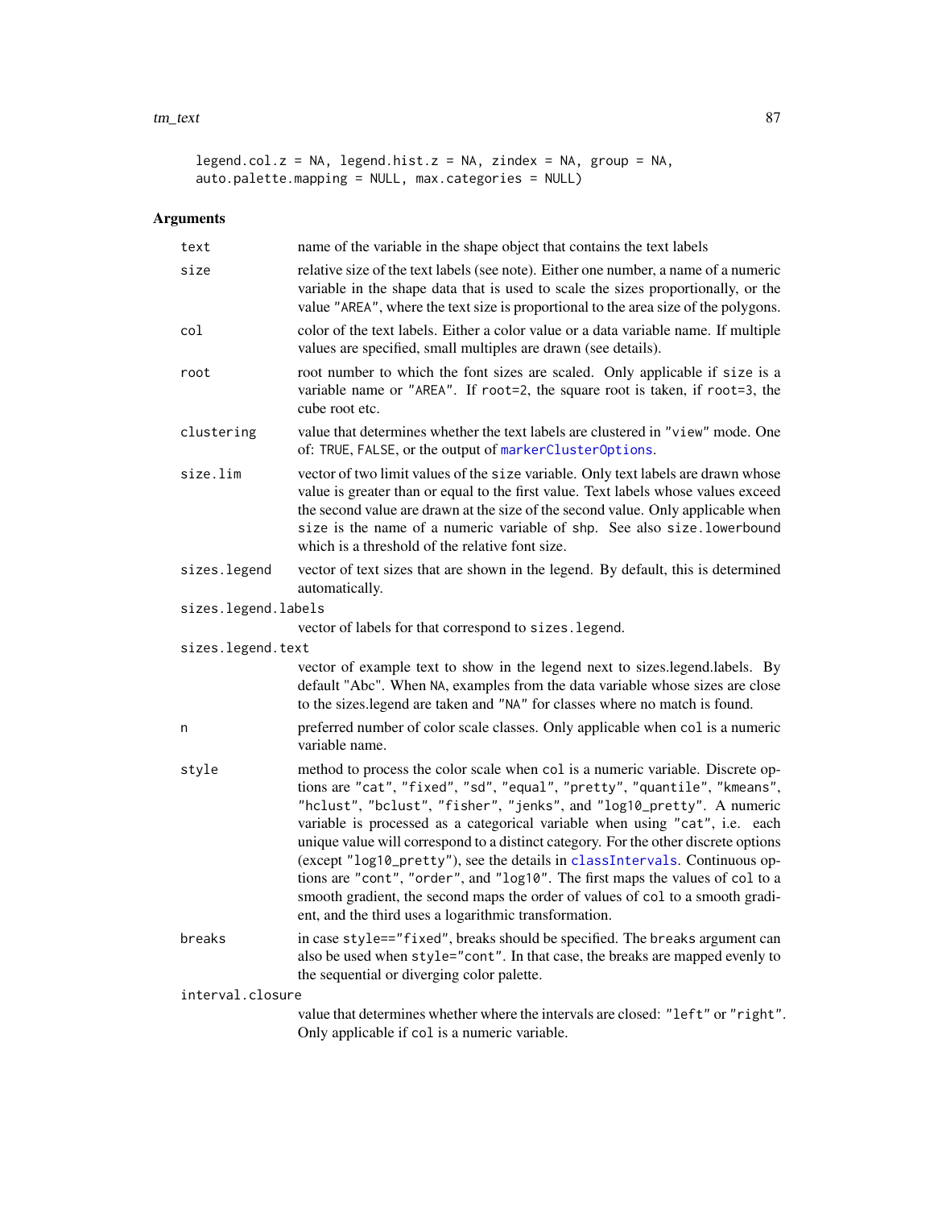```
legend.col.z = NA, legend.hist.z = NA, zindex = NA, group = NA,
auto.palette.mapping = NULL, max.categories = NULL)
```

## Arguments

`text` — name of the variable in the shape object that contains the text labels

`size` — relative size of the text labels (see note). Either one number, a name of a numeric variable in the shape data that is used to scale the sizes proportionally, or the value "AREA", where the text size is proportional to the area size of the polygons.

`col` — color of the text labels. Either a color value or a data variable name. If multiple values are specified, small multiples are drawn (see details).

`root` — root number to which the font sizes are scaled. Only applicable if `size` is a variable name or "AREA". If `root=2`, the square root is taken, if `root=3`, the cube root etc.

`clustering` — value that determines whether the text labels are clustered in "view" mode. One of: `TRUE`, `FALSE`, or the output of `markerClusterOptions`.

`size.lim` — vector of two limit values of the `size` variable. Only text labels are drawn whose value is greater than or equal to the first value. Text labels whose values exceed the second value are drawn at the size of the second value. Only applicable when `size` is the name of a numeric variable of `shp`. See also `size.lowerbound` which is a threshold of the relative font size.

`sizes.legend` — vector of text sizes that are shown in the legend. By default, this is determined automatically.

`sizes.legend.labels` — vector of labels for that correspond to `sizes.legend`.

`sizes.legend.text` — vector of example text to show in the legend next to sizes.legend.labels. By default "Abc". When `NA`, examples from the data variable whose sizes are close to the sizes.legend are taken and "NA" for classes where no match is found.

`n` — preferred number of color scale classes. Only applicable when `col` is a numeric variable name.

`style` — method to process the color scale when `col` is a numeric variable. Discrete options are "cat", "fixed", "sd", "equal", "pretty", "quantile", "kmeans", "hclust", "bclust", "fisher", "jenks", and "log10_pretty". A numeric variable is processed as a categorical variable when using "cat", i.e. each unique value will correspond to a distinct category. For the other discrete options (except "log10_pretty"), see the details in `classIntervals`. Continuous options are "cont", "order", and "log10". The first maps the values of `col` to a smooth gradient, the second maps the order of values of `col` to a smooth gradient, and the third uses a logarithmic transformation.

`breaks` — in case `style=="fixed"`, breaks should be specified. The `breaks` argument can also be used when `style="cont"`. In that case, the breaks are mapped evenly to the sequential or diverging color palette.

`interval.closure` — value that determines whether where the intervals are closed: "left" or "right". Only applicable if `col` is a numeric variable.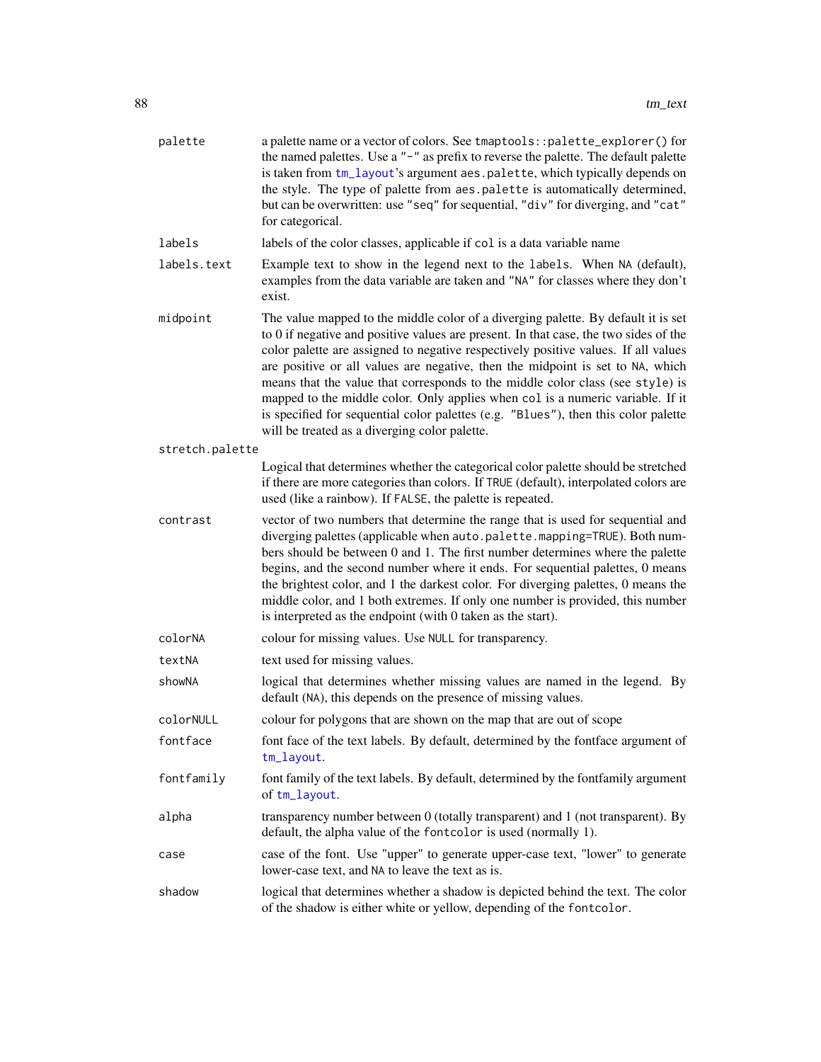| | |
|---|---|
| `palette` | a palette name or a vector of colors. See `tmaptools::palette_explorer()` for the named palettes. Use a `"-"` as prefix to reverse the palette. The default palette is taken from `tm_layout`'s argument `aes.palette`, which typically depends on the style. The type of palette from `aes.palette` is automatically determined, but can be overwritten: use `"seq"` for sequential, `"div"` for diverging, and `"cat"` for categorical. |
| `labels` | labels of the color classes, applicable if `col` is a data variable name |
| `labels.text` | Example text to show in the legend next to the `labels`. When `NA` (default), examples from the data variable are taken and `"NA"` for classes where they don't exist. |
| `midpoint` | The value mapped to the middle color of a diverging palette. By default it is set to 0 if negative and positive values are present. In that case, the two sides of the color palette are assigned to negative respectively positive values. If all values are positive or all values are negative, then the midpoint is set to `NA`, which means that the value that corresponds to the middle color class (see `style`) is mapped to the middle color. Only applies when `col` is a numeric variable. If it is specified for sequential color palettes (e.g. `"Blues"`), then this color palette will be treated as a diverging color palette. |
| `stretch.palette` | Logical that determines whether the categorical color palette should be stretched if there are more categories than colors. If `TRUE` (default), interpolated colors are used (like a rainbow). If `FALSE`, the palette is repeated. |
| `contrast` | vector of two numbers that determine the range that is used for sequential and diverging palettes (applicable when `auto.palette.mapping=TRUE`). Both numbers should be between 0 and 1. The first number determines where the palette begins, and the second number where it ends. For sequential palettes, 0 means the brightest color, and 1 the darkest color. For diverging palettes, 0 means the middle color, and 1 both extremes. If only one number is provided, this number is interpreted as the endpoint (with 0 taken as the start). |
| `colorNA` | colour for missing values. Use `NULL` for transparency. |
| `textNA` | text used for missing values. |
| `showNA` | logical that determines whether missing values are named in the legend. By default (`NA`), this depends on the presence of missing values. |
| `colorNULL` | colour for polygons that are shown on the map that are out of scope |
| `fontface` | font face of the text labels. By default, determined by the fontface argument of `tm_layout`. |
| `fontfamily` | font family of the text labels. By default, determined by the fontfamily argument of `tm_layout`. |
| `alpha` | transparency number between 0 (totally transparent) and 1 (not transparent). By default, the alpha value of the `fontcolor` is used (normally 1). |
| `case` | case of the font. Use "upper" to generate upper-case text, "lower" to generate lower-case text, and `NA` to leave the text as is. |
| `shadow` | logical that determines whether a shadow is depicted behind the text. The color of the shadow is either white or yellow, depending of the `fontcolor`. |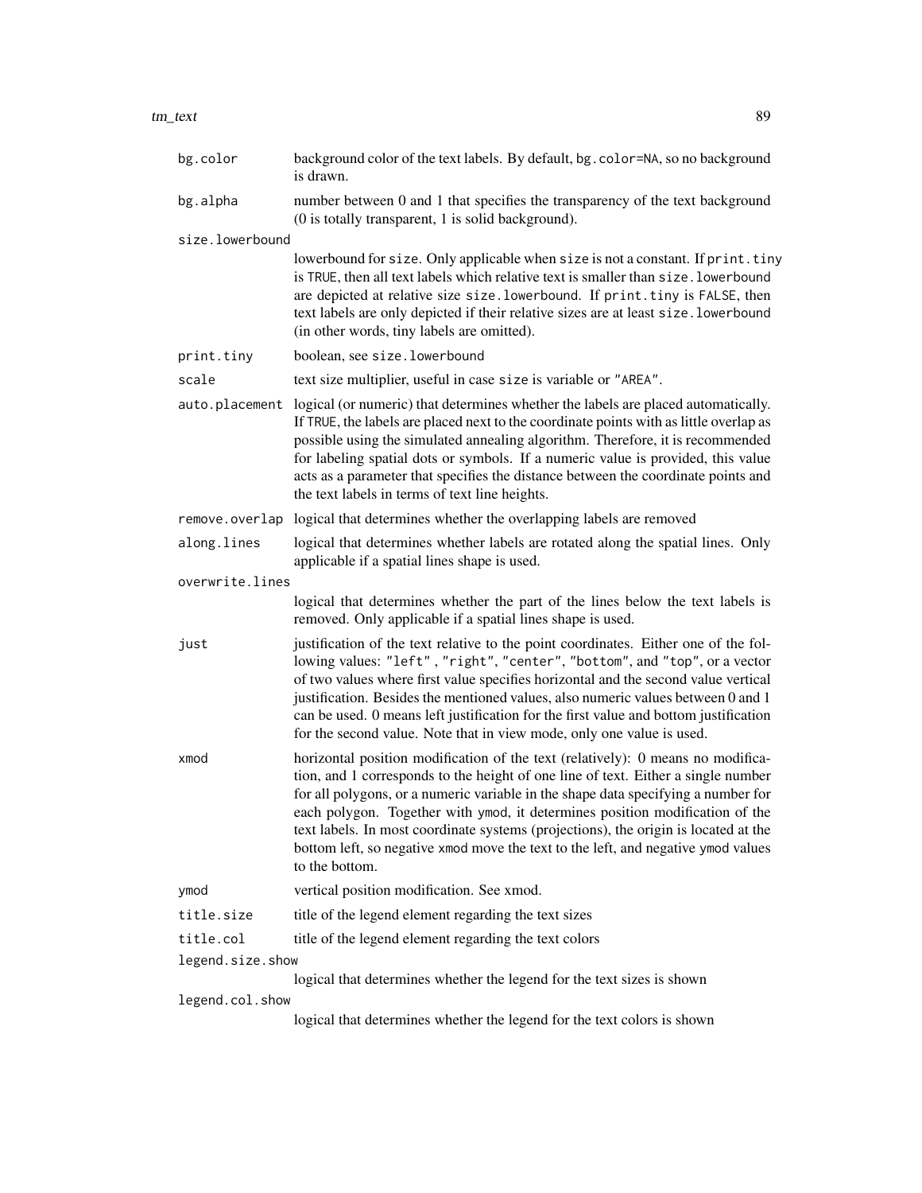`bg.color`
: background color of the text labels. By default, `bg.color=NA`, so no background is drawn.

`bg.alpha`
: number between 0 and 1 that specifies the transparency of the text background (0 is totally transparent, 1 is solid background).

`size.lowerbound`
: lowerbound for `size`. Only applicable when `size` is not a constant. If `print.tiny` is `TRUE`, then all text labels which relative text is smaller than `size.lowerbound` are depicted at relative size `size.lowerbound`. If `print.tiny` is `FALSE`, then text labels are only depicted if their relative sizes are at least `size.lowerbound` (in other words, tiny labels are omitted).

`print.tiny`
: boolean, see `size.lowerbound`

`scale`
: text size multiplier, useful in case `size` is variable or `"AREA"`.

`auto.placement`
: logical (or numeric) that determines whether the labels are placed automatically. If `TRUE`, the labels are placed next to the coordinate points with as little overlap as possible using the simulated annealing algorithm. Therefore, it is recommended for labeling spatial dots or symbols. If a numeric value is provided, this value acts as a parameter that specifies the distance between the coordinate points and the text labels in terms of text line heights.

`remove.overlap`
: logical that determines whether the overlapping labels are removed

`along.lines`
: logical that determines whether labels are rotated along the spatial lines. Only applicable if a spatial lines shape is used.

`overwrite.lines`
: logical that determines whether the part of the lines below the text labels is removed. Only applicable if a spatial lines shape is used.

`just`
: justification of the text relative to the point coordinates. Either one of the following values: `"left"` , `"right"`, `"center"`, `"bottom"`, and `"top"`, or a vector of two values where first value specifies horizontal and the second value vertical justification. Besides the mentioned values, also numeric values between 0 and 1 can be used. 0 means left justification for the first value and bottom justification for the second value. Note that in view mode, only one value is used.

`xmod`
: horizontal position modification of the text (relatively): 0 means no modification, and 1 corresponds to the height of one line of text. Either a single number for all polygons, or a numeric variable in the shape data specifying a number for each polygon. Together with `ymod`, it determines position modification of the text labels. In most coordinate systems (projections), the origin is located at the bottom left, so negative `xmod` move the text to the left, and negative `ymod` values to the bottom.

`ymod`
: vertical position modification. See xmod.

`title.size`
: title of the legend element regarding the text sizes

`title.col`
: title of the legend element regarding the text colors

`legend.size.show`
: logical that determines whether the legend for the text sizes is shown

`legend.col.show`
: logical that determines whether the legend for the text colors is shown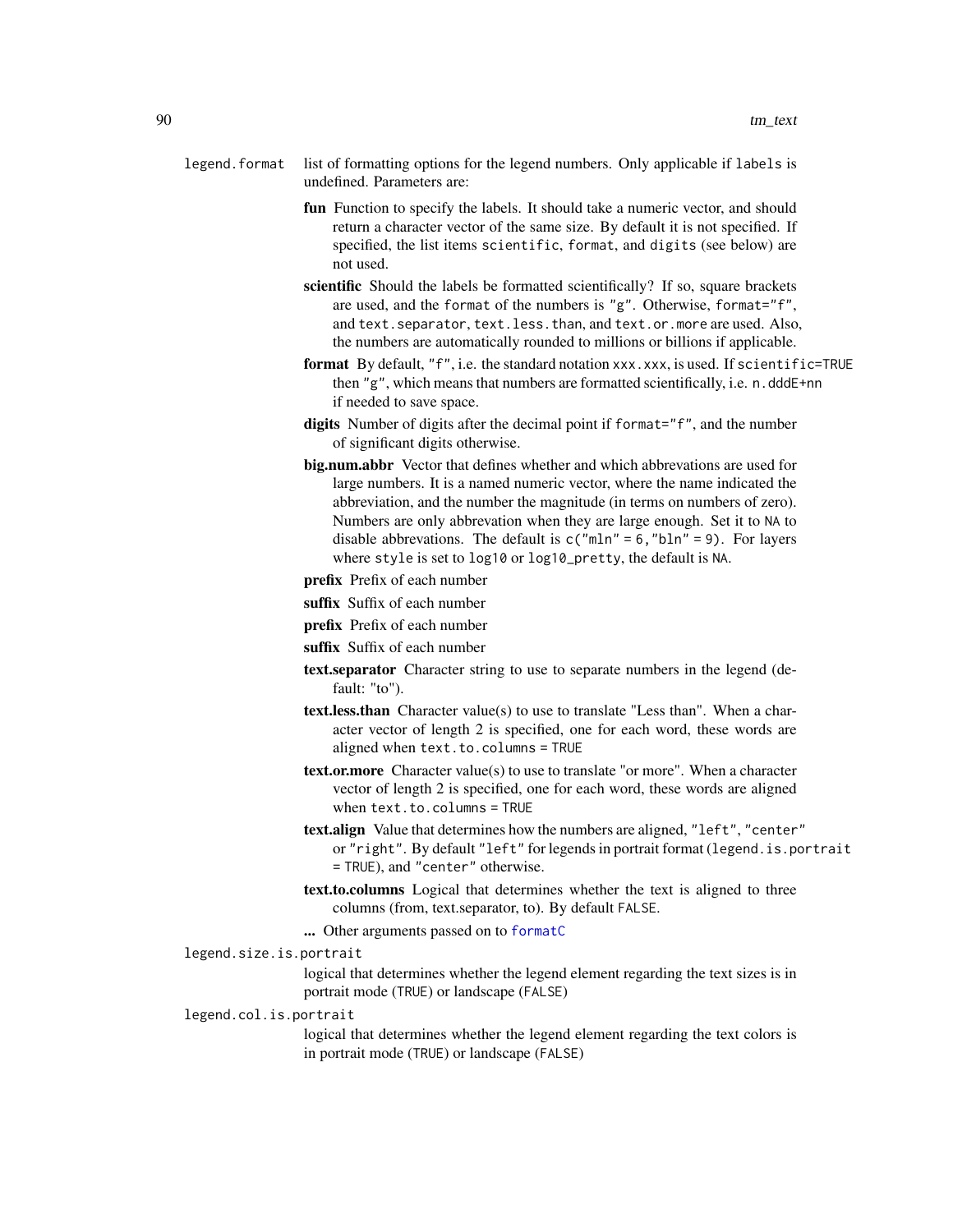`legend.format` list of formatting options for the legend numbers. Only applicable if `labels` is undefined. Parameters are:

- **fun** Function to specify the labels. It should take a numeric vector, and should return a character vector of the same size. By default it is not specified. If specified, the list items `scientific`, `format`, and `digits` (see below) are not used.
- **scientific** Should the labels be formatted scientifically? If so, square brackets are used, and the `format` of the numbers is `"g"`. Otherwise, `format="f"`, and `text.separator`, `text.less.than`, and `text.or.more` are used. Also, the numbers are automatically rounded to millions or billions if applicable.
- **format** By default, `"f"`, i.e. the standard notation `xxx.xxx`, is used. If `scientific=TRUE` then `"g"`, which means that numbers are formatted scientifically, i.e. `n.dddE+nn` if needed to save space.
- **digits** Number of digits after the decimal point if `format="f"`, and the number of significant digits otherwise.
- **big.num.abbr** Vector that defines whether and which abbrevations are used for large numbers. It is a named numeric vector, where the name indicated the abbreviation, and the number the magnitude (in terms on numbers of zero). Numbers are only abbrevation when they are large enough. Set it to `NA` to disable abbrevations. The default is `c("mln" = 6,"bln" = 9)`. For layers where `style` is set to `log10` or `log10_pretty`, the default is `NA`.
- **prefix** Prefix of each number
- **suffix** Suffix of each number
- **prefix** Prefix of each number
- **suffix** Suffix of each number
- **text.separator** Character string to use to separate numbers in the legend (default: "to").
- **text.less.than** Character value(s) to use to translate "Less than". When a character vector of length 2 is specified, one for each word, these words are aligned when `text.to.columns = TRUE`
- **text.or.more** Character value(s) to use to translate "or more". When a character vector of length 2 is specified, one for each word, these words are aligned when `text.to.columns = TRUE`
- **text.align** Value that determines how the numbers are aligned, `"left"`, `"center"` or `"right"`. By default `"left"` for legends in portrait format (`legend.is.portrait = TRUE`), and `"center"` otherwise.
- **text.to.columns** Logical that determines whether the text is aligned to three columns (from, text.separator, to). By default `FALSE`.
- **...** Other arguments passed on to `formatC`

`legend.size.is.portrait`
logical that determines whether the legend element regarding the text sizes is in portrait mode (`TRUE`) or landscape (`FALSE`)

`legend.col.is.portrait`
logical that determines whether the legend element regarding the text colors is in portrait mode (`TRUE`) or landscape (`FALSE`)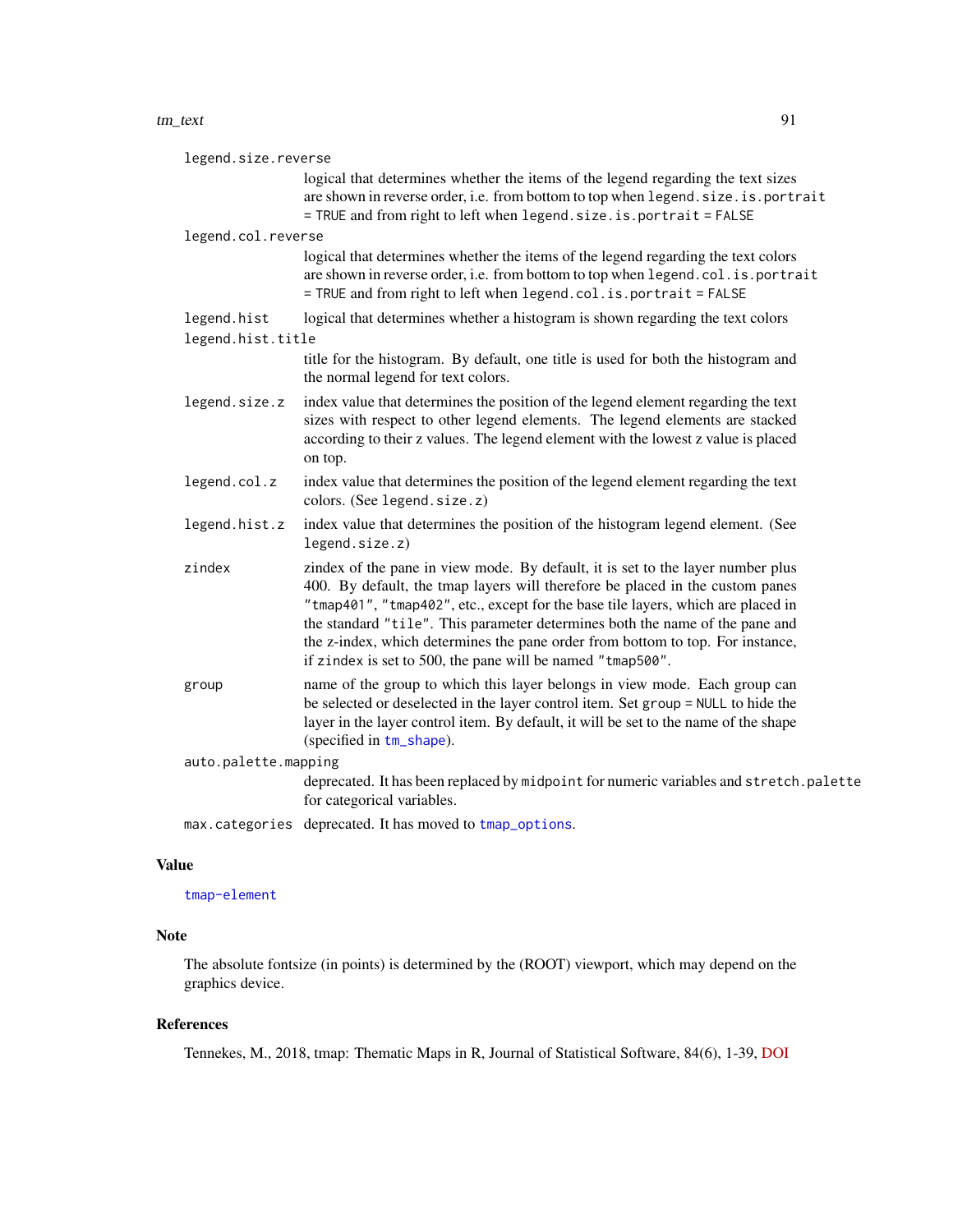`legend.size.reverse`
: logical that determines whether the items of the legend regarding the text sizes are shown in reverse order, i.e. from bottom to top when `legend.size.is.portrait = TRUE` and from right to left when `legend.size.is.portrait = FALSE`

`legend.col.reverse`
: logical that determines whether the items of the legend regarding the text colors are shown in reverse order, i.e. from bottom to top when `legend.col.is.portrait = TRUE` and from right to left when `legend.col.is.portrait = FALSE`

`legend.hist`
: logical that determines whether a histogram is shown regarding the text colors

`legend.hist.title`
: title for the histogram. By default, one title is used for both the histogram and the normal legend for text colors.

`legend.size.z`
: index value that determines the position of the legend element regarding the text sizes with respect to other legend elements. The legend elements are stacked according to their z values. The legend element with the lowest z value is placed on top.

`legend.col.z`
: index value that determines the position of the legend element regarding the text colors. (See `legend.size.z`)

`legend.hist.z`
: index value that determines the position of the histogram legend element. (See `legend.size.z`)

`zindex`
: zindex of the pane in view mode. By default, it is set to the layer number plus 400. By default, the tmap layers will therefore be placed in the custom panes `"tmap401"`, `"tmap402"`, etc., except for the base tile layers, which are placed in the standard `"tile"`. This parameter determines both the name of the pane and the z-index, which determines the pane order from bottom to top. For instance, if `zindex` is set to 500, the pane will be named `"tmap500"`.

`group`
: name of the group to which this layer belongs in view mode. Each group can be selected or deselected in the layer control item. Set `group = NULL` to hide the layer in the layer control item. By default, it will be set to the name of the shape (specified in `tm_shape`).

`auto.palette.mapping`
: deprecated. It has been replaced by `midpoint` for numeric variables and `stretch.palette` for categorical variables.

`max.categories`
: deprecated. It has moved to `tmap_options`.

## Value

`tmap-element`

## Note

The absolute fontsize (in points) is determined by the (ROOT) viewport, which may depend on the graphics device.

## References

Tennekes, M., 2018, tmap: Thematic Maps in R, Journal of Statistical Software, 84(6), 1-39, DOI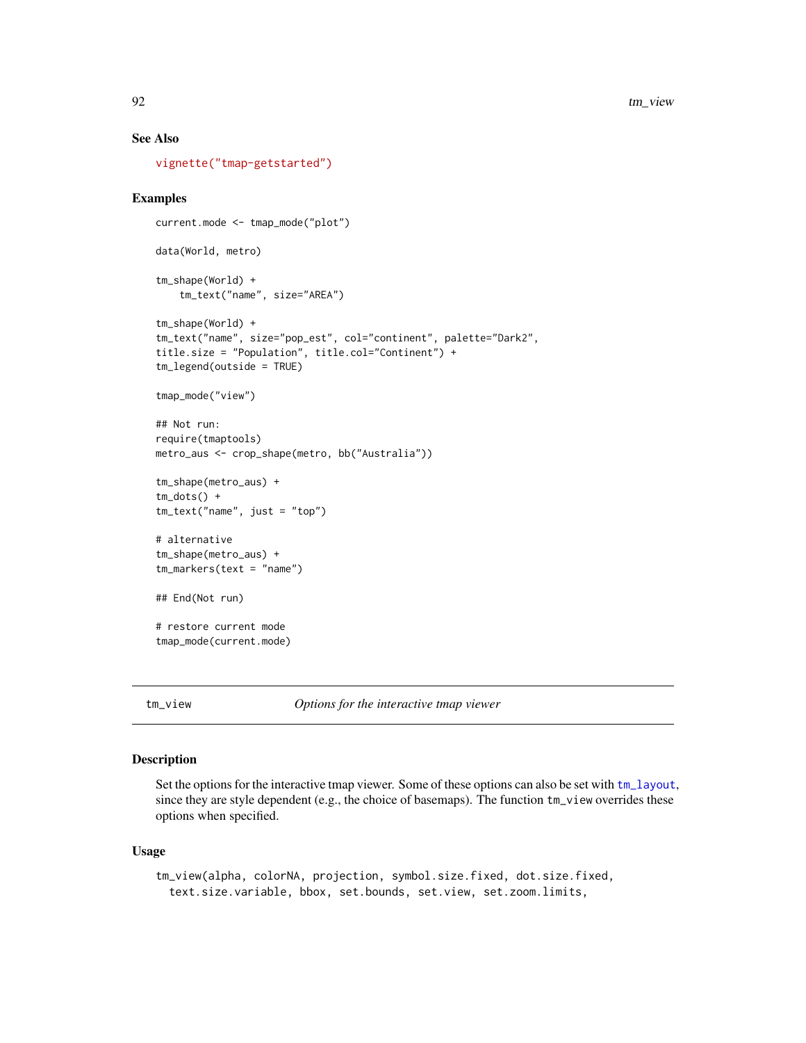### See Also

vignette("tmap-getstarted")

### Examples

```
current.mode <- tmap_mode("plot")

data(World, metro)

tm_shape(World) +
    tm_text("name", size="AREA")

tm_shape(World) +
tm_text("name", size="pop_est", col="continent", palette="Dark2",
title.size = "Population", title.col="Continent") +
tm_legend(outside = TRUE)

tmap_mode("view")

## Not run:
require(tmaptools)
metro_aus <- crop_shape(metro, bb("Australia"))

tm_shape(metro_aus) +
tm_dots() +
tm_text("name", just = "top")

# alternative
tm_shape(metro_aus) +
tm_markers(text = "name")

## End(Not run)

# restore current mode
tmap_mode(current.mode)
```

---

## tm_view — *Options for the interactive tmap viewer*

---

### Description

Set the options for the interactive tmap viewer. Some of these options can also be set with tm_layout, since they are style dependent (e.g., the choice of basemaps). The function tm_view overrides these options when specified.

### Usage

```
tm_view(alpha, colorNA, projection, symbol.size.fixed, dot.size.fixed,
  text.size.variable, bbox, set.bounds, set.view, set.zoom.limits,
```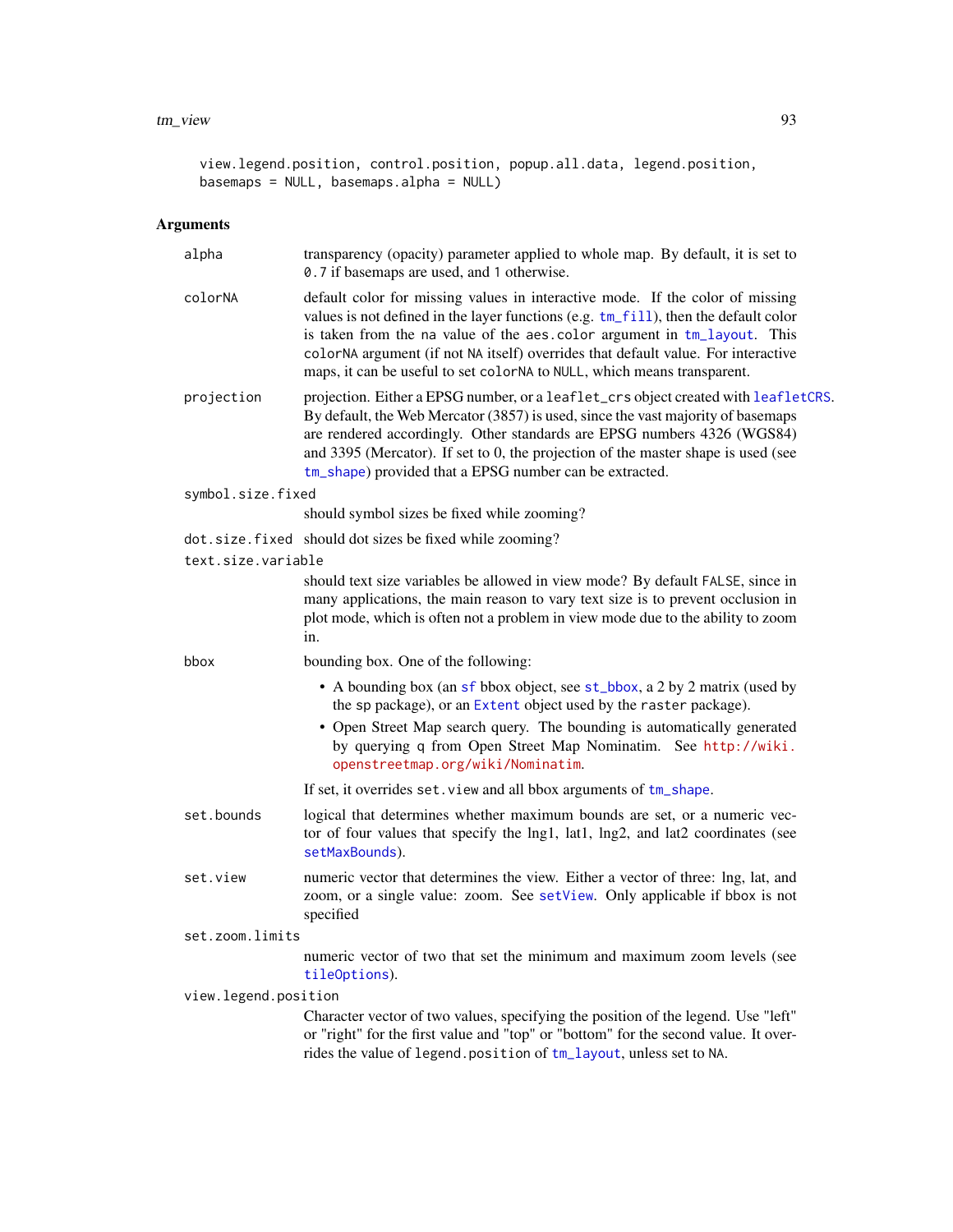```
view.legend.position, control.position, popup.all.data, legend.position,
basemaps = NULL, basemaps.alpha = NULL)
```

## Arguments

`alpha`
: transparency (opacity) parameter applied to whole map. By default, it is set to `0.7` if basemaps are used, and `1` otherwise.

`colorNA`
: default color for missing values in interactive mode. If the color of missing values is not defined in the layer functions (e.g. `tm_fill`), then the default color is taken from the `na` value of the `aes.color` argument in `tm_layout`. This `colorNA` argument (if not `NA` itself) overrides that default value. For interactive maps, it can be useful to set `colorNA` to `NULL`, which means transparent.

`projection`
: projection. Either a EPSG number, or a `leaflet_crs` object created with `leafletCRS`. By default, the Web Mercator (3857) is used, since the vast majority of basemaps are rendered accordingly. Other standards are EPSG numbers 4326 (WGS84) and 3395 (Mercator). If set to 0, the projection of the master shape is used (see `tm_shape`) provided that a EPSG number can be extracted.

`symbol.size.fixed`
: should symbol sizes be fixed while zooming?

`dot.size.fixed`
: should dot sizes be fixed while zooming?

`text.size.variable`
: should text size variables be allowed in view mode? By default `FALSE`, since in many applications, the main reason to vary text size is to prevent occlusion in plot mode, which is often not a problem in view mode due to the ability to zoom in.

`bbox`
: bounding box. One of the following:
  - A bounding box (an `sf` bbox object, see `st_bbox`, a 2 by 2 matrix (used by the `sp` package), or an `Extent` object used by the `raster` package).
  - Open Street Map search query. The bounding is automatically generated by querying `q` from Open Street Map Nominatim. See http://wiki.openstreetmap.org/wiki/Nominatim.

  If set, it overrides `set.view` and all bbox arguments of `tm_shape`.

`set.bounds`
: logical that determines whether maximum bounds are set, or a numeric vector of four values that specify the lng1, lat1, lng2, and lat2 coordinates (see `setMaxBounds`).

`set.view`
: numeric vector that determines the view. Either a vector of three: lng, lat, and zoom, or a single value: zoom. See `setView`. Only applicable if bbox is not specified

`set.zoom.limits`
: numeric vector of two that set the minimum and maximum zoom levels (see `tileOptions`).

`view.legend.position`
: Character vector of two values, specifying the position of the legend. Use "left" or "right" for the first value and "top" or "bottom" for the second value. It overrides the value of `legend.position` of `tm_layout`, unless set to `NA`.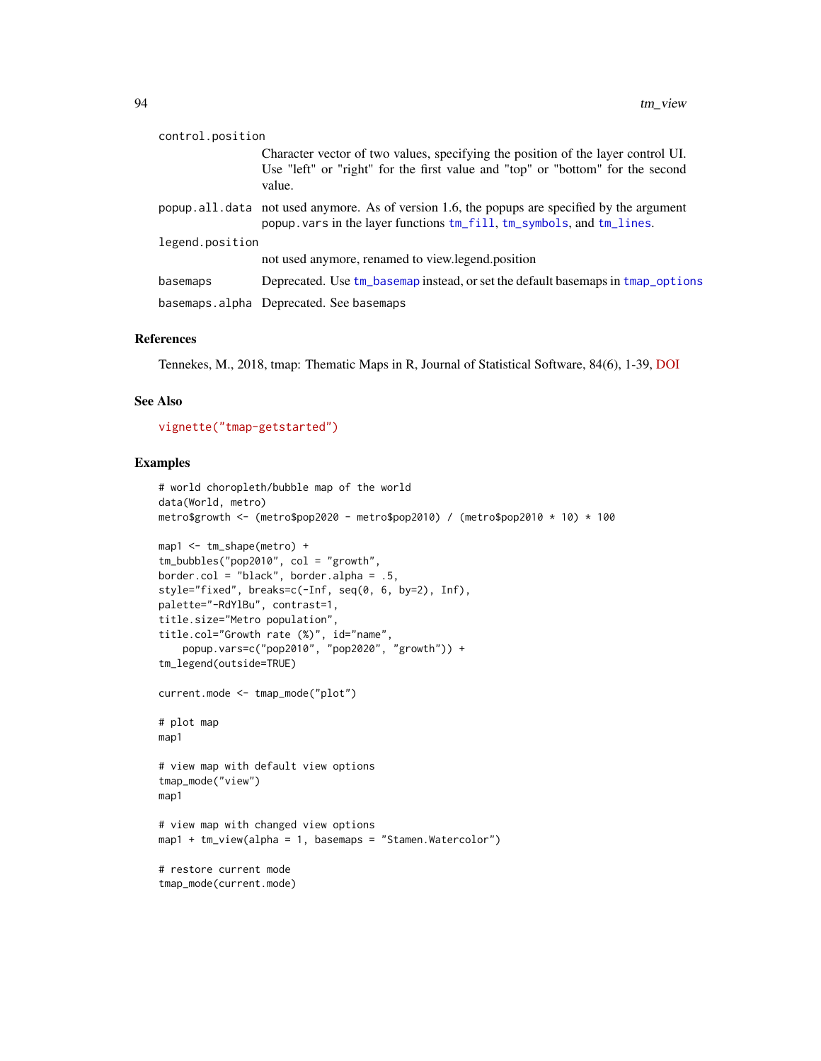control.position
: Character vector of two values, specifying the position of the layer control UI. Use "left" or "right" for the first value and "top" or "bottom" for the second value.

popup.all.data
: not used anymore. As of version 1.6, the popups are specified by the argument `popup.vars` in the layer functions `tm_fill`, `tm_symbols`, and `tm_lines`.

legend.position
: not used anymore, renamed to view.legend.position

basemaps
: Deprecated. Use `tm_basemap` instead, or set the default basemaps in `tmap_options`

basemaps.alpha
: Deprecated. See basemaps

## References

Tennekes, M., 2018, tmap: Thematic Maps in R, Journal of Statistical Software, 84(6), 1-39, DOI

## See Also

`vignette("tmap-getstarted")`

## Examples

```
# world choropleth/bubble map of the world
data(World, metro)
metro$growth <- (metro$pop2020 - metro$pop2010) / (metro$pop2010 * 10) * 100

map1 <- tm_shape(metro) +
tm_bubbles("pop2010", col = "growth",
border.col = "black", border.alpha = .5,
style="fixed", breaks=c(-Inf, seq(0, 6, by=2), Inf),
palette="-RdYlBu", contrast=1,
title.size="Metro population",
title.col="Growth rate (%)", id="name",
    popup.vars=c("pop2010", "pop2020", "growth")) +
tm_legend(outside=TRUE)

current.mode <- tmap_mode("plot")

# plot map
map1

# view map with default view options
tmap_mode("view")
map1

# view map with changed view options
map1 + tm_view(alpha = 1, basemaps = "Stamen.Watercolor")

# restore current mode
tmap_mode(current.mode)
```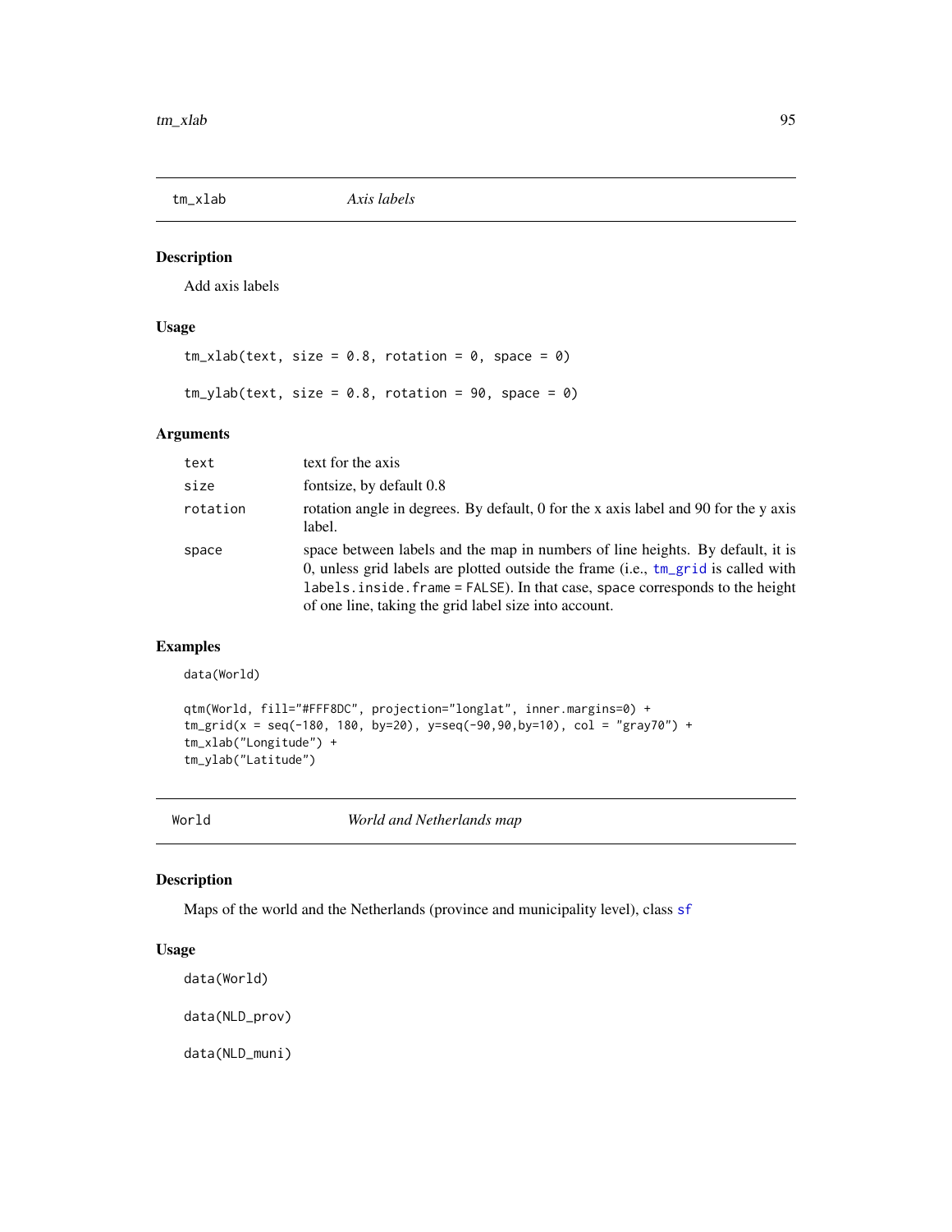## tm_xlab *Axis labels*

### Description

Add axis labels

### Usage

```
tm_xlab(text, size = 0.8, rotation = 0, space = 0)

tm_ylab(text, size = 0.8, rotation = 90, space = 0)
```

### Arguments

| | |
|---|---|
| `text` | text for the axis |
| `size` | fontsize, by default 0.8 |
| `rotation` | rotation angle in degrees. By default, 0 for the x axis label and 90 for the y axis label. |
| `space` | space between labels and the map in numbers of line heights. By default, it is 0, unless grid labels are plotted outside the frame (i.e., `tm_grid` is called with `labels.inside.frame = FALSE`). In that case, `space` corresponds to the height of one line, taking the grid label size into account. |

### Examples

```
data(World)

qtm(World, fill="#FFF8DC", projection="longlat", inner.margins=0) +
tm_grid(x = seq(-180, 180, by=20), y=seq(-90,90,by=10), col = "gray70") +
tm_xlab("Longitude") +
tm_ylab("Latitude")
```

## World *World and Netherlands map*

### Description

Maps of the world and the Netherlands (province and municipality level), class `sf`

### Usage

```
data(World)

data(NLD_prov)

data(NLD_muni)
```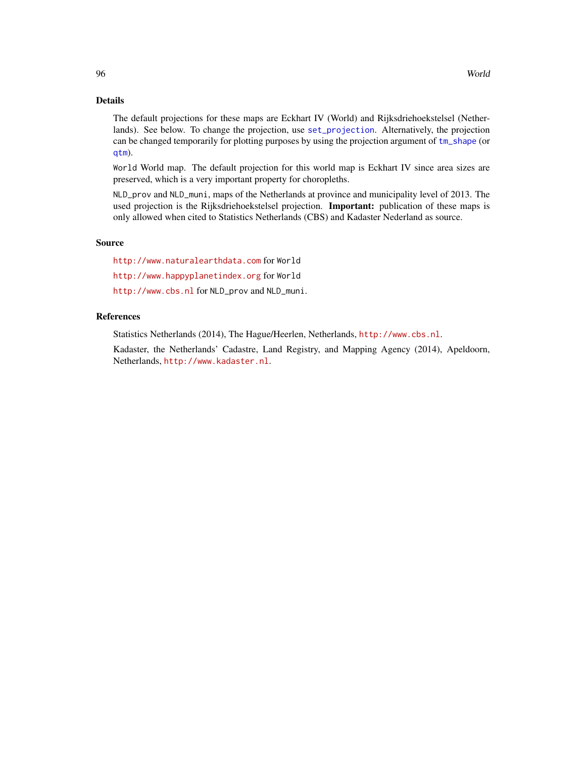## Details

The default projections for these maps are Eckhart IV (World) and Rijksdriehoekstelsel (Netherlands). See below. To change the projection, use `set_projection`. Alternatively, the projection can be changed temporarily for plotting purposes by using the projection argument of `tm_shape` (or `qtm`).

`World` World map. The default projection for this world map is Eckhart IV since area sizes are preserved, which is a very important property for choropleths.

`NLD_prov` and `NLD_muni`, maps of the Netherlands at province and municipality level of 2013. The used projection is the Rijksdriehoekstelsel projection. **Important:** publication of these maps is only allowed when cited to Statistics Netherlands (CBS) and Kadaster Nederland as source.

## Source

http://www.naturalearthdata.com for `World`

http://www.happyplanetindex.org for `World`

http://www.cbs.nl for `NLD_prov` and `NLD_muni`.

## References

Statistics Netherlands (2014), The Hague/Heerlen, Netherlands, http://www.cbs.nl.

Kadaster, the Netherlands' Cadastre, Land Registry, and Mapping Agency (2014), Apeldoorn, Netherlands, http://www.kadaster.nl.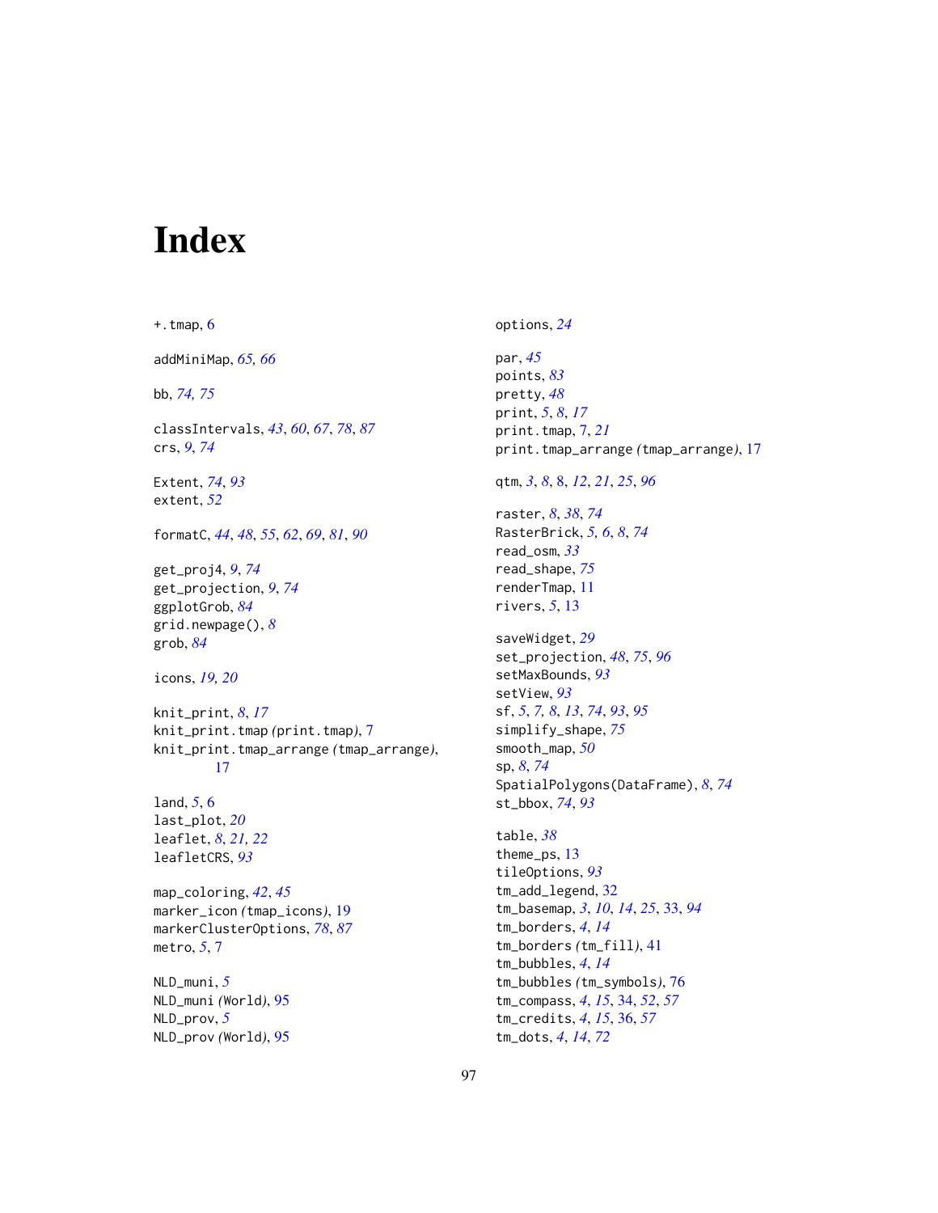# Index

+.tmap, 6

addMiniMap, *65, 66*

bb, *74, 75*

classIntervals, *43*, *60*, *67*, *78*, *87*
crs, *9*, *74*

Extent, *74*, *93*
extent, *52*

formatC, *44*, *48*, *55*, *62*, *69*, *81*, *90*

get_proj4, *9*, *74*
get_projection, *9*, *74*
ggplotGrob, *84*
grid.newpage(), *8*
grob, *84*

icons, *19, 20*

knit_print, *8*, *17*
knit_print.tmap *(print.tmap)*, 7
knit_print.tmap_arrange *(tmap_arrange)*, 17

land, *5*, 6
last_plot, *20*
leaflet, *8*, *21, 22*
leafletCRS, *93*

map_coloring, *42*, *45*
marker_icon *(tmap_icons)*, 19
markerClusterOptions, *78*, *87*
metro, *5*, 7

NLD_muni, *5*
NLD_muni *(World)*, 95
NLD_prov, *5*
NLD_prov *(World)*, 95

options, *24*

par, *45*
points, *83*
pretty, *48*
print, *5*, *8*, *17*
print.tmap, 7, *21*
print.tmap_arrange *(tmap_arrange)*, 17

qtm, *3*, *8*, 8, *12*, *21*, *25*, *96*

raster, *8*, *38*, *74*
RasterBrick, *5, 6*, *8*, *74*
read_osm, *33*
read_shape, *75*
renderTmap, 11
rivers, *5*, 13

saveWidget, *29*
set_projection, *48*, *75*, *96*
setMaxBounds, *93*
setView, *93*
sf, *5*, *7, 8*, *13*, *74*, *93*, *95*
simplify_shape, *75*
smooth_map, *50*
sp, *8*, *74*
SpatialPolygons(DataFrame), *8*, *74*
st_bbox, *74*, *93*

table, *38*
theme_ps, 13
tileOptions, *93*
tm_add_legend, 32
tm_basemap, *3*, *10*, *14*, *25*, 33, *94*
tm_borders, *4*, *14*
tm_borders *(tm_fill)*, 41
tm_bubbles, *4*, *14*
tm_bubbles *(tm_symbols)*, 76
tm_compass, *4*, *15*, 34, *52*, *57*
tm_credits, *4*, *15*, 36, *57*
tm_dots, *4*, *14*, *72*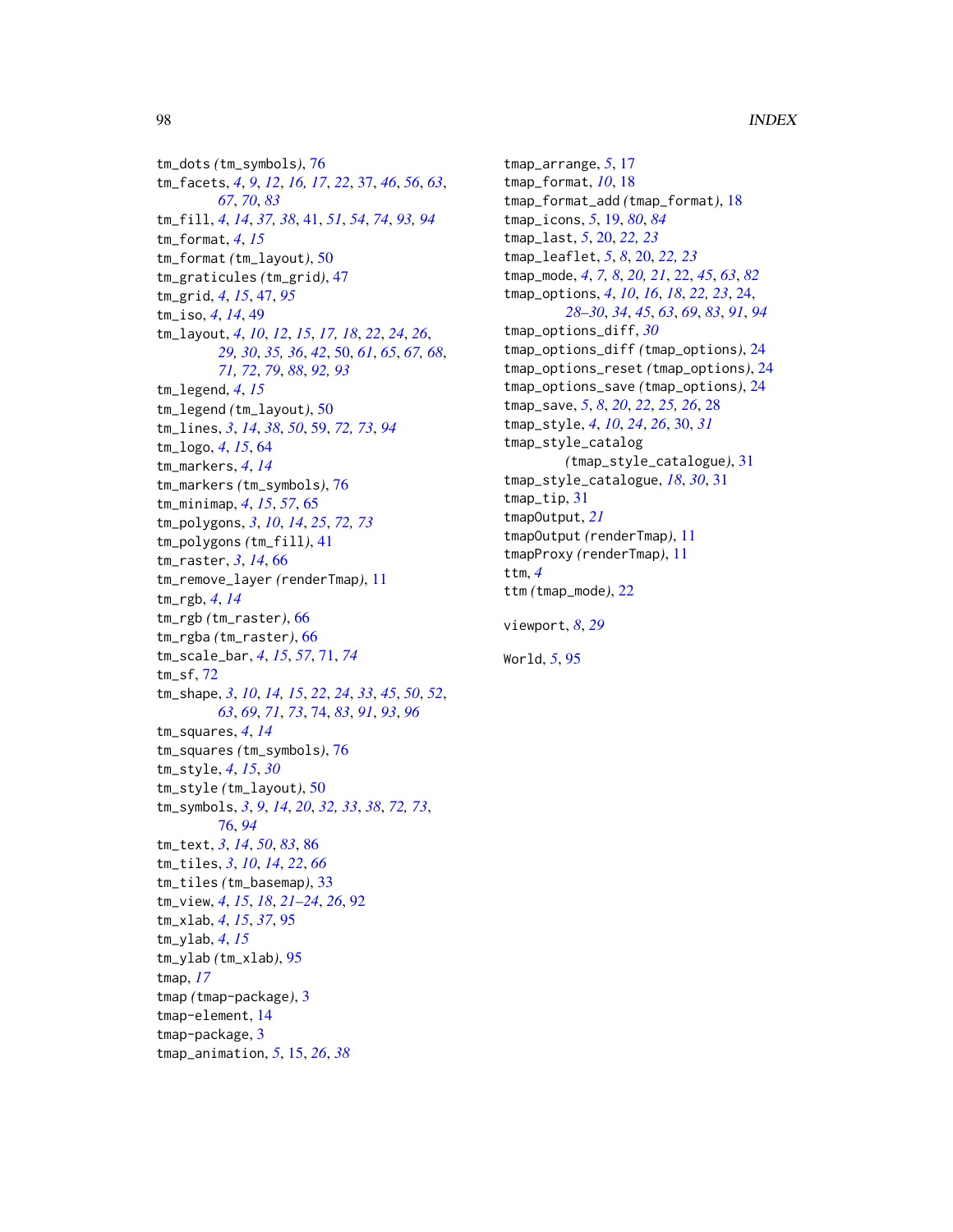tm_dots (tm_symbols), 76
tm_facets, *4*, *9*, *12*, *16, 17*, *22*, 37, *46*, *56*, *63*, *67*, *70*, *83*
tm_fill, *4*, *14*, *37, 38*, 41, *51*, *54*, *74*, *93, 94*
tm_format, *4*, *15*
tm_format (tm_layout), 50
tm_graticules (tm_grid), 47
tm_grid, *4*, *15*, 47, *95*
tm_iso, *4*, *14*, 49
tm_layout, *4*, *10*, *12*, *15*, *17, 18*, *22*, *24*, *26*, *29, 30*, *35, 36*, *42*, 50, *61*, *65*, *67, 68*, *71, 72*, *79*, *88*, *92, 93*
tm_legend, *4*, *15*
tm_legend (tm_layout), 50
tm_lines, *3*, *14*, *38*, *50*, 59, *72, 73*, *94*
tm_logo, *4*, *15*, 64
tm_markers, *4*, *14*
tm_markers (tm_symbols), 76
tm_minimap, *4*, *15*, *57*, 65
tm_polygons, *3*, *10*, *14*, *25*, *72, 73*
tm_polygons (tm_fill), 41
tm_raster, *3*, *14*, 66
tm_remove_layer (renderTmap), 11
tm_rgb, *4*, *14*
tm_rgb (tm_raster), 66
tm_rgba (tm_raster), 66
tm_scale_bar, *4*, *15*, *57*, 71, *74*
tm_sf, 72
tm_shape, *3*, *10*, *14, 15*, *22*, *24*, *33*, *45*, *50*, *52*, *63*, *69*, *71*, *73*, 74, *83*, *91*, *93*, *96*
tm_squares, *4*, *14*
tm_squares (tm_symbols), 76
tm_style, *4*, *15*, *30*
tm_style (tm_layout), 50
tm_symbols, *3*, *9*, *14*, *20*, *32, 33*, *38*, *72, 73*, 76, *94*
tm_text, *3*, *14*, *50*, *83*, 86
tm_tiles, *3*, *10*, *14*, *22*, *66*
tm_tiles (tm_basemap), 33
tm_view, *4*, *15*, *18*, *21–24*, *26*, 92
tm_xlab, *4*, *15*, *37*, 95
tm_ylab, *4*, *15*
tm_ylab (tm_xlab), 95
tmap, *17*
tmap (tmap-package), 3
tmap-element, 14
tmap-package, 3
tmap_animation, *5*, 15, *26*, *38*
tmap_arrange, *5*, 17
tmap_format, *10*, 18
tmap_format_add (tmap_format), 18
tmap_icons, *5*, 19, *80*, *84*
tmap_last, *5*, 20, *22, 23*
tmap_leaflet, *5*, *8*, 20, *22, 23*
tmap_mode, *4*, *7, 8*, *20, 21*, 22, *45*, *63*, *82*
tmap_options, *4*, *10*, *16*, *18*, *22, 23*, 24, *28–30*, *34*, *45*, *63*, *69*, *83*, *91*, *94*
tmap_options_diff, *30*
tmap_options_diff (tmap_options), 24
tmap_options_reset (tmap_options), 24
tmap_options_save (tmap_options), 24
tmap_save, *5*, *8*, *20*, *22*, *25, 26*, 28
tmap_style, *4*, *10*, *24*, *26*, 30, *31*
tmap_style_catalog (tmap_style_catalogue), 31
tmap_style_catalogue, *18*, *30*, 31
tmap_tip, 31
tmapOutput, *21*
tmapOutput (renderTmap), 11
tmapProxy (renderTmap), 11
ttm, *4*
ttm (tmap_mode), 22

viewport, *8*, *29*

World, *5*, 95